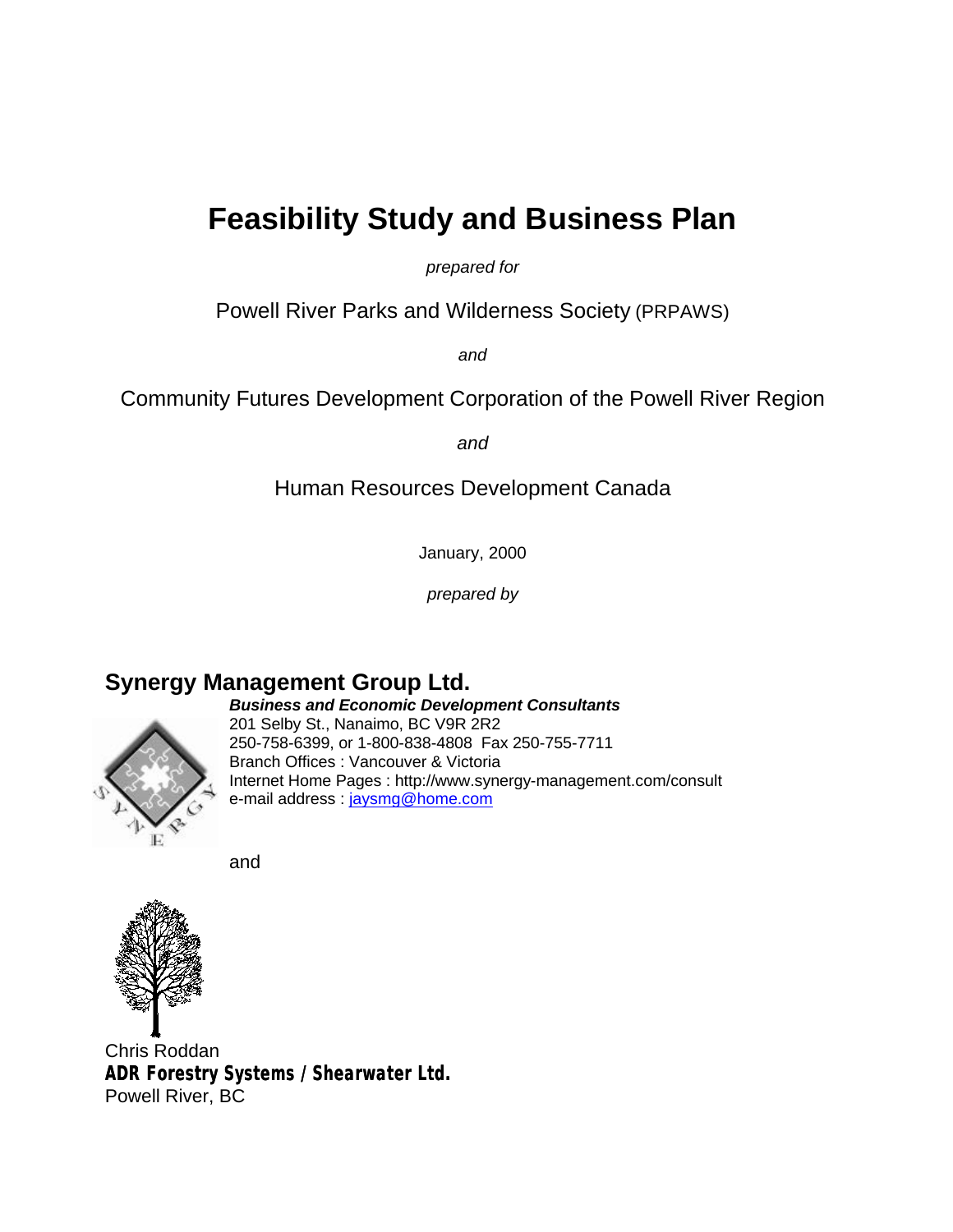# Feasibility Study and Business Plan

*prepared for*

Powell River Parks and Wilderness Society (PRPAWS)

*and*

Community Futures Development Corporation of the Powell River Region

*and*

Human Resources Development Canada

January, 2000

*prepared by*

## Synergy Management Group Ltd.

***Business and Economic Development Consultants***
201 Selby St., Nanaimo, BC V9R 2R2
250-758-6399, or 1-800-838-4808 Fax 250-755-7711
Branch Offices : Vancouver & Victoria
Internet Home Pages : http://www.synergy-management.com/consult
e-mail address : jaysmg@home.com

and

Chris Roddan
**ADR Forestry Systems / Shearwater Ltd.**
Powell River, BC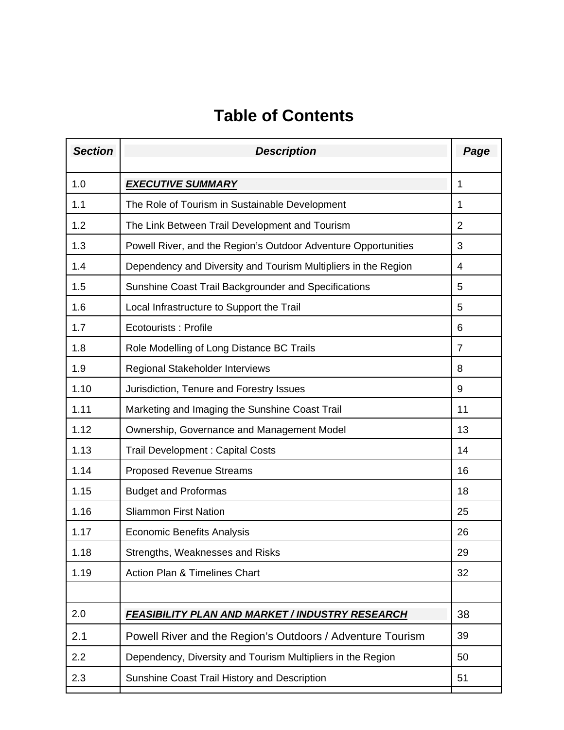# Table of Contents

| ***Section*** | ***Description*** | ***Page*** |
|---|---|---|
| 1.0 | ***EXECUTIVE SUMMARY*** | 1 |
| 1.1 | The Role of Tourism in Sustainable Development | 1 |
| 1.2 | The Link Between Trail Development and Tourism | 2 |
| 1.3 | Powell River, and the Region's Outdoor Adventure Opportunities | 3 |
| 1.4 | Dependency and Diversity and Tourism Multipliers in the Region | 4 |
| 1.5 | Sunshine Coast Trail Backgrounder and Specifications | 5 |
| 1.6 | Local Infrastructure to Support the Trail | 5 |
| 1.7 | Ecotourists : Profile | 6 |
| 1.8 | Role Modelling of Long Distance BC Trails | 7 |
| 1.9 | Regional Stakeholder Interviews | 8 |
| 1.10 | Jurisdiction, Tenure and Forestry Issues | 9 |
| 1.11 | Marketing and Imaging the Sunshine Coast Trail | 11 |
| 1.12 | Ownership, Governance and Management Model | 13 |
| 1.13 | Trail Development : Capital Costs | 14 |
| 1.14 | Proposed Revenue Streams | 16 |
| 1.15 | Budget and Proformas | 18 |
| 1.16 | Sliammon First Nation | 25 |
| 1.17 | Economic Benefits Analysis | 26 |
| 1.18 | Strengths, Weaknesses and Risks | 29 |
| 1.19 | Action Plan & Timelines Chart | 32 |
| | | |
| 2.0 | ***FEASIBILITY PLAN AND MARKET / INDUSTRY RESEARCH*** | 38 |
| 2.1 | Powell River and the Region's Outdoors / Adventure Tourism | 39 |
| 2.2 | Dependency, Diversity and Tourism Multipliers in the Region | 50 |
| 2.3 | Sunshine Coast Trail History and Description | 51 |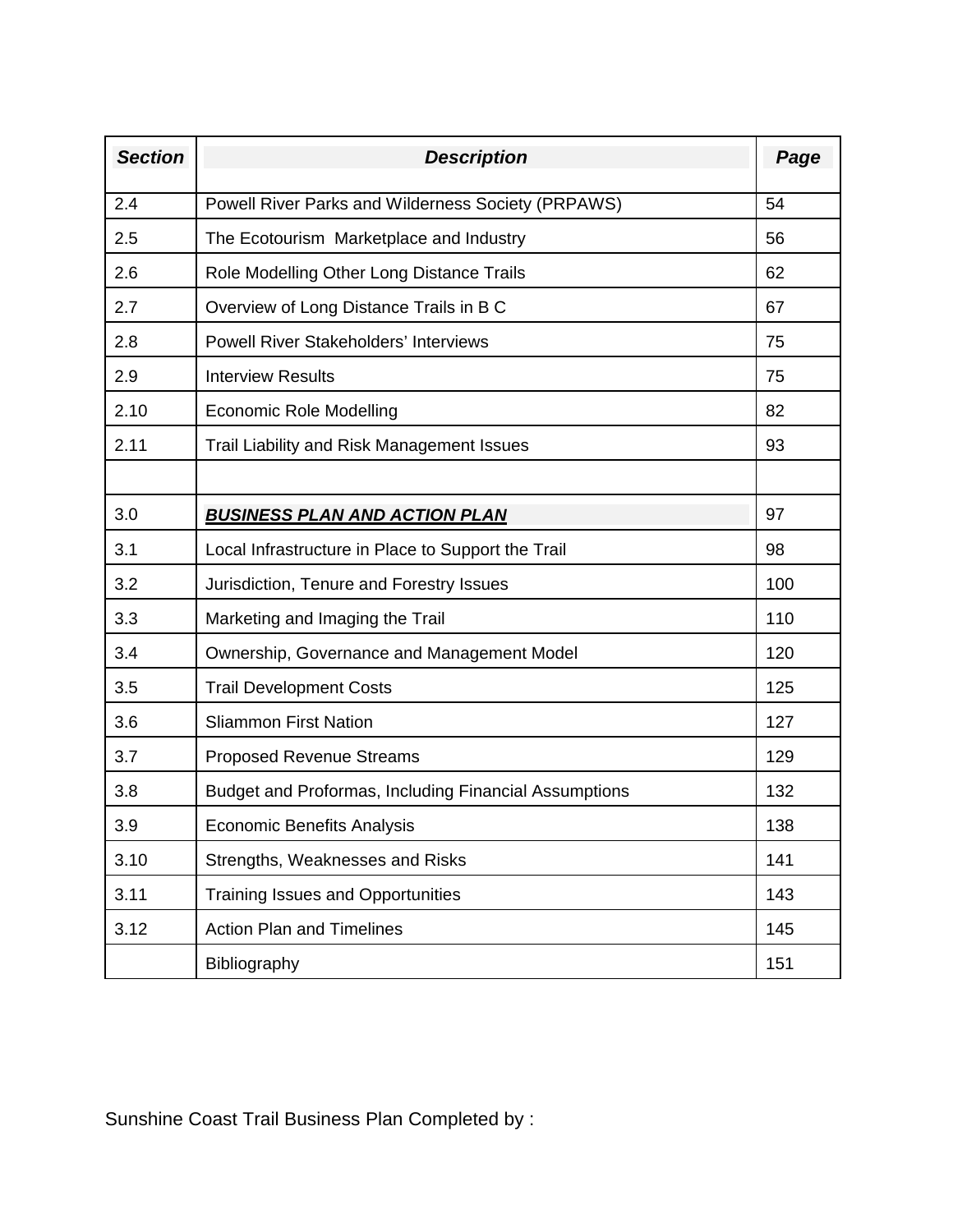| ***Section*** | ***Description*** | ***Page*** |
| --- | --- | --- |
| 2.4 | Powell River Parks and Wilderness Society (PRPAWS) | 54 |
| 2.5 | The Ecotourism  Marketplace and Industry | 56 |
| 2.6 | Role Modelling Other Long Distance Trails | 62 |
| 2.7 | Overview of Long Distance Trails in B C | 67 |
| 2.8 | Powell River Stakeholders' Interviews | 75 |
| 2.9 | Interview Results | 75 |
| 2.10 | Economic Role Modelling | 82 |
| 2.11 | Trail Liability and Risk Management Issues | 93 |
| | | |
| 3.0 | ***<u>BUSINESS PLAN AND ACTION PLAN</u>*** | 97 |
| 3.1 | Local Infrastructure in Place to Support the Trail | 98 |
| 3.2 | Jurisdiction, Tenure and Forestry Issues | 100 |
| 3.3 | Marketing and Imaging the Trail | 110 |
| 3.4 | Ownership, Governance and Management Model | 120 |
| 3.5 | Trail Development Costs | 125 |
| 3.6 | Sliammon First Nation | 127 |
| 3.7 | Proposed Revenue Streams | 129 |
| 3.8 | Budget and Proformas, Including Financial Assumptions | 132 |
| 3.9 | Economic Benefits Analysis | 138 |
| 3.10 | Strengths, Weaknesses and Risks | 141 |
| 3.11 | Training Issues and Opportunities | 143 |
| 3.12 | Action Plan and Timelines | 145 |
| | Bibliography | 151 |

Sunshine Coast Trail Business Plan Completed by :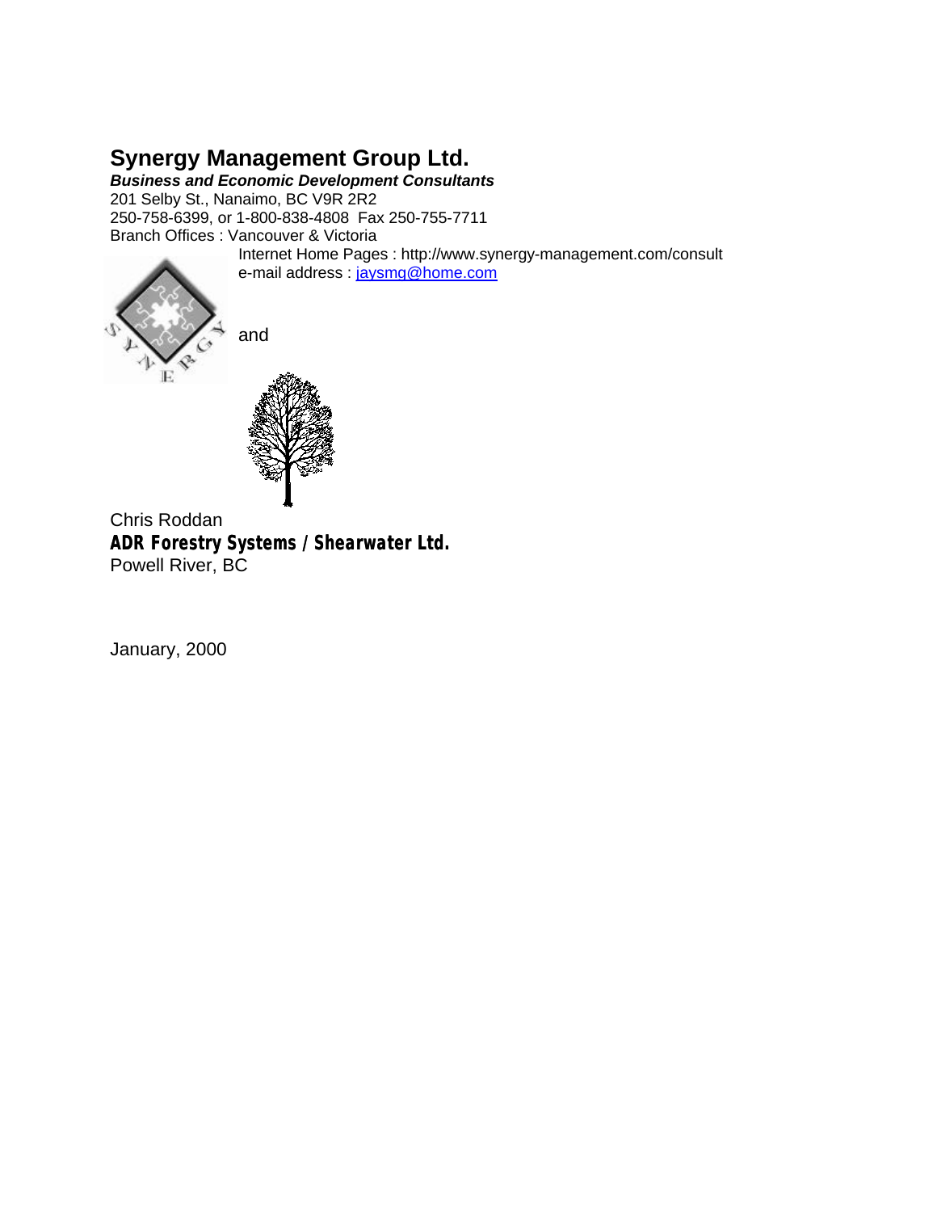# Synergy Management Group Ltd.

***Business and Economic Development Consultants***

201 Selby St., Nanaimo, BC V9R 2R2
250-758-6399, or 1-800-838-4808  Fax 250-755-7711
Branch Offices : Vancouver & Victoria
Internet Home Pages : http://www.synergy-management.com/consult
e-mail address : jaysmg@home.com

and

Chris Roddan
**ADR Forestry Systems / Shearwater Ltd.**
Powell River, BC

January, 2000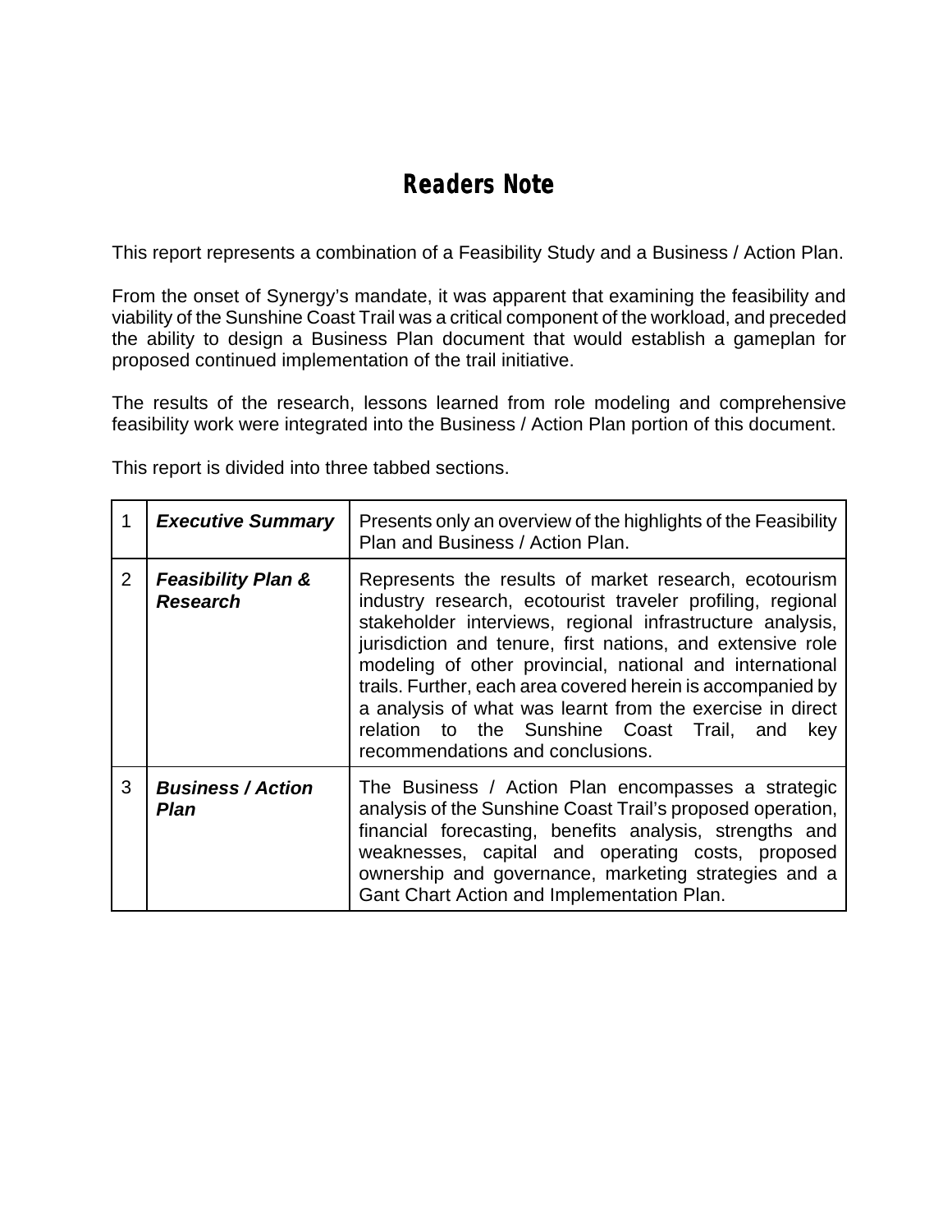# Readers Note

This report represents a combination of a Feasibility Study and a Business / Action Plan.

From the onset of Synergy's mandate, it was apparent that examining the feasibility and viability of the Sunshine Coast Trail was a critical component of the workload, and preceded the ability to design a Business Plan document that would establish a gameplan for proposed continued implementation of the trail initiative.

The results of the research, lessons learned from role modeling and comprehensive feasibility work were integrated into the Business / Action Plan portion of this document.

This report is divided into three tabbed sections.

| | | |
|---|---|---|
| 1 | ***Executive Summary*** | Presents only an overview of the highlights of the Feasibility Plan and Business / Action Plan. |
| 2 | ***Feasibility Plan & Research*** | Represents the results of market research, ecotourism industry research, ecotourist traveler profiling, regional stakeholder interviews, regional infrastructure analysis, jurisdiction and tenure, first nations, and extensive role modeling of other provincial, national and international trails. Further, each area covered herein is accompanied by a analysis of what was learnt from the exercise in direct relation to the Sunshine Coast Trail, and key recommendations and conclusions. |
| 3 | ***Business / Action Plan*** | The Business / Action Plan encompasses a strategic analysis of the Sunshine Coast Trail's proposed operation, financial forecasting, benefits analysis, strengths and weaknesses, capital and operating costs, proposed ownership and governance, marketing strategies and a Gant Chart Action and Implementation Plan. |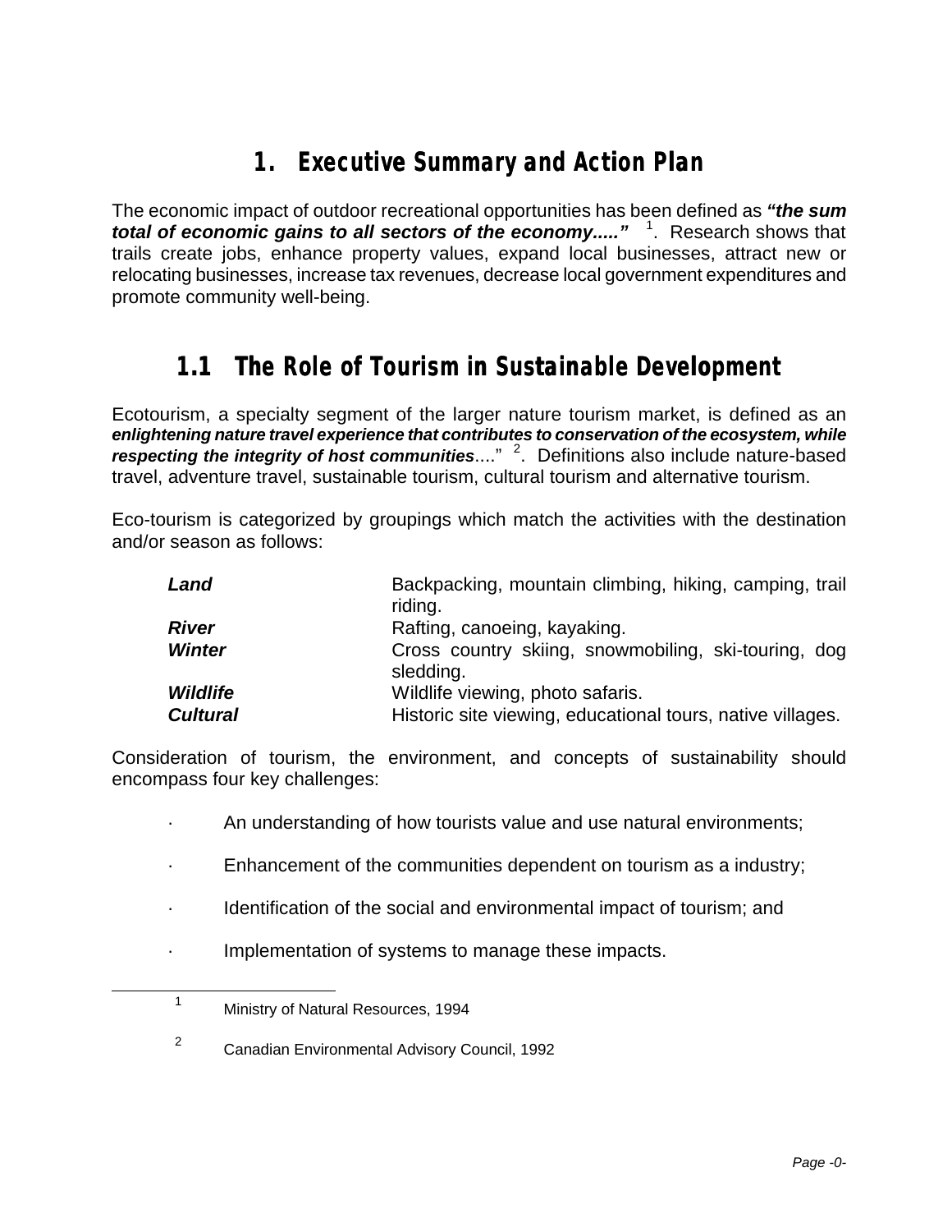# 1. Executive Summary and Action Plan

The economic impact of outdoor recreational opportunities has been defined as ***"the sum total of economic gains to all sectors of the economy....."*** [1]. Research shows that trails create jobs, enhance property values, expand local businesses, attract new or relocating businesses, increase tax revenues, decrease local government expenditures and promote community well-being.

## 1.1 The Role of Tourism in Sustainable Development

Ecotourism, a specialty segment of the larger nature tourism market, is defined as an ***enlightening nature travel experience that contributes to conservation of the ecosystem, while respecting the integrity of host communities***...." [2]. Definitions also include nature-based travel, adventure travel, sustainable tourism, cultural tourism and alternative tourism.

Eco-tourism is categorized by groupings which match the activities with the destination and/or season as follows:

| | |
|---|---|
| ***Land*** | Backpacking, mountain climbing, hiking, camping, trail riding. |
| ***River*** | Rafting, canoeing, kayaking. |
| ***Winter*** | Cross country skiing, snowmobiling, ski-touring, dog sledding. |
| ***Wildlife*** | Wildlife viewing, photo safaris. |
| ***Cultural*** | Historic site viewing, educational tours, native villages. |

Consideration of tourism, the environment, and concepts of sustainability should encompass four key challenges:

- An understanding of how tourists value and use natural environments;
- Enhancement of the communities dependent on tourism as a industry;
- Identification of the social and environmental impact of tourism; and
- Implementation of systems to manage these impacts.

---

[1] Ministry of Natural Resources, 1994

[2] Canadian Environmental Advisory Council, 1992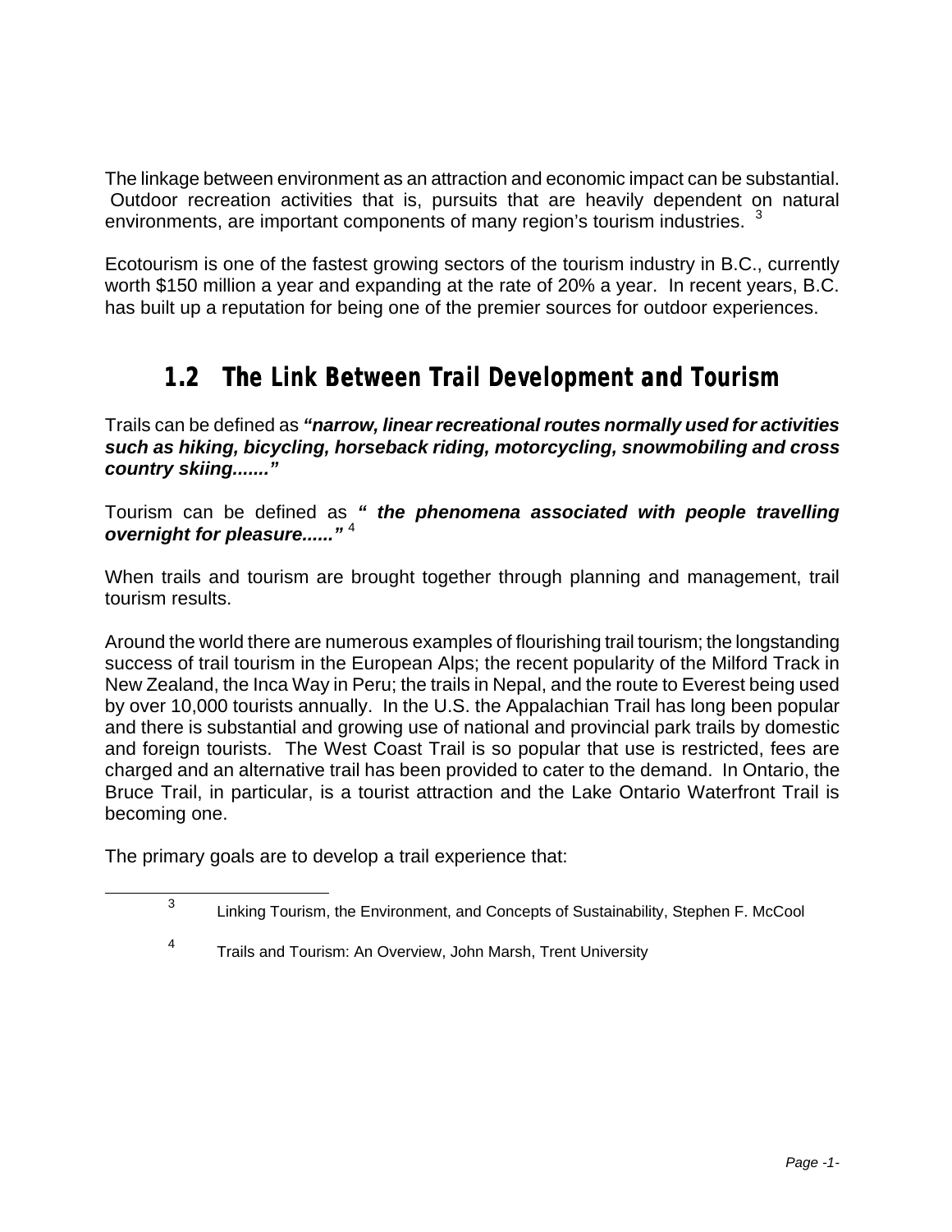The linkage between environment as an attraction and economic impact can be substantial. Outdoor recreation activities that is, pursuits that are heavily dependent on natural environments, are important components of many region's tourism industries. [3]

Ecotourism is one of the fastest growing sectors of the tourism industry in B.C., currently worth $150 million a year and expanding at the rate of 20% a year. In recent years, B.C. has built up a reputation for being one of the premier sources for outdoor experiences.

## 1.2 The Link Between Trail Development and Tourism

Trails can be defined as ***"narrow, linear recreational routes normally used for activities such as hiking, bicycling, horseback riding, motorcycling, snowmobiling and cross country skiing......."***

Tourism can be defined as ***" the phenomena associated with people travelling overnight for pleasure......"*** [4]

When trails and tourism are brought together through planning and management, trail tourism results.

Around the world there are numerous examples of flourishing trail tourism; the longstanding success of trail tourism in the European Alps; the recent popularity of the Milford Track in New Zealand, the Inca Way in Peru; the trails in Nepal, and the route to Everest being used by over 10,000 tourists annually. In the U.S. the Appalachian Trail has long been popular and there is substantial and growing use of national and provincial park trails by domestic and foreign tourists. The West Coast Trail is so popular that use is restricted, fees are charged and an alternative trail has been provided to cater to the demand. In Ontario, the Bruce Trail, in particular, is a tourist attraction and the Lake Ontario Waterfront Trail is becoming one.

The primary goals are to develop a trail experience that:

---

[3] Linking Tourism, the Environment, and Concepts of Sustainability, Stephen F. McCool

[4] Trails and Tourism: An Overview, John Marsh, Trent University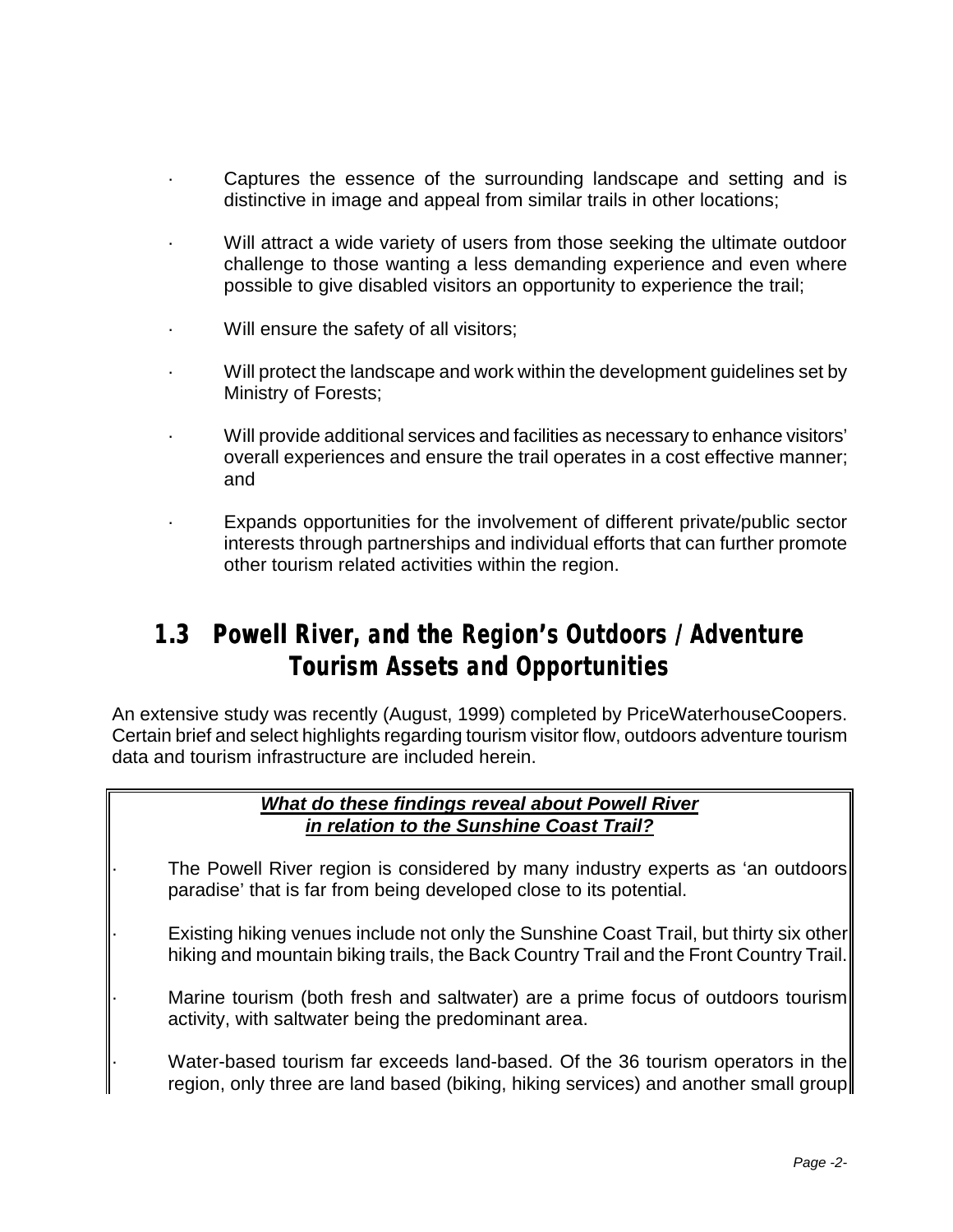- Captures the essence of the surrounding landscape and setting and is distinctive in image and appeal from similar trails in other locations;
- Will attract a wide variety of users from those seeking the ultimate outdoor challenge to those wanting a less demanding experience and even where possible to give disabled visitors an opportunity to experience the trail;
- Will ensure the safety of all visitors;
- Will protect the landscape and work within the development guidelines set by Ministry of Forests;
- Will provide additional services and facilities as necessary to enhance visitors' overall experiences and ensure the trail operates in a cost effective manner; and
- Expands opportunities for the involvement of different private/public sector interests through partnerships and individual efforts that can further promote other tourism related activities within the region.

## 1.3 Powell River, and the Region's Outdoors / Adventure Tourism Assets and Opportunities

An extensive study was recently (August, 1999) completed by PriceWaterhouseCoopers. Certain brief and select highlights regarding tourism visitor flow, outdoors adventure tourism data and tourism infrastructure are included herein.

***What do these findings reveal about Powell River in relation to the Sunshine Coast Trail?***

- The Powell River region is considered by many industry experts as 'an outdoors paradise' that is far from being developed close to its potential.
- Existing hiking venues include not only the Sunshine Coast Trail, but thirty six other hiking and mountain biking trails, the Back Country Trail and the Front Country Trail.
- Marine tourism (both fresh and saltwater) are a prime focus of outdoors tourism activity, with saltwater being the predominant area.
- Water-based tourism far exceeds land-based. Of the 36 tourism operators in the region, only three are land based (biking, hiking services) and another small group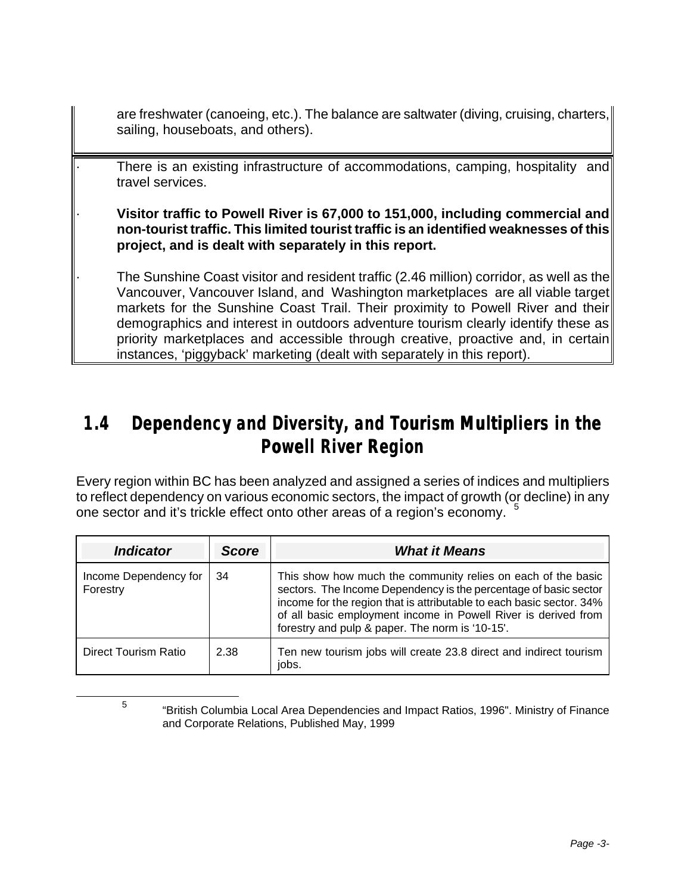are freshwater (canoeing, etc.). The balance are saltwater (diving, cruising, charters, sailing, houseboats, and others).

- There is an existing infrastructure of accommodations, camping, hospitality and travel services.
- **Visitor traffic to Powell River is 67,000 to 151,000, including commercial and non-tourist traffic. This limited tourist traffic is an identified weaknesses of this project, and is dealt with separately in this report.**
- The Sunshine Coast visitor and resident traffic (2.46 million) corridor, as well as the Vancouver, Vancouver Island, and Washington marketplaces are all viable target markets for the Sunshine Coast Trail. Their proximity to Powell River and their demographics and interest in outdoors adventure tourism clearly identify these as priority marketplaces and accessible through creative, proactive and, in certain instances, 'piggyback' marketing (dealt with separately in this report).

## 1.4 Dependency and Diversity, and Tourism Multipliers in the Powell River Region

Every region within BC has been analyzed and assigned a series of indices and multipliers to reflect dependency on various economic sectors, the impact of growth (or decline) in any one sector and it's trickle effect onto other areas of a region's economy. [5]

| *Indicator* | *Score* | *What it Means* |
|---|---|---|
| Income Dependency for Forestry | 34 | This show how much the community relies on each of the basic sectors. The Income Dependency is the percentage of basic sector income for the region that is attributable to each basic sector. 34% of all basic employment income in Powell River is derived from forestry and pulp & paper. The norm is '10-15'. |
| Direct Tourism Ratio | 2.38 | Ten new tourism jobs will create 23.8 direct and indirect tourism jobs. |

[5] "British Columbia Local Area Dependencies and Impact Ratios, 1996". Ministry of Finance and Corporate Relations, Published May, 1999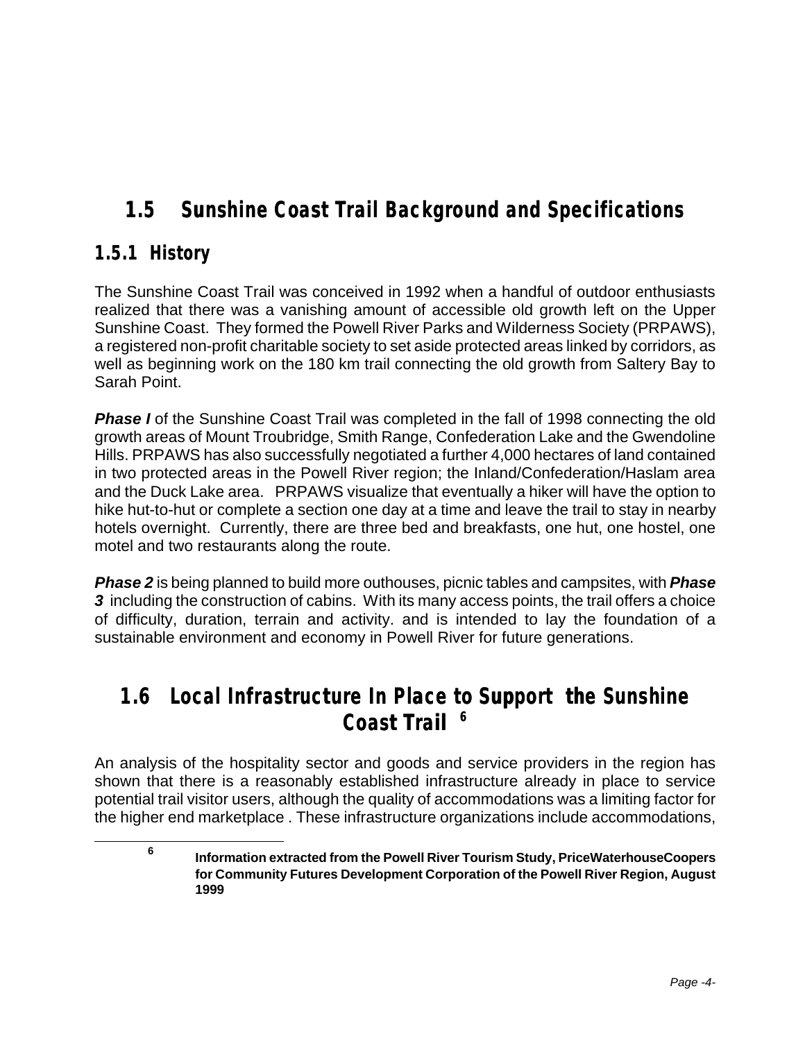## 1.5 Sunshine Coast Trail Background and Specifications

### 1.5.1 History

The Sunshine Coast Trail was conceived in 1992 when a handful of outdoor enthusiasts realized that there was a vanishing amount of accessible old growth left on the Upper Sunshine Coast. They formed the Powell River Parks and Wilderness Society (PRPAWS), a registered non-profit charitable society to set aside protected areas linked by corridors, as well as beginning work on the 180 km trail connecting the old growth from Saltery Bay to Sarah Point.

***Phase I*** of the Sunshine Coast Trail was completed in the fall of 1998 connecting the old growth areas of Mount Troubridge, Smith Range, Confederation Lake and the Gwendoline Hills. PRPAWS has also successfully negotiated a further 4,000 hectares of land contained in two protected areas in the Powell River region; the Inland/Confederation/Haslam area and the Duck Lake area. PRPAWS visualize that eventually a hiker will have the option to hike hut-to-hut or complete a section one day at a time and leave the trail to stay in nearby hotels overnight. Currently, there are three bed and breakfasts, one hut, one hostel, one motel and two restaurants along the route.

***Phase 2*** is being planned to build more outhouses, picnic tables and campsites, with ***Phase 3*** including the construction of cabins. With its many access points, the trail offers a choice of difficulty, duration, terrain and activity. and is intended to lay the foundation of a sustainable environment and economy in Powell River for future generations.

## 1.6 Local Infrastructure In Place to Support the Sunshine Coast Trail [6]

An analysis of the hospitality sector and goods and service providers in the region has shown that there is a reasonably established infrastructure already in place to service potential trail visitor users, although the quality of accommodations was a limiting factor for the higher end marketplace . These infrastructure organizations include accommodations,

[6] **Information extracted from the Powell River Tourism Study, PriceWaterhouseCoopers for Community Futures Development Corporation of the Powell River Region, August 1999**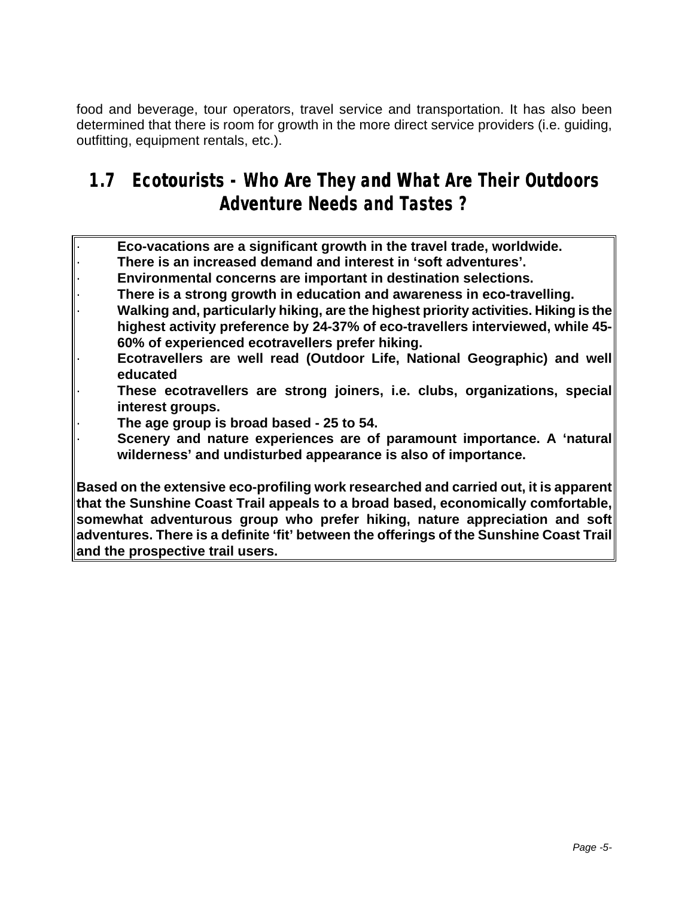food and beverage, tour operators, travel service and transportation. It has also been determined that there is room for growth in the more direct service providers (i.e. guiding, outfitting, equipment rentals, etc.).

## 1.7 Ecotourists - Who Are They and What Are Their Outdoors Adventure Needs and Tastes ?

- **Eco-vacations are a significant growth in the travel trade, worldwide.**
- **There is an increased demand and interest in 'soft adventures'.**
- **Environmental concerns are important in destination selections.**
- **There is a strong growth in education and awareness in eco-travelling.**
- **Walking and, particularly hiking, are the highest priority activities. Hiking is the highest activity preference by 24-37% of eco-travellers interviewed, while 45-60% of experienced ecotravellers prefer hiking.**
- **Ecotravellers are well read (Outdoor Life, National Geographic) and well educated**
- **These ecotravellers are strong joiners, i.e. clubs, organizations, special interest groups.**
- **The age group is broad based - 25 to 54.**
- **Scenery and nature experiences are of paramount importance. A 'natural wilderness' and undisturbed appearance is also of importance.**

**Based on the extensive eco-profiling work researched and carried out, it is apparent that the Sunshine Coast Trail appeals to a broad based, economically comfortable, somewhat adventurous group who prefer hiking, nature appreciation and soft adventures. There is a definite 'fit' between the offerings of the Sunshine Coast Trail and the prospective trail users.**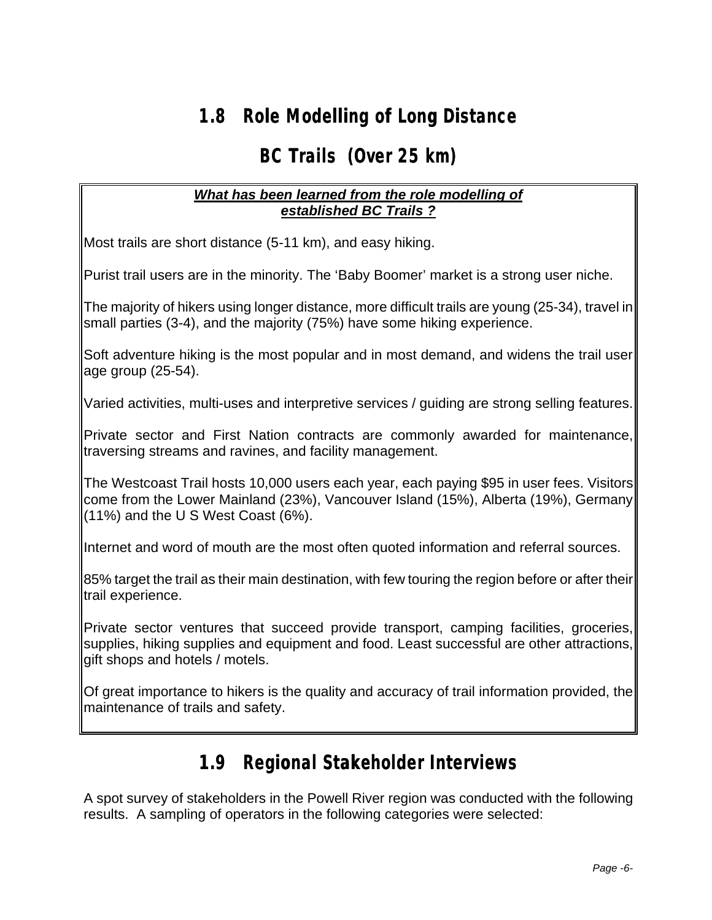## 1.8 Role Modelling of Long Distance BC Trails (Over 25 km)

***<u>What has been learned from the role modelling of established BC Trails ?</u>***

Most trails are short distance (5-11 km), and easy hiking.

Purist trail users are in the minority. The 'Baby Boomer' market is a strong user niche.

The majority of hikers using longer distance, more difficult trails are young (25-34), travel in small parties (3-4), and the majority (75%) have some hiking experience.

Soft adventure hiking is the most popular and in most demand, and widens the trail user age group (25-54).

Varied activities, multi-uses and interpretive services / guiding are strong selling features.

Private sector and First Nation contracts are commonly awarded for maintenance, traversing streams and ravines, and facility management.

The Westcoast Trail hosts 10,000 users each year, each paying $95 in user fees. Visitors come from the Lower Mainland (23%), Vancouver Island (15%), Alberta (19%), Germany (11%) and the U S West Coast (6%).

Internet and word of mouth are the most often quoted information and referral sources.

85% target the trail as their main destination, with few touring the region before or after their trail experience.

Private sector ventures that succeed provide transport, camping facilities, groceries, supplies, hiking supplies and equipment and food. Least successful are other attractions, gift shops and hotels / motels.

Of great importance to hikers is the quality and accuracy of trail information provided, the maintenance of trails and safety.

## 1.9 Regional Stakeholder Interviews

A spot survey of stakeholders in the Powell River region was conducted with the following results. A sampling of operators in the following categories were selected: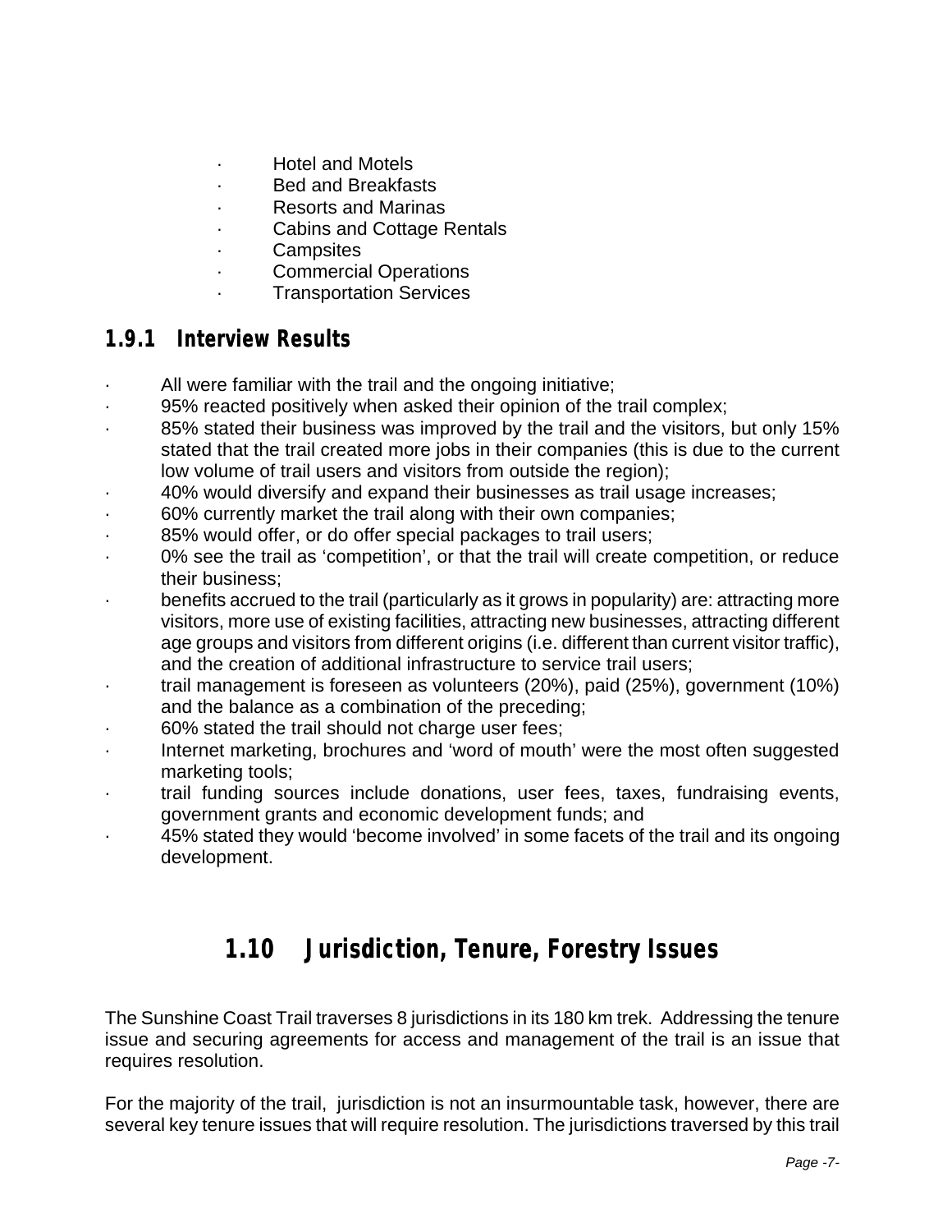- Hotel and Motels
- Bed and Breakfasts
- Resorts and Marinas
- Cabins and Cottage Rentals
- Campsites
- Commercial Operations
- Transportation Services

### 1.9.1 Interview Results

- All were familiar with the trail and the ongoing initiative;
- 95% reacted positively when asked their opinion of the trail complex;
- 85% stated their business was improved by the trail and the visitors, but only 15% stated that the trail created more jobs in their companies (this is due to the current low volume of trail users and visitors from outside the region);
- 40% would diversify and expand their businesses as trail usage increases;
- 60% currently market the trail along with their own companies;
- 85% would offer, or do offer special packages to trail users;
- 0% see the trail as 'competition', or that the trail will create competition, or reduce their business;
- benefits accrued to the trail (particularly as it grows in popularity) are: attracting more visitors, more use of existing facilities, attracting new businesses, attracting different age groups and visitors from different origins (i.e. different than current visitor traffic), and the creation of additional infrastructure to service trail users;
- trail management is foreseen as volunteers (20%), paid (25%), government (10%) and the balance as a combination of the preceding;
- 60% stated the trail should not charge user fees;
- Internet marketing, brochures and 'word of mouth' were the most often suggested marketing tools;
- trail funding sources include donations, user fees, taxes, fundraising events, government grants and economic development funds; and
- 45% stated they would 'become involved' in some facets of the trail and its ongoing development.

## 1.10 Jurisdiction, Tenure, Forestry Issues

The Sunshine Coast Trail traverses 8 jurisdictions in its 180 km trek. Addressing the tenure issue and securing agreements for access and management of the trail is an issue that requires resolution.

For the majority of the trail, jurisdiction is not an insurmountable task, however, there are several key tenure issues that will require resolution. The jurisdictions traversed by this trail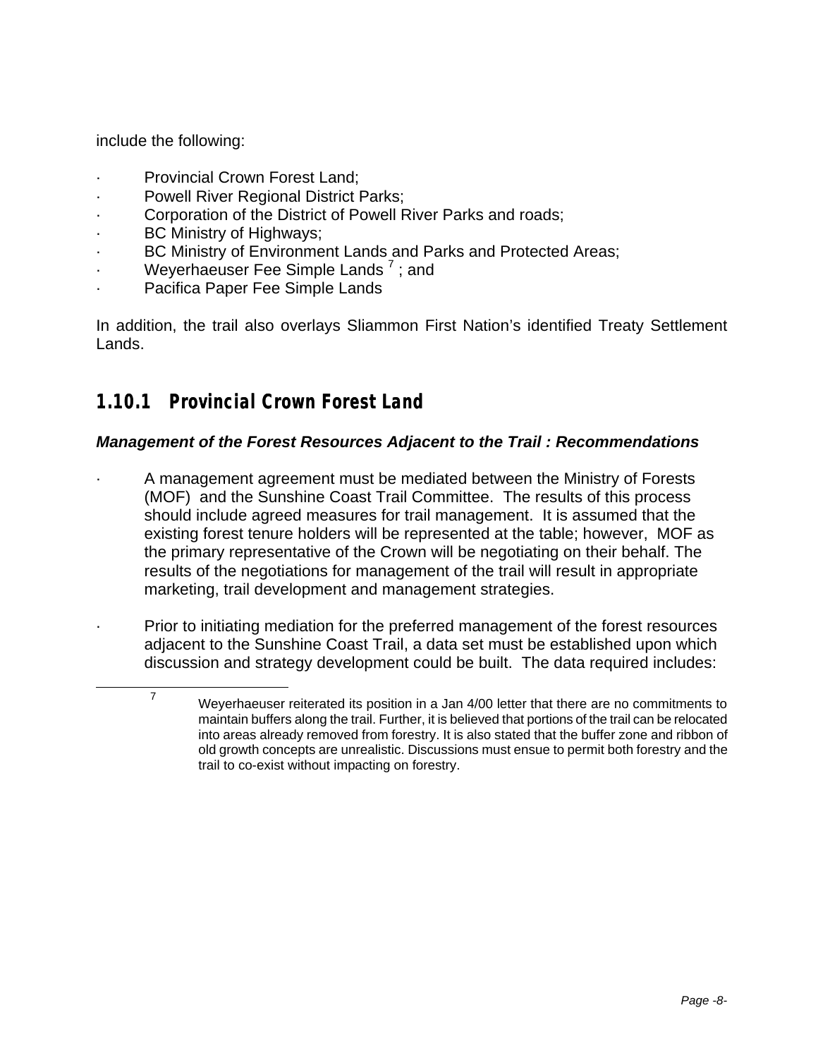include the following:

- Provincial Crown Forest Land;
- Powell River Regional District Parks;
- Corporation of the District of Powell River Parks and roads;
- BC Ministry of Highways;
- BC Ministry of Environment Lands and Parks and Protected Areas;
- Weyerhaeuser Fee Simple Lands [7] ; and
- Pacifica Paper Fee Simple Lands

In addition, the trail also overlays Sliammon First Nation's identified Treaty Settlement Lands.

### 1.10.1 Provincial Crown Forest Land

***Management of the Forest Resources Adjacent to the Trail : Recommendations***

- A management agreement must be mediated between the Ministry of Forests (MOF) and the Sunshine Coast Trail Committee. The results of this process should include agreed measures for trail management. It is assumed that the existing forest tenure holders will be represented at the table; however, MOF as the primary representative of the Crown will be negotiating on their behalf. The results of the negotiations for management of the trail will result in appropriate marketing, trail development and management strategies.

- Prior to initiating mediation for the preferred management of the forest resources adjacent to the Sunshine Coast Trail, a data set must be established upon which discussion and strategy development could be built. The data required includes:

---

[7] Weyerhaeuser reiterated its position in a Jan 4/00 letter that there are no commitments to maintain buffers along the trail. Further, it is believed that portions of the trail can be relocated into areas already removed from forestry. It is also stated that the buffer zone and ribbon of old growth concepts are unrealistic. Discussions must ensue to permit both forestry and the trail to co-exist without impacting on forestry.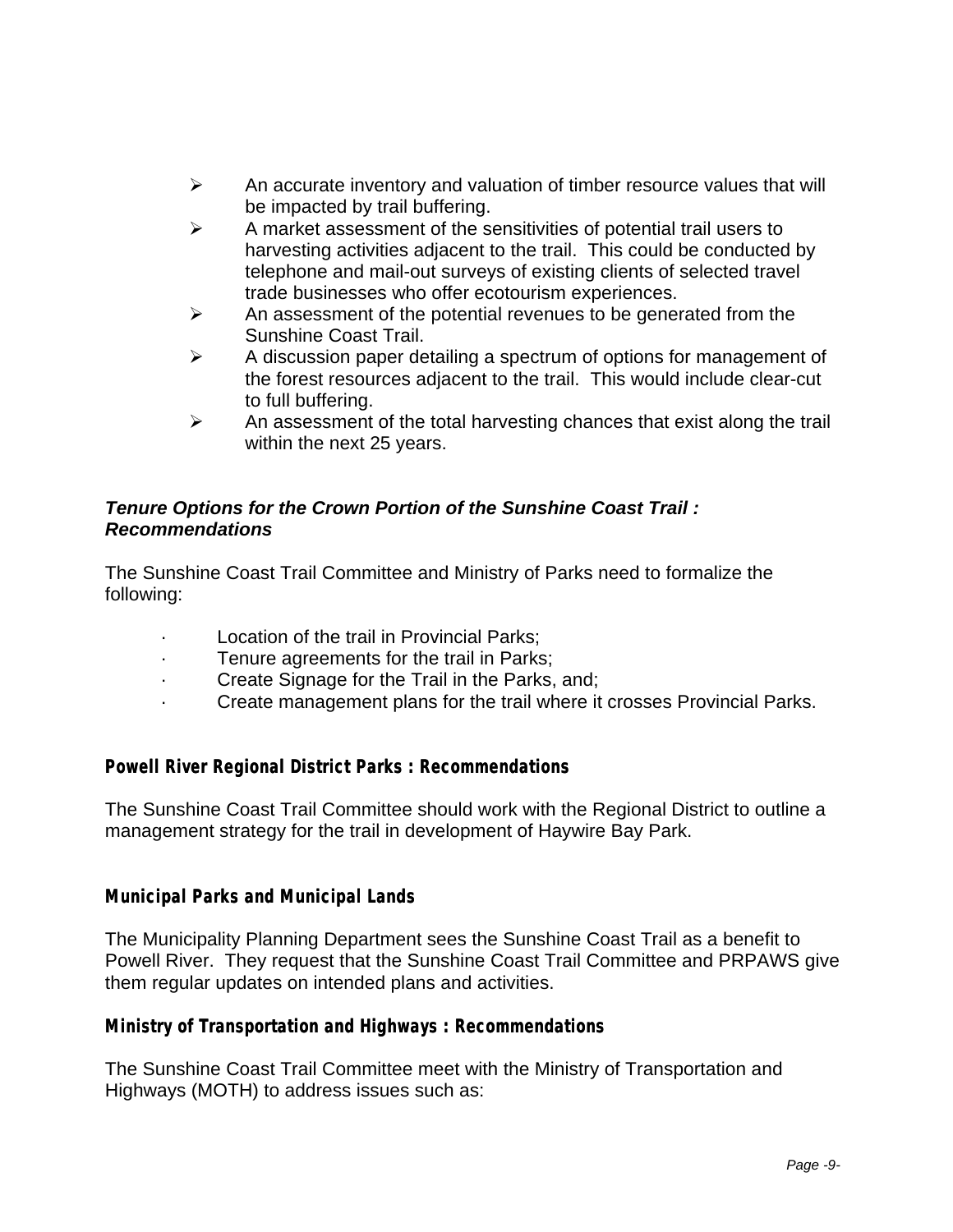- An accurate inventory and valuation of timber resource values that will be impacted by trail buffering.
- A market assessment of the sensitivities of potential trail users to harvesting activities adjacent to the trail. This could be conducted by telephone and mail-out surveys of existing clients of selected travel trade businesses who offer ecotourism experiences.
- An assessment of the potential revenues to be generated from the Sunshine Coast Trail.
- A discussion paper detailing a spectrum of options for management of the forest resources adjacent to the trail. This would include clear-cut to full buffering.
- An assessment of the total harvesting chances that exist along the trail within the next 25 years.

### *Tenure Options for the Crown Portion of the Sunshine Coast Trail : Recommendations*

The Sunshine Coast Trail Committee and Ministry of Parks need to formalize the following:

- Location of the trail in Provincial Parks;
- Tenure agreements for the trail in Parks;
- Create Signage for the Trail in the Parks, and;
- Create management plans for the trail where it crosses Provincial Parks.

### **Powell River Regional District Parks : Recommendations**

The Sunshine Coast Trail Committee should work with the Regional District to outline a management strategy for the trail in development of Haywire Bay Park.

### **Municipal Parks and Municipal Lands**

The Municipality Planning Department sees the Sunshine Coast Trail as a benefit to Powell River. They request that the Sunshine Coast Trail Committee and PRPAWS give them regular updates on intended plans and activities.

### **Ministry of Transportation and Highways : Recommendations**

The Sunshine Coast Trail Committee meet with the Ministry of Transportation and Highways (MOTH) to address issues such as: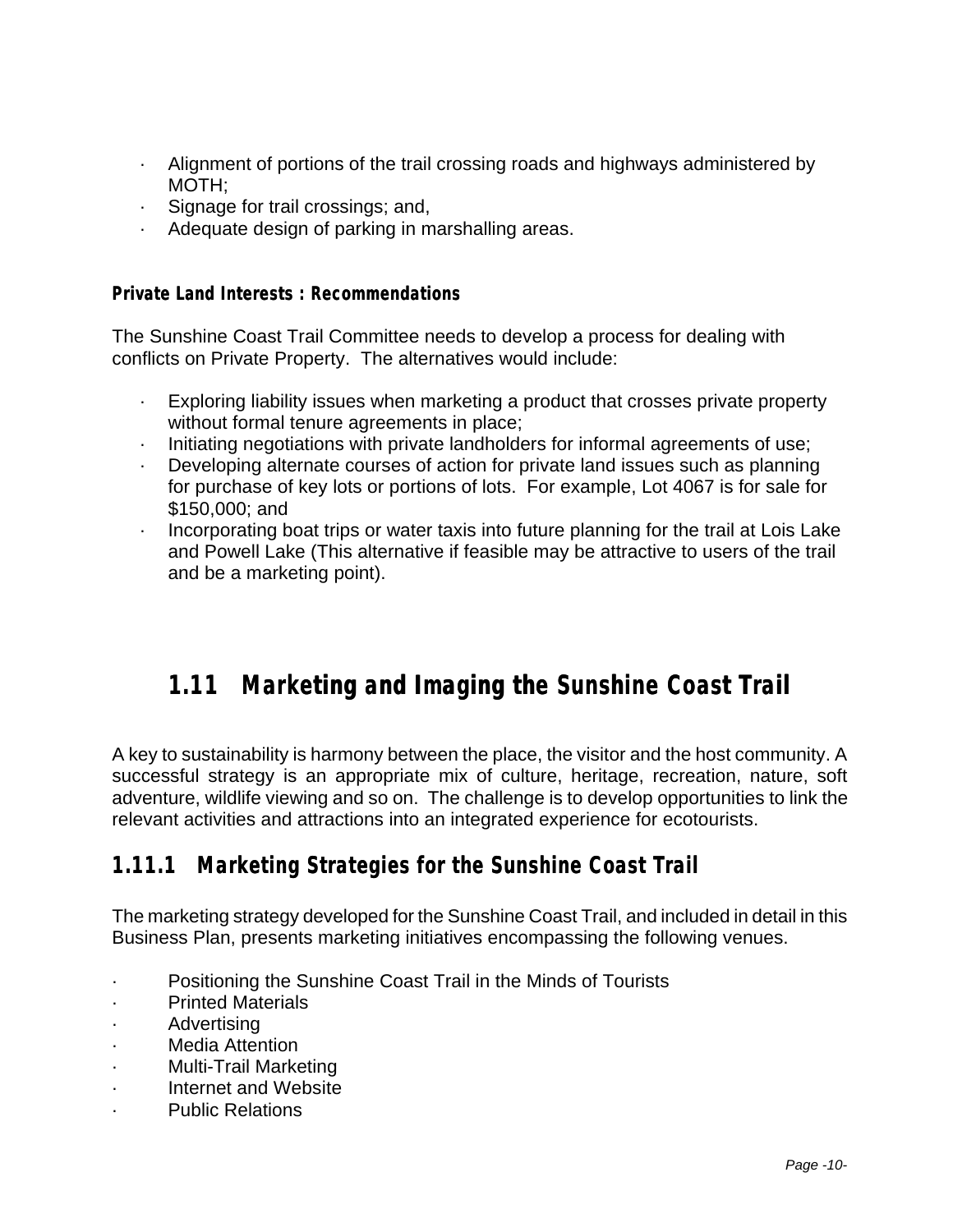- Alignment of portions of the trail crossing roads and highways administered by MOTH;
- Signage for trail crossings; and,
- Adequate design of parking in marshalling areas.

**Private Land Interests : Recommendations**

The Sunshine Coast Trail Committee needs to develop a process for dealing with conflicts on Private Property. The alternatives would include:

- Exploring liability issues when marketing a product that crosses private property without formal tenure agreements in place;
- Initiating negotiations with private landholders for informal agreements of use;
- Developing alternate courses of action for private land issues such as planning for purchase of key lots or portions of lots. For example, Lot 4067 is for sale for $150,000; and
- Incorporating boat trips or water taxis into future planning for the trail at Lois Lake and Powell Lake (This alternative if feasible may be attractive to users of the trail and be a marketing point).

## 1.11 Marketing and Imaging the Sunshine Coast Trail

A key to sustainability is harmony between the place, the visitor and the host community. A successful strategy is an appropriate mix of culture, heritage, recreation, nature, soft adventure, wildlife viewing and so on. The challenge is to develop opportunities to link the relevant activities and attractions into an integrated experience for ecotourists.

### 1.11.1 Marketing Strategies for the Sunshine Coast Trail

The marketing strategy developed for the Sunshine Coast Trail, and included in detail in this Business Plan, presents marketing initiatives encompassing the following venues.

- Positioning the Sunshine Coast Trail in the Minds of Tourists
- Printed Materials
- Advertising
- Media Attention
- Multi-Trail Marketing
- Internet and Website
- Public Relations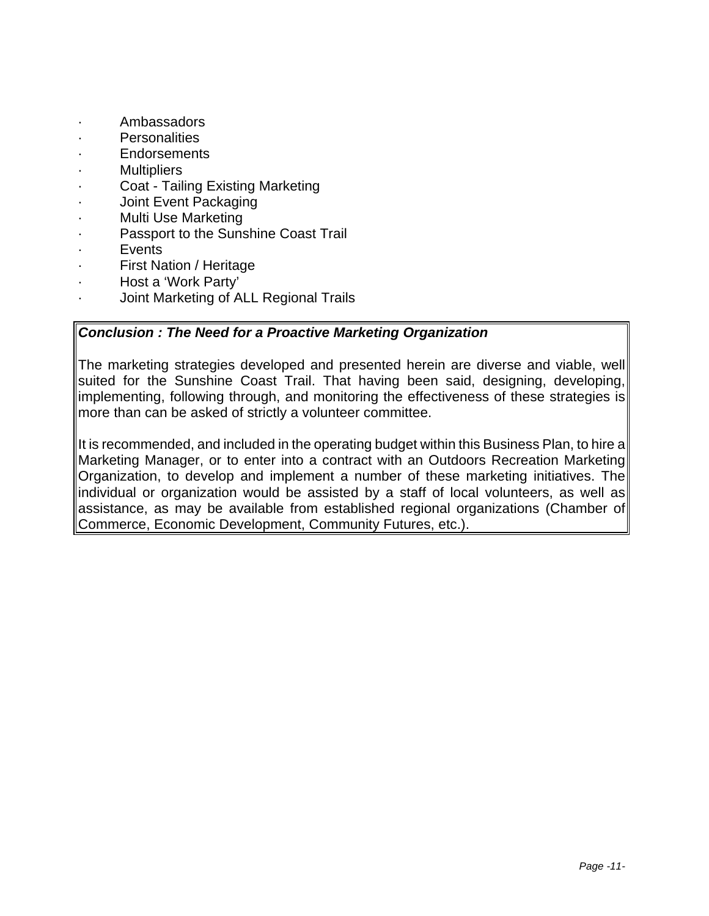- Ambassadors
- Personalities
- Endorsements
- Multipliers
- Coat - Tailing Existing Marketing
- Joint Event Packaging
- Multi Use Marketing
- Passport to the Sunshine Coast Trail
- Events
- First Nation / Heritage
- Host a 'Work Party'
- Joint Marketing of ALL Regional Trails

***Conclusion : The Need for a Proactive Marketing Organization***

The marketing strategies developed and presented herein are diverse and viable, well suited for the Sunshine Coast Trail. That having been said, designing, developing, implementing, following through, and monitoring the effectiveness of these strategies is more than can be asked of strictly a volunteer committee.

It is recommended, and included in the operating budget within this Business Plan, to hire a Marketing Manager, or to enter into a contract with an Outdoors Recreation Marketing Organization, to develop and implement a number of these marketing initiatives. The individual or organization would be assisted by a staff of local volunteers, as well as assistance, as may be available from established regional organizations (Chamber of Commerce, Economic Development, Community Futures, etc.).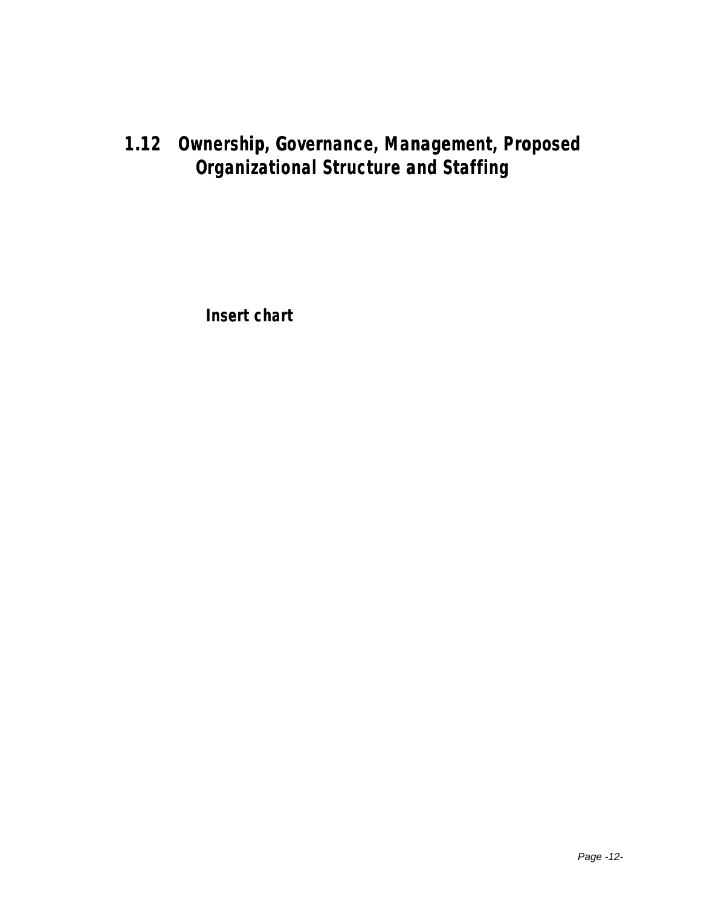## 1.12 Ownership, Governance, Management, Proposed Organizational Structure and Staffing

**Insert chart**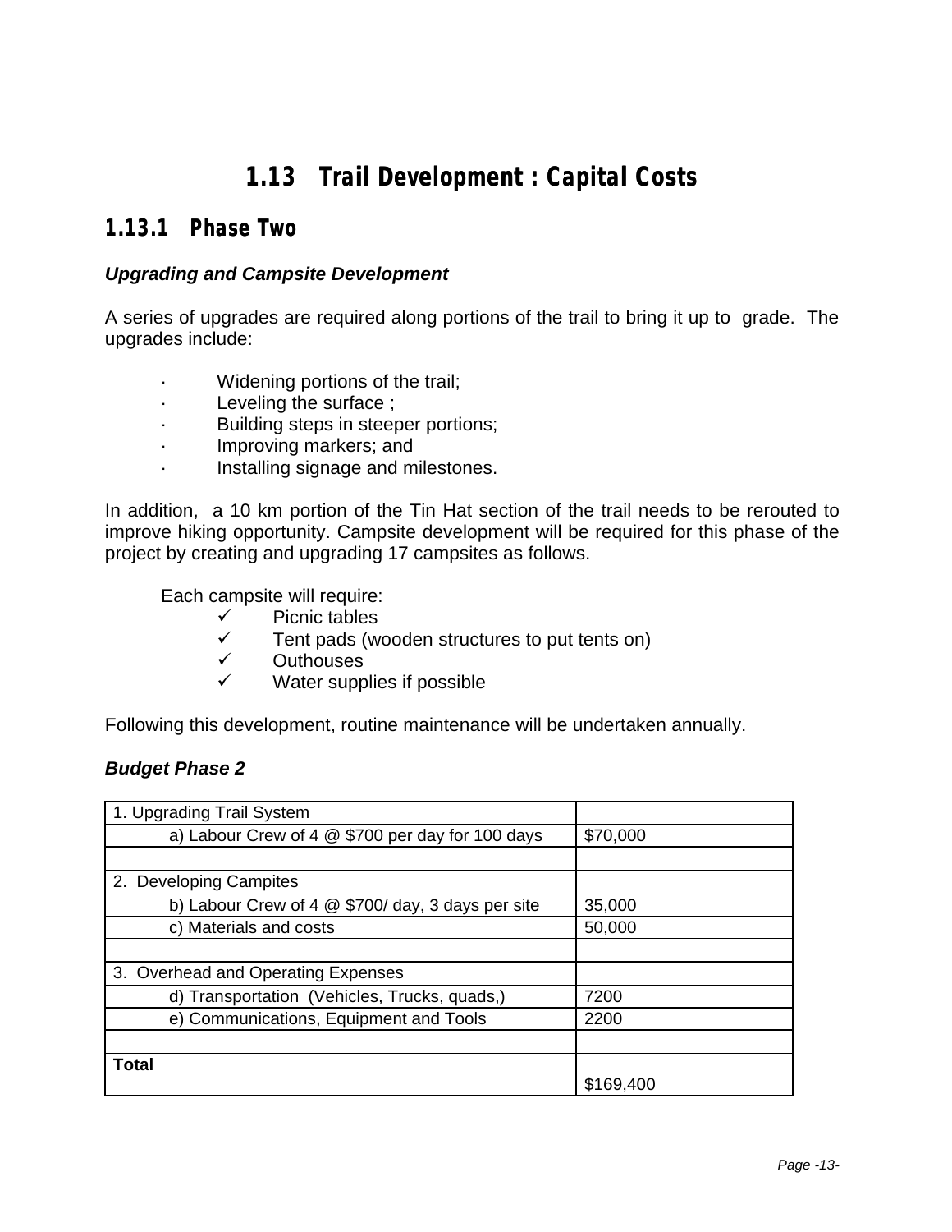# 1.13 Trail Development : Capital Costs

## 1.13.1 Phase Two

***Upgrading and Campsite Development***

A series of upgrades are required along portions of the trail to bring it up to grade. The upgrades include:

- Widening portions of the trail;
- Leveling the surface ;
- Building steps in steeper portions;
- Improving markers; and
- Installing signage and milestones.

In addition, a 10 km portion of the Tin Hat section of the trail needs to be rerouted to improve hiking opportunity. Campsite development will be required for this phase of the project by creating and upgrading 17 campsites as follows.

Each campsite will require:

- ✓ Picnic tables
- ✓ Tent pads (wooden structures to put tents on)
- ✓ Outhouses
- ✓ Water supplies if possible

Following this development, routine maintenance will be undertaken annually.

***Budget Phase 2***

| | |
|---|---|
| 1. Upgrading Trail System | |
| a) Labour Crew of 4 @ $700 per day for 100 days | $70,000 |
| | |
| 2. Developing Campites | |
| b) Labour Crew of 4 @ $700/ day, 3 days per site | 35,000 |
| c) Materials and costs | 50,000 |
| | |
| 3. Overhead and Operating Expenses | |
| d) Transportation (Vehicles, Trucks, quads,) | 7200 |
| e) Communications, Equipment and Tools | 2200 |
| | |
| **Total** | $169,400 |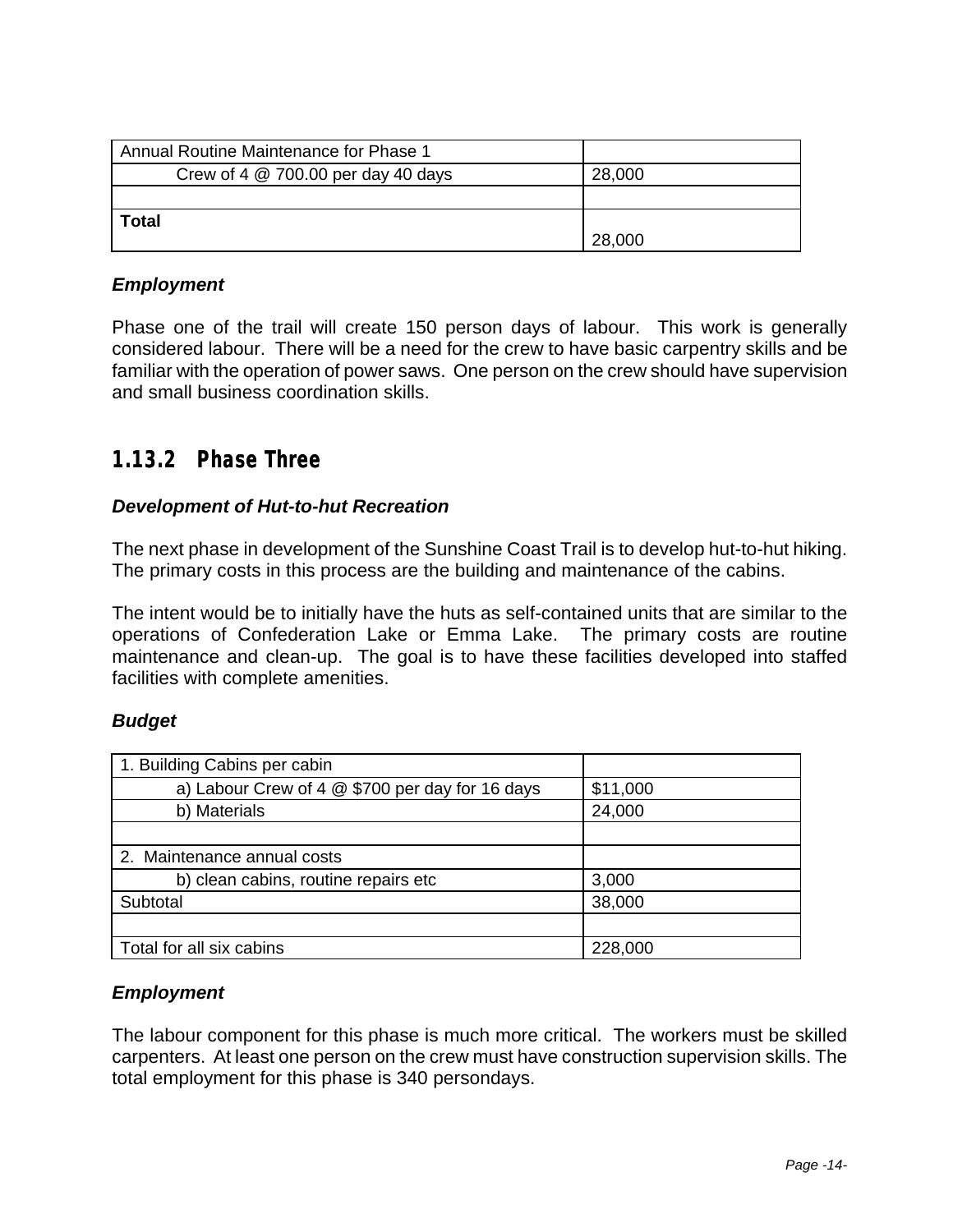| Annual Routine Maintenance for Phase 1 | |
|---|---|
| Crew of 4 @ 700.00 per day 40 days | 28,000 |
| | |
| **Total** | 28,000 |

### *Employment*

Phase one of the trail will create 150 person days of labour. This work is generally considered labour. There will be a need for the crew to have basic carpentry skills and be familiar with the operation of power saws. One person on the crew should have supervision and small business coordination skills.

## 1.13.2 Phase Three

### *Development of Hut-to-hut Recreation*

The next phase in development of the Sunshine Coast Trail is to develop hut-to-hut hiking. The primary costs in this process are the building and maintenance of the cabins.

The intent would be to initially have the huts as self-contained units that are similar to the operations of Confederation Lake or Emma Lake. The primary costs are routine maintenance and clean-up. The goal is to have these facilities developed into staffed facilities with complete amenities.

### *Budget*

| 1. Building Cabins per cabin | |
|---|---|
| a) Labour Crew of 4 @ $700 per day for 16 days | $11,000 |
| b) Materials | 24,000 |
| | |
| 2. Maintenance annual costs | |
| b) clean cabins, routine repairs etc | 3,000 |
| Subtotal | 38,000 |
| | |
| Total for all six cabins | 228,000 |

### *Employment*

The labour component for this phase is much more critical. The workers must be skilled carpenters. At least one person on the crew must have construction supervision skills. The total employment for this phase is 340 persondays.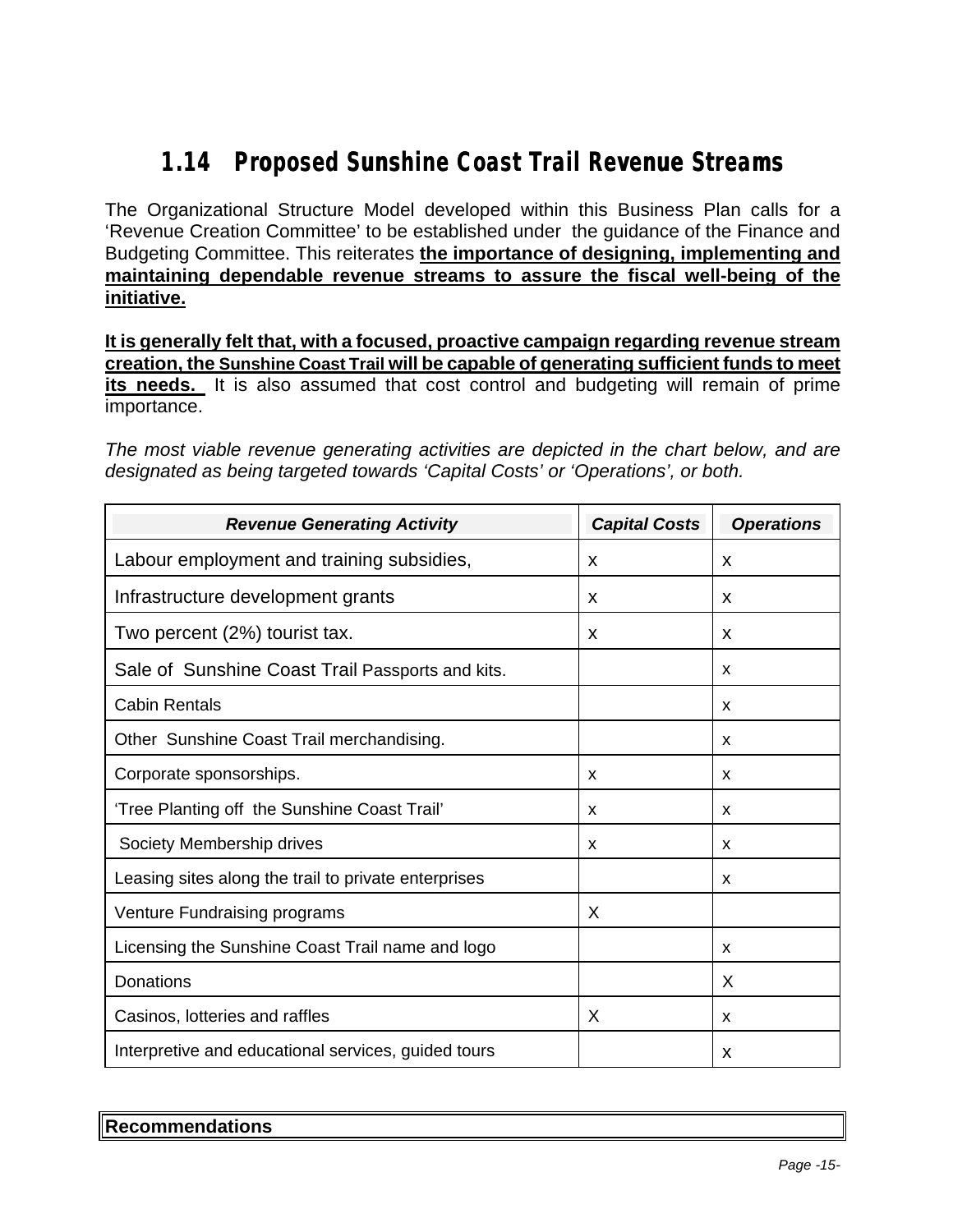## 1.14 Proposed Sunshine Coast Trail Revenue Streams

The Organizational Structure Model developed within this Business Plan calls for a 'Revenue Creation Committee' to be established under the guidance of the Finance and Budgeting Committee. This reiterates **the importance of designing, implementing and maintaining dependable revenue streams to assure the fiscal well-being of the initiative.**

**It is generally felt that, with a focused, proactive campaign regarding revenue stream creation, the Sunshine Coast Trail will be capable of generating sufficient funds to meet its needs.** It is also assumed that cost control and budgeting will remain of prime importance.

*The most viable revenue generating activities are depicted in the chart below, and are designated as being targeted towards 'Capital Costs' or 'Operations', or both.*

| *Revenue Generating Activity* | *Capital Costs* | *Operations* |
|---|---|---|
| Labour employment and training subsidies, | x | x |
| Infrastructure development grants | x | x |
| Two percent (2%) tourist tax. | x | x |
| Sale of Sunshine Coast Trail Passports and kits. | | x |
| Cabin Rentals | | x |
| Other Sunshine Coast Trail merchandising. | | x |
| Corporate sponsorships. | x | x |
| 'Tree Planting off the Sunshine Coast Trail' | x | x |
| Society Membership drives | x | x |
| Leasing sites along the trail to private enterprises | | x |
| Venture Fundraising programs | X | |
| Licensing the Sunshine Coast Trail name and logo | | x |
| Donations | | X |
| Casinos, lotteries and raffles | X | x |
| Interpretive and educational services, guided tours | | x |

**Recommendations**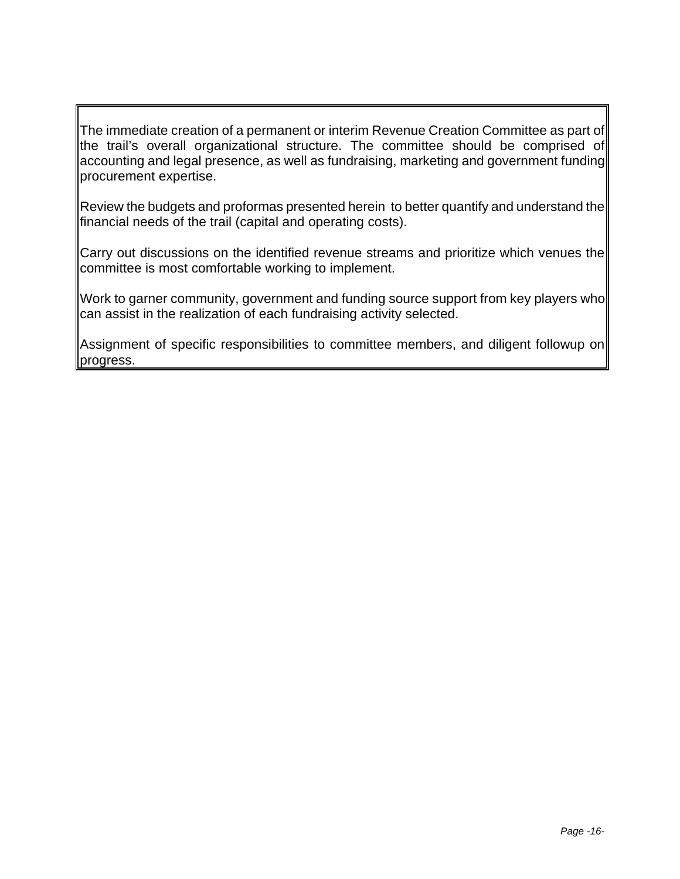The immediate creation of a permanent or interim Revenue Creation Committee as part of the trail's overall organizational structure. The committee should be comprised of accounting and legal presence, as well as fundraising, marketing and government funding procurement expertise.

Review the budgets and proformas presented herein to better quantify and understand the financial needs of the trail (capital and operating costs).

Carry out discussions on the identified revenue streams and prioritize which venues the committee is most comfortable working to implement.

Work to garner community, government and funding source support from key players who can assist in the realization of each fundraising activity selected.

Assignment of specific responsibilities to committee members, and diligent followup on progress.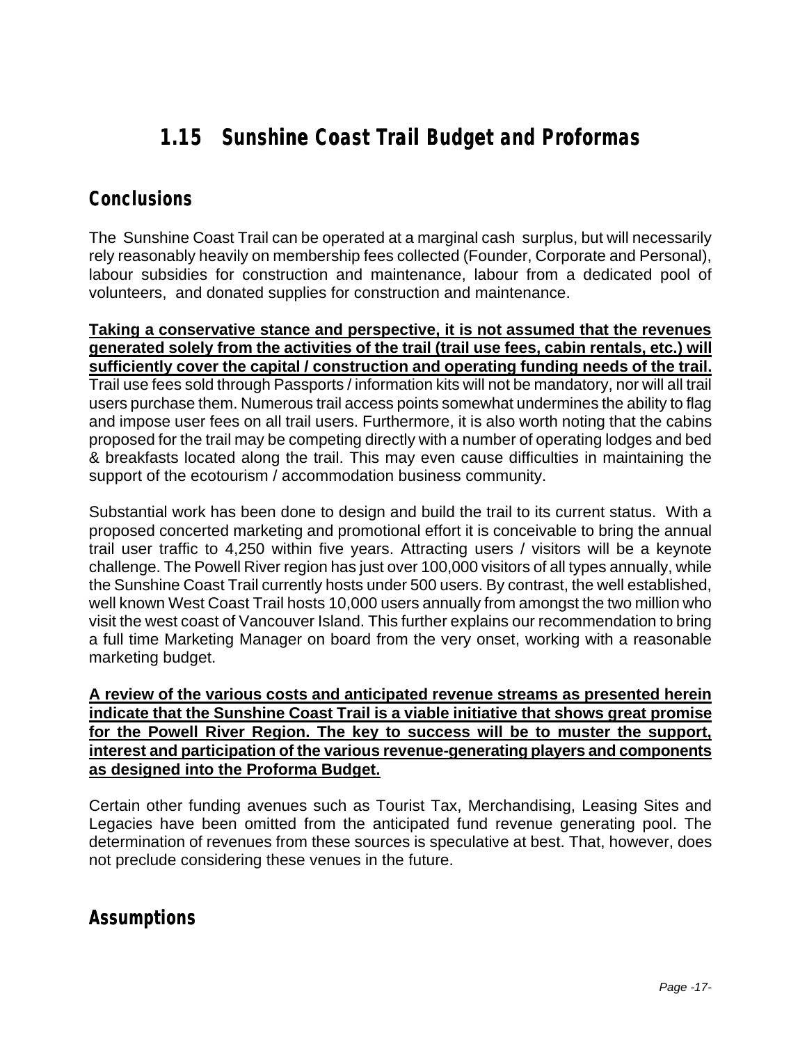# 1.15 Sunshine Coast Trail Budget and Proformas

## Conclusions

The Sunshine Coast Trail can be operated at a marginal cash surplus, but will necessarily rely reasonably heavily on membership fees collected (Founder, Corporate and Personal), labour subsidies for construction and maintenance, labour from a dedicated pool of volunteers, and donated supplies for construction and maintenance.

**Taking a conservative stance and perspective, it is not assumed that the revenues generated solely from the activities of the trail (trail use fees, cabin rentals, etc.) will sufficiently cover the capital / construction and operating funding needs of the trail.** Trail use fees sold through Passports / information kits will not be mandatory, nor will all trail users purchase them. Numerous trail access points somewhat undermines the ability to flag and impose user fees on all trail users. Furthermore, it is also worth noting that the cabins proposed for the trail may be competing directly with a number of operating lodges and bed & breakfasts located along the trail. This may even cause difficulties in maintaining the support of the ecotourism / accommodation business community.

Substantial work has been done to design and build the trail to its current status. With a proposed concerted marketing and promotional effort it is conceivable to bring the annual trail user traffic to 4,250 within five years. Attracting users / visitors will be a keynote challenge. The Powell River region has just over 100,000 visitors of all types annually, while the Sunshine Coast Trail currently hosts under 500 users. By contrast, the well established, well known West Coast Trail hosts 10,000 users annually from amongst the two million who visit the west coast of Vancouver Island. This further explains our recommendation to bring a full time Marketing Manager on board from the very onset, working with a reasonable marketing budget.

**A review of the various costs and anticipated revenue streams as presented herein indicate that the Sunshine Coast Trail is a viable initiative that shows great promise for the Powell River Region. The key to success will be to muster the support, interest and participation of the various revenue-generating players and components as designed into the Proforma Budget.**

Certain other funding avenues such as Tourist Tax, Merchandising, Leasing Sites and Legacies have been omitted from the anticipated fund revenue generating pool. The determination of revenues from these sources is speculative at best. That, however, does not preclude considering these venues in the future.

## Assumptions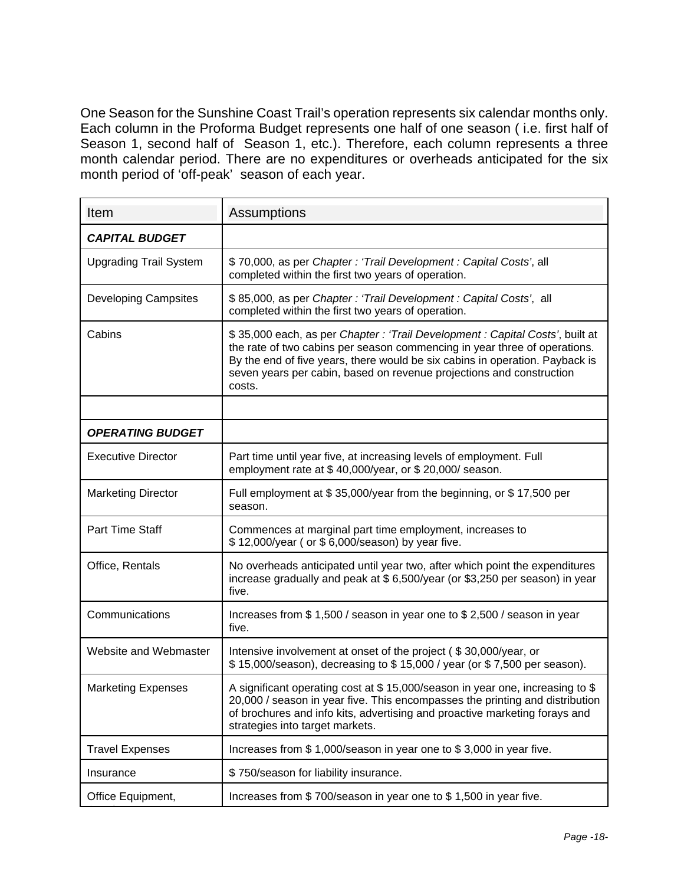One Season for the Sunshine Coast Trail's operation represents six calendar months only. Each column in the Proforma Budget represents one half of one season ( i.e. first half of Season 1, second half of Season 1, etc.). Therefore, each column represents a three month calendar period. There are no expenditures or overheads anticipated for the six month period of 'off-peak' season of each year.

| Item | Assumptions |
|---|---|
| ***CAPITAL BUDGET*** | |
| Upgrading Trail System | $ 70,000, as per *Chapter : 'Trail Development : Capital Costs'*, all completed within the first two years of operation. |
| Developing Campsites | $ 85,000, as per *Chapter : 'Trail Development : Capital Costs'*, all completed within the first two years of operation. |
| Cabins | $ 35,000 each, as per *Chapter : 'Trail Development : Capital Costs'*, built at the rate of two cabins per season commencing in year three of operations. By the end of five years, there would be six cabins in operation. Payback is seven years per cabin, based on revenue projections and construction costs. |
| | |
| ***OPERATING BUDGET*** | |
| Executive Director | Part time until year five, at increasing levels of employment. Full employment rate at $ 40,000/year, or $ 20,000/ season. |
| Marketing Director | Full employment at $ 35,000/year from the beginning, or $ 17,500 per season. |
| Part Time Staff | Commences at marginal part time employment, increases to $ 12,000/year ( or $ 6,000/season) by year five. |
| Office, Rentals | No overheads anticipated until year two, after which point the expenditures increase gradually and peak at $ 6,500/year (or $3,250 per season) in year five. |
| Communications | Increases from $ 1,500 / season in year one to $ 2,500 / season in year five. |
| Website and Webmaster | Intensive involvement at onset of the project ( $ 30,000/year, or $ 15,000/season), decreasing to $ 15,000 / year (or $ 7,500 per season). |
| Marketing Expenses | A significant operating cost at $ 15,000/season in year one, increasing to $ 20,000 / season in year five. This encompasses the printing and distribution of brochures and info kits, advertising and proactive marketing forays and strategies into target markets. |
| Travel Expenses | Increases from $ 1,000/season in year one to $ 3,000 in year five. |
| Insurance | $ 750/season for liability insurance. |
| Office Equipment, | Increases from $ 700/season in year one to $ 1,500 in year five. |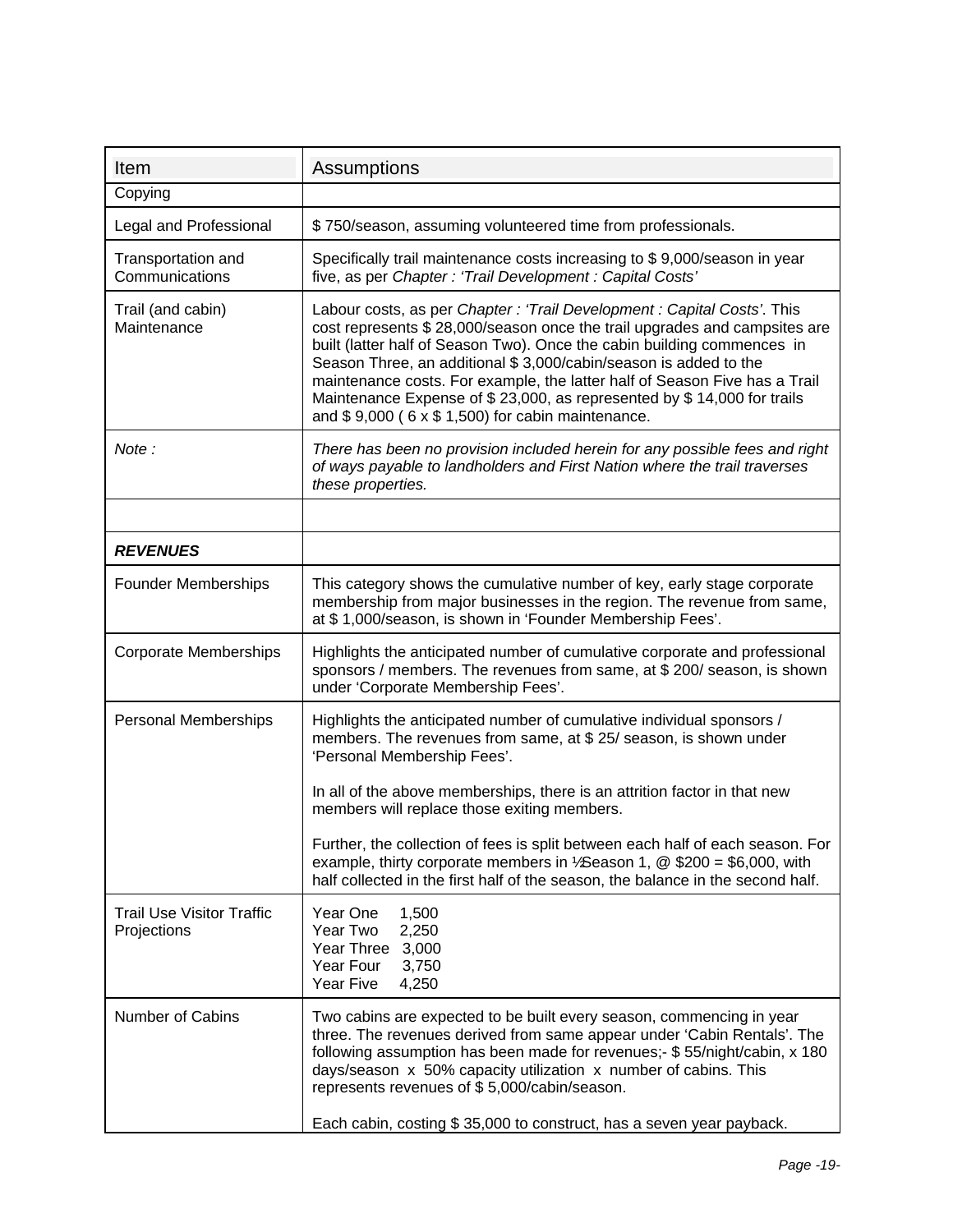| Item | Assumptions |
| --- | --- |
| Copying | |
| Legal and Professional | $ 750/season, assuming volunteered time from professionals. |
| Transportation and Communications | Specifically trail maintenance costs increasing to $ 9,000/season in year five, as per *Chapter : 'Trail Development : Capital Costs'* |
| Trail (and cabin) Maintenance | Labour costs, as per *Chapter : 'Trail Development : Capital Costs'*. This cost represents $ 28,000/season once the trail upgrades and campsites are built (latter half of Season Two). Once the cabin building commences in Season Three, an additional $ 3,000/cabin/season is added to the maintenance costs. For example, the latter half of Season Five has a Trail Maintenance Expense of $ 23,000, as represented by $ 14,000 for trails and $ 9,000 ( 6 x $ 1,500) for cabin maintenance. |
| *Note :* | *There has been no provision included herein for any possible fees and right of ways payable to landholders and First Nation where the trail traverses these properties.* |
| | |
| ***REVENUES*** | |
| Founder Memberships | This category shows the cumulative number of key, early stage corporate membership from major businesses in the region. The revenue from same, at $ 1,000/season, is shown in 'Founder Membership Fees'. |
| Corporate Memberships | Highlights the anticipated number of cumulative corporate and professional sponsors / members. The revenues from same, at $ 200/ season, is shown under 'Corporate Membership Fees'. |
| Personal Memberships | Highlights the anticipated number of cumulative individual sponsors / members. The revenues from same, at $ 25/ season, is shown under 'Personal Membership Fees'.<br><br>In all of the above memberships, there is an attrition factor in that new members will replace those exiting members.<br><br>Further, the collection of fees is split between each half of each season. For example, thirty corporate members in ½Season 1, @ $200 = $6,000, with half collected in the first half of the season, the balance in the second half. |
| Trail Use Visitor Traffic Projections | Year One 1,500<br>Year Two 2,250<br>Year Three 3,000<br>Year Four 3,750<br>Year Five 4,250 |
| Number of Cabins | Two cabins are expected to be built every season, commencing in year three. The revenues derived from same appear under 'Cabin Rentals'. The following assumption has been made for revenues;- $ 55/night/cabin, x 180 days/season x 50% capacity utilization x number of cabins. This represents revenues of $ 5,000/cabin/season.<br><br>Each cabin, costing $ 35,000 to construct, has a seven year payback. |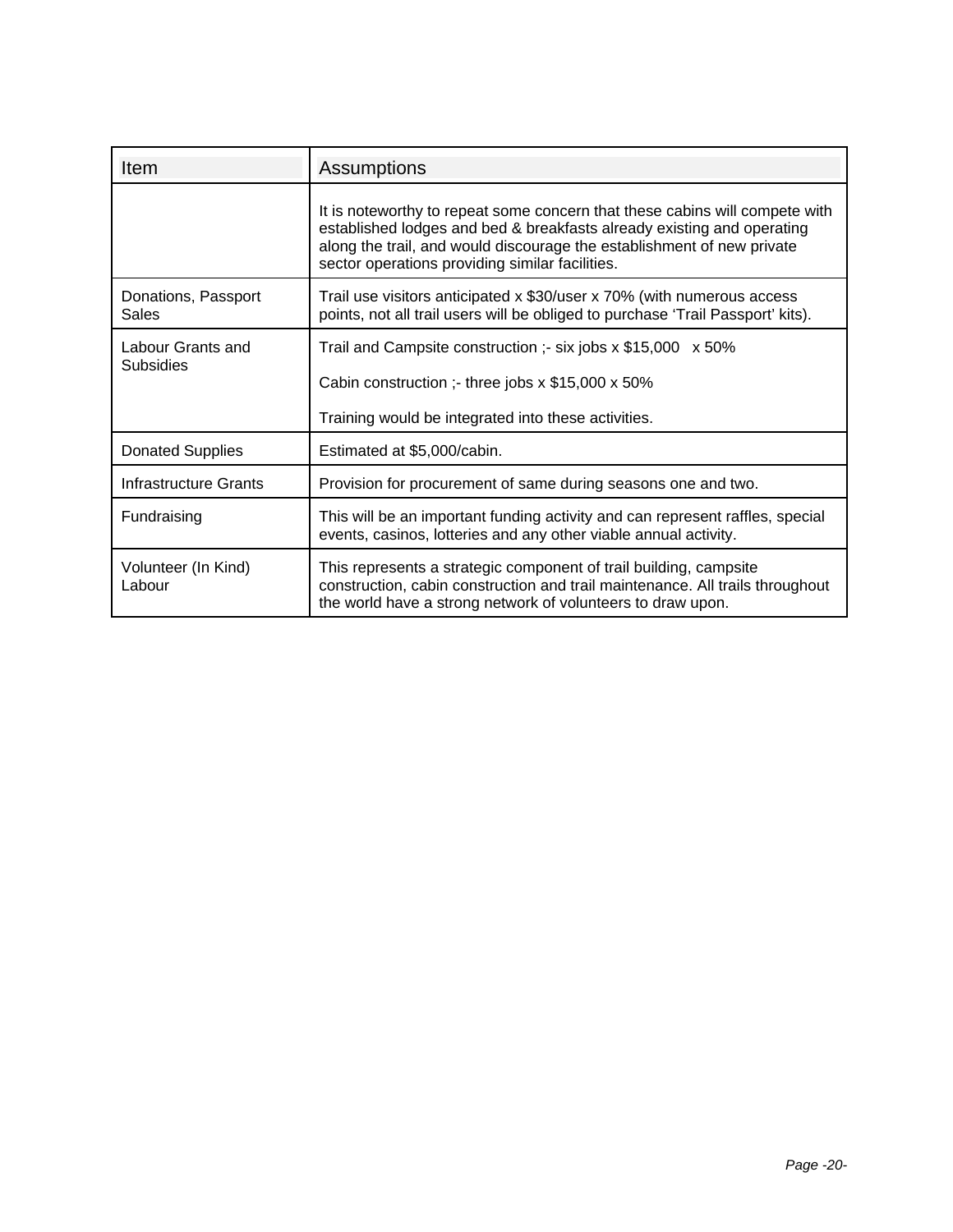| Item | Assumptions |
| --- | --- |
| | It is noteworthy to repeat some concern that these cabins will compete with established lodges and bed & breakfasts already existing and operating along the trail, and would discourage the establishment of new private sector operations providing similar facilities. |
| Donations, Passport Sales | Trail use visitors anticipated x $30/user x 70% (with numerous access points, not all trail users will be obliged to purchase 'Trail Passport' kits). |
| Labour Grants and Subsidies | Trail and Campsite construction ;- six jobs x $15,000 x 50%<br><br>Cabin construction ;- three jobs x $15,000 x 50%<br><br>Training would be integrated into these activities. |
| Donated Supplies | Estimated at $5,000/cabin. |
| Infrastructure Grants | Provision for procurement of same during seasons one and two. |
| Fundraising | This will be an important funding activity and can represent raffles, special events, casinos, lotteries and any other viable annual activity. |
| Volunteer (In Kind) Labour | This represents a strategic component of trail building, campsite construction, cabin construction and trail maintenance. All trails throughout the world have a strong network of volunteers to draw upon. |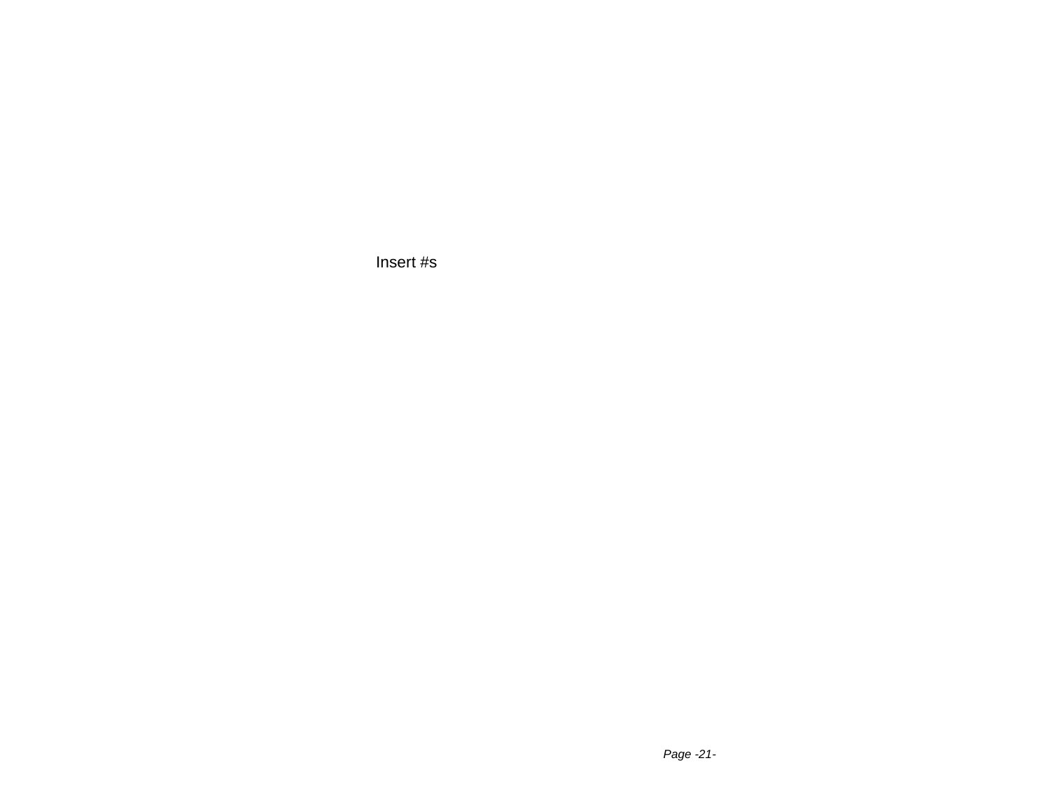Insert #s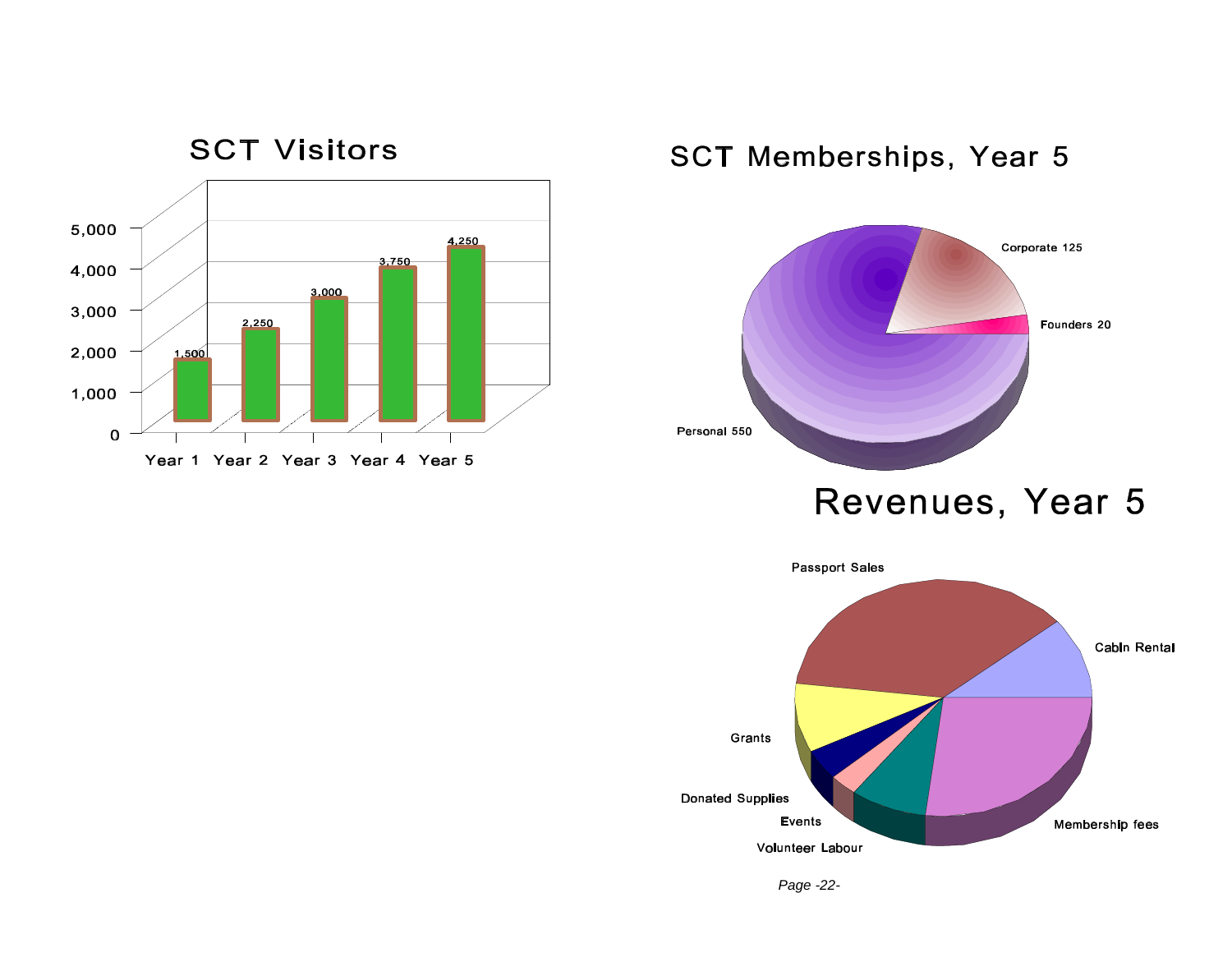## SCT Visitors

| Year | Visitors |
|---|---|
| Year 1 | 1,500 |
| Year 2 | 2,250 |
| Year 3 | 3,000 |
| Year 4 | 3,750 |
| Year 5 | 4,250 |

## SCT Memberships, Year 5

| Membership | Count |
|---|---|
| Corporate | 125 |
| Founders | 20 |
| Personal | 550 |

## Revenues, Year 5

- Passport Sales
- Cabin Rental
- Membership fees
- Volunteer Labour
- Events
- Donated Supplies
- Grants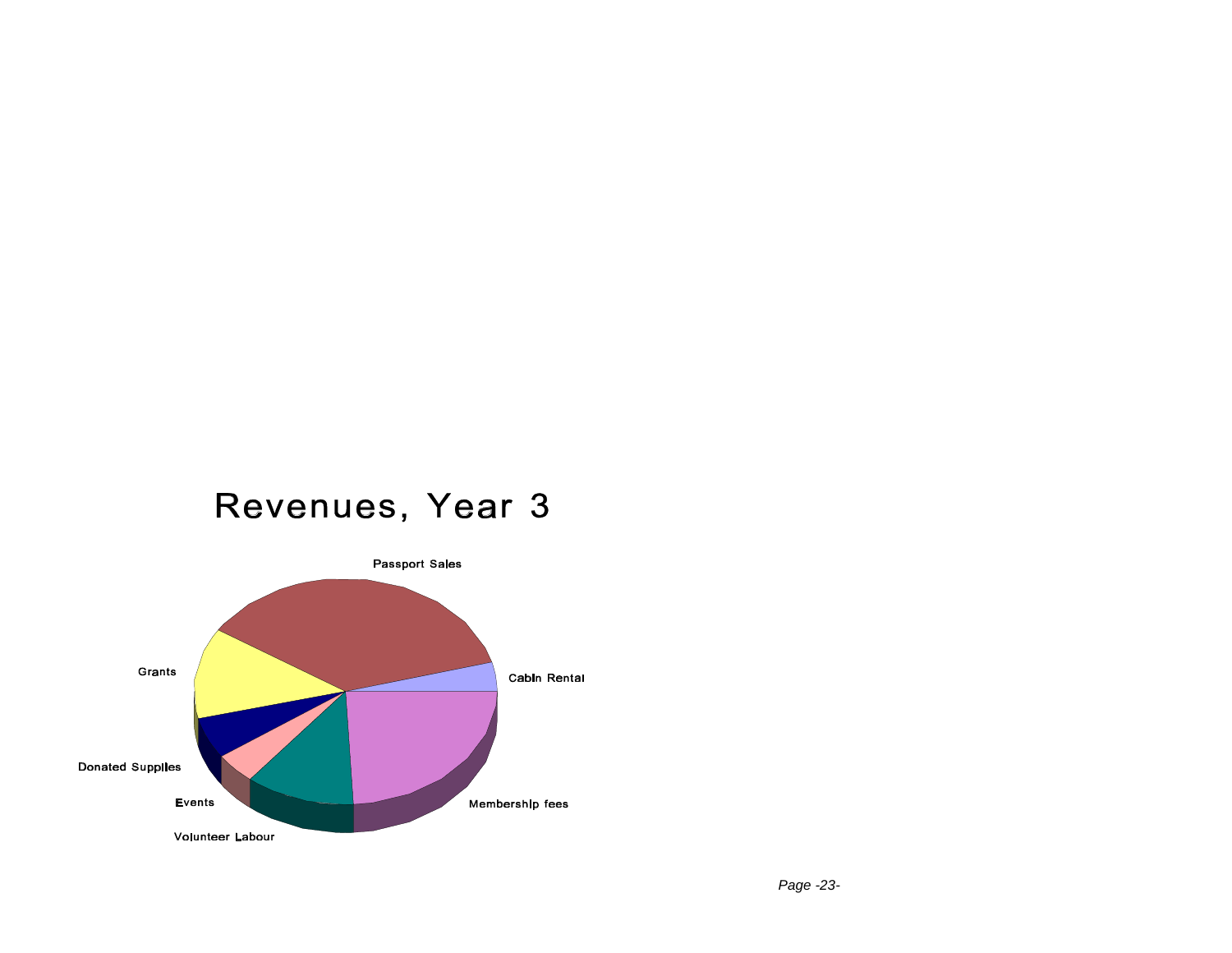# Revenues, Year 3

Passport Sales

Cabin Rental

Membership fees

Volunteer Labour

Events

Donated Supplies

Grants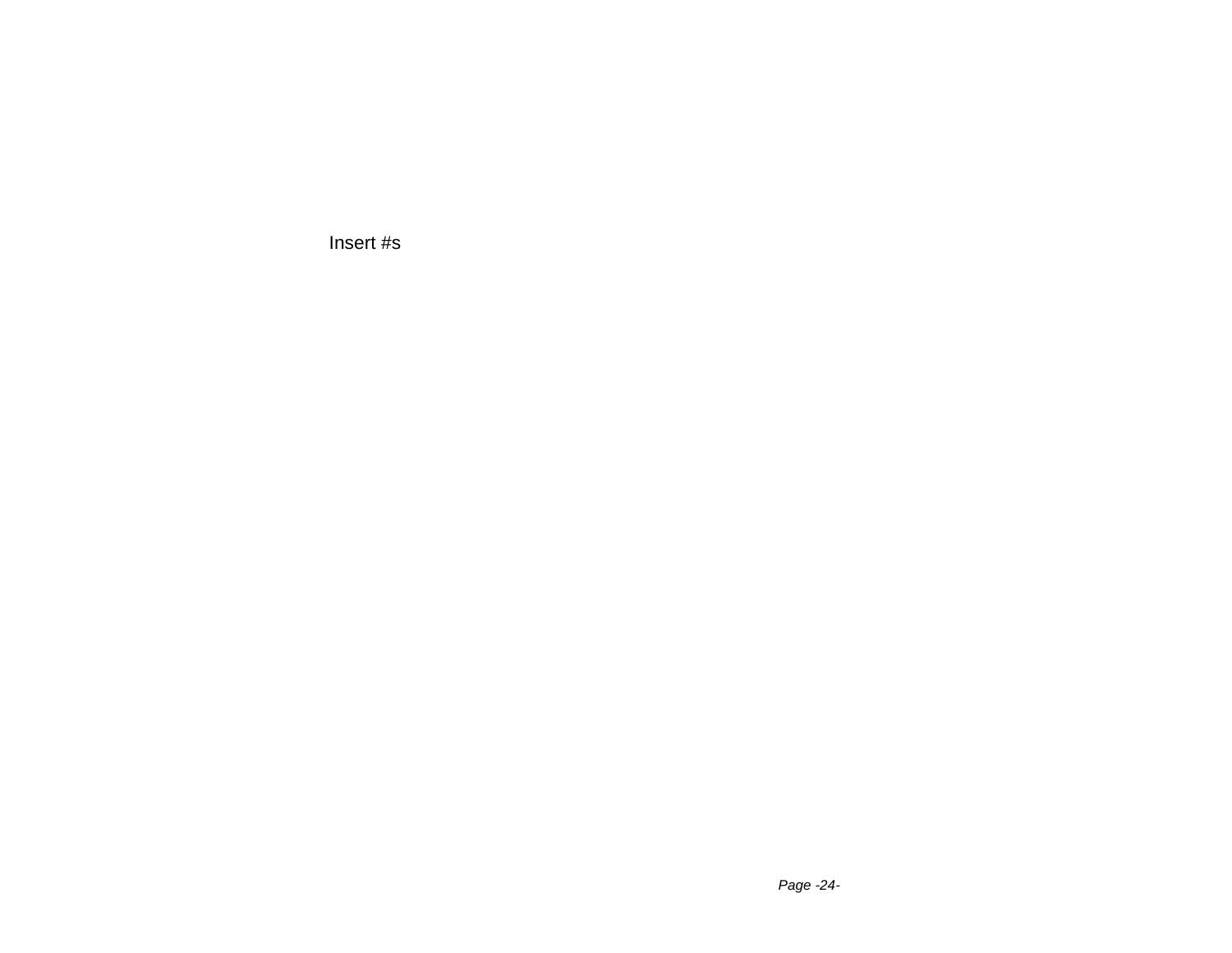Insert #s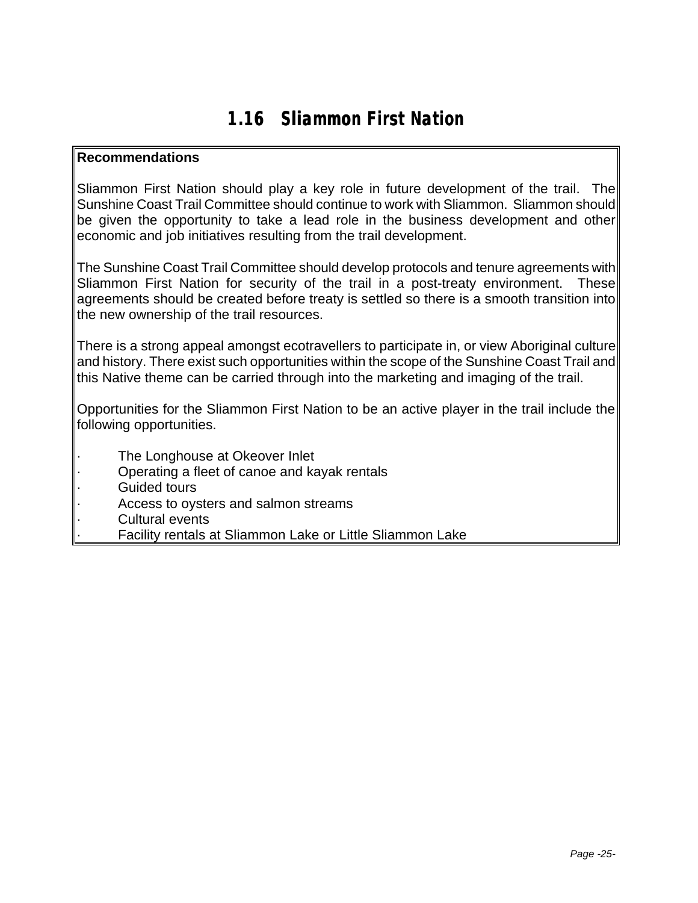## 1.16 Sliammon First Nation

**Recommendations**

Sliammon First Nation should play a key role in future development of the trail. The Sunshine Coast Trail Committee should continue to work with Sliammon. Sliammon should be given the opportunity to take a lead role in the business development and other economic and job initiatives resulting from the trail development.

The Sunshine Coast Trail Committee should develop protocols and tenure agreements with Sliammon First Nation for security of the trail in a post-treaty environment. These agreements should be created before treaty is settled so there is a smooth transition into the new ownership of the trail resources.

There is a strong appeal amongst ecotravellers to participate in, or view Aboriginal culture and history. There exist such opportunities within the scope of the Sunshine Coast Trail and this Native theme can be carried through into the marketing and imaging of the trail.

Opportunities for the Sliammon First Nation to be an active player in the trail include the following opportunities.

- The Longhouse at Okeover Inlet
- Operating a fleet of canoe and kayak rentals
- Guided tours
- Access to oysters and salmon streams
- Cultural events
- Facility rentals at Sliammon Lake or Little Sliammon Lake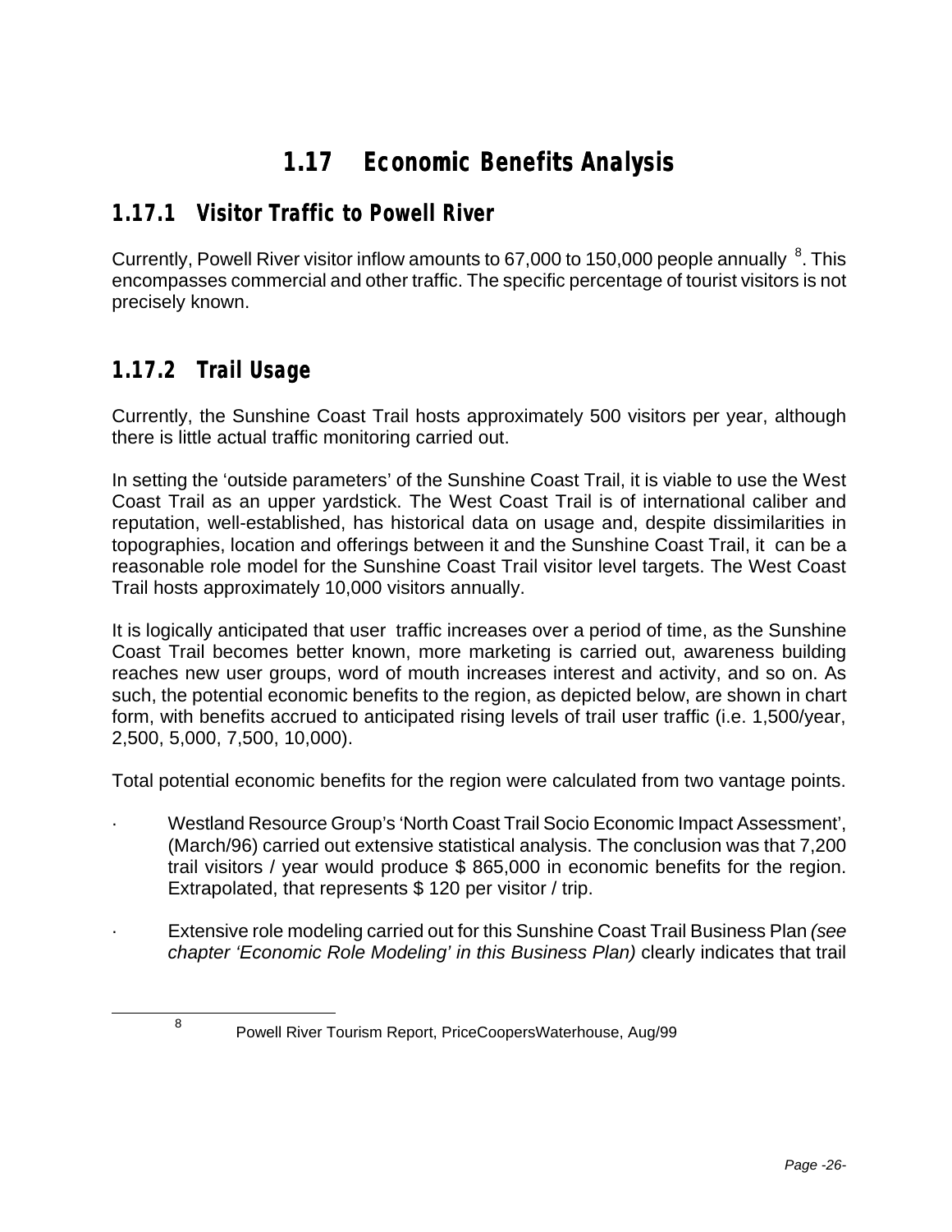# 1.17 Economic Benefits Analysis

## 1.17.1 Visitor Traffic to Powell River

Currently, Powell River visitor inflow amounts to 67,000 to 150,000 people annually [8]. This encompasses commercial and other traffic. The specific percentage of tourist visitors is not precisely known.

## 1.17.2 Trail Usage

Currently, the Sunshine Coast Trail hosts approximately 500 visitors per year, although there is little actual traffic monitoring carried out.

In setting the 'outside parameters' of the Sunshine Coast Trail, it is viable to use the West Coast Trail as an upper yardstick. The West Coast Trail is of international caliber and reputation, well-established, has historical data on usage and, despite dissimilarities in topographies, location and offerings between it and the Sunshine Coast Trail, it can be a reasonable role model for the Sunshine Coast Trail visitor level targets. The West Coast Trail hosts approximately 10,000 visitors annually.

It is logically anticipated that user traffic increases over a period of time, as the Sunshine Coast Trail becomes better known, more marketing is carried out, awareness building reaches new user groups, word of mouth increases interest and activity, and so on. As such, the potential economic benefits to the region, as depicted below, are shown in chart form, with benefits accrued to anticipated rising levels of trail user traffic (i.e. 1,500/year, 2,500, 5,000, 7,500, 10,000).

Total potential economic benefits for the region were calculated from two vantage points.

- Westland Resource Group's 'North Coast Trail Socio Economic Impact Assessment', (March/96) carried out extensive statistical analysis. The conclusion was that 7,200 trail visitors / year would produce $ 865,000 in economic benefits for the region. Extrapolated, that represents $ 120 per visitor / trip.

- Extensive role modeling carried out for this Sunshine Coast Trail Business Plan *(see chapter 'Economic Role Modeling' in this Business Plan)* clearly indicates that trail

[8] Powell River Tourism Report, PriceCoopersWaterhouse, Aug/99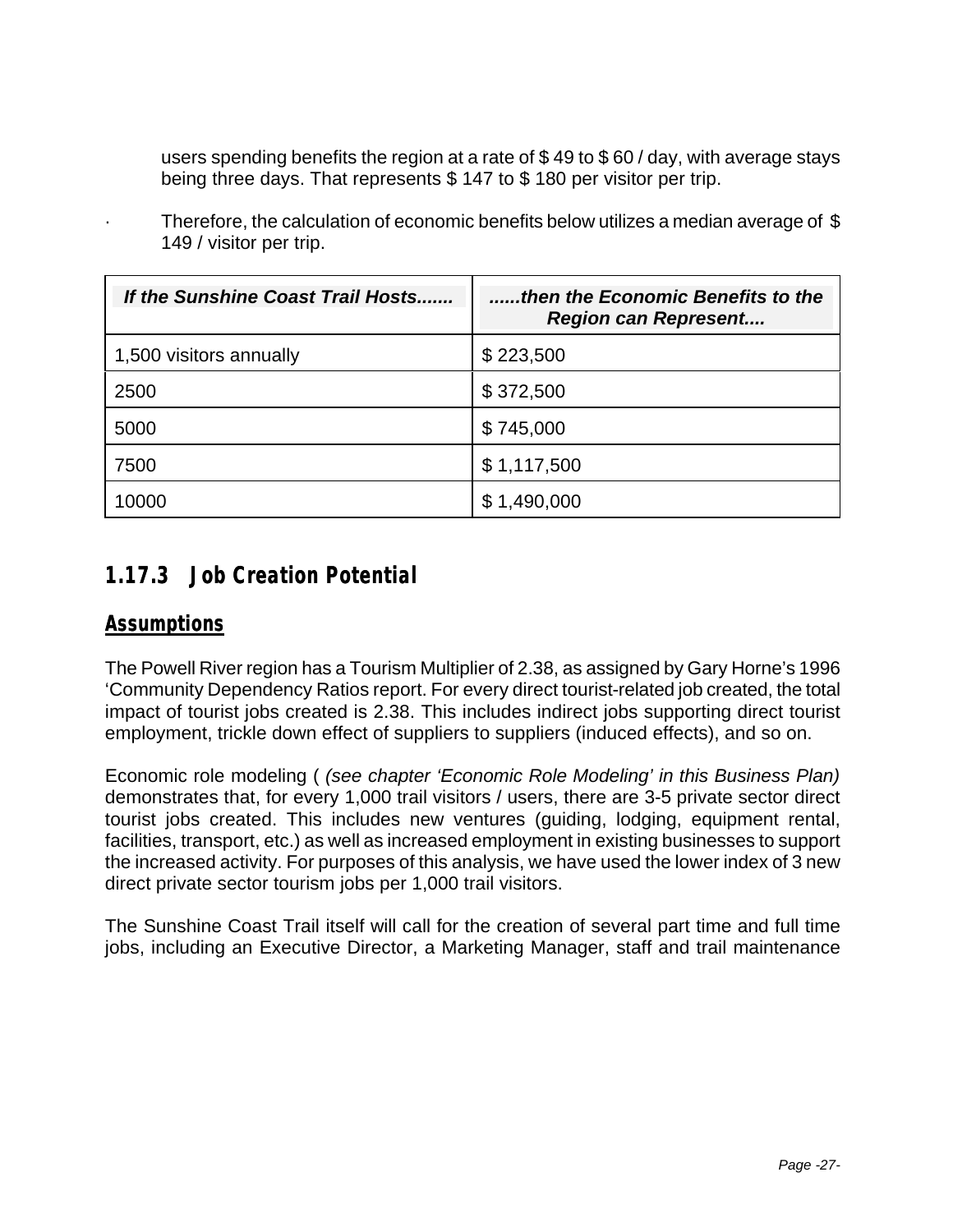users spending benefits the region at a rate of $ 49 to $ 60 / day, with average stays being three days. That represents $ 147 to $ 180 per visitor per trip.

· Therefore, the calculation of economic benefits below utilizes a median average of $ 149 / visitor per trip.

| *If the Sunshine Coast Trail Hosts.......* | *......then the Economic Benefits to the Region can Represent....* |
|---|---|
| 1,500 visitors annually | $ 223,500 |
| 2500 | $ 372,500 |
| 5000 | $ 745,000 |
| 7500 | $ 1,117,500 |
| 10000 | $ 1,490,000 |

### 1.17.3 Job Creation Potential

**Assumptions**

The Powell River region has a Tourism Multiplier of 2.38, as assigned by Gary Horne's 1996 'Community Dependency Ratios report. For every direct tourist-related job created, the total impact of tourist jobs created is 2.38. This includes indirect jobs supporting direct tourist employment, trickle down effect of suppliers to suppliers (induced effects), and so on.

Economic role modeling ( *(see chapter 'Economic Role Modeling' in this Business Plan)* demonstrates that, for every 1,000 trail visitors / users, there are 3-5 private sector direct tourist jobs created. This includes new ventures (guiding, lodging, equipment rental, facilities, transport, etc.) as well as increased employment in existing businesses to support the increased activity. For purposes of this analysis, we have used the lower index of 3 new direct private sector tourism jobs per 1,000 trail visitors.

The Sunshine Coast Trail itself will call for the creation of several part time and full time jobs, including an Executive Director, a Marketing Manager, staff and trail maintenance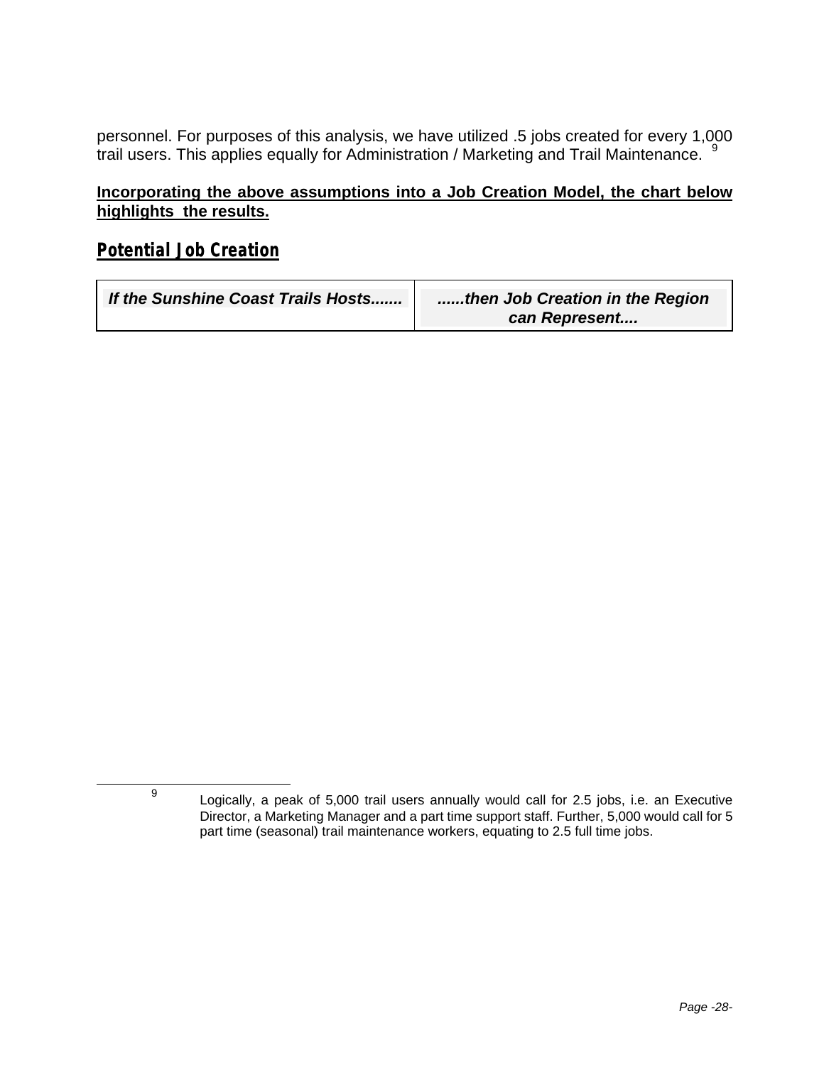personnel. For purposes of this analysis, we have utilized .5 jobs created for every 1,000 trail users. This applies equally for Administration / Marketing and Trail Maintenance. [9]

**Incorporating the above assumptions into a Job Creation Model, the chart below highlights the results.**

## Potential Job Creation

| *If the Sunshine Coast Trails Hosts.......* | *......then Job Creation in the Region can Represent....* |
|---|---|

[9] Logically, a peak of 5,000 trail users annually would call for 2.5 jobs, i.e. an Executive Director, a Marketing Manager and a part time support staff. Further, 5,000 would call for 5 part time (seasonal) trail maintenance workers, equating to 2.5 full time jobs.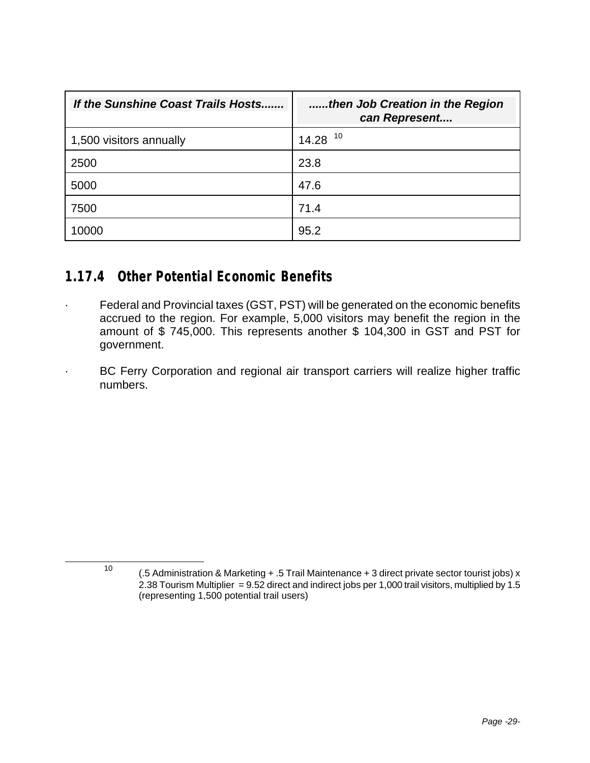| *If the Sunshine Coast Trails Hosts.......* | *......then Job Creation in the Region can Represent....* |
|---|---|
| 1,500 visitors annually | 14.28 [10] |
| 2500 | 23.8 |
| 5000 | 47.6 |
| 7500 | 71.4 |
| 10000 | 95.2 |

### 1.17.4 Other Potential Economic Benefits

- Federal and Provincial taxes (GST, PST) will be generated on the economic benefits accrued to the region. For example, 5,000 visitors may benefit the region in the amount of $ 745,000. This represents another $ 104,300 in GST and PST for government.
- BC Ferry Corporation and regional air transport carriers will realize higher traffic numbers.

---

[10] (.5 Administration & Marketing + .5 Trail Maintenance + 3 direct private sector tourist jobs) x 2.38 Tourism Multiplier = 9.52 direct and indirect jobs per 1,000 trail visitors, multiplied by 1.5 (representing 1,500 potential trail users)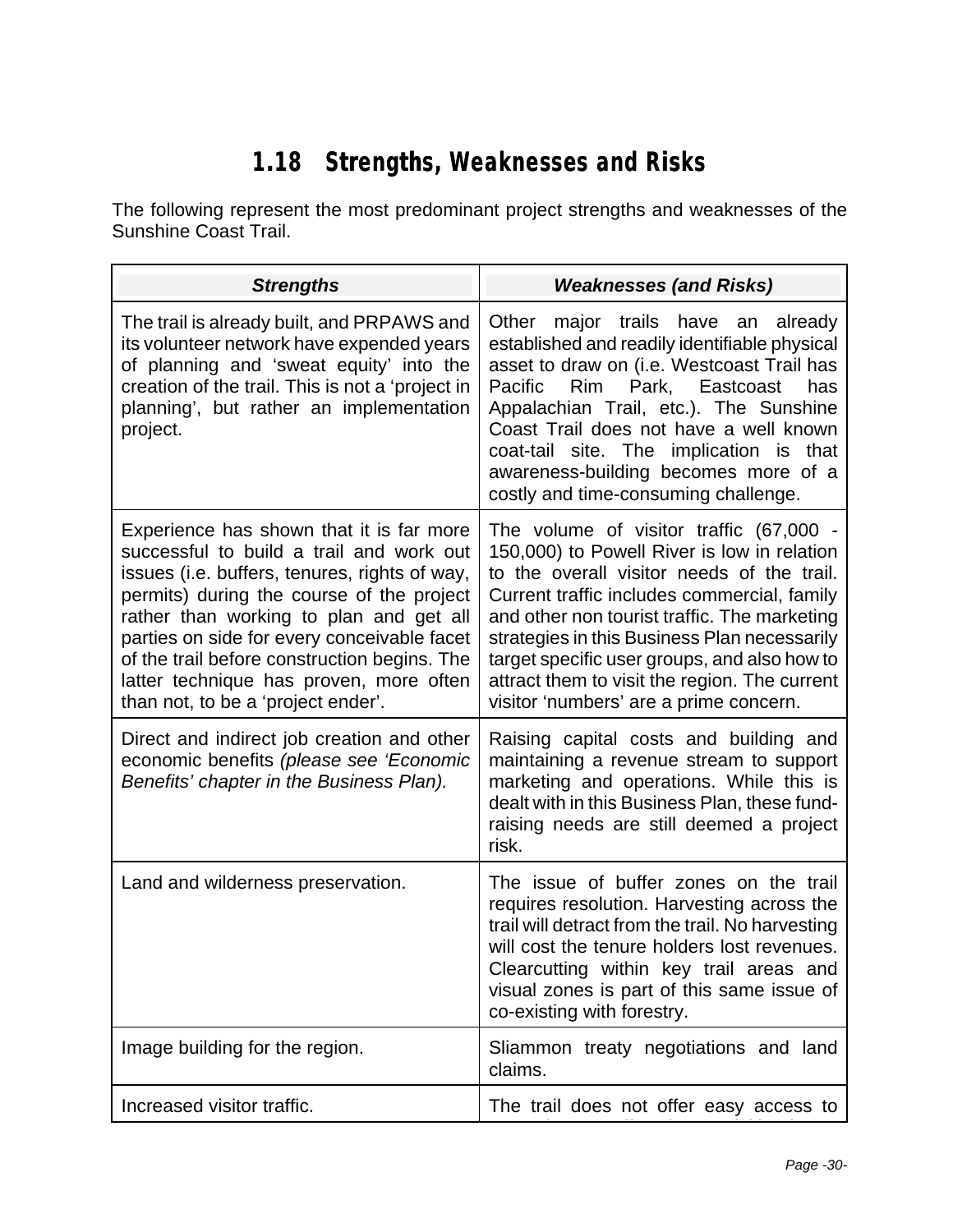## 1.18 Strengths, Weaknesses and Risks

The following represent the most predominant project strengths and weaknesses of the Sunshine Coast Trail.

| *Strengths* | *Weaknesses (and Risks)* |
|---|---|
| The trail is already built, and PRPAWS and its volunteer network have expended years of planning and 'sweat equity' into the creation of the trail. This is not a 'project in planning', but rather an implementation project. | Other major trails have an already established and readily identifiable physical asset to draw on (i.e. Westcoast Trail has Pacific Rim Park, Eastcoast has Appalachian Trail, etc.). The Sunshine Coast Trail does not have a well known coat-tail site. The implication is that awareness-building becomes more of a costly and time-consuming challenge. |
| Experience has shown that it is far more successful to build a trail and work out issues (i.e. buffers, tenures, rights of way, permits) during the course of the project rather than working to plan and get all parties on side for every conceivable facet of the trail before construction begins. The latter technique has proven, more often than not, to be a 'project ender'. | The volume of visitor traffic (67,000 - 150,000) to Powell River is low in relation to the overall visitor needs of the trail. Current traffic includes commercial, family and other non tourist traffic. The marketing strategies in this Business Plan necessarily target specific user groups, and also how to attract them to visit the region. The current visitor 'numbers' are a prime concern. |
| Direct and indirect job creation and other economic benefits *(please see 'Economic Benefits' chapter in the Business Plan).* | Raising capital costs and building and maintaining a revenue stream to support marketing and operations. While this is dealt with in this Business Plan, these fund-raising needs are still deemed a project risk. |
| Land and wilderness preservation. | The issue of buffer zones on the trail requires resolution. Harvesting across the trail will detract from the trail. No harvesting will cost the tenure holders lost revenues. Clearcutting within key trail areas and visual zones is part of this same issue of co-existing with forestry. |
| Image building for the region. | Sliammon treaty negotiations and land claims. |
| Increased visitor traffic. | The trail does not offer easy access to |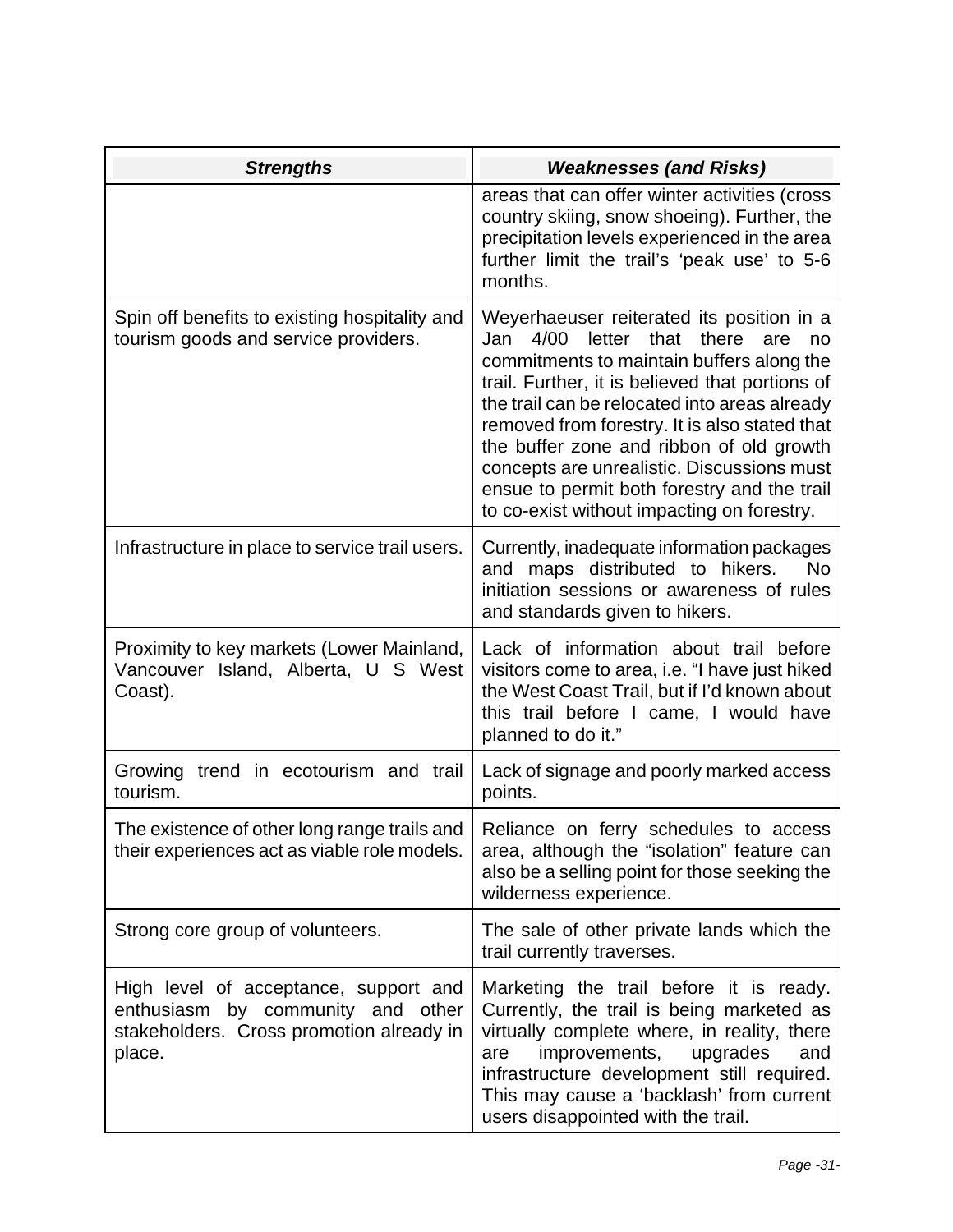| ***Strengths*** | ***Weaknesses (and Risks)*** |
|---|---|
| | areas that can offer winter activities (cross country skiing, snow shoeing). Further, the precipitation levels experienced in the area further limit the trail's 'peak use' to 5-6 months. |
| Spin off benefits to existing hospitality and tourism goods and service providers. | Weyerhaeuser reiterated its position in a Jan 4/00 letter that there are no commitments to maintain buffers along the trail. Further, it is believed that portions of the trail can be relocated into areas already removed from forestry. It is also stated that the buffer zone and ribbon of old growth concepts are unrealistic. Discussions must ensue to permit both forestry and the trail to co-exist without impacting on forestry. |
| Infrastructure in place to service trail users. | Currently, inadequate information packages and maps distributed to hikers. No initiation sessions or awareness of rules and standards given to hikers. |
| Proximity to key markets (Lower Mainland, Vancouver Island, Alberta, U S West Coast). | Lack of information about trail before visitors come to area, i.e. "I have just hiked the West Coast Trail, but if I'd known about this trail before I came, I would have planned to do it." |
| Growing trend in ecotourism and trail tourism. | Lack of signage and poorly marked access points. |
| The existence of other long range trails and their experiences act as viable role models. | Reliance on ferry schedules to access area, although the "isolation" feature can also be a selling point for those seeking the wilderness experience. |
| Strong core group of volunteers. | The sale of other private lands which the trail currently traverses. |
| High level of acceptance, support and enthusiasm by community and other stakeholders. Cross promotion already in place. | Marketing the trail before it is ready. Currently, the trail is being marketed as virtually complete where, in reality, there are improvements, upgrades and infrastructure development still required. This may cause a 'backlash' from current users disappointed with the trail. |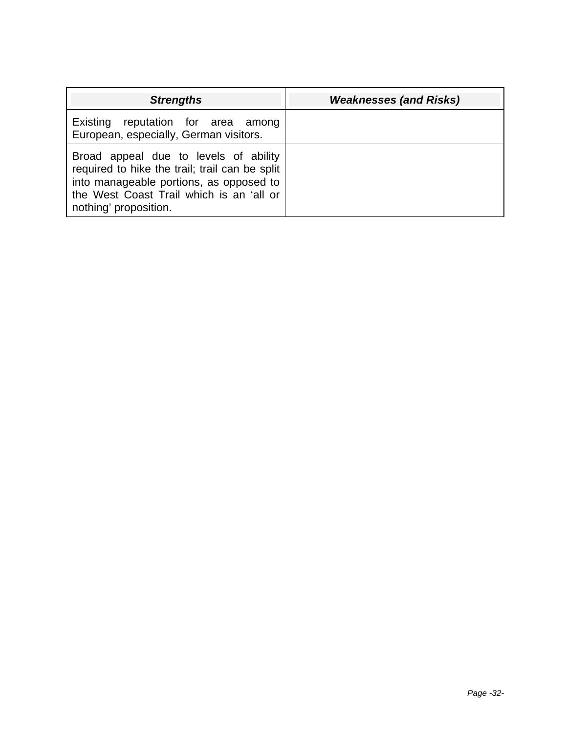| ***Strengths*** | ***Weaknesses (and Risks)*** |
|---|---|
| Existing reputation for area among European, especially, German visitors. | |
| Broad appeal due to levels of ability required to hike the trail; trail can be split into manageable portions, as opposed to the West Coast Trail which is an 'all or nothing' proposition. | |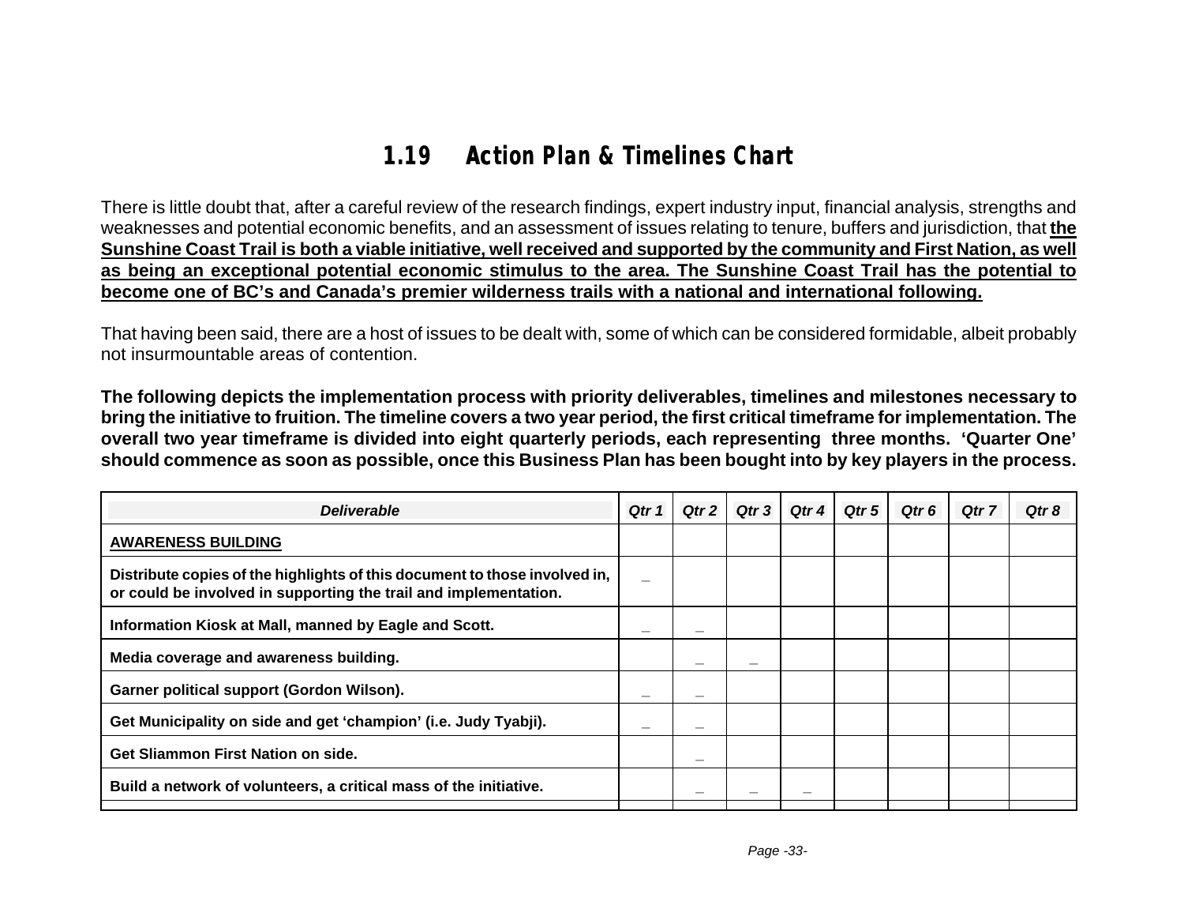## 1.19 Action Plan & Timelines Chart

There is little doubt that, after a careful review of the research findings, expert industry input, financial analysis, strengths and weaknesses and potential economic benefits, and an assessment of issues relating to tenure, buffers and jurisdiction, that **the Sunshine Coast Trail is both a viable initiative, well received and supported by the community and First Nation, as well as being an exceptional potential economic stimulus to the area. The Sunshine Coast Trail has the potential to become one of BC's and Canada's premier wilderness trails with a national and international following.**

That having been said, there are a host of issues to be dealt with, some of which can be considered formidable, albeit probably not insurmountable areas of contention.

**The following depicts the implementation process with priority deliverables, timelines and milestones necessary to bring the initiative to fruition. The timeline covers a two year period, the first critical timeframe for implementation. The overall two year timeframe is divided into eight quarterly periods, each representing three months. 'Quarter One' should commence as soon as possible, once this Business Plan has been bought into by key players in the process.**

| *Deliverable* | *Qtr 1* | *Qtr 2* | *Qtr 3* | *Qtr 4* | *Qtr 5* | *Qtr 6* | *Qtr 7* | *Qtr 8* |
|---|---|---|---|---|---|---|---|---|
| **AWARENESS BUILDING** | | | | | | | | |
| **Distribute copies of the highlights of this document to those involved in, or could be involved in supporting the trail and implementation.** | – | | | | | | | |
| **Information Kiosk at Mall, manned by Eagle and Scott.** | – | – | | | | | | |
| **Media coverage and awareness building.** | | – | – | | | | | |
| **Garner political support (Gordon Wilson).** | – | – | | | | | | |
| **Get Municipality on side and get 'champion' (i.e. Judy Tyabji).** | – | – | | | | | | |
| **Get Sliammon First Nation on side.** | | – | | | | | | |
| **Build a network of volunteers, a critical mass of the initiative.** | | – | – | – | | | | |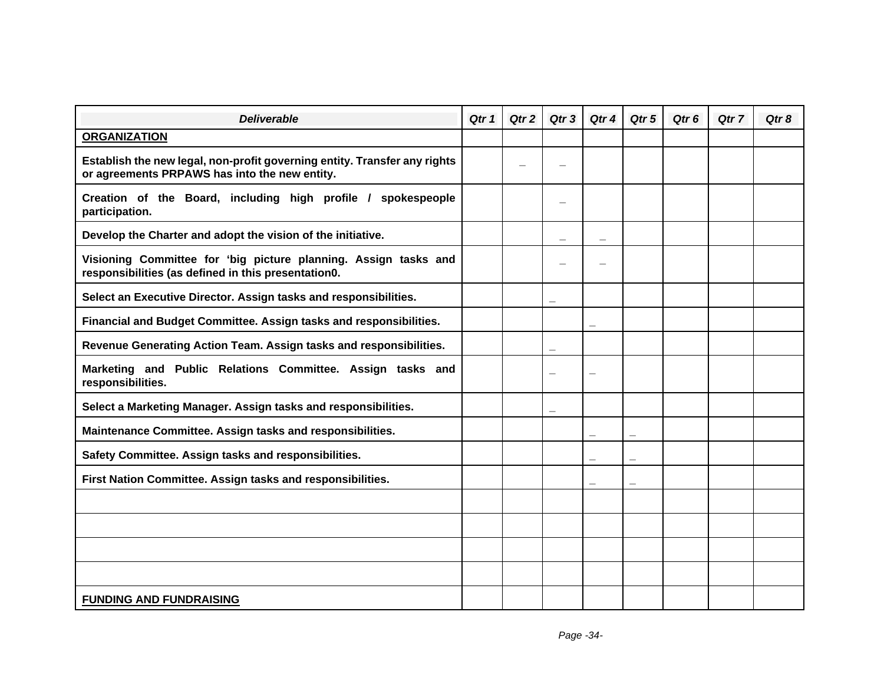| Deliverable | Qtr 1 | Qtr 2 | Qtr 3 | Qtr 4 | Qtr 5 | Qtr 6 | Qtr 7 | Qtr 8 |
|---|---|---|---|---|---|---|---|---|
| **ORGANIZATION** | | | | | | | | |
| **Establish the new legal, non-profit governing entity. Transfer any rights or agreements PRPAWS has into the new entity.** | | _ | _ | | | | | |
| **Creation of the Board, including high profile / spokespeople participation.** | | | _ | | | | | |
| **Develop the Charter and adopt the vision of the initiative.** | | | _ | _ | | | | |
| **Visioning Committee for 'big picture planning. Assign tasks and responsibilities (as defined in this presentation0.** | | | _ | _ | | | | |
| **Select an Executive Director. Assign tasks and responsibilities.** | | | _ | | | | | |
| **Financial and Budget Committee. Assign tasks and responsibilities.** | | | | _ | | | | |
| **Revenue Generating Action Team. Assign tasks and responsibilities.** | | | _ | | | | | |
| **Marketing and Public Relations Committee. Assign tasks and responsibilities.** | | | _ | _ | | | | |
| **Select a Marketing Manager. Assign tasks and responsibilities.** | | | _ | | | | | |
| **Maintenance Committee. Assign tasks and responsibilities.** | | | | _ | _ | | | |
| **Safety Committee. Assign tasks and responsibilities.** | | | | _ | _ | | | |
| **First Nation Committee. Assign tasks and responsibilities.** | | | | _ | _ | | | |
| | | | | | | | | |
| | | | | | | | | |
| | | | | | | | | |
| | | | | | | | | |
| **FUNDING AND FUNDRAISING** | | | | | | | | |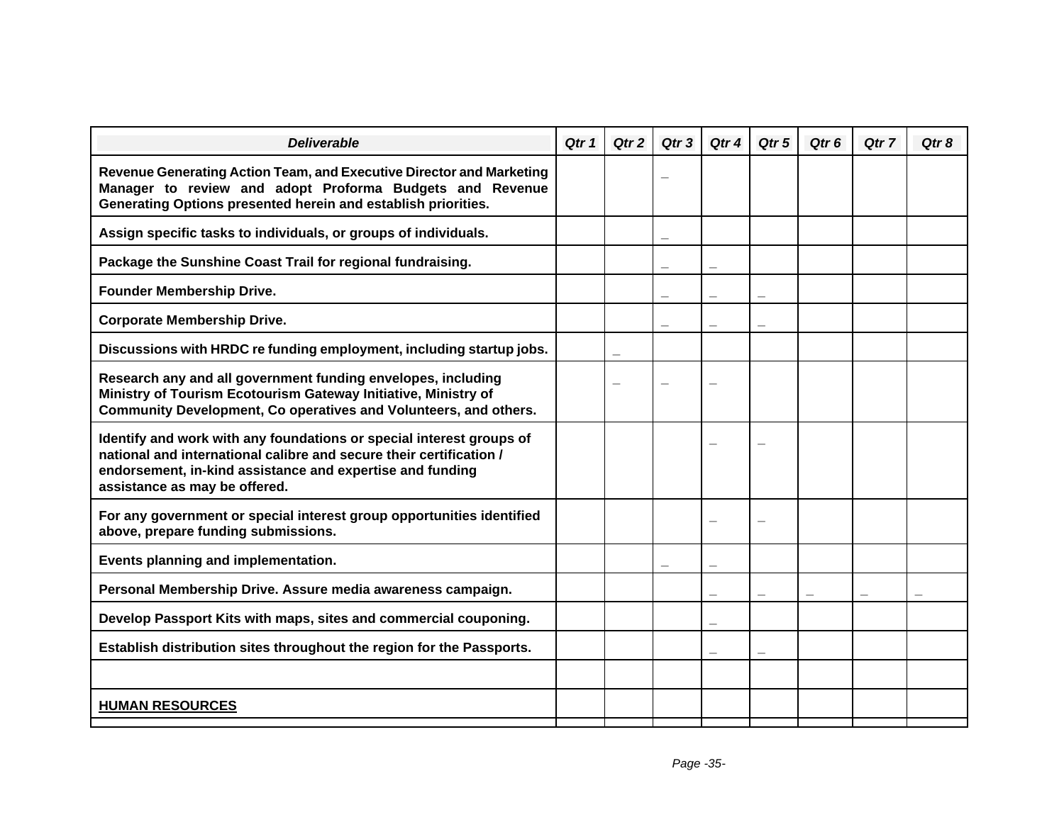| *Deliverable* | *Qtr 1* | *Qtr 2* | *Qtr 3* | *Qtr 4* | *Qtr 5* | *Qtr 6* | *Qtr 7* | *Qtr 8* |
|---|---|---|---|---|---|---|---|---|
| **Revenue Generating Action Team, and Executive Director and Marketing Manager to review and adopt Proforma Budgets and Revenue Generating Options presented herein and establish priorities.** | | | _ | | | | | |
| **Assign specific tasks to individuals, or groups of individuals.** | | | _ | | | | | |
| **Package the Sunshine Coast Trail for regional fundraising.** | | | _ | _ | | | | |
| **Founder Membership Drive.** | | | _ | _ | _ | | | |
| **Corporate Membership Drive.** | | | _ | _ | _ | | | |
| **Discussions with HRDC re funding employment, including startup jobs.** | | _ | | | | | | |
| **Research any and all government funding envelopes, including Ministry of Tourism Ecotourism Gateway Initiative, Ministry of Community Development, Co operatives and Volunteers, and others.** | | _ | _ | _ | | | | |
| **Identify and work with any foundations or special interest groups of national and international calibre and secure their certification / endorsement, in-kind assistance and expertise and funding assistance as may be offered.** | | | | _ | _ | | | |
| **For any government or special interest group opportunities identified above, prepare funding submissions.** | | | | _ | _ | | | |
| **Events planning and implementation.** | | | _ | _ | | | | |
| **Personal Membership Drive. Assure media awareness campaign.** | | | | _ | _ | _ | _ | _ |
| **Develop Passport Kits with maps, sites and commercial couponing.** | | | | _ | | | | |
| **Establish distribution sites throughout the region for the Passports.** | | | | _ | _ | | | |
| | | | | | | | | |
| **<u>HUMAN RESOURCES</u>** | | | | | | | | |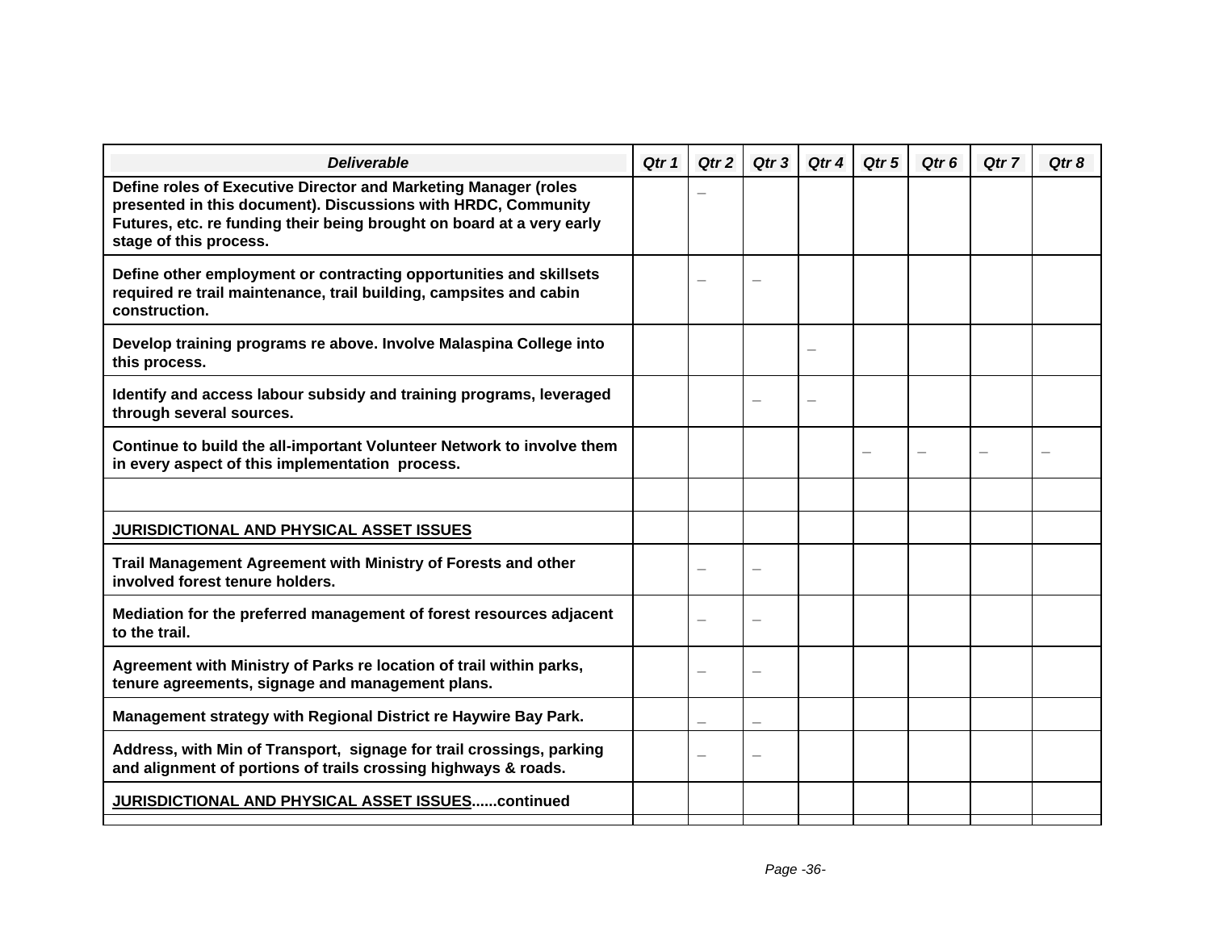| *Deliverable* | *Qtr 1* | *Qtr 2* | *Qtr 3* | *Qtr 4* | *Qtr 5* | *Qtr 6* | *Qtr 7* | *Qtr 8* |
|---|---|---|---|---|---|---|---|---|
| **Define roles of Executive Director and Marketing Manager (roles presented in this document). Discussions with HRDC, Community Futures, etc. re funding their being brought on board at a very early stage of this process.** | | – | | | | | | |
| **Define other employment or contracting opportunities and skillsets required re trail maintenance, trail building, campsites and cabin construction.** | | – | – | | | | | |
| **Develop training programs re above. Involve Malaspina College into this process.** | | | | – | | | | |
| **Identify and access labour subsidy and training programs, leveraged through several sources.** | | | – | – | | | | |
| **Continue to build the all-important Volunteer Network to involve them in every aspect of this implementation process.** | | | | | – | – | – | – |
| | | | | | | | | |
| **<u>JURISDICTIONAL AND PHYSICAL ASSET ISSUES</u>** | | | | | | | | |
| **Trail Management Agreement with Ministry of Forests and other involved forest tenure holders.** | | – | – | | | | | |
| **Mediation for the preferred management of forest resources adjacent to the trail.** | | – | – | | | | | |
| **Agreement with Ministry of Parks re location of trail within parks, tenure agreements, signage and management plans.** | | – | – | | | | | |
| **Management strategy with Regional District re Haywire Bay Park.** | | – | – | | | | | |
| **Address, with Min of Transport, signage for trail crossings, parking and alignment of portions of trails crossing highways & roads.** | | – | – | | | | | |
| **<u>JURISDICTIONAL AND PHYSICAL ASSET ISSUES</u>......continued** | | | | | | | | |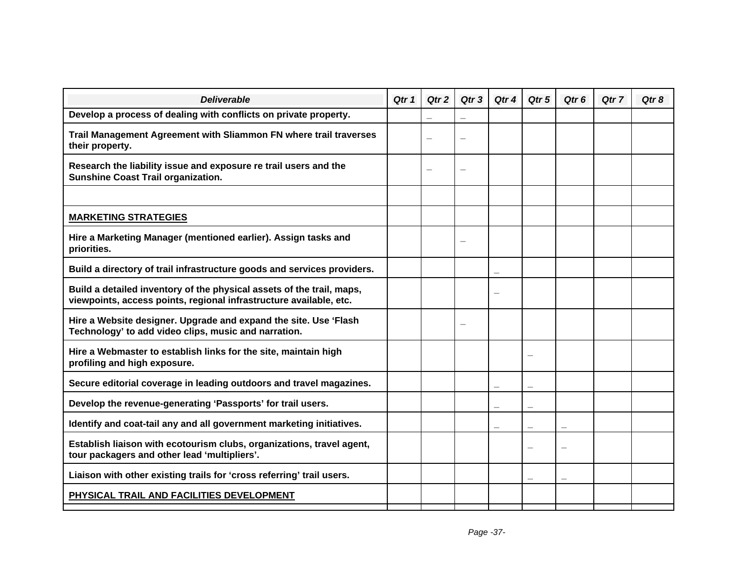| *Deliverable* | *Qtr 1* | *Qtr 2* | *Qtr 3* | *Qtr 4* | *Qtr 5* | *Qtr 6* | *Qtr 7* | *Qtr 8* |
|---|---|---|---|---|---|---|---|---|
| **Develop a process of dealing with conflicts on private property.** | | – | – | | | | | |
| **Trail Management Agreement with Sliammon FN where trail traverses their property.** | | – | – | | | | | |
| **Research the liability issue and exposure re trail users and the Sunshine Coast Trail organization.** | | – | – | | | | | |
| | | | | | | | | |
| **<u>MARKETING STRATEGIES</u>** | | | | | | | | |
| **Hire a Marketing Manager (mentioned earlier). Assign tasks and priorities.** | | | – | | | | | |
| **Build a directory of trail infrastructure goods and services providers.** | | | | – | | | | |
| **Build a detailed inventory of the physical assets of the trail, maps, viewpoints, access points, regional infrastructure available, etc.** | | | | – | | | | |
| **Hire a Website designer. Upgrade and expand the site. Use 'Flash Technology' to add video clips, music and narration.** | | | – | | | | | |
| **Hire a Webmaster to establish links for the site, maintain high profiling and high exposure.** | | | | | – | | | |
| **Secure editorial coverage in leading outdoors and travel magazines.** | | | | – | – | | | |
| **Develop the revenue-generating 'Passports' for trail users.** | | | | – | – | | | |
| **Identify and coat-tail any and all government marketing initiatives.** | | | | – | – | – | | |
| **Establish liaison with ecotourism clubs, organizations, travel agent, tour packagers and other lead 'multipliers'.** | | | | | – | – | | |
| **Liaison with other existing trails for 'cross referring' trail users.** | | | | | – | – | | |
| **<u>PHYSICAL TRAIL AND FACILITIES DEVELOPMENT</u>** | | | | | | | | |
| | | | | | | | | |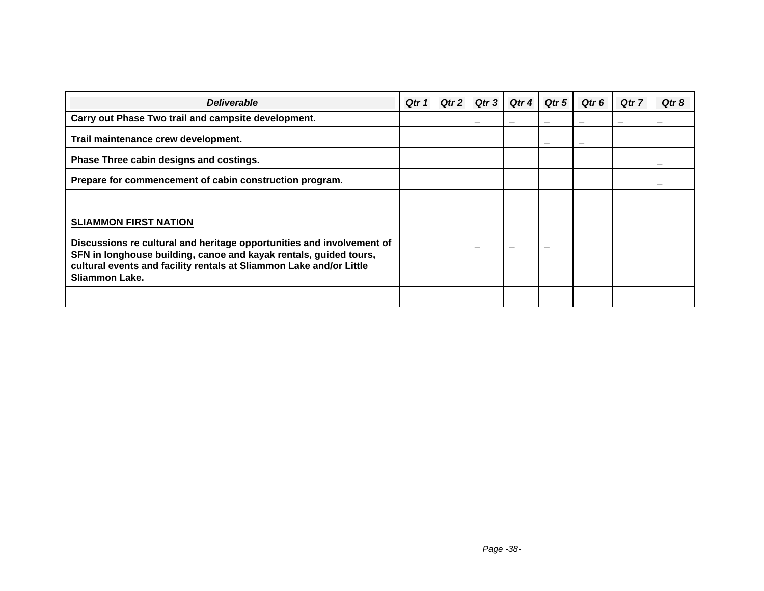| *Deliverable* | *Qtr 1* | *Qtr 2* | *Qtr 3* | *Qtr 4* | *Qtr 5* | *Qtr 6* | *Qtr 7* | *Qtr 8* |
|---|---|---|---|---|---|---|---|---|
| **Carry out Phase Two trail and campsite development.** | | | _ | _ | _ | _ | _ | _ |
| **Trail maintenance crew development.** | | | | | _ | _ | | |
| **Phase Three cabin designs and costings.** | | | | | | | | _ |
| **Prepare for commencement of cabin construction program.** | | | | | | | | _ |
| | | | | | | | | |
| **<u>SLIAMMON FIRST NATION</u>** | | | | | | | | |
| **Discussions re cultural and heritage opportunities and involvement of SFN in longhouse building, canoe and kayak rentals, guided tours, cultural events and facility rentals at Sliammon Lake and/or Little Sliammon Lake.** | | | _ | _ | _ | | | |
| | | | | | | | | |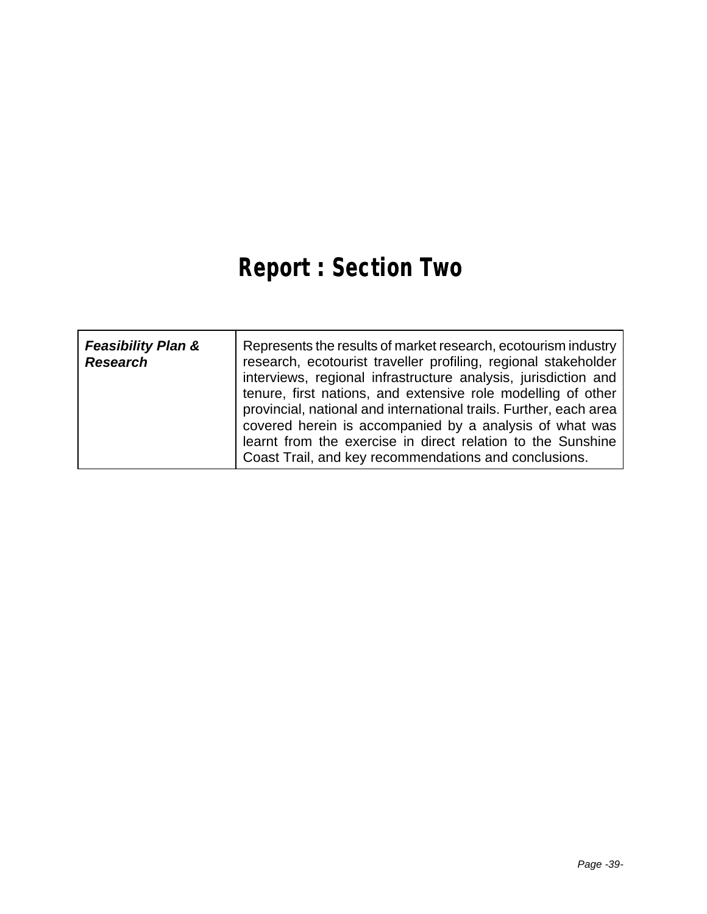# Report : Section Two

| ***Feasibility Plan & Research*** | Represents the results of market research, ecotourism industry research, ecotourist traveller profiling, regional stakeholder interviews, regional infrastructure analysis, jurisdiction and tenure, first nations, and extensive role modelling of other provincial, national and international trails. Further, each area covered herein is accompanied by a analysis of what was learnt from the exercise in direct relation to the Sunshine Coast Trail, and key recommendations and conclusions. |
|---|---|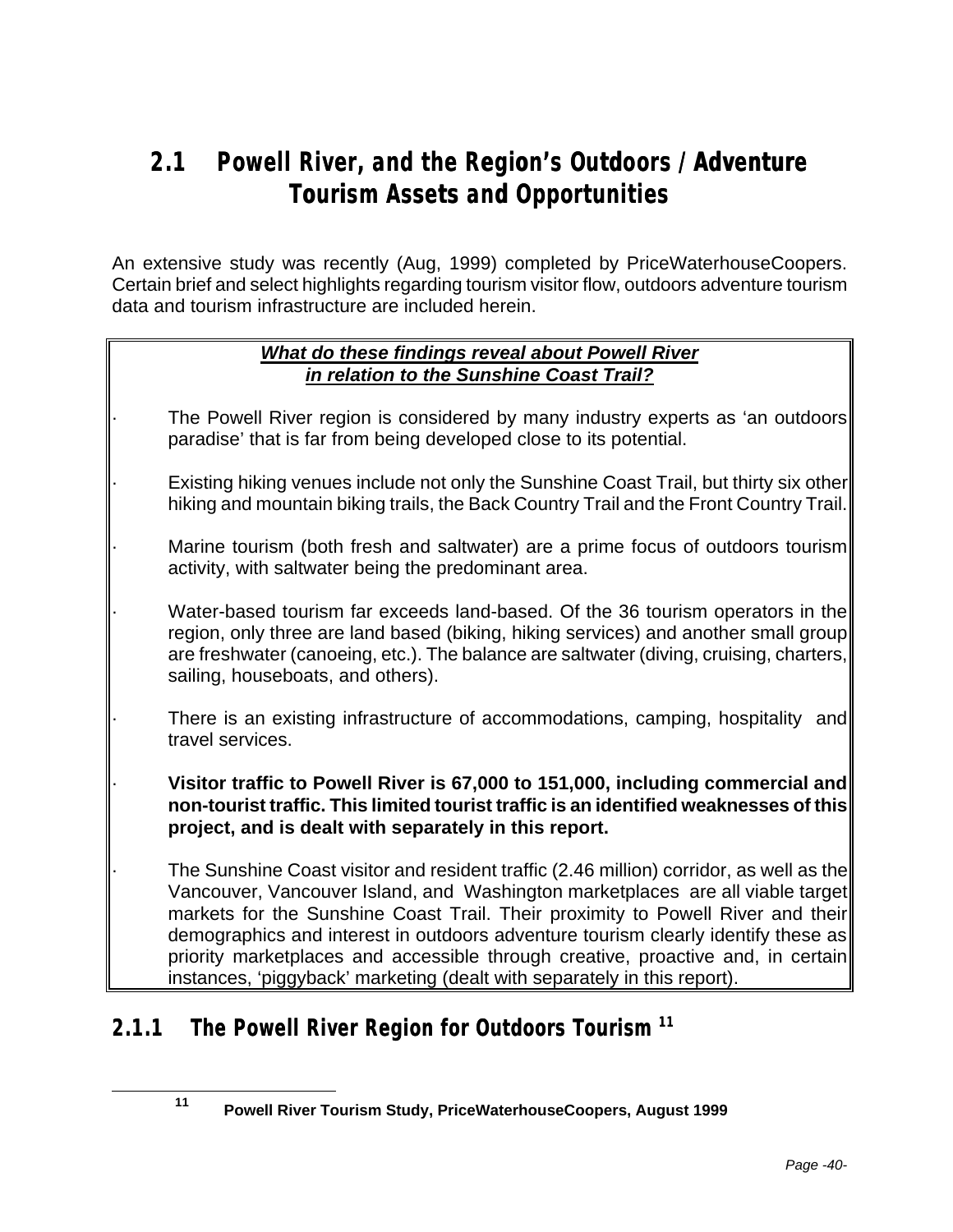## 2.1 Powell River, and the Region's Outdoors / Adventure Tourism Assets and Opportunities

An extensive study was recently (Aug, 1999) completed by PriceWaterhouseCoopers. Certain brief and select highlights regarding tourism visitor flow, outdoors adventure tourism data and tourism infrastructure are included herein.

***What do these findings reveal about Powell River in relation to the Sunshine Coast Trail?***

- The Powell River region is considered by many industry experts as 'an outdoors paradise' that is far from being developed close to its potential.
- Existing hiking venues include not only the Sunshine Coast Trail, but thirty six other hiking and mountain biking trails, the Back Country Trail and the Front Country Trail.
- Marine tourism (both fresh and saltwater) are a prime focus of outdoors tourism activity, with saltwater being the predominant area.
- Water-based tourism far exceeds land-based. Of the 36 tourism operators in the region, only three are land based (biking, hiking services) and another small group are freshwater (canoeing, etc.). The balance are saltwater (diving, cruising, charters, sailing, houseboats, and others).
- There is an existing infrastructure of accommodations, camping, hospitality and travel services.
- **Visitor traffic to Powell River is 67,000 to 151,000, including commercial and non-tourist traffic. This limited tourist traffic is an identified weaknesses of this project, and is dealt with separately in this report.**
- The Sunshine Coast visitor and resident traffic (2.46 million) corridor, as well as the Vancouver, Vancouver Island, and Washington marketplaces are all viable target markets for the Sunshine Coast Trail. Their proximity to Powell River and their demographics and interest in outdoors adventure tourism clearly identify these as priority marketplaces and accessible through creative, proactive and, in certain instances, 'piggyback' marketing (dealt with separately in this report).

### 2.1.1 The Powell River Region for Outdoors Tourism [11]

[11] **Powell River Tourism Study, PriceWaterhouseCoopers, August 1999**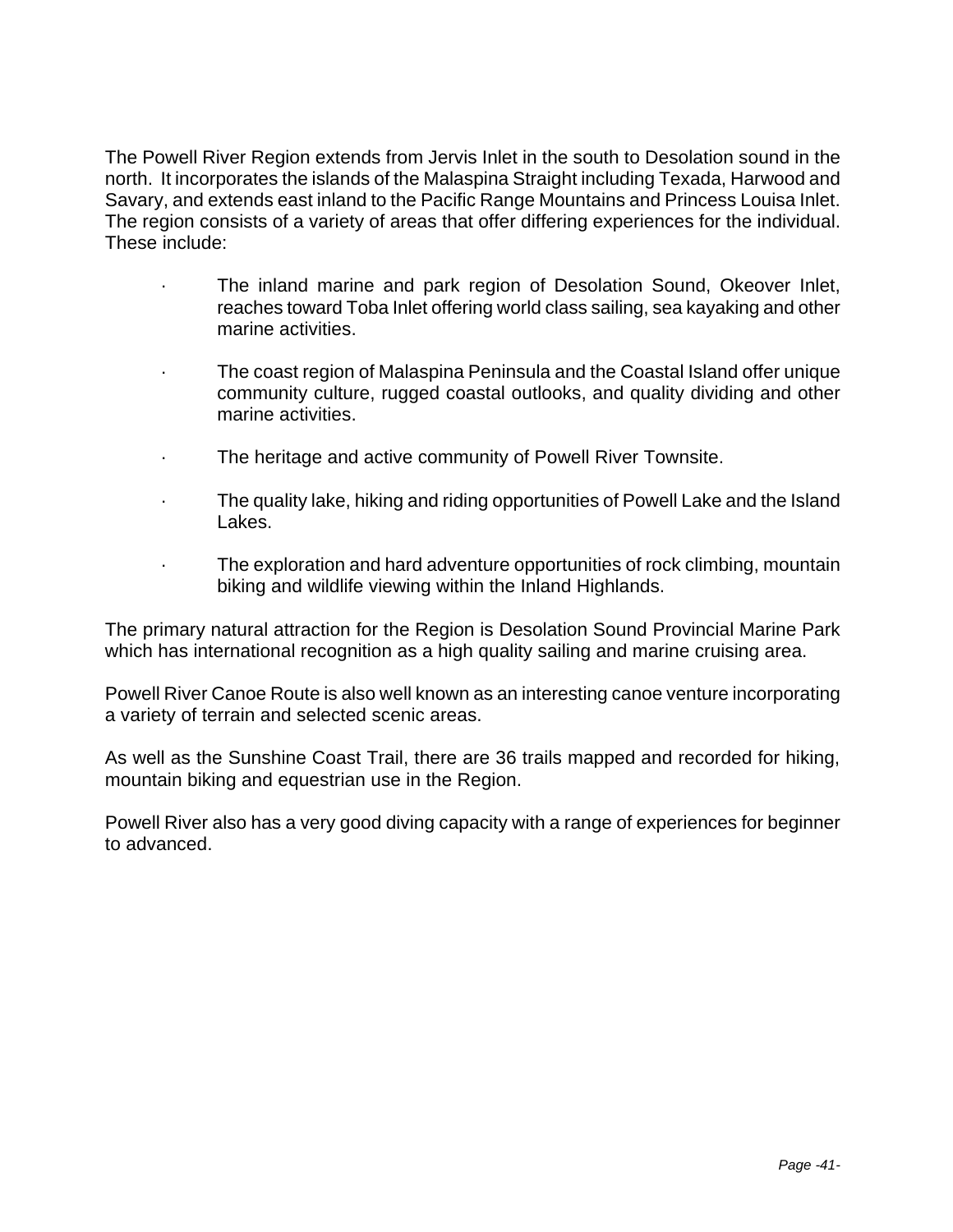The Powell River Region extends from Jervis Inlet in the south to Desolation sound in the north. It incorporates the islands of the Malaspina Straight including Texada, Harwood and Savary, and extends east inland to the Pacific Range Mountains and Princess Louisa Inlet. The region consists of a variety of areas that offer differing experiences for the individual. These include:

- The inland marine and park region of Desolation Sound, Okeover Inlet, reaches toward Toba Inlet offering world class sailing, sea kayaking and other marine activities.
- The coast region of Malaspina Peninsula and the Coastal Island offer unique community culture, rugged coastal outlooks, and quality dividing and other marine activities.
- The heritage and active community of Powell River Townsite.
- The quality lake, hiking and riding opportunities of Powell Lake and the Island Lakes.
- The exploration and hard adventure opportunities of rock climbing, mountain biking and wildlife viewing within the Inland Highlands.

The primary natural attraction for the Region is Desolation Sound Provincial Marine Park which has international recognition as a high quality sailing and marine cruising area.

Powell River Canoe Route is also well known as an interesting canoe venture incorporating a variety of terrain and selected scenic areas.

As well as the Sunshine Coast Trail, there are 36 trails mapped and recorded for hiking, mountain biking and equestrian use in the Region.

Powell River also has a very good diving capacity with a range of experiences for beginner to advanced.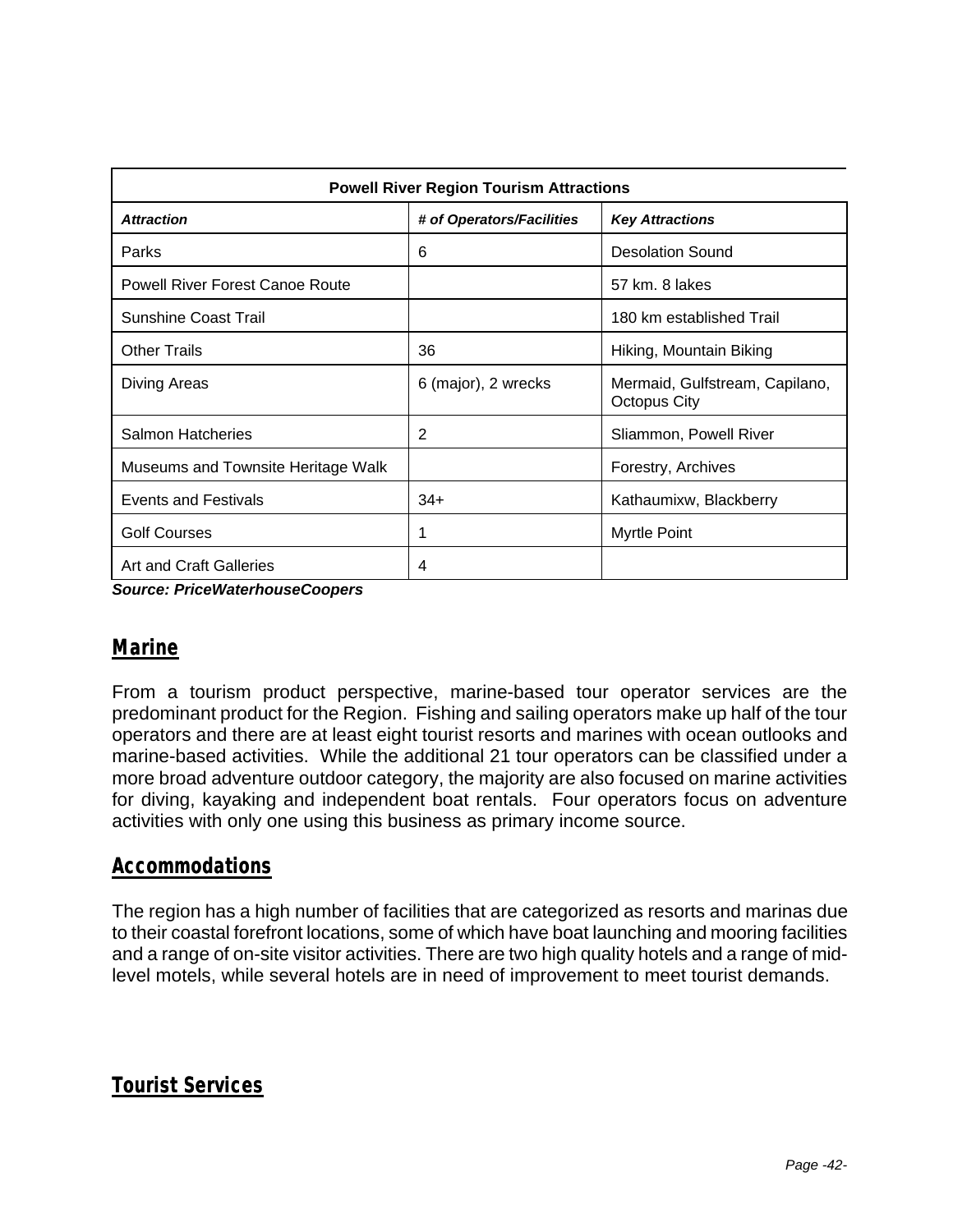| Powell River Region Tourism Attractions | | |
|---|---|---|
| ***Attraction*** | ***# of Operators/Facilities*** | ***Key Attractions*** |
| Parks | 6 | Desolation Sound |
| Powell River Forest Canoe Route | | 57 km. 8 lakes |
| Sunshine Coast Trail | | 180 km established Trail |
| Other Trails | 36 | Hiking, Mountain Biking |
| Diving Areas | 6 (major), 2 wrecks | Mermaid, Gulfstream, Capilano, Octopus City |
| Salmon Hatcheries | 2 | Sliammon, Powell River |
| Museums and Townsite Heritage Walk | | Forestry, Archives |
| Events and Festivals | 34+ | Kathaumixw, Blackberry |
| Golf Courses | 1 | Myrtle Point |
| Art and Craft Galleries | 4 | |

***Source: PriceWaterhouseCoopers***

## Marine

From a tourism product perspective, marine-based tour operator services are the predominant product for the Region. Fishing and sailing operators make up half of the tour operators and there are at least eight tourist resorts and marines with ocean outlooks and marine-based activities. While the additional 21 tour operators can be classified under a more broad adventure outdoor category, the majority are also focused on marine activities for diving, kayaking and independent boat rentals. Four operators focus on adventure activities with only one using this business as primary income source.

## Accommodations

The region has a high number of facilities that are categorized as resorts and marinas due to their coastal forefront locations, some of which have boat launching and mooring facilities and a range of on-site visitor activities. There are two high quality hotels and a range of mid-level motels, while several hotels are in need of improvement to meet tourist demands.

## Tourist Services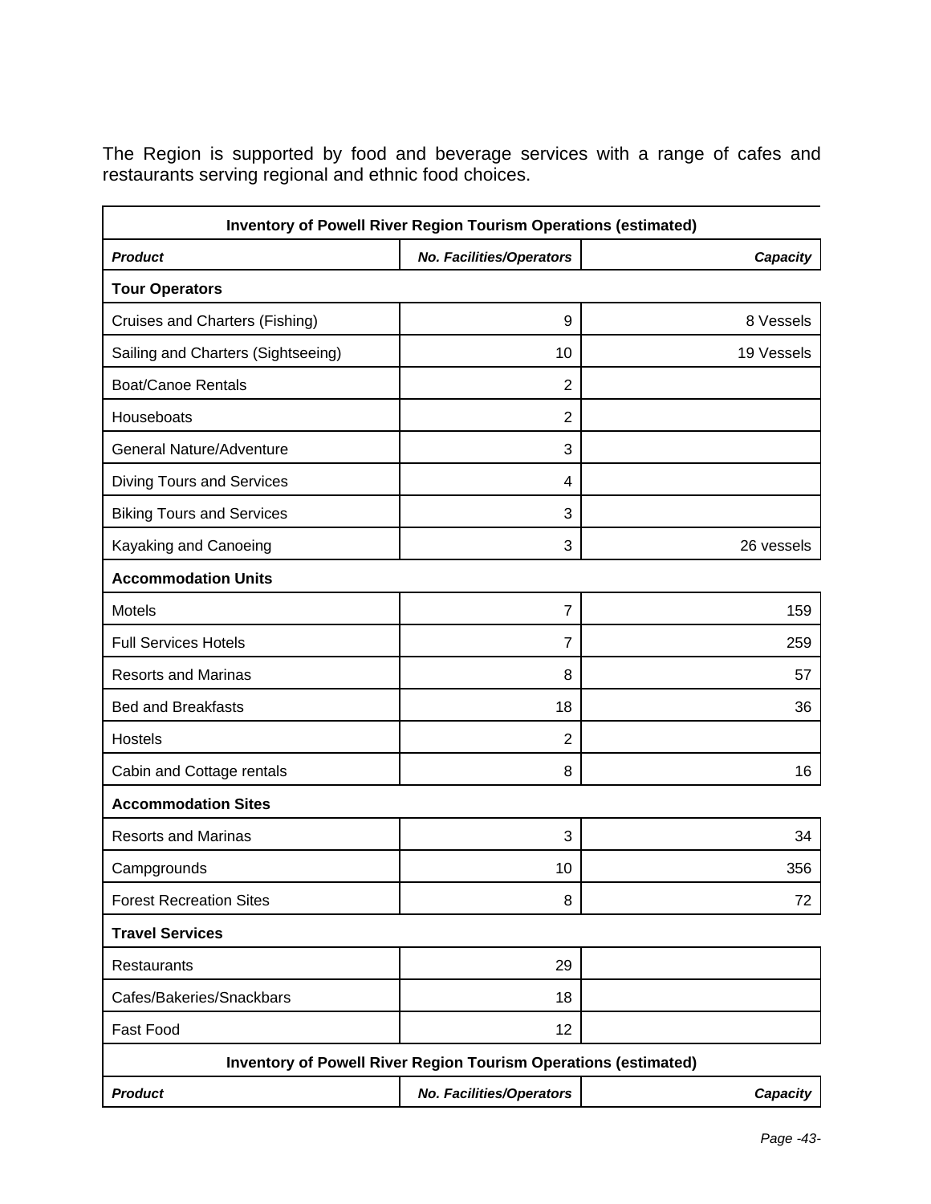The Region is supported by food and beverage services with a range of cafes and restaurants serving regional and ethnic food choices.

| Inventory of Powell River Region Tourism Operations (estimated) | | |
|---|---|---|
| ***Product*** | ***No. Facilities/Operators*** | ***Capacity*** |
| **Tour Operators** | | |
| Cruises and Charters (Fishing) | 9 | 8 Vessels |
| Sailing and Charters (Sightseeing) | 10 | 19 Vessels |
| Boat/Canoe Rentals | 2 | |
| Houseboats | 2 | |
| General Nature/Adventure | 3 | |
| Diving Tours and Services | 4 | |
| Biking Tours and Services | 3 | |
| Kayaking and Canoeing | 3 | 26 vessels |
| **Accommodation Units** | | |
| Motels | 7 | 159 |
| Full Services Hotels | 7 | 259 |
| Resorts and Marinas | 8 | 57 |
| Bed and Breakfasts | 18 | 36 |
| Hostels | 2 | |
| Cabin and Cottage rentals | 8 | 16 |
| **Accommodation Sites** | | |
| Resorts and Marinas | 3 | 34 |
| Campgrounds | 10 | 356 |
| Forest Recreation Sites | 8 | 72 |
| **Travel Services** | | |
| Restaurants | 29 | |
| Cafes/Bakeries/Snackbars | 18 | |
| Fast Food | 12 | |
| **Inventory of Powell River Region Tourism Operations (estimated)** | | |
| ***Product*** | ***No. Facilities/Operators*** | ***Capacity*** |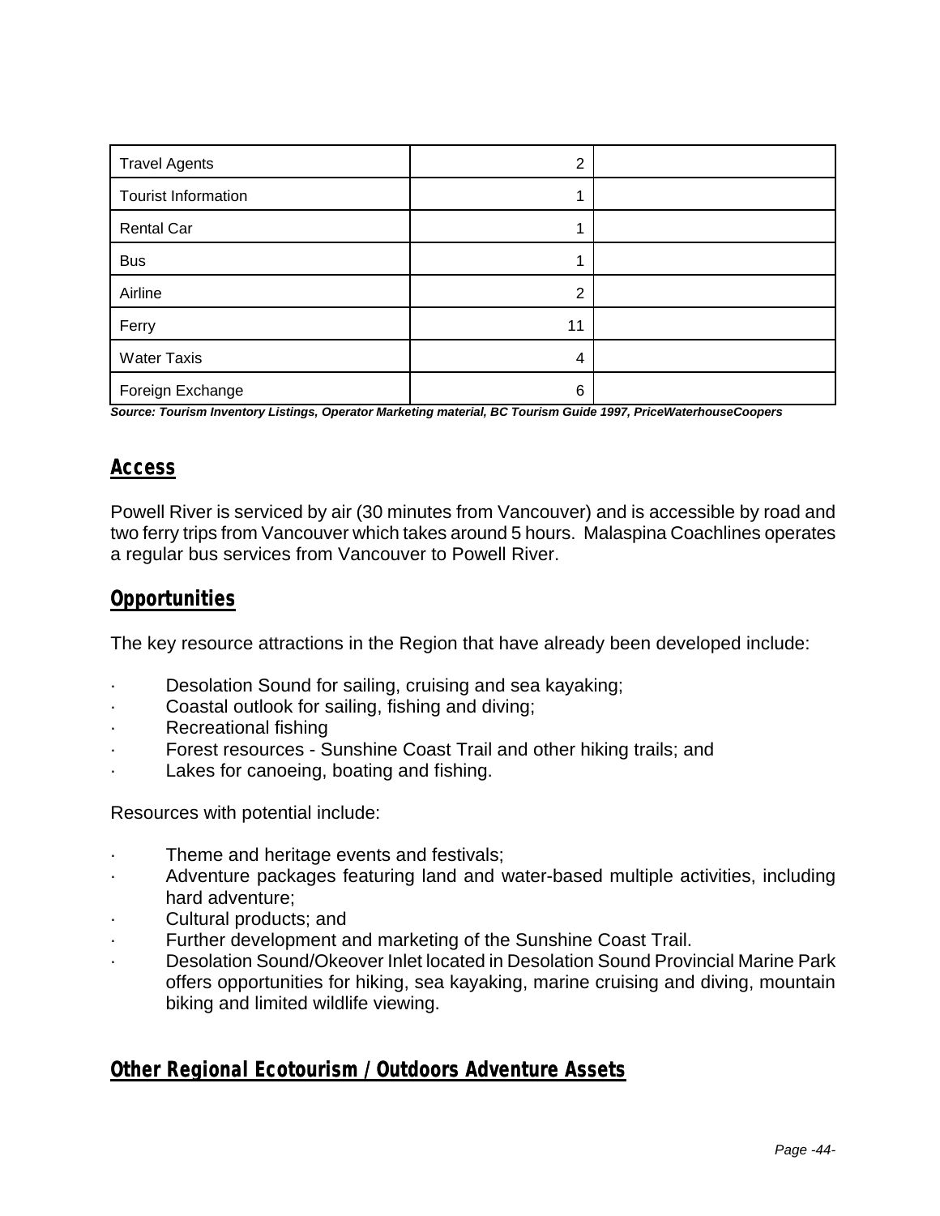| Travel Agents | 2 | |
|---|---|---|
| Tourist Information | 1 | |
| Rental Car | 1 | |
| Bus | 1 | |
| Airline | 2 | |
| Ferry | 11 | |
| Water Taxis | 4 | |
| Foreign Exchange | 6 | |

***Source: Tourism Inventory Listings, Operator Marketing material, BC Tourism Guide 1997, PriceWaterhouseCoopers***

## Access

Powell River is serviced by air (30 minutes from Vancouver) and is accessible by road and two ferry trips from Vancouver which takes around 5 hours. Malaspina Coachlines operates a regular bus services from Vancouver to Powell River.

## Opportunities

The key resource attractions in the Region that have already been developed include:

- Desolation Sound for sailing, cruising and sea kayaking;
- Coastal outlook for sailing, fishing and diving;
- Recreational fishing
- Forest resources - Sunshine Coast Trail and other hiking trails; and
- Lakes for canoeing, boating and fishing.

Resources with potential include:

- Theme and heritage events and festivals;
- Adventure packages featuring land and water-based multiple activities, including hard adventure;
- Cultural products; and
- Further development and marketing of the Sunshine Coast Trail.
- Desolation Sound/Okeover Inlet located in Desolation Sound Provincial Marine Park offers opportunities for hiking, sea kayaking, marine cruising and diving, mountain biking and limited wildlife viewing.

## Other Regional Ecotourism / Outdoors Adventure Assets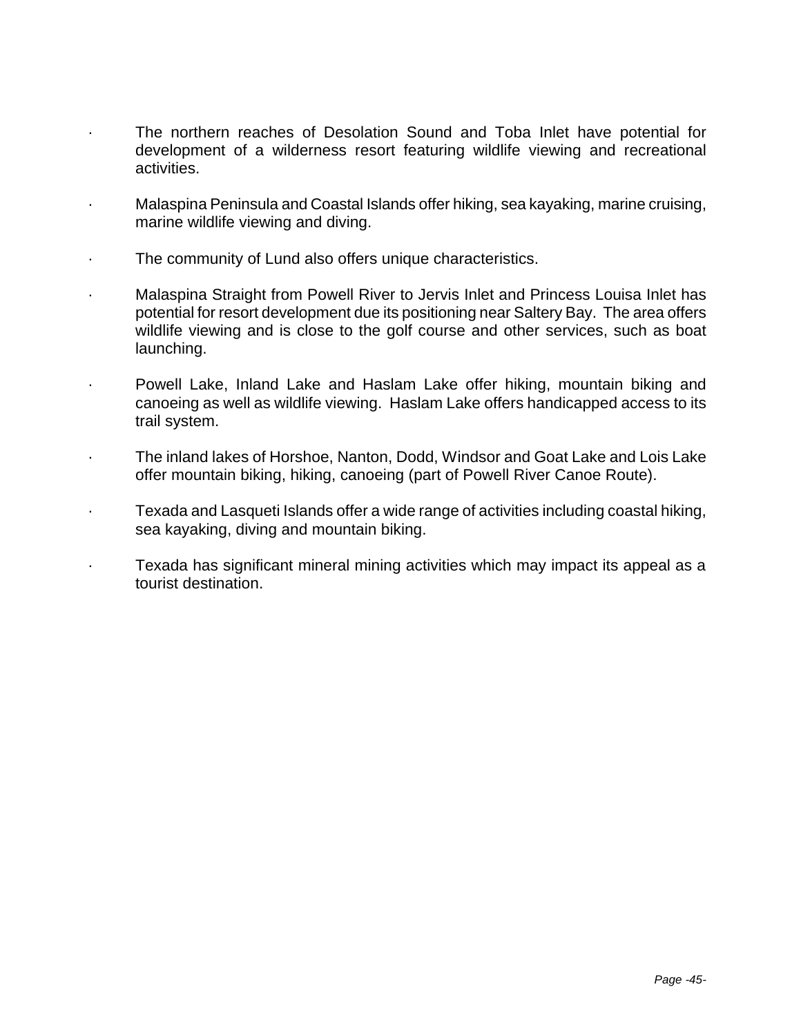- The northern reaches of Desolation Sound and Toba Inlet have potential for development of a wilderness resort featuring wildlife viewing and recreational activities.

- Malaspina Peninsula and Coastal Islands offer hiking, sea kayaking, marine cruising, marine wildlife viewing and diving.

- The community of Lund also offers unique characteristics.

- Malaspina Straight from Powell River to Jervis Inlet and Princess Louisa Inlet has potential for resort development due its positioning near Saltery Bay. The area offers wildlife viewing and is close to the golf course and other services, such as boat launching.

- Powell Lake, Inland Lake and Haslam Lake offer hiking, mountain biking and canoeing as well as wildlife viewing. Haslam Lake offers handicapped access to its trail system.

- The inland lakes of Horshoe, Nanton, Dodd, Windsor and Goat Lake and Lois Lake offer mountain biking, hiking, canoeing (part of Powell River Canoe Route).

- Texada and Lasqueti Islands offer a wide range of activities including coastal hiking, sea kayaking, diving and mountain biking.

- Texada has significant mineral mining activities which may impact its appeal as a tourist destination.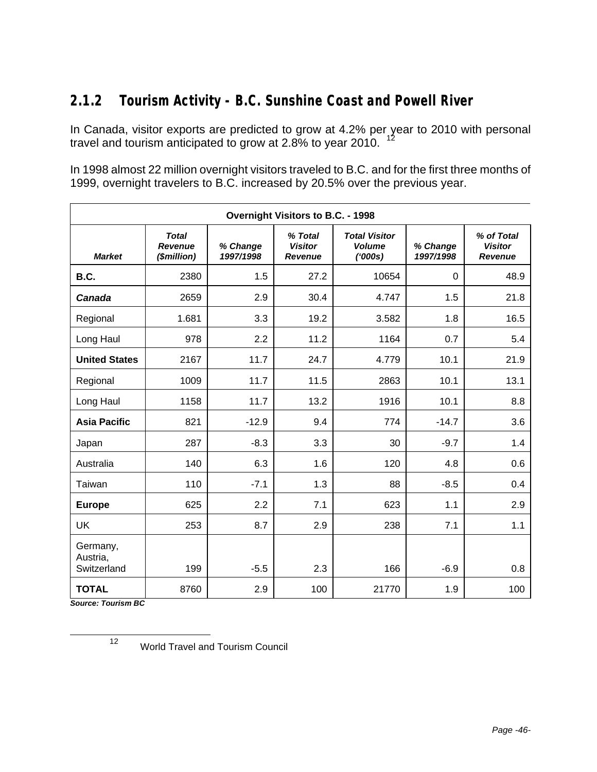### 2.1.2 Tourism Activity - B.C. Sunshine Coast and Powell River

In Canada, visitor exports are predicted to grow at 4.2% per year to 2010 with personal travel and tourism anticipated to grow at 2.8% to year 2010. [12]

In 1998 almost 22 million overnight visitors traveled to B.C. and for the first three months of 1999, overnight travelers to B.C. increased by 20.5% over the previous year.

| Overnight Visitors to B.C. - 1998 | | | | | | |
|---|---|---|---|---|---|---|
| ***Market*** | ***Total Revenue ($million)*** | ***% Change 1997/1998*** | ***% Total Visitor Revenue*** | ***Total Visitor Volume ('000s)*** | ***% Change 1997/1998*** | ***% of Total Visitor Revenue*** |
| **B.C.** | 2380 | 1.5 | 27.2 | 10654 | 0 | 48.9 |
| ***Canada*** | 2659 | 2.9 | 30.4 | 4.747 | 1.5 | 21.8 |
| Regional | 1.681 | 3.3 | 19.2 | 3.582 | 1.8 | 16.5 |
| Long Haul | 978 | 2.2 | 11.2 | 1164 | 0.7 | 5.4 |
| **United States** | 2167 | 11.7 | 24.7 | 4.779 | 10.1 | 21.9 |
| Regional | 1009 | 11.7 | 11.5 | 2863 | 10.1 | 13.1 |
| Long Haul | 1158 | 11.7 | 13.2 | 1916 | 10.1 | 8.8 |
| **Asia Pacific** | 821 | -12.9 | 9.4 | 774 | -14.7 | 3.6 |
| Japan | 287 | -8.3 | 3.3 | 30 | -9.7 | 1.4 |
| Australia | 140 | 6.3 | 1.6 | 120 | 4.8 | 0.6 |
| Taiwan | 110 | -7.1 | 1.3 | 88 | -8.5 | 0.4 |
| **Europe** | 625 | 2.2 | 7.1 | 623 | 1.1 | 2.9 |
| UK | 253 | 8.7 | 2.9 | 238 | 7.1 | 1.1 |
| Germany, Austria, Switzerland | 199 | -5.5 | 2.3 | 166 | -6.9 | 0.8 |
| **TOTAL** | 8760 | 2.9 | 100 | 21770 | 1.9 | 100 |

***Source: Tourism BC***

[12] World Travel and Tourism Council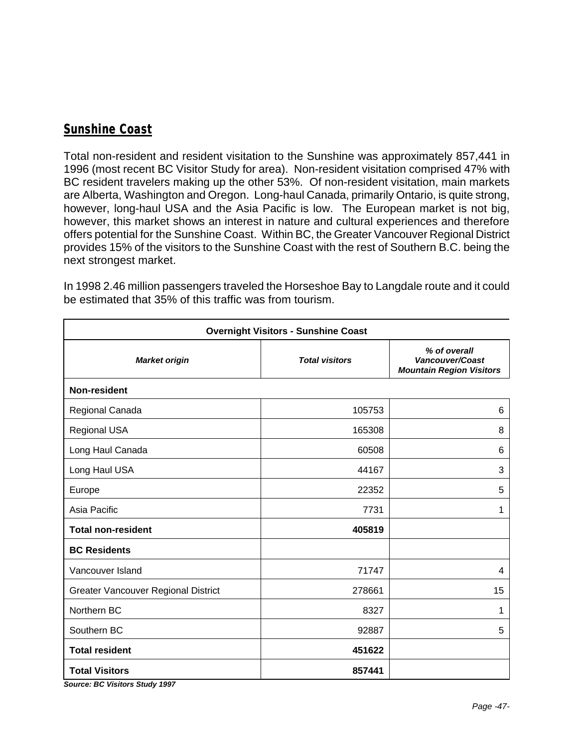## Sunshine Coast

Total non-resident and resident visitation to the Sunshine was approximately 857,441 in 1996 (most recent BC Visitor Study for area). Non-resident visitation comprised 47% with BC resident travelers making up the other 53%. Of non-resident visitation, main markets are Alberta, Washington and Oregon. Long-haul Canada, primarily Ontario, is quite strong, however, long-haul USA and the Asia Pacific is low. The European market is not big, however, this market shows an interest in nature and cultural experiences and therefore offers potential for the Sunshine Coast. Within BC, the Greater Vancouver Regional District provides 15% of the visitors to the Sunshine Coast with the rest of Southern B.C. being the next strongest market.

In 1998 2.46 million passengers traveled the Horseshoe Bay to Langdale route and it could be estimated that 35% of this traffic was from tourism.

| Overnight Visitors - Sunshine Coast | | |
|---|---|---|
| ***Market origin*** | ***Total visitors*** | ***% of overall Vancouver/Coast Mountain Region Visitors*** |
| **Non-resident** | | |
| Regional Canada | 105753 | 6 |
| Regional USA | 165308 | 8 |
| Long Haul Canada | 60508 | 6 |
| Long Haul USA | 44167 | 3 |
| Europe | 22352 | 5 |
| Asia Pacific | 7731 | 1 |
| **Total non-resident** | **405819** | |
| **BC Residents** | | |
| Vancouver Island | 71747 | 4 |
| Greater Vancouver Regional District | 278661 | 15 |
| Northern BC | 8327 | 1 |
| Southern BC | 92887 | 5 |
| **Total resident** | **451622** | |
| **Total Visitors** | **857441** | |

***Source: BC Visitors Study 1997***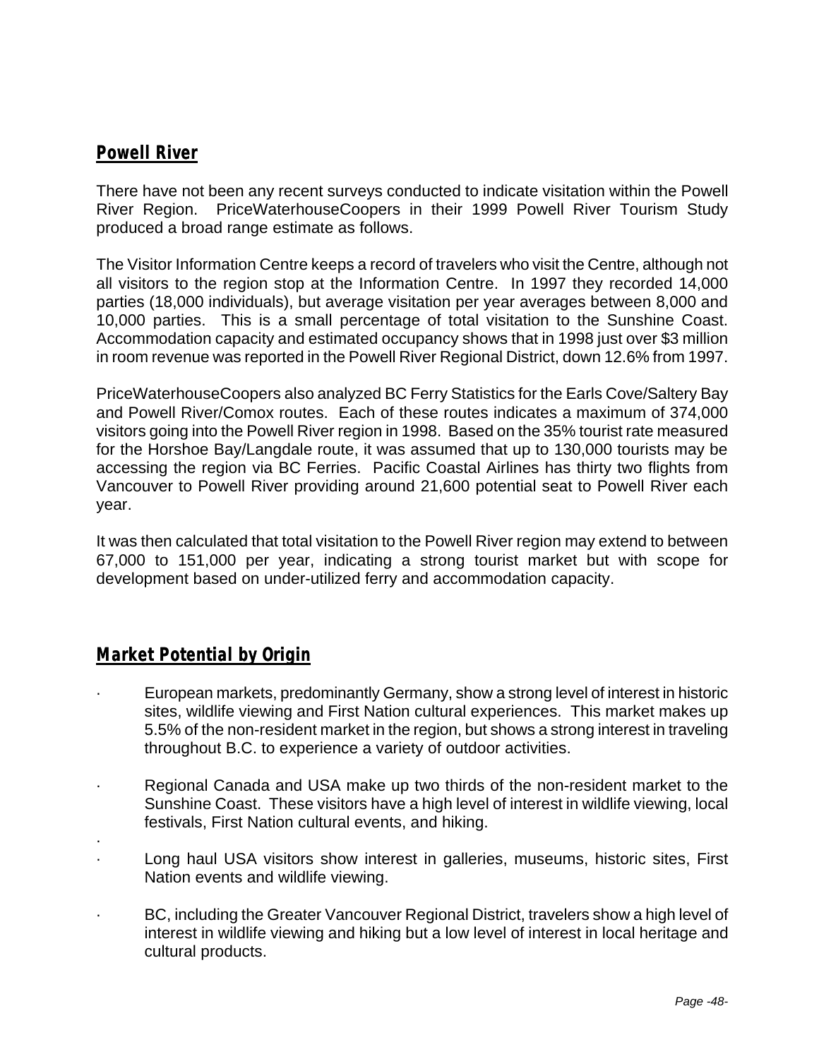## Powell River

There have not been any recent surveys conducted to indicate visitation within the Powell River Region. PriceWaterhouseCoopers in their 1999 Powell River Tourism Study produced a broad range estimate as follows.

The Visitor Information Centre keeps a record of travelers who visit the Centre, although not all visitors to the region stop at the Information Centre. In 1997 they recorded 14,000 parties (18,000 individuals), but average visitation per year averages between 8,000 and 10,000 parties. This is a small percentage of total visitation to the Sunshine Coast. Accommodation capacity and estimated occupancy shows that in 1998 just over $3 million in room revenue was reported in the Powell River Regional District, down 12.6% from 1997.

PriceWaterhouseCoopers also analyzed BC Ferry Statistics for the Earls Cove/Saltery Bay and Powell River/Comox routes. Each of these routes indicates a maximum of 374,000 visitors going into the Powell River region in 1998. Based on the 35% tourist rate measured for the Horshoe Bay/Langdale route, it was assumed that up to 130,000 tourists may be accessing the region via BC Ferries. Pacific Coastal Airlines has thirty two flights from Vancouver to Powell River providing around 21,600 potential seat to Powell River each year.

It was then calculated that total visitation to the Powell River region may extend to between 67,000 to 151,000 per year, indicating a strong tourist market but with scope for development based on under-utilized ferry and accommodation capacity.

## Market Potential by Origin

- European markets, predominantly Germany, show a strong level of interest in historic sites, wildlife viewing and First Nation cultural experiences. This market makes up 5.5% of the non-resident market in the region, but shows a strong interest in traveling throughout B.C. to experience a variety of outdoor activities.

- Regional Canada and USA make up two thirds of the non-resident market to the Sunshine Coast. These visitors have a high level of interest in wildlife viewing, local festivals, First Nation cultural events, and hiking.

- Long haul USA visitors show interest in galleries, museums, historic sites, First Nation events and wildlife viewing.

- BC, including the Greater Vancouver Regional District, travelers show a high level of interest in wildlife viewing and hiking but a low level of interest in local heritage and cultural products.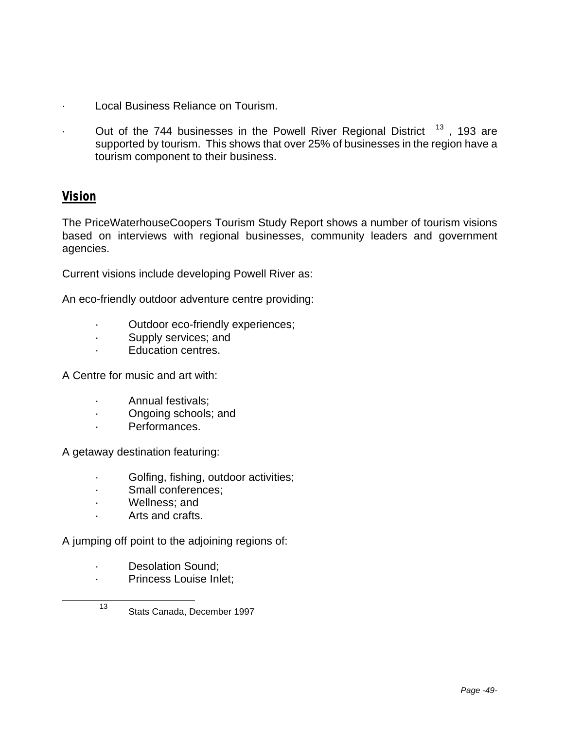- Local Business Reliance on Tourism.

- Out of the 744 businesses in the Powell River Regional District [13], 193 are supported by tourism. This shows that over 25% of businesses in the region have a tourism component to their business.

## Vision

The PriceWaterhouseCoopers Tourism Study Report shows a number of tourism visions based on interviews with regional businesses, community leaders and government agencies.

Current visions include developing Powell River as:

An eco-friendly outdoor adventure centre providing:

- Outdoor eco-friendly experiences;
- Supply services; and
- Education centres.

A Centre for music and art with:

- Annual festivals;
- Ongoing schools; and
- Performances.

A getaway destination featuring:

- Golfing, fishing, outdoor activities;
- Small conferences;
- Wellness; and
- Arts and crafts.

A jumping off point to the adjoining regions of:

- Desolation Sound;
- Princess Louise Inlet;

---

[13] Stats Canada, December 1997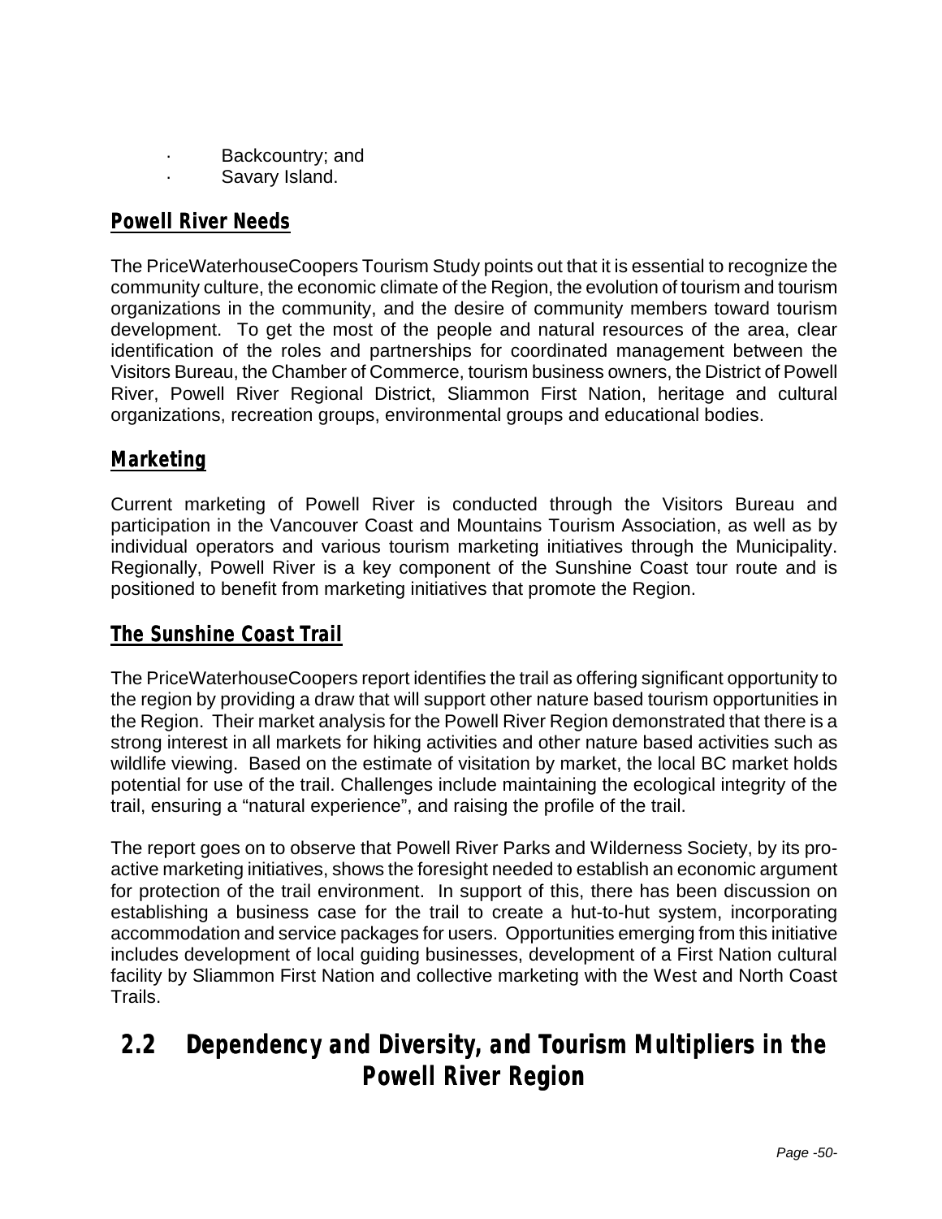- Backcountry; and
- Savary Island.

### Powell River Needs

The PriceWaterhouseCoopers Tourism Study points out that it is essential to recognize the community culture, the economic climate of the Region, the evolution of tourism and tourism organizations in the community, and the desire of community members toward tourism development. To get the most of the people and natural resources of the area, clear identification of the roles and partnerships for coordinated management between the Visitors Bureau, the Chamber of Commerce, tourism business owners, the District of Powell River, Powell River Regional District, Sliammon First Nation, heritage and cultural organizations, recreation groups, environmental groups and educational bodies.

### Marketing

Current marketing of Powell River is conducted through the Visitors Bureau and participation in the Vancouver Coast and Mountains Tourism Association, as well as by individual operators and various tourism marketing initiatives through the Municipality. Regionally, Powell River is a key component of the Sunshine Coast tour route and is positioned to benefit from marketing initiatives that promote the Region.

### The Sunshine Coast Trail

The PriceWaterhouseCoopers report identifies the trail as offering significant opportunity to the region by providing a draw that will support other nature based tourism opportunities in the Region. Their market analysis for the Powell River Region demonstrated that there is a strong interest in all markets for hiking activities and other nature based activities such as wildlife viewing. Based on the estimate of visitation by market, the local BC market holds potential for use of the trail. Challenges include maintaining the ecological integrity of the trail, ensuring a "natural experience", and raising the profile of the trail.

The report goes on to observe that Powell River Parks and Wilderness Society, by its pro-active marketing initiatives, shows the foresight needed to establish an economic argument for protection of the trail environment. In support of this, there has been discussion on establishing a business case for the trail to create a hut-to-hut system, incorporating accommodation and service packages for users. Opportunities emerging from this initiative includes development of local guiding businesses, development of a First Nation cultural facility by Sliammon First Nation and collective marketing with the West and North Coast Trails.

## 2.2 Dependency and Diversity, and Tourism Multipliers in the Powell River Region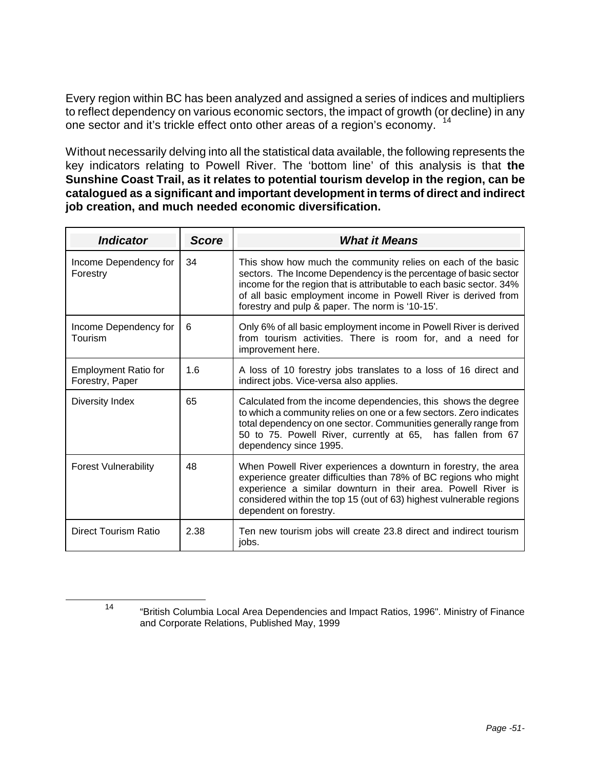Every region within BC has been analyzed and assigned a series of indices and multipliers to reflect dependency on various economic sectors, the impact of growth (or decline) in any one sector and it's trickle effect onto other areas of a region's economy. [14]

Without necessarily delving into all the statistical data available, the following represents the key indicators relating to Powell River. The 'bottom line' of this analysis is that **the Sunshine Coast Trail, as it relates to potential tourism develop in the region, can be catalogued as a significant and important development in terms of direct and indirect job creation, and much needed economic diversification.**

| ***Indicator*** | ***Score*** | ***What it Means*** |
|---|---|---|
| Income Dependency for Forestry | 34 | This show how much the community relies on each of the basic sectors. The Income Dependency is the percentage of basic sector income for the region that is attributable to each basic sector. 34% of all basic employment income in Powell River is derived from forestry and pulp & paper. The norm is '10-15'. |
| Income Dependency for Tourism | 6 | Only 6% of all basic employment income in Powell River is derived from tourism activities. There is room for, and a need for improvement here. |
| Employment Ratio for Forestry, Paper | 1.6 | A loss of 10 forestry jobs translates to a loss of 16 direct and indirect jobs. Vice-versa also applies. |
| Diversity Index | 65 | Calculated from the income dependencies, this shows the degree to which a community relies on one or a few sectors. Zero indicates total dependency on one sector. Communities generally range from 50 to 75. Powell River, currently at 65, has fallen from 67 dependency since 1995. |
| Forest Vulnerability | 48 | When Powell River experiences a downturn in forestry, the area experience greater difficulties than 78% of BC regions who might experience a similar downturn in their area. Powell River is considered within the top 15 (out of 63) highest vulnerable regions dependent on forestry. |
| Direct Tourism Ratio | 2.38 | Ten new tourism jobs will create 23.8 direct and indirect tourism jobs. |

[14] "British Columbia Local Area Dependencies and Impact Ratios, 1996". Ministry of Finance and Corporate Relations, Published May, 1999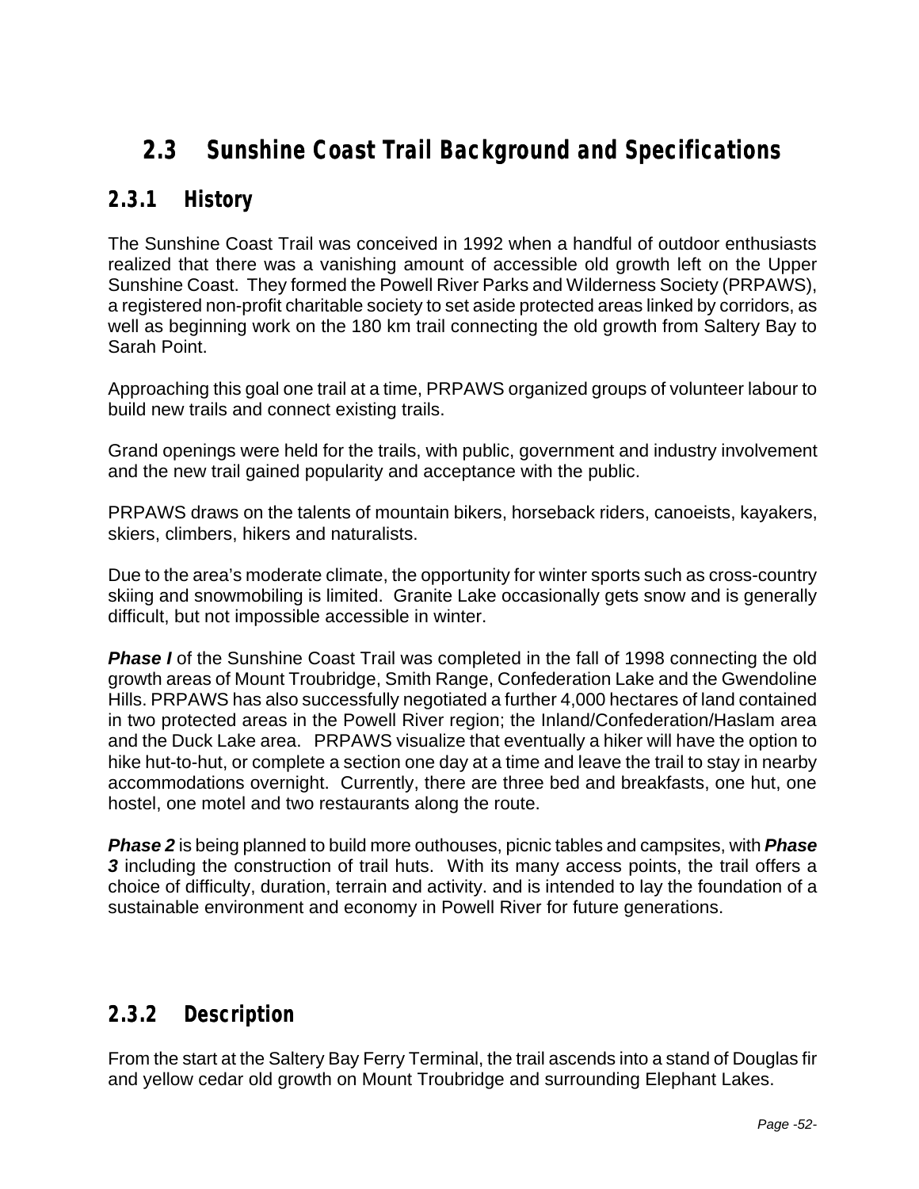## 2.3 Sunshine Coast Trail Background and Specifications

### 2.3.1 History

The Sunshine Coast Trail was conceived in 1992 when a handful of outdoor enthusiasts realized that there was a vanishing amount of accessible old growth left on the Upper Sunshine Coast. They formed the Powell River Parks and Wilderness Society (PRPAWS), a registered non-profit charitable society to set aside protected areas linked by corridors, as well as beginning work on the 180 km trail connecting the old growth from Saltery Bay to Sarah Point.

Approaching this goal one trail at a time, PRPAWS organized groups of volunteer labour to build new trails and connect existing trails.

Grand openings were held for the trails, with public, government and industry involvement and the new trail gained popularity and acceptance with the public.

PRPAWS draws on the talents of mountain bikers, horseback riders, canoeists, kayakers, skiers, climbers, hikers and naturalists.

Due to the area's moderate climate, the opportunity for winter sports such as cross-country skiing and snowmobiling is limited. Granite Lake occasionally gets snow and is generally difficult, but not impossible accessible in winter.

***Phase I*** of the Sunshine Coast Trail was completed in the fall of 1998 connecting the old growth areas of Mount Troubridge, Smith Range, Confederation Lake and the Gwendoline Hills. PRPAWS has also successfully negotiated a further 4,000 hectares of land contained in two protected areas in the Powell River region; the Inland/Confederation/Haslam area and the Duck Lake area. PRPAWS visualize that eventually a hiker will have the option to hike hut-to-hut, or complete a section one day at a time and leave the trail to stay in nearby accommodations overnight. Currently, there are three bed and breakfasts, one hut, one hostel, one motel and two restaurants along the route.

***Phase 2*** is being planned to build more outhouses, picnic tables and campsites, with ***Phase 3*** including the construction of trail huts. With its many access points, the trail offers a choice of difficulty, duration, terrain and activity. and is intended to lay the foundation of a sustainable environment and economy in Powell River for future generations.

### 2.3.2 Description

From the start at the Saltery Bay Ferry Terminal, the trail ascends into a stand of Douglas fir and yellow cedar old growth on Mount Troubridge and surrounding Elephant Lakes.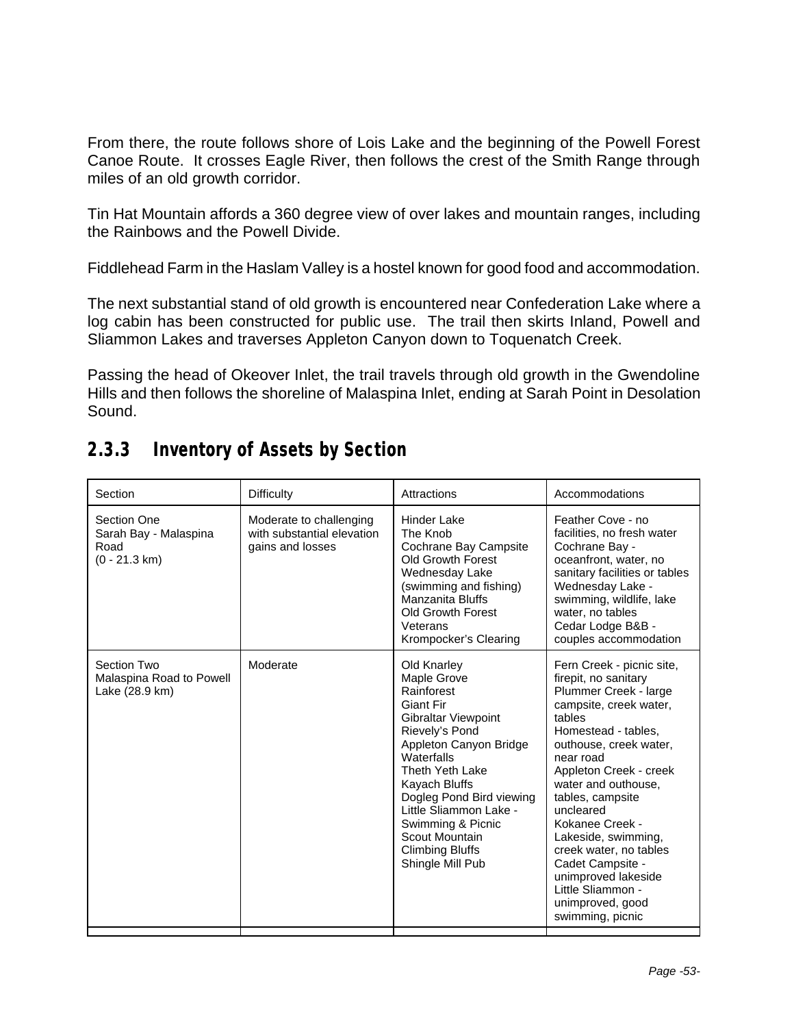From there, the route follows shore of Lois Lake and the beginning of the Powell Forest Canoe Route. It crosses Eagle River, then follows the crest of the Smith Range through miles of an old growth corridor.

Tin Hat Mountain affords a 360 degree view of over lakes and mountain ranges, including the Rainbows and the Powell Divide.

Fiddlehead Farm in the Haslam Valley is a hostel known for good food and accommodation.

The next substantial stand of old growth is encountered near Confederation Lake where a log cabin has been constructed for public use. The trail then skirts Inland, Powell and Sliammon Lakes and traverses Appleton Canyon down to Toquenatch Creek.

Passing the head of Okeover Inlet, the trail travels through old growth in the Gwendoline Hills and then follows the shoreline of Malaspina Inlet, ending at Sarah Point in Desolation Sound.

### 2.3.3 Inventory of Assets by Section

| Section | Difficulty | Attractions | Accommodations |
|---|---|---|---|
| Section One<br>Sarah Bay - Malaspina Road<br>(0 - 21.3 km) | Moderate to challenging with substantial elevation gains and losses | Hinder Lake<br>The Knob<br>Cochrane Bay Campsite<br>Old Growth Forest<br>Wednesday Lake (swimming and fishing)<br>Manzanita Bluffs<br>Old Growth Forest Veterans<br>Krompocker's Clearing | Feather Cove - no facilities, no fresh water<br>Cochrane Bay - oceanfront, water, no sanitary facilities or tables<br>Wednesday Lake - swimming, wildlife, lake water, no tables<br>Cedar Lodge B&B - couples accommodation |
| Section Two<br>Malaspina Road to Powell Lake (28.9 km) | Moderate | Old Knarley<br>Maple Grove<br>Rainforest<br>Giant Fir<br>Gibraltar Viewpoint<br>Rievely's Pond<br>Appleton Canyon Bridge<br>Waterfalls<br>Theth Yeth Lake<br>Kayach Bluffs<br>Dogleg Pond Bird viewing<br>Little Sliammon Lake - Swimming & Picnic<br>Scout Mountain<br>Climbing Bluffs<br>Shingle Mill Pub | Fern Creek - picnic site, firepit, no sanitary<br>Plummer Creek - large campsite, creek water, tables<br>Homestead - tables, outhouse, creek water, near road<br>Appleton Creek - creek water and outhouse, tables, campsite uncleared<br>Kokanee Creek - Lakeside, swimming, creek water, no tables<br>Cadet Campsite - unimproved lakeside<br>Little Sliammon - unimproved, good swimming, picnic |
| | | | |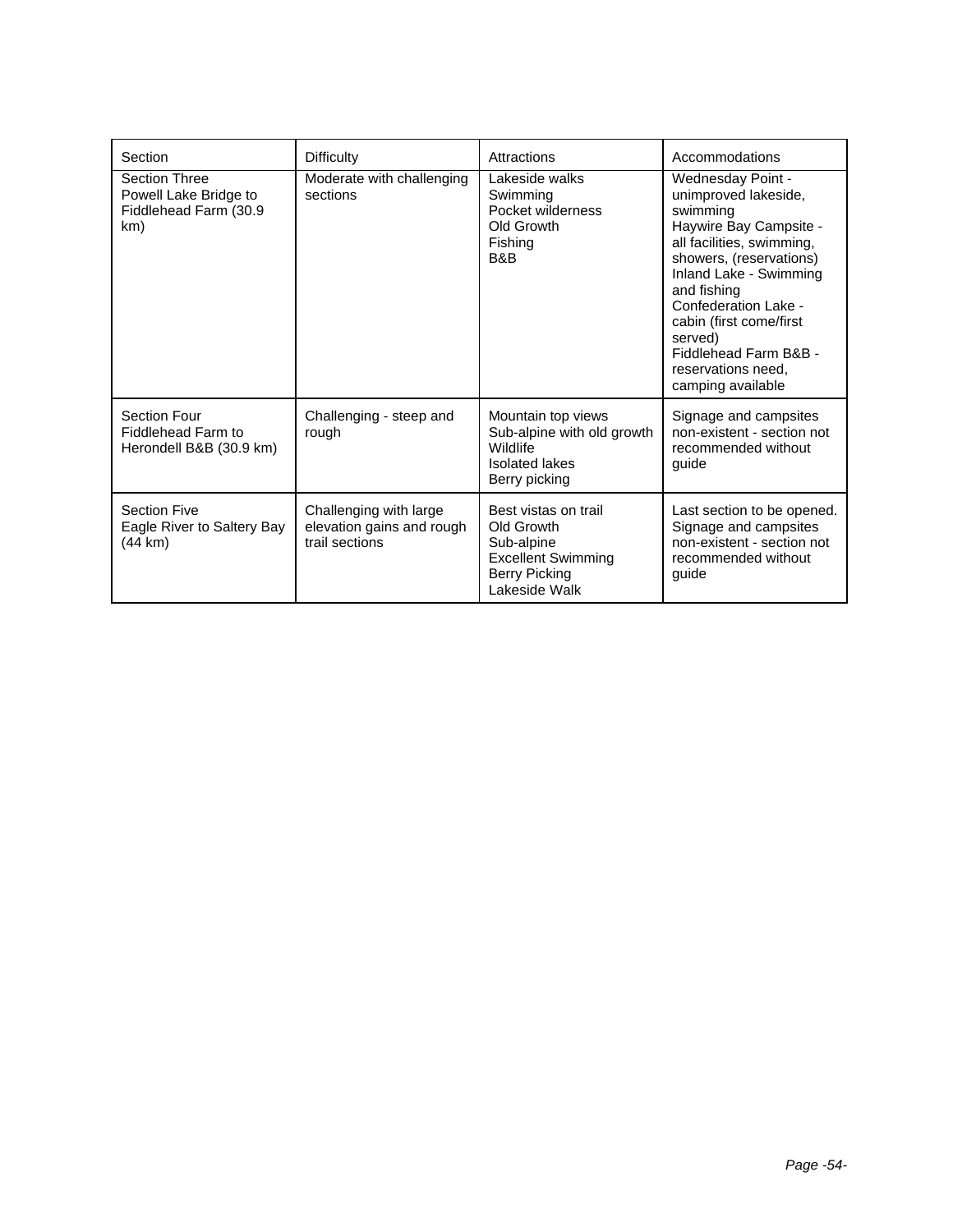| Section | Difficulty | Attractions | Accommodations |
|---|---|---|---|
| Section Three<br>Powell Lake Bridge to Fiddlehead Farm (30.9 km) | Moderate with challenging sections | Lakeside walks<br>Swimming<br>Pocket wilderness<br>Old Growth<br>Fishing<br>B&B | Wednesday Point - unimproved lakeside, swimming<br>Haywire Bay Campsite - all facilities, swimming, showers, (reservations)<br>Inland Lake - Swimming and fishing<br>Confederation Lake - cabin (first come/first served)<br>Fiddlehead Farm B&B - reservations need, camping available |
| Section Four<br>Fiddlehead Farm to Herondell B&B (30.9 km) | Challenging - steep and rough | Mountain top views<br>Sub-alpine with old growth<br>Wildlife<br>Isolated lakes<br>Berry picking | Signage and campsites non-existent - section not recommended without guide |
| Section Five<br>Eagle River to Saltery Bay (44 km) | Challenging with large elevation gains and rough trail sections | Best vistas on trail<br>Old Growth<br>Sub-alpine<br>Excellent Swimming<br>Berry Picking<br>Lakeside Walk | Last section to be opened. Signage and campsites non-existent - section not recommended without guide |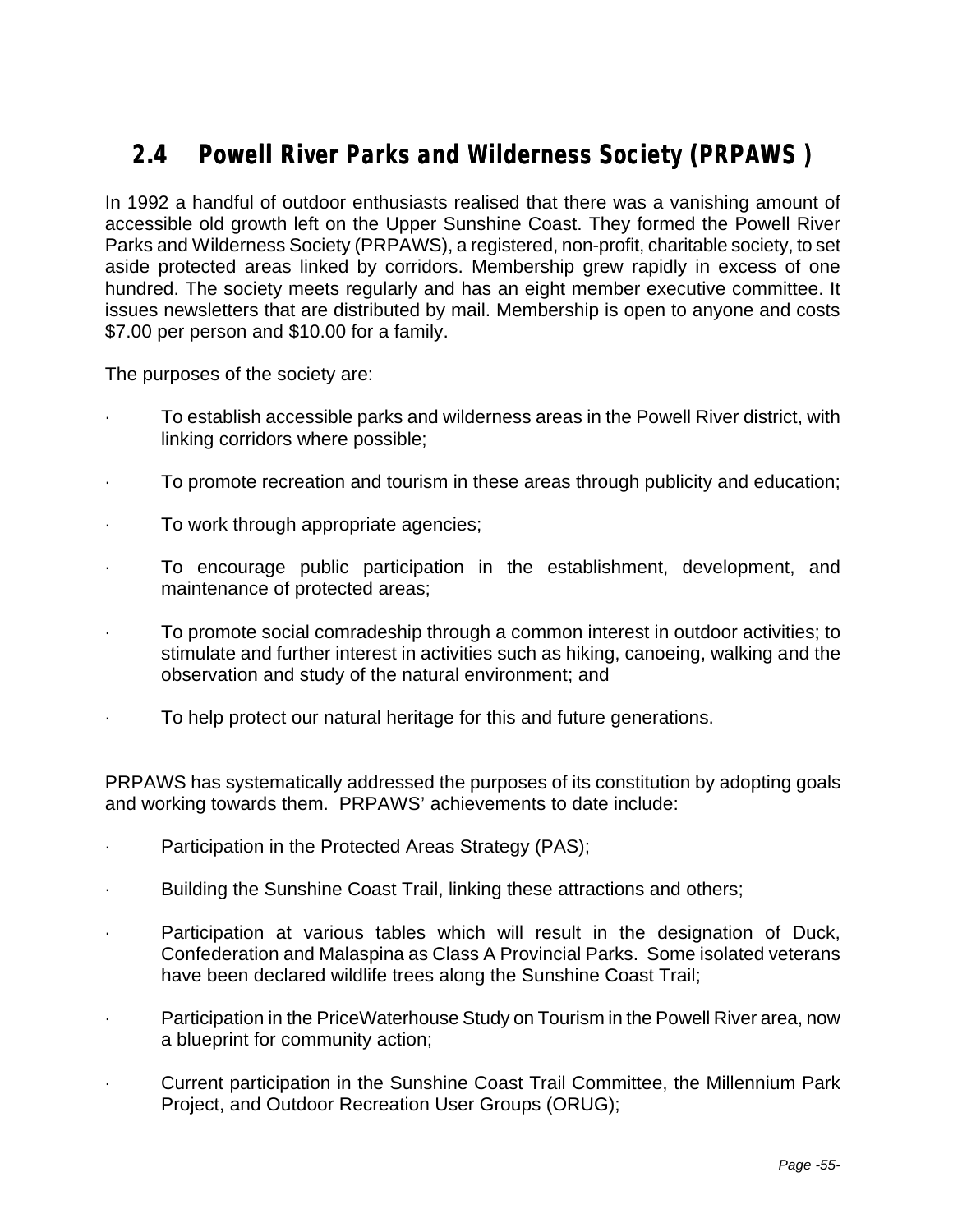## 2.4 Powell River Parks and Wilderness Society (PRPAWS )

In 1992 a handful of outdoor enthusiasts realised that there was a vanishing amount of accessible old growth left on the Upper Sunshine Coast. They formed the Powell River Parks and Wilderness Society (PRPAWS), a registered, non-profit, charitable society, to set aside protected areas linked by corridors. Membership grew rapidly in excess of one hundred. The society meets regularly and has an eight member executive committee. It issues newsletters that are distributed by mail. Membership is open to anyone and costs $7.00 per person and $10.00 for a family.

The purposes of the society are:

- To establish accessible parks and wilderness areas in the Powell River district, with linking corridors where possible;
- To promote recreation and tourism in these areas through publicity and education;
- To work through appropriate agencies;
- To encourage public participation in the establishment, development, and maintenance of protected areas;
- To promote social comradeship through a common interest in outdoor activities; to stimulate and further interest in activities such as hiking, canoeing, walking and the observation and study of the natural environment; and
- To help protect our natural heritage for this and future generations.

PRPAWS has systematically addressed the purposes of its constitution by adopting goals and working towards them. PRPAWS' achievements to date include:

- Participation in the Protected Areas Strategy (PAS);
- Building the Sunshine Coast Trail, linking these attractions and others;
- Participation at various tables which will result in the designation of Duck, Confederation and Malaspina as Class A Provincial Parks. Some isolated veterans have been declared wildlife trees along the Sunshine Coast Trail;
- Participation in the PriceWaterhouse Study on Tourism in the Powell River area, now a blueprint for community action;
- Current participation in the Sunshine Coast Trail Committee, the Millennium Park Project, and Outdoor Recreation User Groups (ORUG);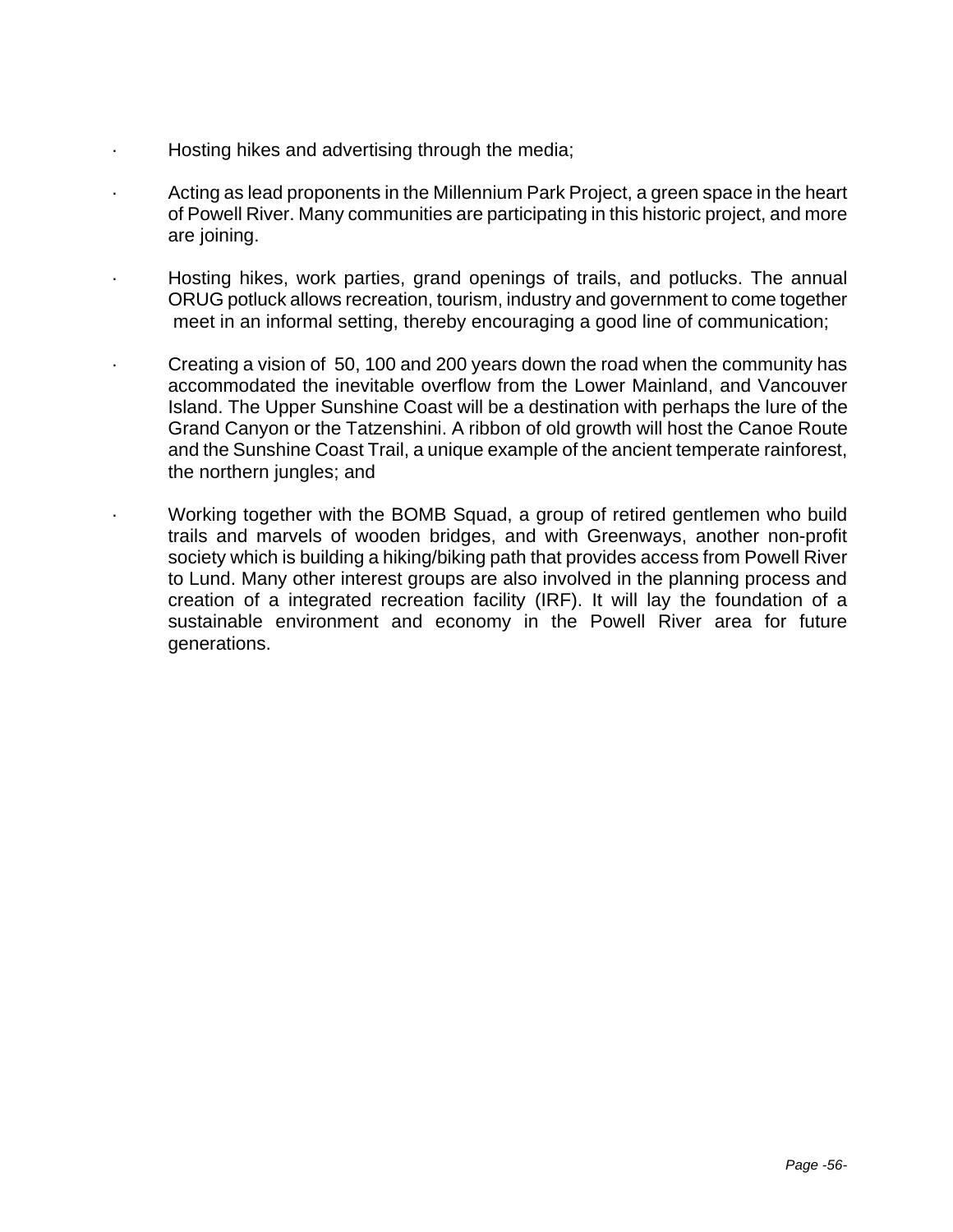- Hosting hikes and advertising through the media;
- Acting as lead proponents in the Millennium Park Project, a green space in the heart of Powell River. Many communities are participating in this historic project, and more are joining.
- Hosting hikes, work parties, grand openings of trails, and potlucks. The annual ORUG potluck allows recreation, tourism, industry and government to come together meet in an informal setting, thereby encouraging a good line of communication;
- Creating a vision of 50, 100 and 200 years down the road when the community has accommodated the inevitable overflow from the Lower Mainland, and Vancouver Island. The Upper Sunshine Coast will be a destination with perhaps the lure of the Grand Canyon or the Tatzenshini. A ribbon of old growth will host the Canoe Route and the Sunshine Coast Trail, a unique example of the ancient temperate rainforest, the northern jungles; and
- Working together with the BOMB Squad, a group of retired gentlemen who build trails and marvels of wooden bridges, and with Greenways, another non-profit society which is building a hiking/biking path that provides access from Powell River to Lund. Many other interest groups are also involved in the planning process and creation of a integrated recreation facility (IRF). It will lay the foundation of a sustainable environment and economy in the Powell River area for future generations.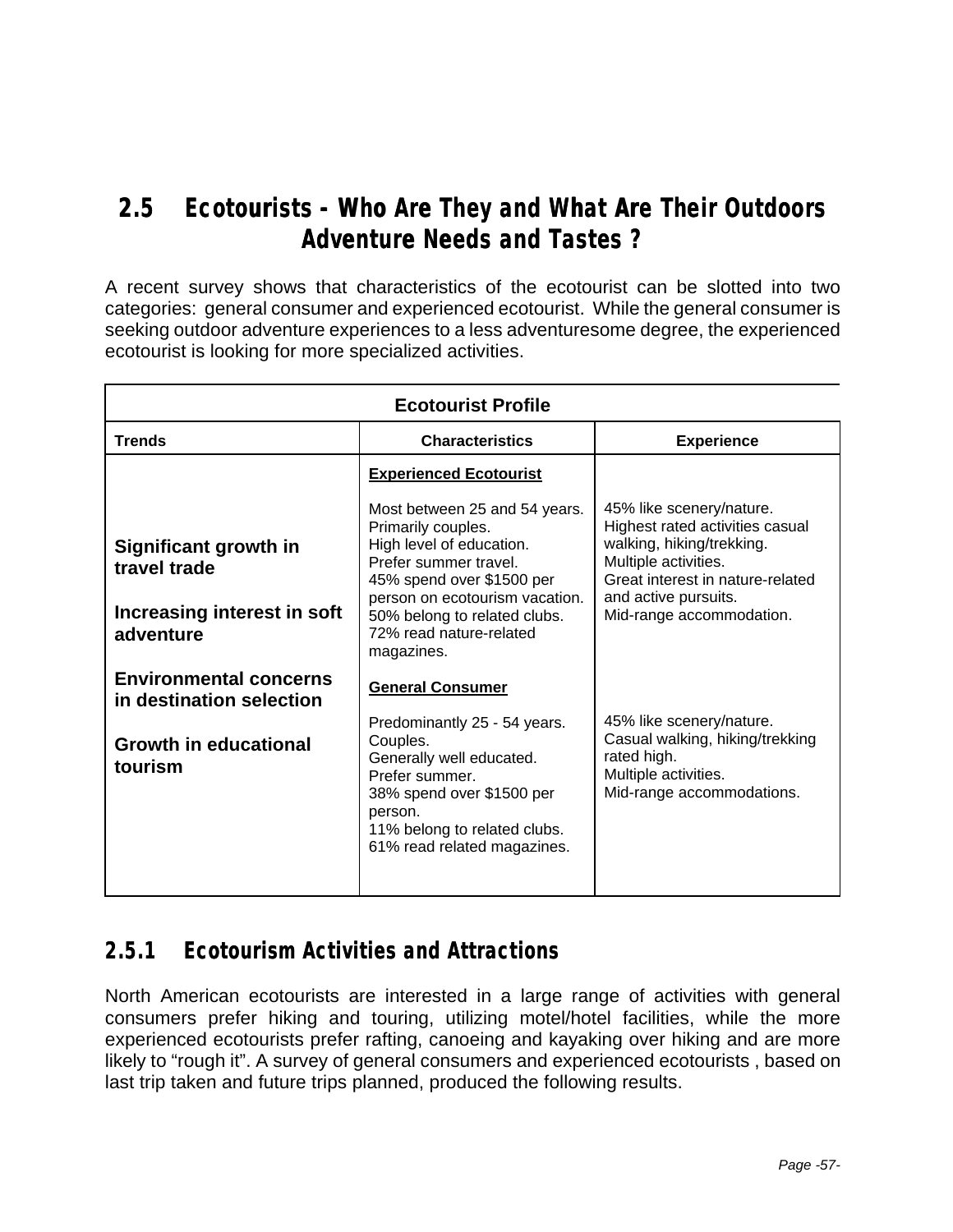## 2.5 Ecotourists - Who Are They and What Are Their Outdoors Adventure Needs and Tastes ?

A recent survey shows that characteristics of the ecotourist can be slotted into two categories: general consumer and experienced ecotourist. While the general consumer is seeking outdoor adventure experiences to a less adventuresome degree, the experienced ecotourist is looking for more specialized activities.

| Ecotourist Profile | | |
|---|---|---|
| **Trends** | **Characteristics** | **Experience** |
| **Significant growth in travel trade**<br><br>**Increasing interest in soft adventure**<br><br>**Environmental concerns in destination selection**<br><br>**Growth in educational tourism** | **Experienced Ecotourist**<br><br>Most between 25 and 54 years.<br>Primarily couples.<br>High level of education.<br>Prefer summer travel.<br>45% spend over $1500 per person on ecotourism vacation.<br>50% belong to related clubs.<br>72% read nature-related magazines. | 45% like scenery/nature.<br>Highest rated activities casual walking, hiking/trekking.<br>Multiple activities.<br>Great interest in nature-related and active pursuits.<br>Mid-range accommodation. |
| | **General Consumer**<br><br>Predominantly 25 - 54 years.<br>Couples.<br>Generally well educated.<br>Prefer summer.<br>38% spend over $1500 per person.<br>11% belong to related clubs.<br>61% read related magazines. | 45% like scenery/nature.<br>Casual walking, hiking/trekking rated high.<br>Multiple activities.<br>Mid-range accommodations. |

### 2.5.1 Ecotourism Activities and Attractions

North American ecotourists are interested in a large range of activities with general consumers prefer hiking and touring, utilizing motel/hotel facilities, while the more experienced ecotourists prefer rafting, canoeing and kayaking over hiking and are more likely to "rough it". A survey of general consumers and experienced ecotourists , based on last trip taken and future trips planned, produced the following results.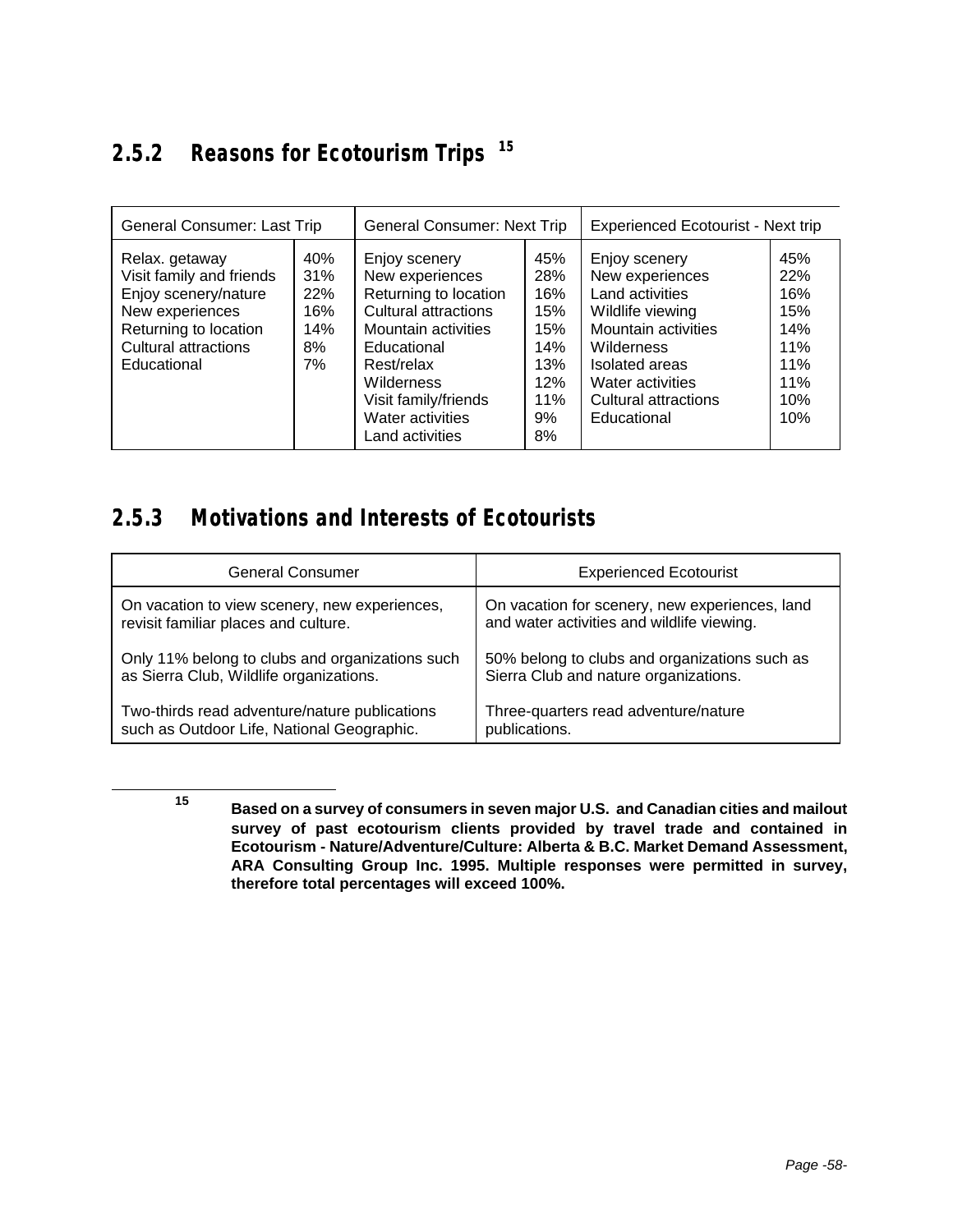### 2.5.2 Reasons for Ecotourism Trips [15]

| General Consumer: Last Trip | | General Consumer: Next Trip | | Experienced Ecotourist - Next trip | |
|---|---|---|---|---|---|
| Relax. getaway | 40% | Enjoy scenery | 45% | Enjoy scenery | 45% |
| Visit family and friends | 31% | New experiences | 28% | New experiences | 22% |
| Enjoy scenery/nature | 22% | Returning to location | 16% | Land activities | 16% |
| New experiences | 16% | Cultural attractions | 15% | Wildlife viewing | 15% |
| Returning to location | 14% | Mountain activities | 15% | Mountain activities | 14% |
| Cultural attractions | 8% | Educational | 14% | Wilderness | 11% |
| Educational | 7% | Rest/relax | 13% | Isolated areas | 11% |
| | | Wilderness | 12% | Water activities | 11% |
| | | Visit family/friends | 11% | Cultural attractions | 10% |
| | | Water activities | 9% | Educational | 10% |
| | | Land activities | 8% | | |

### 2.5.3 Motivations and Interests of Ecotourists

| General Consumer | Experienced Ecotourist |
|---|---|
| On vacation to view scenery, new experiences, revisit familiar places and culture. | On vacation for scenery, new experiences, land and water activities and wildlife viewing. |
| Only 11% belong to clubs and organizations such as Sierra Club, Wildlife organizations. | 50% belong to clubs and organizations such as Sierra Club and nature organizations. |
| Two-thirds read adventure/nature publications such as Outdoor Life, National Geographic. | Three-quarters read adventure/nature publications. |

---

[15] **Based on a survey of consumers in seven major U.S. and Canadian cities and mailout survey of past ecotourism clients provided by travel trade and contained in Ecotourism - Nature/Adventure/Culture: Alberta & B.C. Market Demand Assessment, ARA Consulting Group Inc. 1995. Multiple responses were permitted in survey, therefore total percentages will exceed 100%.**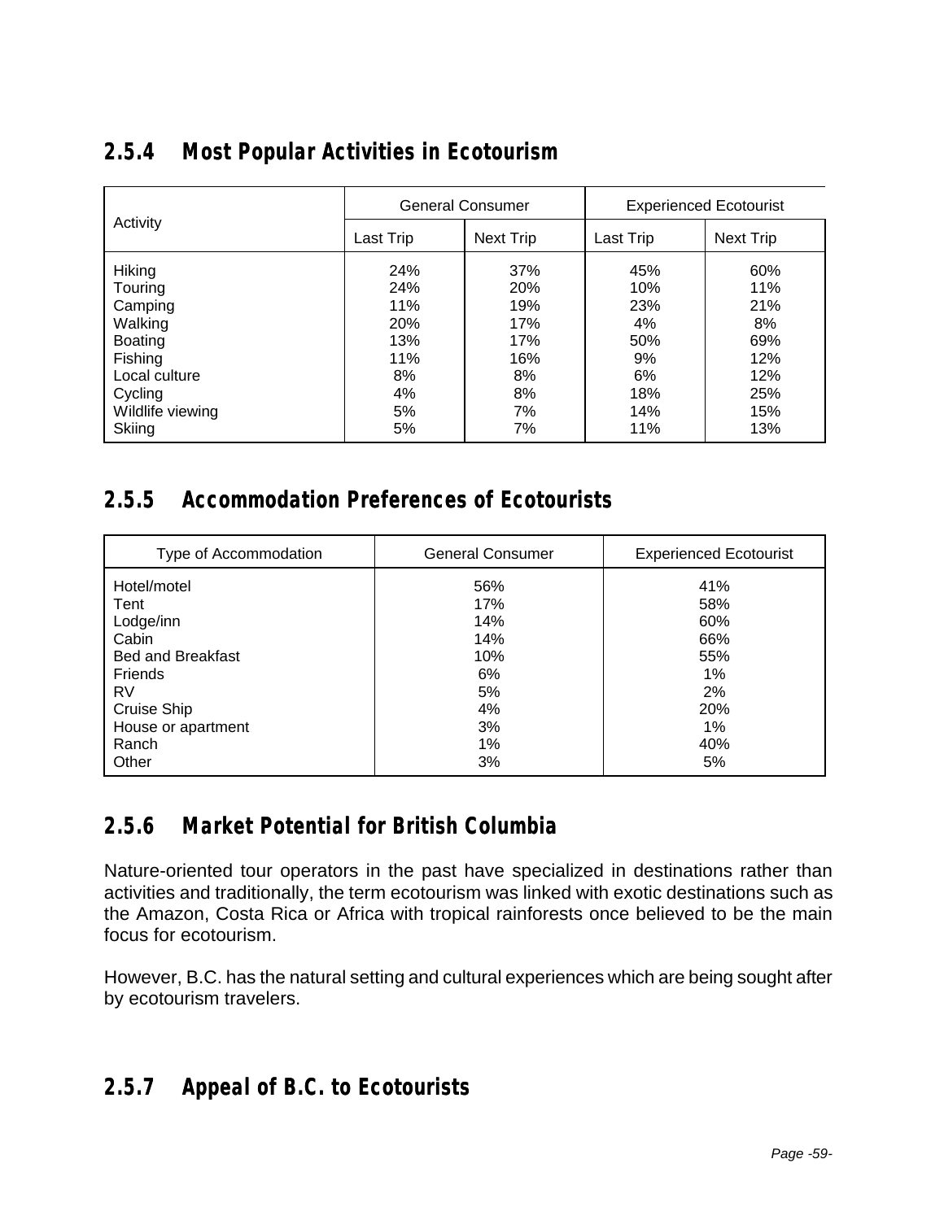## 2.5.4 Most Popular Activities in Ecotourism

| Activity | General Consumer | | Experienced Ecotourist | |
|---|---|---|---|---|
| | Last Trip | Next Trip | Last Trip | Next Trip |
| Hiking | 24% | 37% | 45% | 60% |
| Touring | 24% | 20% | 10% | 11% |
| Camping | 11% | 19% | 23% | 21% |
| Walking | 20% | 17% | 4% | 8% |
| Boating | 13% | 17% | 50% | 69% |
| Fishing | 11% | 16% | 9% | 12% |
| Local culture | 8% | 8% | 6% | 12% |
| Cycling | 4% | 8% | 18% | 25% |
| Wildlife viewing | 5% | 7% | 14% | 15% |
| Skiing | 5% | 7% | 11% | 13% |

## 2.5.5 Accommodation Preferences of Ecotourists

| Type of Accommodation | General Consumer | Experienced Ecotourist |
|---|---|---|
| Hotel/motel | 56% | 41% |
| Tent | 17% | 58% |
| Lodge/inn | 14% | 60% |
| Cabin | 14% | 66% |
| Bed and Breakfast | 10% | 55% |
| Friends | 6% | 1% |
| RV | 5% | 2% |
| Cruise Ship | 4% | 20% |
| House or apartment | 3% | 1% |
| Ranch | 1% | 40% |
| Other | 3% | 5% |

## 2.5.6 Market Potential for British Columbia

Nature-oriented tour operators in the past have specialized in destinations rather than activities and traditionally, the term ecotourism was linked with exotic destinations such as the Amazon, Costa Rica or Africa with tropical rainforests once believed to be the main focus for ecotourism.

However, B.C. has the natural setting and cultural experiences which are being sought after by ecotourism travelers.

## 2.5.7 Appeal of B.C. to Ecotourists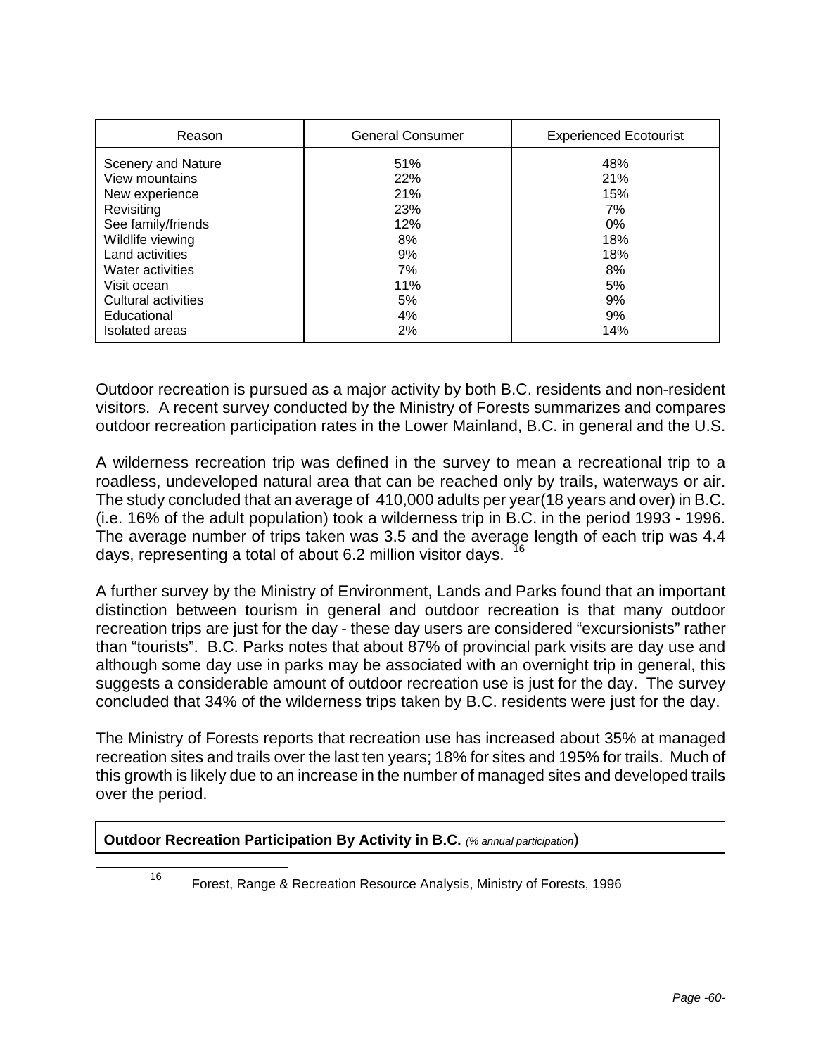| Reason | General Consumer | Experienced Ecotourist |
|---|---|---|
| Scenery and Nature | 51% | 48% |
| View mountains | 22% | 21% |
| New experience | 21% | 15% |
| Revisiting | 23% | 7% |
| See family/friends | 12% | 0% |
| Wildlife viewing | 8% | 18% |
| Land activities | 9% | 18% |
| Water activities | 7% | 8% |
| Visit ocean | 11% | 5% |
| Cultural activities | 5% | 9% |
| Educational | 4% | 9% |
| Isolated areas | 2% | 14% |

Outdoor recreation is pursued as a major activity by both B.C. residents and non-resident visitors. A recent survey conducted by the Ministry of Forests summarizes and compares outdoor recreation participation rates in the Lower Mainland, B.C. in general and the U.S.

A wilderness recreation trip was defined in the survey to mean a recreational trip to a roadless, undeveloped natural area that can be reached only by trails, waterways or air. The study concluded that an average of 410,000 adults per year(18 years and over) in B.C. (i.e. 16% of the adult population) took a wilderness trip in B.C. in the period 1993 - 1996. The average number of trips taken was 3.5 and the average length of each trip was 4.4 days, representing a total of about 6.2 million visitor days. [16]

A further survey by the Ministry of Environment, Lands and Parks found that an important distinction between tourism in general and outdoor recreation is that many outdoor recreation trips are just for the day - these day users are considered "excursionists" rather than "tourists". B.C. Parks notes that about 87% of provincial park visits are day use and although some day use in parks may be associated with an overnight trip in general, this suggests a considerable amount of outdoor recreation use is just for the day. The survey concluded that 34% of the wilderness trips taken by B.C. residents were just for the day.

The Ministry of Forests reports that recreation use has increased about 35% at managed recreation sites and trails over the last ten years; 18% for sites and 195% for trails. Much of this growth is likely due to an increase in the number of managed sites and developed trails over the period.

**Outdoor Recreation Participation By Activity in B.C.** *(% annual participation)*

[16] Forest, Range & Recreation Resource Analysis, Ministry of Forests, 1996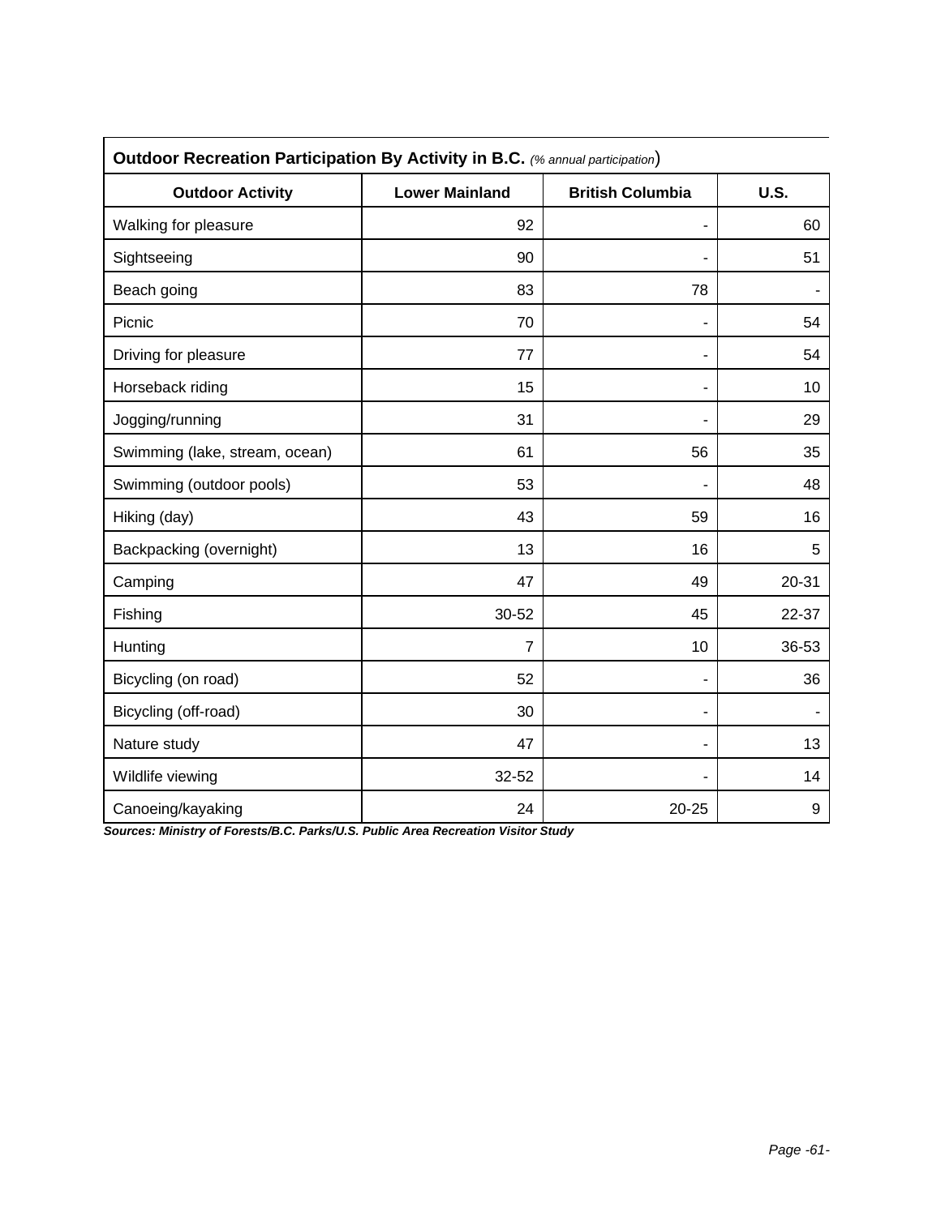**Outdoor Recreation Participation By Activity in B.C.** *(% annual participation)*

| Outdoor Activity | Lower Mainland | British Columbia | U.S. |
|---|---|---|---|
| Walking for pleasure | 92 | - | 60 |
| Sightseeing | 90 | - | 51 |
| Beach going | 83 | 78 | - |
| Picnic | 70 | - | 54 |
| Driving for pleasure | 77 | - | 54 |
| Horseback riding | 15 | - | 10 |
| Jogging/running | 31 | - | 29 |
| Swimming (lake, stream, ocean) | 61 | 56 | 35 |
| Swimming (outdoor pools) | 53 | - | 48 |
| Hiking (day) | 43 | 59 | 16 |
| Backpacking (overnight) | 13 | 16 | 5 |
| Camping | 47 | 49 | 20-31 |
| Fishing | 30-52 | 45 | 22-37 |
| Hunting | 7 | 10 | 36-53 |
| Bicycling (on road) | 52 | - | 36 |
| Bicycling (off-road) | 30 | - | - |
| Nature study | 47 | - | 13 |
| Wildlife viewing | 32-52 | - | 14 |
| Canoeing/kayaking | 24 | 20-25 | 9 |

***Sources: Ministry of Forests/B.C. Parks/U.S. Public Area Recreation Visitor Study***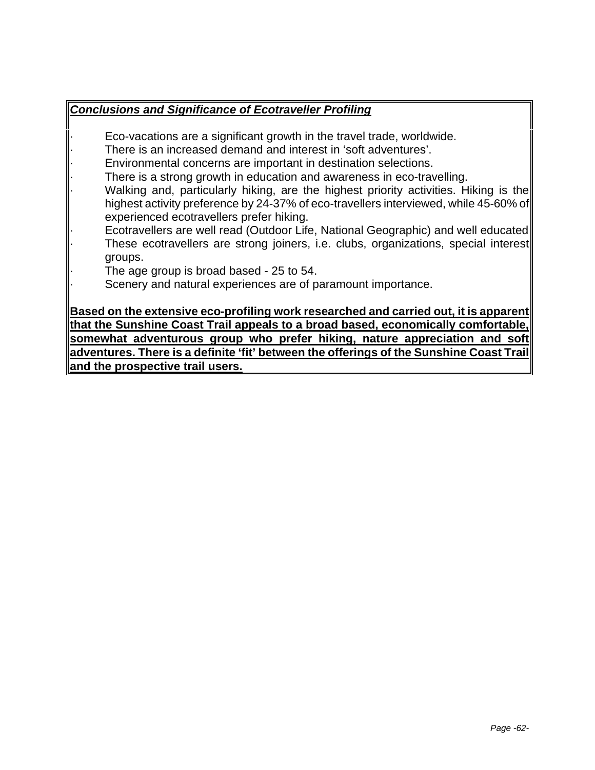***Conclusions and Significance of Ecotraveller Profiling***

- Eco-vacations are a significant growth in the travel trade, worldwide.
- There is an increased demand and interest in 'soft adventures'.
- Environmental concerns are important in destination selections.
- There is a strong growth in education and awareness in eco-travelling.
- Walking and, particularly hiking, are the highest priority activities. Hiking is the highest activity preference by 24-37% of eco-travellers interviewed, while 45-60% of experienced ecotravellers prefer hiking.
- Ecotravellers are well read (Outdoor Life, National Geographic) and well educated
- These ecotravellers are strong joiners, i.e. clubs, organizations, special interest groups.
- The age group is broad based - 25 to 54.
- Scenery and natural experiences are of paramount importance.

**Based on the extensive eco-profiling work researched and carried out, it is apparent that the Sunshine Coast Trail appeals to a broad based, economically comfortable, somewhat adventurous group who prefer hiking, nature appreciation and soft adventures. There is a definite 'fit' between the offerings of the Sunshine Coast Trail and the prospective trail users.**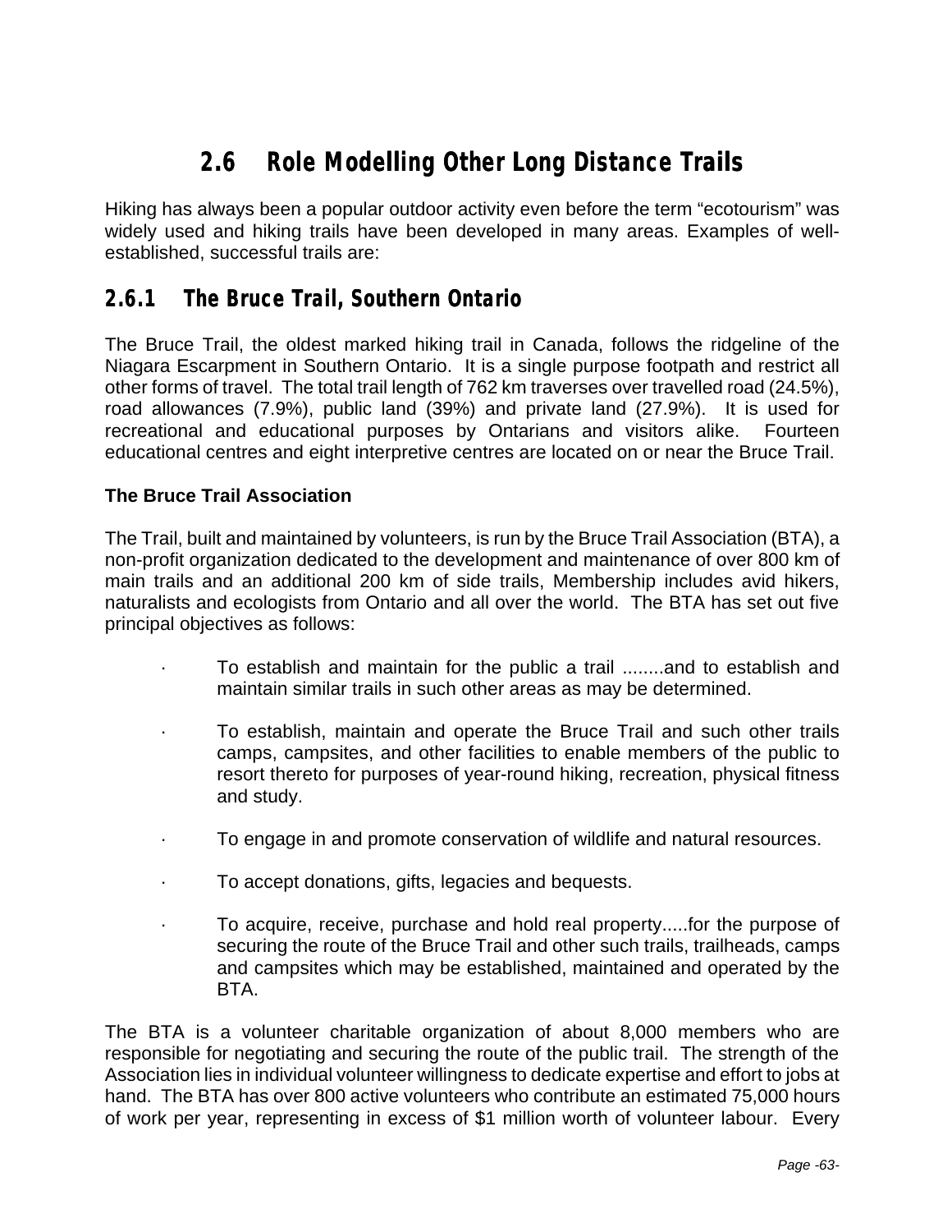## 2.6 Role Modelling Other Long Distance Trails

Hiking has always been a popular outdoor activity even before the term "ecotourism" was widely used and hiking trails have been developed in many areas. Examples of well-established, successful trails are:

### 2.6.1 The Bruce Trail, Southern Ontario

The Bruce Trail, the oldest marked hiking trail in Canada, follows the ridgeline of the Niagara Escarpment in Southern Ontario. It is a single purpose footpath and restrict all other forms of travel. The total trail length of 762 km traverses over travelled road (24.5%), road allowances (7.9%), public land (39%) and private land (27.9%). It is used for recreational and educational purposes by Ontarians and visitors alike. Fourteen educational centres and eight interpretive centres are located on or near the Bruce Trail.

**The Bruce Trail Association**

The Trail, built and maintained by volunteers, is run by the Bruce Trail Association (BTA), a non-profit organization dedicated to the development and maintenance of over 800 km of main trails and an additional 200 km of side trails, Membership includes avid hikers, naturalists and ecologists from Ontario and all over the world. The BTA has set out five principal objectives as follows:

- To establish and maintain for the public a trail ........and to establish and maintain similar trails in such other areas as may be determined.
- To establish, maintain and operate the Bruce Trail and such other trails camps, campsites, and other facilities to enable members of the public to resort thereto for purposes of year-round hiking, recreation, physical fitness and study.
- To engage in and promote conservation of wildlife and natural resources.
- To accept donations, gifts, legacies and bequests.
- To acquire, receive, purchase and hold real property.....for the purpose of securing the route of the Bruce Trail and other such trails, trailheads, camps and campsites which may be established, maintained and operated by the BTA.

The BTA is a volunteer charitable organization of about 8,000 members who are responsible for negotiating and securing the route of the public trail. The strength of the Association lies in individual volunteer willingness to dedicate expertise and effort to jobs at hand. The BTA has over 800 active volunteers who contribute an estimated 75,000 hours of work per year, representing in excess of $1 million worth of volunteer labour. Every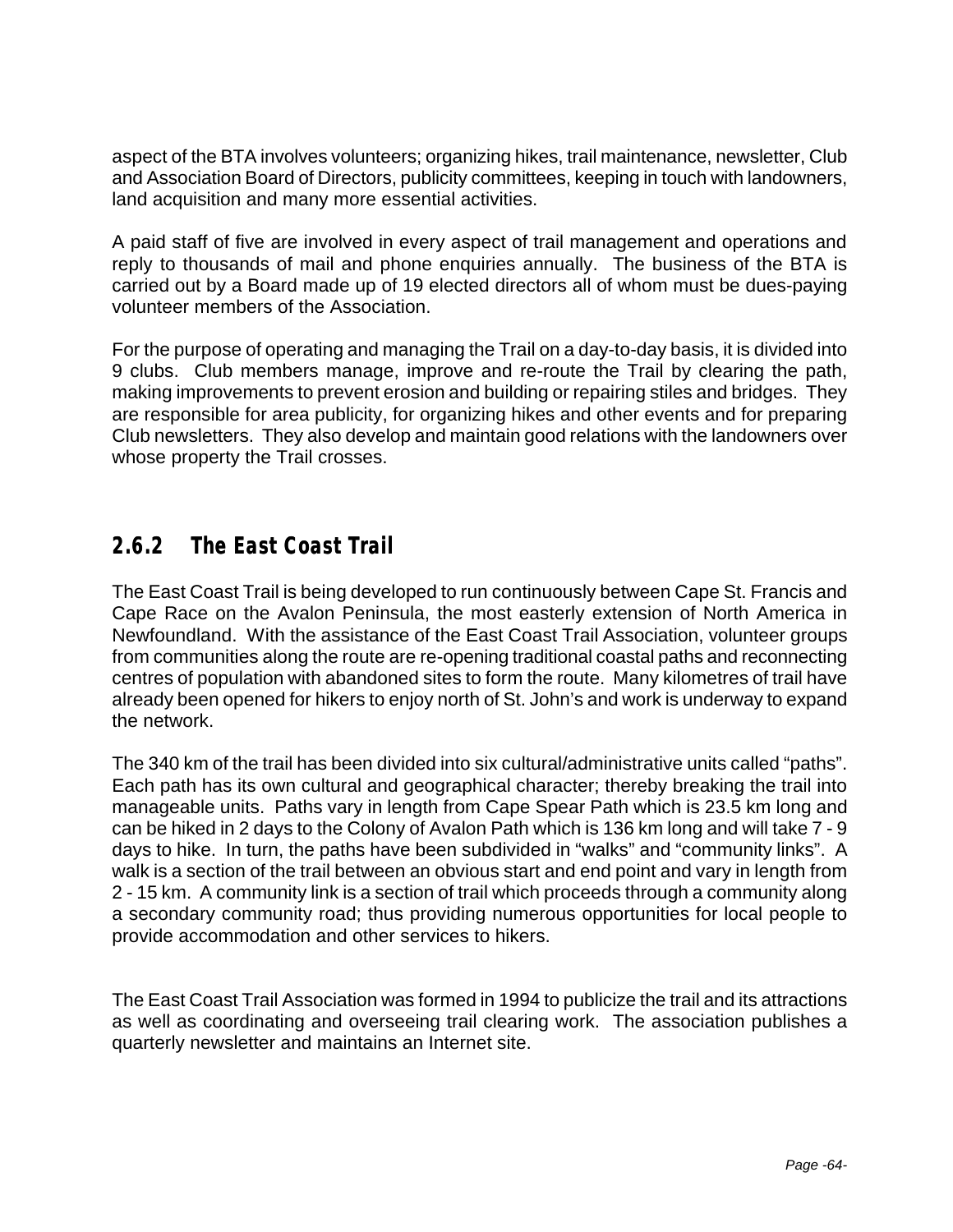aspect of the BTA involves volunteers; organizing hikes, trail maintenance, newsletter, Club and Association Board of Directors, publicity committees, keeping in touch with landowners, land acquisition and many more essential activities.

A paid staff of five are involved in every aspect of trail management and operations and reply to thousands of mail and phone enquiries annually. The business of the BTA is carried out by a Board made up of 19 elected directors all of whom must be dues-paying volunteer members of the Association.

For the purpose of operating and managing the Trail on a day-to-day basis, it is divided into 9 clubs. Club members manage, improve and re-route the Trail by clearing the path, making improvements to prevent erosion and building or repairing stiles and bridges. They are responsible for area publicity, for organizing hikes and other events and for preparing Club newsletters. They also develop and maintain good relations with the landowners over whose property the Trail crosses.

### 2.6.2 The East Coast Trail

The East Coast Trail is being developed to run continuously between Cape St. Francis and Cape Race on the Avalon Peninsula, the most easterly extension of North America in Newfoundland. With the assistance of the East Coast Trail Association, volunteer groups from communities along the route are re-opening traditional coastal paths and reconnecting centres of population with abandoned sites to form the route. Many kilometres of trail have already been opened for hikers to enjoy north of St. John's and work is underway to expand the network.

The 340 km of the trail has been divided into six cultural/administrative units called "paths". Each path has its own cultural and geographical character; thereby breaking the trail into manageable units. Paths vary in length from Cape Spear Path which is 23.5 km long and can be hiked in 2 days to the Colony of Avalon Path which is 136 km long and will take 7 - 9 days to hike. In turn, the paths have been subdivided in "walks" and "community links". A walk is a section of the trail between an obvious start and end point and vary in length from 2 - 15 km. A community link is a section of trail which proceeds through a community along a secondary community road; thus providing numerous opportunities for local people to provide accommodation and other services to hikers.

The East Coast Trail Association was formed in 1994 to publicize the trail and its attractions as well as coordinating and overseeing trail clearing work. The association publishes a quarterly newsletter and maintains an Internet site.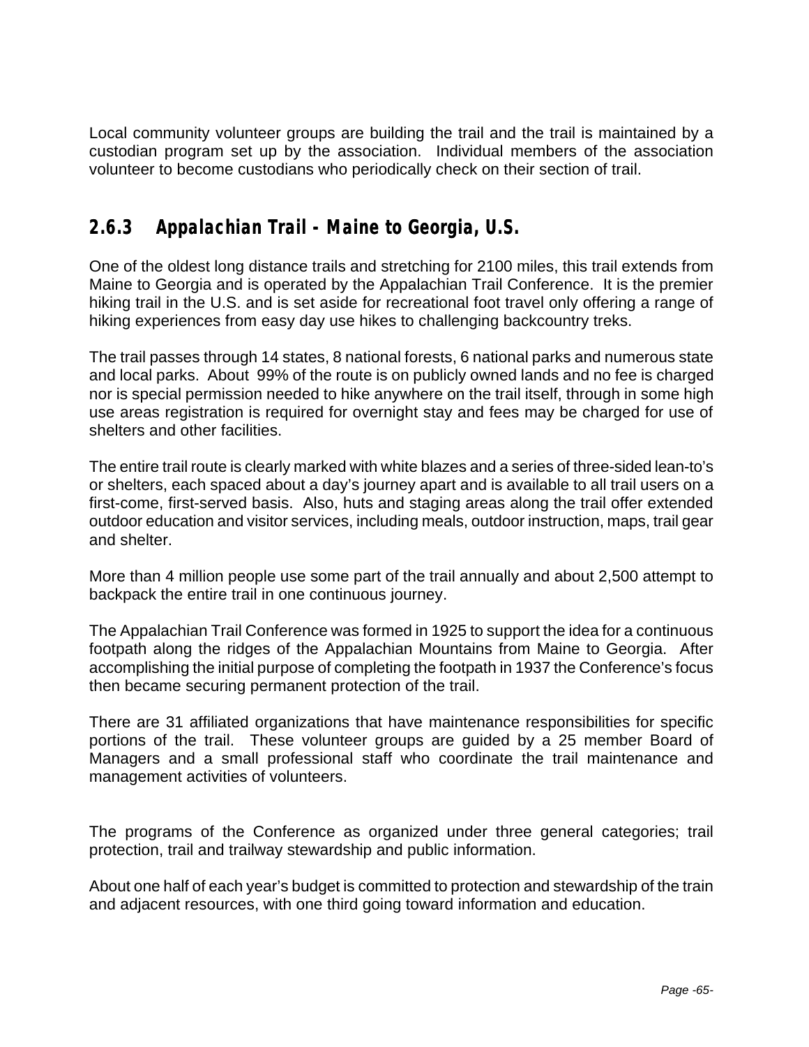Local community volunteer groups are building the trail and the trail is maintained by a custodian program set up by the association. Individual members of the association volunteer to become custodians who periodically check on their section of trail.

### 2.6.3 Appalachian Trail - Maine to Georgia, U.S.

One of the oldest long distance trails and stretching for 2100 miles, this trail extends from Maine to Georgia and is operated by the Appalachian Trail Conference. It is the premier hiking trail in the U.S. and is set aside for recreational foot travel only offering a range of hiking experiences from easy day use hikes to challenging backcountry treks.

The trail passes through 14 states, 8 national forests, 6 national parks and numerous state and local parks. About 99% of the route is on publicly owned lands and no fee is charged nor is special permission needed to hike anywhere on the trail itself, through in some high use areas registration is required for overnight stay and fees may be charged for use of shelters and other facilities.

The entire trail route is clearly marked with white blazes and a series of three-sided lean-to's or shelters, each spaced about a day's journey apart and is available to all trail users on a first-come, first-served basis. Also, huts and staging areas along the trail offer extended outdoor education and visitor services, including meals, outdoor instruction, maps, trail gear and shelter.

More than 4 million people use some part of the trail annually and about 2,500 attempt to backpack the entire trail in one continuous journey.

The Appalachian Trail Conference was formed in 1925 to support the idea for a continuous footpath along the ridges of the Appalachian Mountains from Maine to Georgia. After accomplishing the initial purpose of completing the footpath in 1937 the Conference's focus then became securing permanent protection of the trail.

There are 31 affiliated organizations that have maintenance responsibilities for specific portions of the trail. These volunteer groups are guided by a 25 member Board of Managers and a small professional staff who coordinate the trail maintenance and management activities of volunteers.

The programs of the Conference as organized under three general categories; trail protection, trail and trailway stewardship and public information.

About one half of each year's budget is committed to protection and stewardship of the train and adjacent resources, with one third going toward information and education.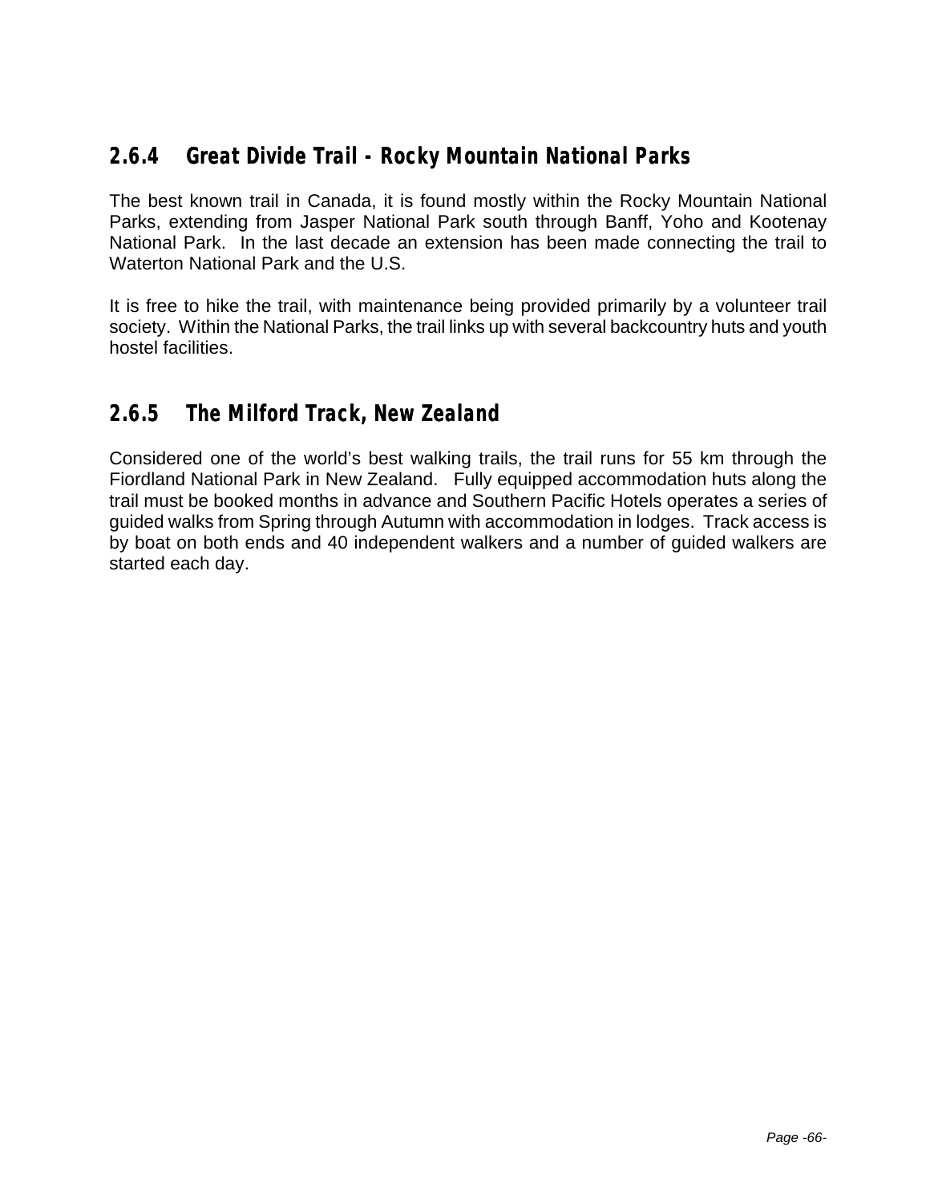### 2.6.4 Great Divide Trail - Rocky Mountain National Parks

The best known trail in Canada, it is found mostly within the Rocky Mountain National Parks, extending from Jasper National Park south through Banff, Yoho and Kootenay National Park. In the last decade an extension has been made connecting the trail to Waterton National Park and the U.S.

It is free to hike the trail, with maintenance being provided primarily by a volunteer trail society. Within the National Parks, the trail links up with several backcountry huts and youth hostel facilities.

### 2.6.5 The Milford Track, New Zealand

Considered one of the world's best walking trails, the trail runs for 55 km through the Fiordland National Park in New Zealand. Fully equipped accommodation huts along the trail must be booked months in advance and Southern Pacific Hotels operates a series of guided walks from Spring through Autumn with accommodation in lodges. Track access is by boat on both ends and 40 independent walkers and a number of guided walkers are started each day.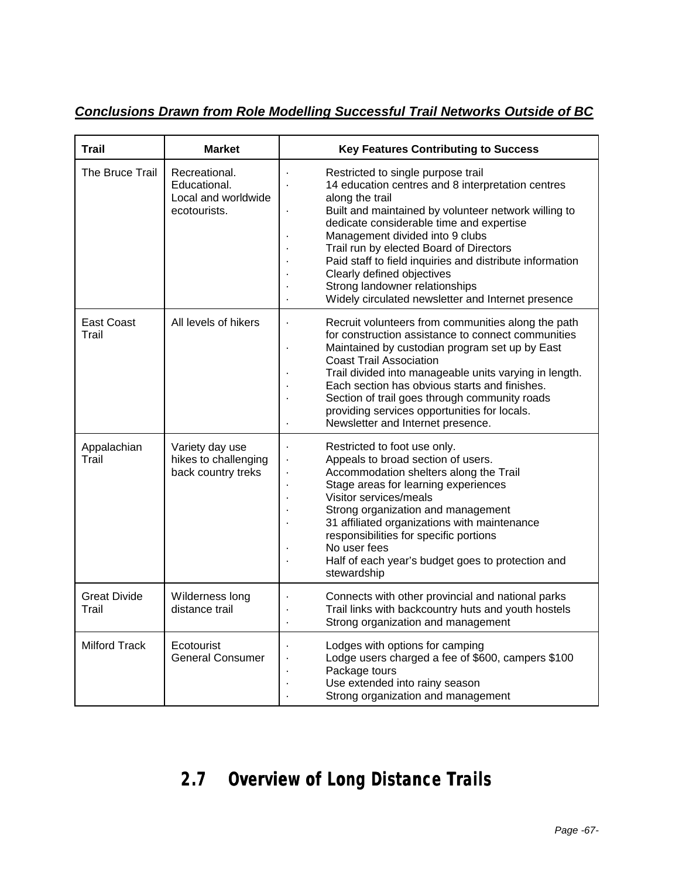***Conclusions Drawn from Role Modelling Successful Trail Networks Outside of BC***

| Trail | Market | Key Features Contributing to Success |
|---|---|---|
| The Bruce Trail | Recreational. Educational. Local and worldwide ecotourists. | · Restricted to single purpose trail<br>· 14 education centres and 8 interpretation centres along the trail<br>· Built and maintained by volunteer network willing to dedicate considerable time and expertise<br>· Management divided into 9 clubs<br>· Trail run by elected Board of Directors<br>· Paid staff to field inquiries and distribute information<br>· Clearly defined objectives<br>· Strong landowner relationships<br>· Widely circulated newsletter and Internet presence |
| East Coast Trail | All levels of hikers | · Recruit volunteers from communities along the path for construction assistance to connect communities<br>· Maintained by custodian program set up by East Coast Trail Association<br>· Trail divided into manageable units varying in length.<br>· Each section has obvious starts and finishes.<br>· Section of trail goes through community roads providing services opportunities for locals.<br>· Newsletter and Internet presence. |
| Appalachian Trail | Variety day use hikes to challenging back country treks | · Restricted to foot use only.<br>· Appeals to broad section of users.<br>· Accommodation shelters along the Trail<br>· Stage areas for learning experiences<br>· Visitor services/meals<br>· Strong organization and management<br>· 31 affiliated organizations with maintenance responsibilities for specific portions<br>· No user fees<br>· Half of each year's budget goes to protection and stewardship |
| Great Divide Trail | Wilderness long distance trail | · Connects with other provincial and national parks<br>· Trail links with backcountry huts and youth hostels<br>· Strong organization and management |
| Milford Track | Ecotourist General Consumer | · Lodges with options for camping<br>· Lodge users charged a fee of $600, campers $100<br>· Package tours<br>· Use extended into rainy season<br>· Strong organization and management |

## 2.7 Overview of Long Distance Trails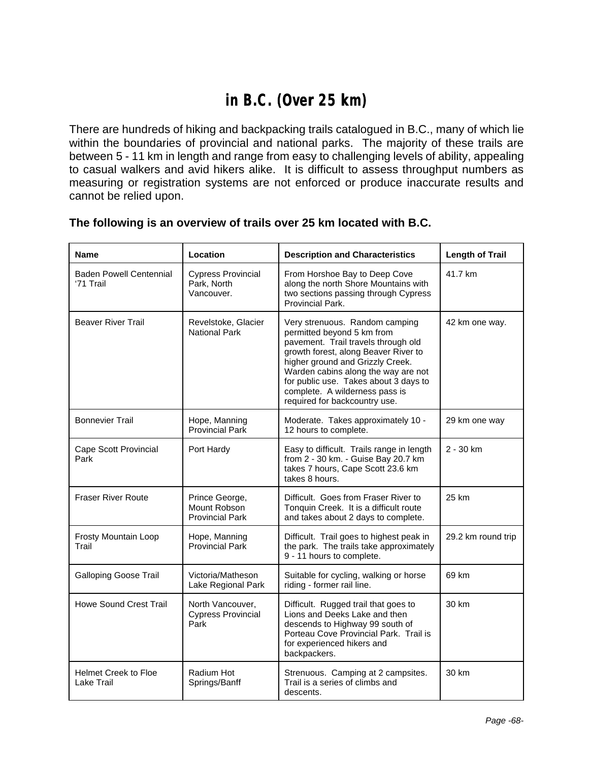# in B.C. (Over 25 km)

There are hundreds of hiking and backpacking trails catalogued in B.C., many of which lie within the boundaries of provincial and national parks. The majority of these trails are between 5 - 11 km in length and range from easy to challenging levels of ability, appealing to casual walkers and avid hikers alike. It is difficult to assess throughput numbers as measuring or registration systems are not enforced or produce inaccurate results and cannot be relied upon.

**The following is an overview of trails over 25 km located with B.C.**

| Name | Location | Description and Characteristics | Length of Trail |
|---|---|---|---|
| Baden Powell Centennial '71 Trail | Cypress Provincial Park, North Vancouver. | From Horshoe Bay to Deep Cove along the north Shore Mountains with two sections passing through Cypress Provincial Park. | 41.7 km |
| Beaver River Trail | Revelstoke, Glacier National Park | Very strenuous. Random camping permitted beyond 5 km from pavement. Trail travels through old growth forest, along Beaver River to higher ground and Grizzly Creek. Warden cabins along the way are not for public use. Takes about 3 days to complete. A wilderness pass is required for backcountry use. | 42 km one way. |
| Bonnevier Trail | Hope, Manning Provincial Park | Moderate. Takes approximately 10 - 12 hours to complete. | 29 km one way |
| Cape Scott Provincial Park | Port Hardy | Easy to difficult. Trails range in length from 2 - 30 km. - Guise Bay 20.7 km takes 7 hours, Cape Scott 23.6 km takes 8 hours. | 2 - 30 km |
| Fraser River Route | Prince George, Mount Robson Provincial Park | Difficult. Goes from Fraser River to Tonquin Creek. It is a difficult route and takes about 2 days to complete. | 25 km |
| Frosty Mountain Loop Trail | Hope, Manning Provincial Park | Difficult. Trail goes to highest peak in the park. The trails take approximately 9 - 11 hours to complete. | 29.2 km round trip |
| Galloping Goose Trail | Victoria/Matheson Lake Regional Park | Suitable for cycling, walking or horse riding - former rail line. | 69 km |
| Howe Sound Crest Trail | North Vancouver, Cypress Provincial Park | Difficult. Rugged trail that goes to Lions and Deeks Lake and then descends to Highway 99 south of Porteau Cove Provincial Park. Trail is for experienced hikers and backpackers. | 30 km |
| Helmet Creek to Floe Lake Trail | Radium Hot Springs/Banff | Strenuous. Camping at 2 campsites. Trail is a series of climbs and descents. | 30 km |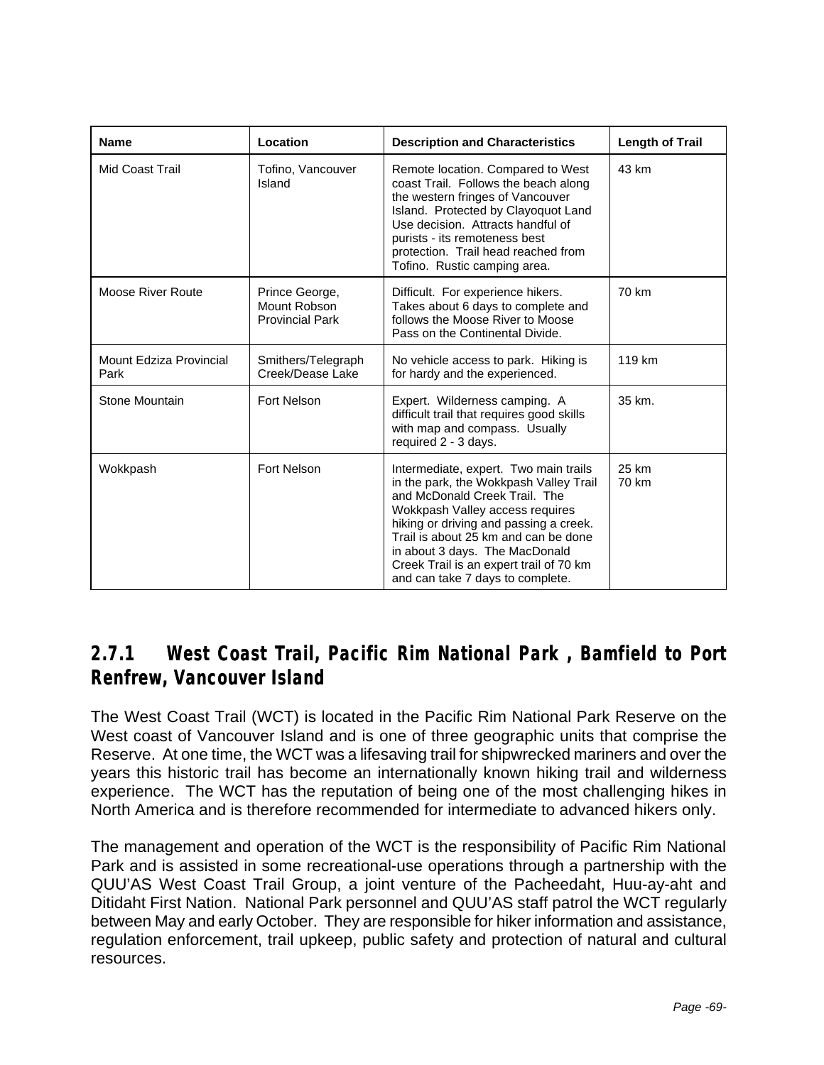| Name | Location | Description and Characteristics | Length of Trail |
|---|---|---|---|
| Mid Coast Trail | Tofino, Vancouver Island | Remote location. Compared to West coast Trail. Follows the beach along the western fringes of Vancouver Island. Protected by Clayoquot Land Use decision. Attracts handful of purists - its remoteness best protection. Trail head reached from Tofino. Rustic camping area. | 43 km |
| Moose River Route | Prince George, Mount Robson Provincial Park | Difficult. For experience hikers. Takes about 6 days to complete and follows the Moose River to Moose Pass on the Continental Divide. | 70 km |
| Mount Edziza Provincial Park | Smithers/Telegraph Creek/Dease Lake | No vehicle access to park. Hiking is for hardy and the experienced. | 119 km |
| Stone Mountain | Fort Nelson | Expert. Wilderness camping. A difficult trail that requires good skills with map and compass. Usually required 2 - 3 days. | 35 km. |
| Wokkpash | Fort Nelson | Intermediate, expert. Two main trails in the park, the Wokkpash Valley Trail and McDonald Creek Trail. The Wokkpash Valley access requires hiking or driving and passing a creek. Trail is about 25 km and can be done in about 3 days. The MacDonald Creek Trail is an expert trail of 70 km and can take 7 days to complete. | 25 km<br>70 km |

### 2.7.1 West Coast Trail, Pacific Rim National Park , Bamfield to Port Renfrew, Vancouver Island

The West Coast Trail (WCT) is located in the Pacific Rim National Park Reserve on the West coast of Vancouver Island and is one of three geographic units that comprise the Reserve. At one time, the WCT was a lifesaving trail for shipwrecked mariners and over the years this historic trail has become an internationally known hiking trail and wilderness experience. The WCT has the reputation of being one of the most challenging hikes in North America and is therefore recommended for intermediate to advanced hikers only.

The management and operation of the WCT is the responsibility of Pacific Rim National Park and is assisted in some recreational-use operations through a partnership with the QUU'AS West Coast Trail Group, a joint venture of the Pacheedaht, Huu-ay-aht and Ditidaht First Nation. National Park personnel and QUU'AS staff patrol the WCT regularly between May and early October. They are responsible for hiker information and assistance, regulation enforcement, trail upkeep, public safety and protection of natural and cultural resources.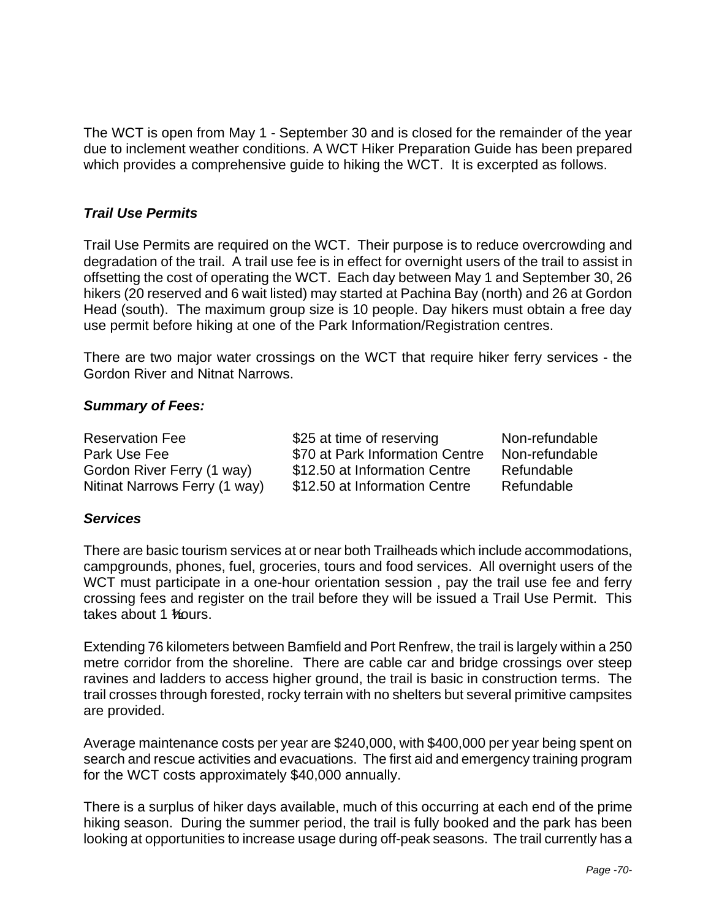The WCT is open from May 1 - September 30 and is closed for the remainder of the year due to inclement weather conditions. A WCT Hiker Preparation Guide has been prepared which provides a comprehensive guide to hiking the WCT. It is excerpted as follows.

### *Trail Use Permits*

Trail Use Permits are required on the WCT. Their purpose is to reduce overcrowding and degradation of the trail. A trail use fee is in effect for overnight users of the trail to assist in offsetting the cost of operating the WCT. Each day between May 1 and September 30, 26 hikers (20 reserved and 6 wait listed) may started at Pachina Bay (north) and 26 at Gordon Head (south). The maximum group size is 10 people. Day hikers must obtain a free day use permit before hiking at one of the Park Information/Registration centres.

There are two major water crossings on the WCT that require hiker ferry services - the Gordon River and Nitnat Narrows.

### *Summary of Fees:*

| | | |
|---|---|---|
| Reservation Fee | \$25 at time of reserving | Non-refundable |
| Park Use Fee | \$70 at Park Information Centre | Non-refundable |
| Gordon River Ferry (1 way) | \$12.50 at Information Centre | Refundable |
| Nitinat Narrows Ferry (1 way) | \$12.50 at Information Centre | Refundable |

### *Services*

There are basic tourism services at or near both Trailheads which include accommodations, campgrounds, phones, fuel, groceries, tours and food services. All overnight users of the WCT must participate in a one-hour orientation session , pay the trail use fee and ferry crossing fees and register on the trail before they will be issued a Trail Use Permit. This takes about 1 ½ hours.

Extending 76 kilometers between Bamfield and Port Renfrew, the trail is largely within a 250 metre corridor from the shoreline. There are cable car and bridge crossings over steep ravines and ladders to access higher ground, the trail is basic in construction terms. The trail crosses through forested, rocky terrain with no shelters but several primitive campsites are provided.

Average maintenance costs per year are \$240,000, with \$400,000 per year being spent on search and rescue activities and evacuations. The first aid and emergency training program for the WCT costs approximately \$40,000 annually.

There is a surplus of hiker days available, much of this occurring at each end of the prime hiking season. During the summer period, the trail is fully booked and the park has been looking at opportunities to increase usage during off-peak seasons. The trail currently has a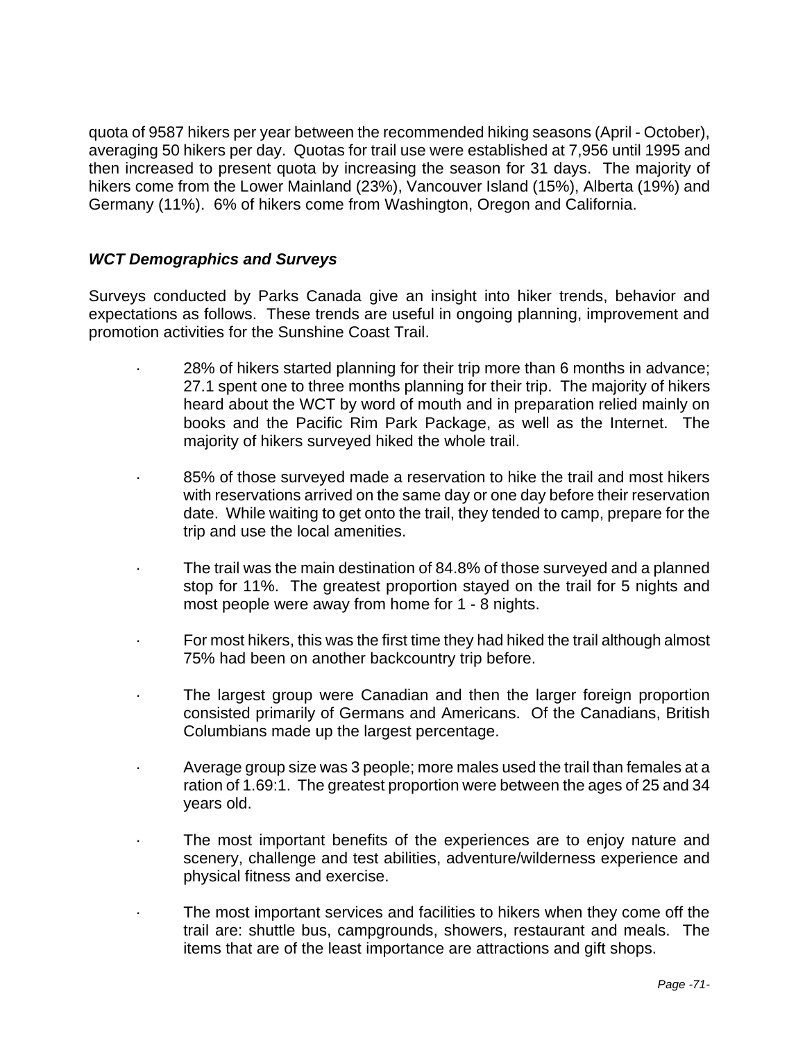quota of 9587 hikers per year between the recommended hiking seasons (April - October), averaging 50 hikers per day. Quotas for trail use were established at 7,956 until 1995 and then increased to present quota by increasing the season for 31 days. The majority of hikers come from the Lower Mainland (23%), Vancouver Island (15%), Alberta (19%) and Germany (11%). 6% of hikers come from Washington, Oregon and California.

### *WCT Demographics and Surveys*

Surveys conducted by Parks Canada give an insight into hiker trends, behavior and expectations as follows. These trends are useful in ongoing planning, improvement and promotion activities for the Sunshine Coast Trail.

- 28% of hikers started planning for their trip more than 6 months in advance; 27.1 spent one to three months planning for their trip. The majority of hikers heard about the WCT by word of mouth and in preparation relied mainly on books and the Pacific Rim Park Package, as well as the Internet. The majority of hikers surveyed hiked the whole trail.
- 85% of those surveyed made a reservation to hike the trail and most hikers with reservations arrived on the same day or one day before their reservation date. While waiting to get onto the trail, they tended to camp, prepare for the trip and use the local amenities.
- The trail was the main destination of 84.8% of those surveyed and a planned stop for 11%. The greatest proportion stayed on the trail for 5 nights and most people were away from home for 1 - 8 nights.
- For most hikers, this was the first time they had hiked the trail although almost 75% had been on another backcountry trip before.
- The largest group were Canadian and then the larger foreign proportion consisted primarily of Germans and Americans. Of the Canadians, British Columbians made up the largest percentage.
- Average group size was 3 people; more males used the trail than females at a ration of 1.69:1. The greatest proportion were between the ages of 25 and 34 years old.
- The most important benefits of the experiences are to enjoy nature and scenery, challenge and test abilities, adventure/wilderness experience and physical fitness and exercise.
- The most important services and facilities to hikers when they come off the trail are: shuttle bus, campgrounds, showers, restaurant and meals. The items that are of the least importance are attractions and gift shops.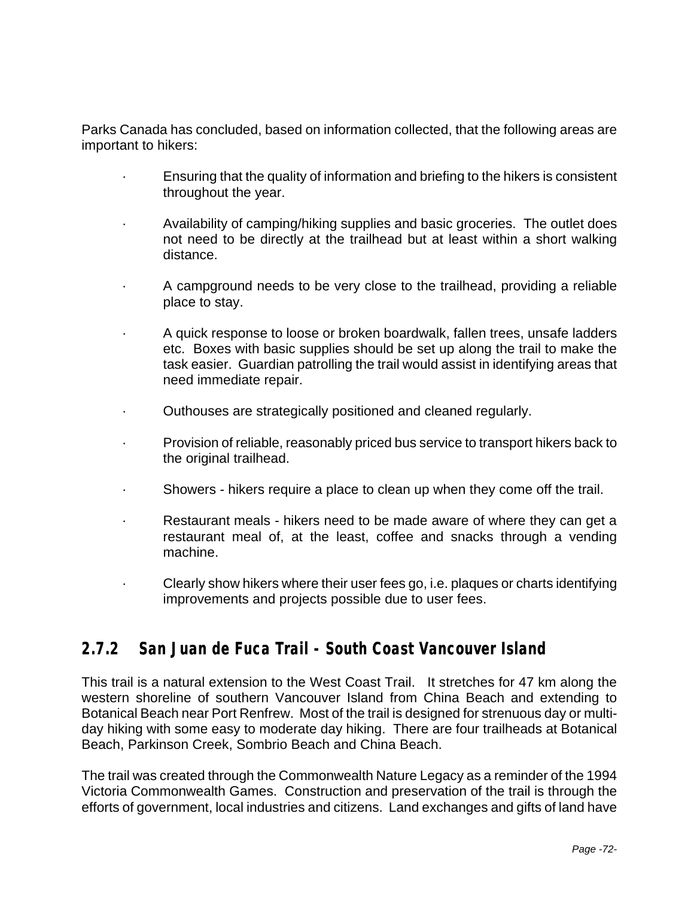Parks Canada has concluded, based on information collected, that the following areas are important to hikers:

- Ensuring that the quality of information and briefing to the hikers is consistent throughout the year.
- Availability of camping/hiking supplies and basic groceries. The outlet does not need to be directly at the trailhead but at least within a short walking distance.
- A campground needs to be very close to the trailhead, providing a reliable place to stay.
- A quick response to loose or broken boardwalk, fallen trees, unsafe ladders etc. Boxes with basic supplies should be set up along the trail to make the task easier. Guardian patrolling the trail would assist in identifying areas that need immediate repair.
- Outhouses are strategically positioned and cleaned regularly.
- Provision of reliable, reasonably priced bus service to transport hikers back to the original trailhead.
- Showers - hikers require a place to clean up when they come off the trail.
- Restaurant meals - hikers need to be made aware of where they can get a restaurant meal of, at the least, coffee and snacks through a vending machine.
- Clearly show hikers where their user fees go, i.e. plaques or charts identifying improvements and projects possible due to user fees.

### 2.7.2 San Juan de Fuca Trail - South Coast Vancouver Island

This trail is a natural extension to the West Coast Trail. It stretches for 47 km along the western shoreline of southern Vancouver Island from China Beach and extending to Botanical Beach near Port Renfrew. Most of the trail is designed for strenuous day or multi-day hiking with some easy to moderate day hiking. There are four trailheads at Botanical Beach, Parkinson Creek, Sombrio Beach and China Beach.

The trail was created through the Commonwealth Nature Legacy as a reminder of the 1994 Victoria Commonwealth Games. Construction and preservation of the trail is through the efforts of government, local industries and citizens. Land exchanges and gifts of land have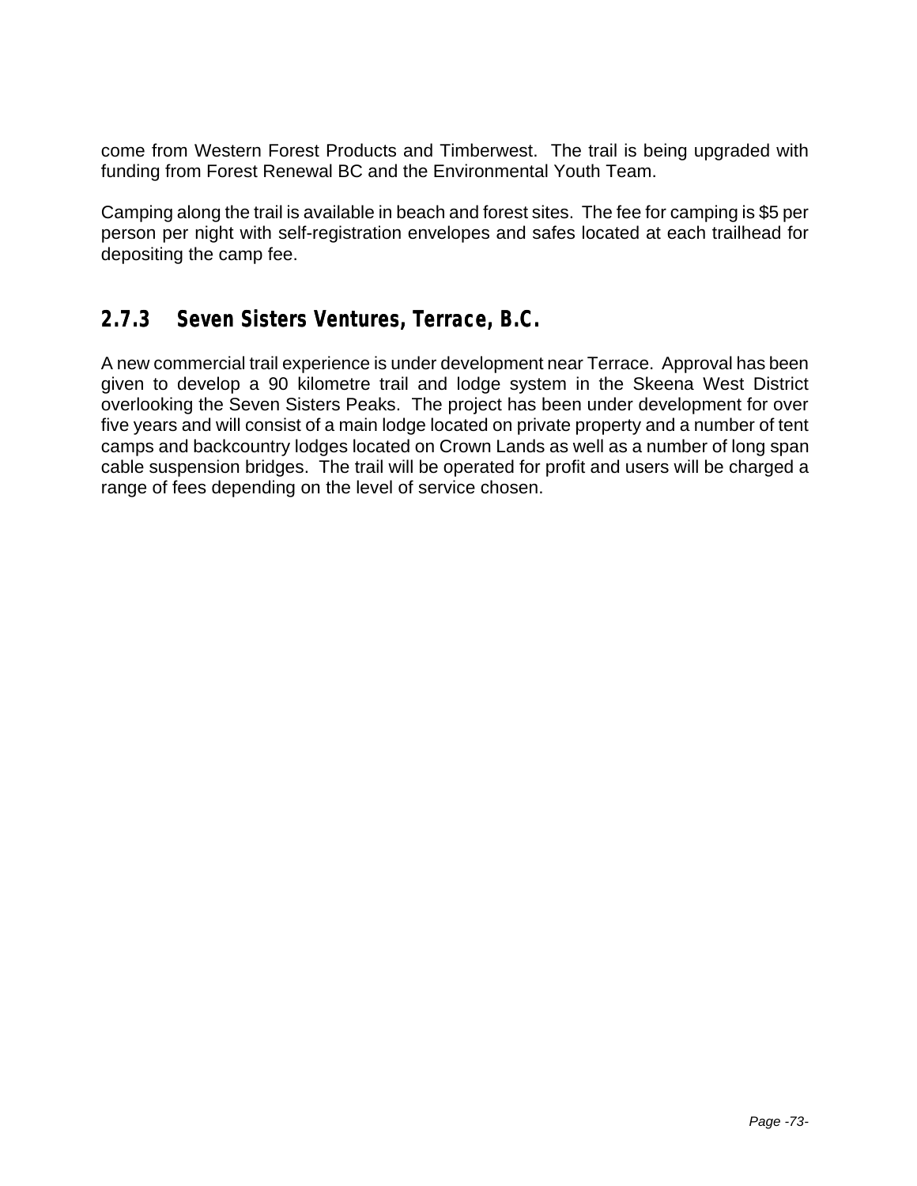come from Western Forest Products and Timberwest. The trail is being upgraded with funding from Forest Renewal BC and the Environmental Youth Team.

Camping along the trail is available in beach and forest sites. The fee for camping is $5 per person per night with self-registration envelopes and safes located at each trailhead for depositing the camp fee.

### 2.7.3 Seven Sisters Ventures, Terrace, B.C.

A new commercial trail experience is under development near Terrace. Approval has been given to develop a 90 kilometre trail and lodge system in the Skeena West District overlooking the Seven Sisters Peaks. The project has been under development for over five years and will consist of a main lodge located on private property and a number of tent camps and backcountry lodges located on Crown Lands as well as a number of long span cable suspension bridges. The trail will be operated for profit and users will be charged a range of fees depending on the level of service chosen.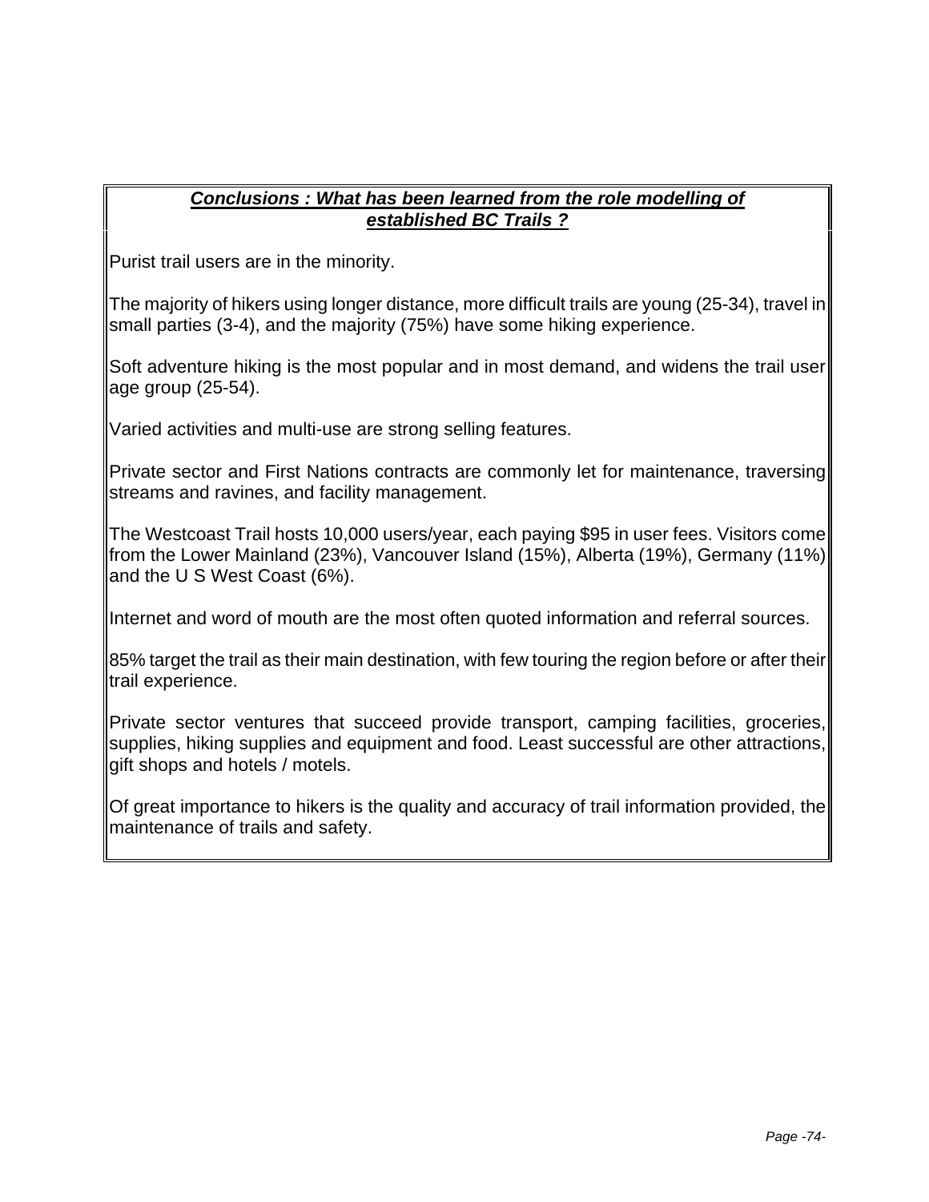## ***Conclusions : What has been learned from the role modelling of established BC Trails ?***

Purist trail users are in the minority.

The majority of hikers using longer distance, more difficult trails are young (25-34), travel in small parties (3-4), and the majority (75%) have some hiking experience.

Soft adventure hiking is the most popular and in most demand, and widens the trail user age group (25-54).

Varied activities and multi-use are strong selling features.

Private sector and First Nations contracts are commonly let for maintenance, traversing streams and ravines, and facility management.

The Westcoast Trail hosts 10,000 users/year, each paying $95 in user fees. Visitors come from the Lower Mainland (23%), Vancouver Island (15%), Alberta (19%), Germany (11%) and the U S West Coast (6%).

Internet and word of mouth are the most often quoted information and referral sources.

85% target the trail as their main destination, with few touring the region before or after their trail experience.

Private sector ventures that succeed provide transport, camping facilities, groceries, supplies, hiking supplies and equipment and food. Least successful are other attractions, gift shops and hotels / motels.

Of great importance to hikers is the quality and accuracy of trail information provided, the maintenance of trails and safety.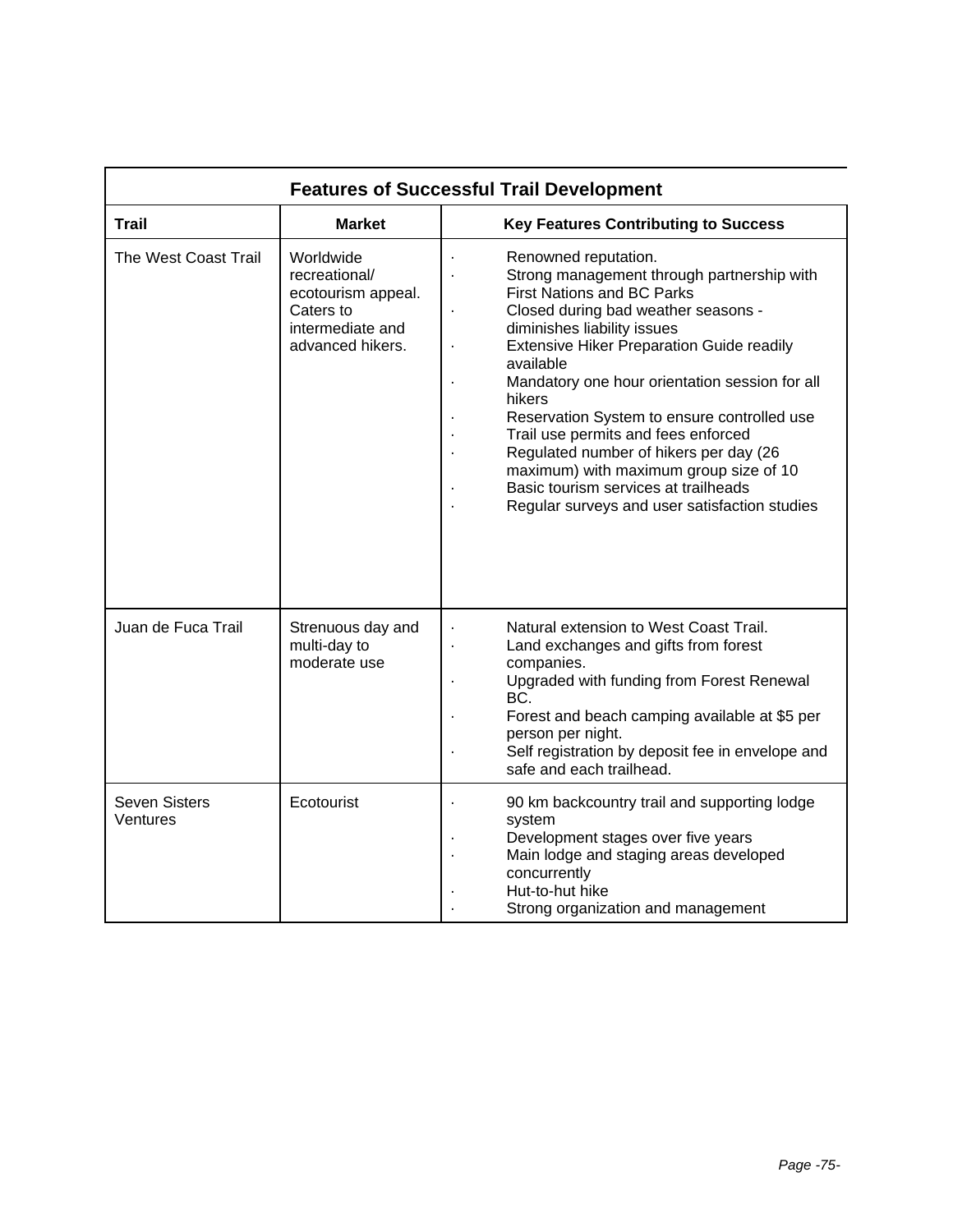| Features of Successful Trail Development | | |
|---|---|---|
| **Trail** | **Market** | **Key Features Contributing to Success** |
| The West Coast Trail | Worldwide recreational/ ecotourism appeal. Caters to intermediate and advanced hikers. | · Renowned reputation.<br>· Strong management through partnership with First Nations and BC Parks<br>· Closed during bad weather seasons - diminishes liability issues<br>· Extensive Hiker Preparation Guide readily available<br>· Mandatory one hour orientation session for all hikers<br>· Reservation System to ensure controlled use<br>· Trail use permits and fees enforced<br>· Regulated number of hikers per day (26 maximum) with maximum group size of 10<br>· Basic tourism services at trailheads<br>· Regular surveys and user satisfaction studies |
| Juan de Fuca Trail | Strenuous day and multi-day to moderate use | · Natural extension to West Coast Trail.<br>· Land exchanges and gifts from forest companies.<br>· Upgraded with funding from Forest Renewal BC.<br>· Forest and beach camping available at $5 per person per night.<br>· Self registration by deposit fee in envelope and safe and each trailhead. |
| Seven Sisters Ventures | Ecotourist | · 90 km backcountry trail and supporting lodge system<br>· Development stages over five years<br>· Main lodge and staging areas developed concurrently<br>· Hut-to-hut hike<br>· Strong organization and management |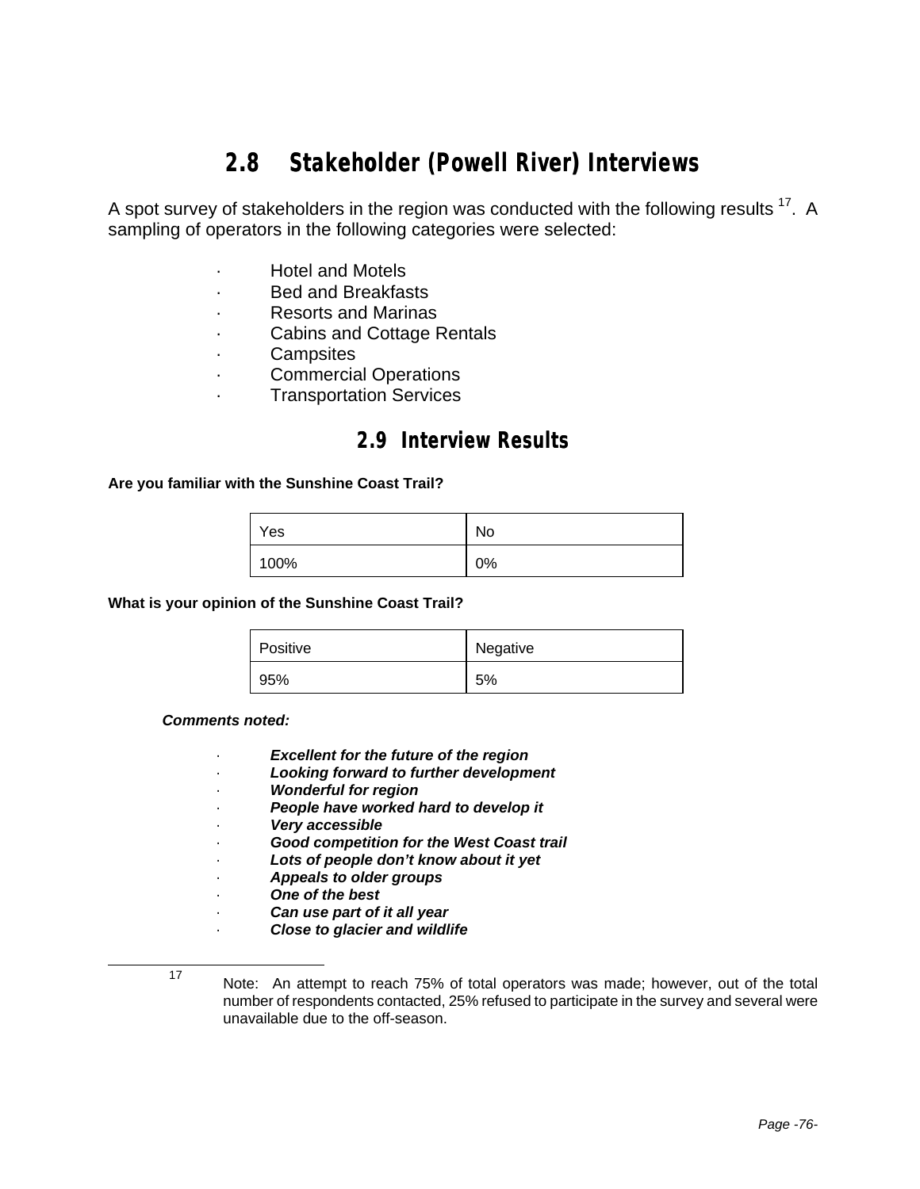## 2.8 Stakeholder (Powell River) Interviews

A spot survey of stakeholders in the region was conducted with the following results [17]. A sampling of operators in the following categories were selected:

- Hotel and Motels
- Bed and Breakfasts
- Resorts and Marinas
- Cabins and Cottage Rentals
- Campsites
- Commercial Operations
- Transportation Services

## 2.9 Interview Results

**Are you familiar with the Sunshine Coast Trail?**

| Yes | No |
|---|---|
| 100% | 0% |

**What is your opinion of the Sunshine Coast Trail?**

| Positive | Negative |
|---|---|
| 95% | 5% |

***Comments noted:***

- ***Excellent for the future of the region***
- ***Looking forward to further development***
- ***Wonderful for region***
- ***People have worked hard to develop it***
- ***Very accessible***
- ***Good competition for the West Coast trail***
- ***Lots of people don't know about it yet***
- ***Appeals to older groups***
- ***One of the best***
- ***Can use part of it all year***
- ***Close to glacier and wildlife***

---

[17] Note: An attempt to reach 75% of total operators was made; however, out of the total number of respondents contacted, 25% refused to participate in the survey and several were unavailable due to the off-season.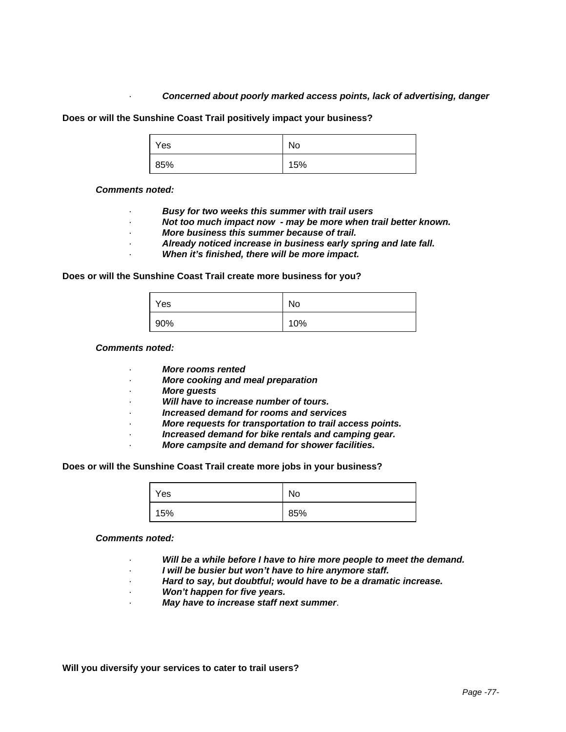- ***Concerned about poorly marked access points, lack of advertising, danger***

**Does or will the Sunshine Coast Trail positively impact your business?**

| Yes | No |
|---|---|
| 85% | 15% |

***Comments noted:***

- ***Busy for two weeks this summer with trail users***
- ***Not too much impact now - may be more when trail better known.***
- ***More business this summer because of trail.***
- ***Already noticed increase in business early spring and late fall.***
- ***When it's finished, there will be more impact.***

**Does or will the Sunshine Coast Trail create more business for you?**

| Yes | No |
|---|---|
| 90% | 10% |

***Comments noted:***

- ***More rooms rented***
- ***More cooking and meal preparation***
- ***More guests***
- ***Will have to increase number of tours.***
- ***Increased demand for rooms and services***
- ***More requests for transportation to trail access points.***
- ***Increased demand for bike rentals and camping gear.***
- ***More campsite and demand for shower facilities.***

**Does or will the Sunshine Coast Trail create more jobs in your business?**

| Yes | No |
|---|---|
| 15% | 85% |

***Comments noted:***

- ***Will be a while before I have to hire more people to meet the demand.***
- ***I will be busier but won't have to hire anymore staff.***
- ***Hard to say, but doubtful; would have to be a dramatic increase.***
- ***Won't happen for five years.***
- ***May have to increase staff next summer***.

**Will you diversify your services to cater to trail users?**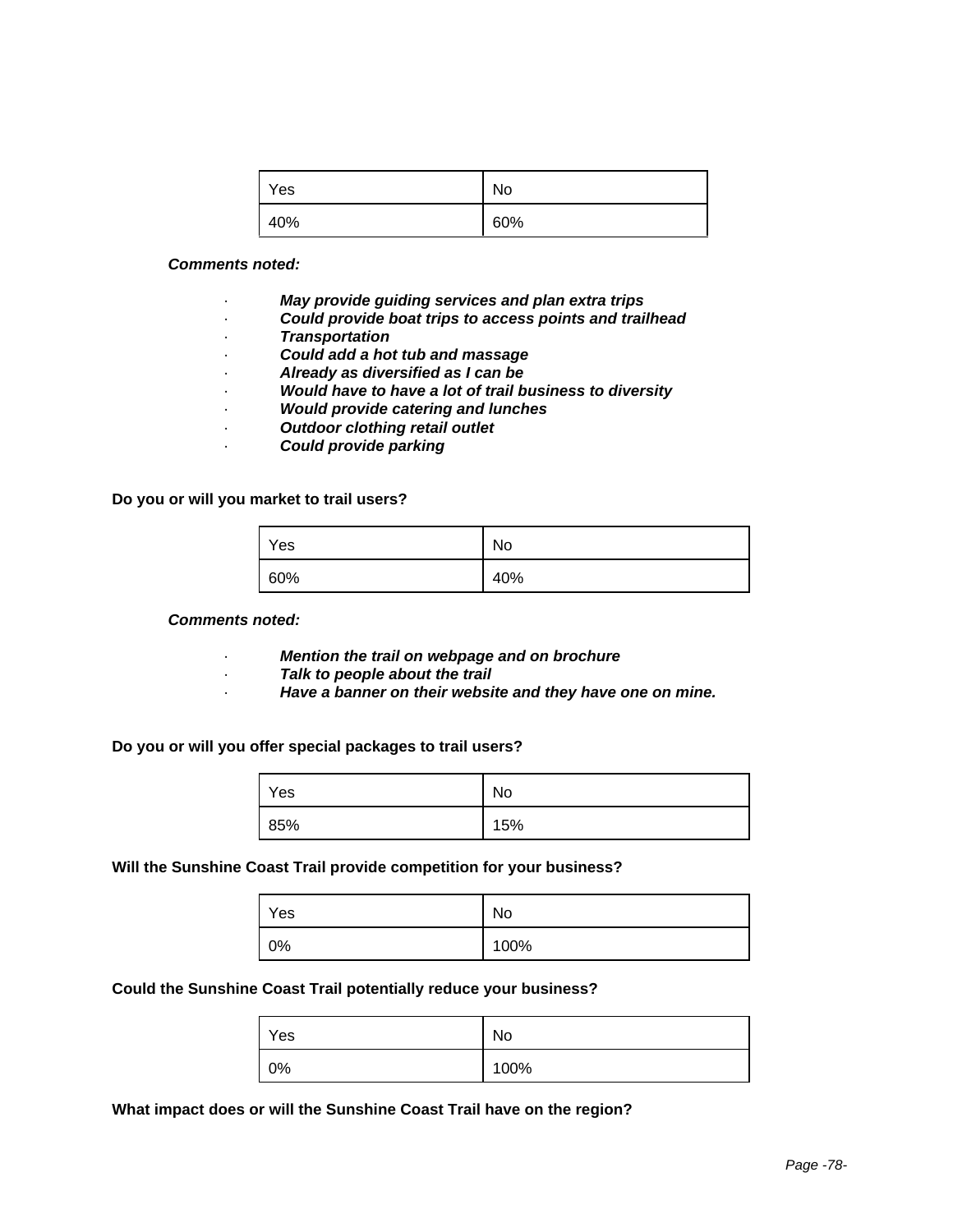| Yes | No |
|---|---|
| 40% | 60% |

***Comments noted:***

- ***May provide guiding services and plan extra trips***
- ***Could provide boat trips to access points and trailhead***
- ***Transportation***
- ***Could add a hot tub and massage***
- ***Already as diversified as I can be***
- ***Would have to have a lot of trail business to diversity***
- ***Would provide catering and lunches***
- ***Outdoor clothing retail outlet***
- ***Could provide parking***

**Do you or will you market to trail users?**

| Yes | No |
|---|---|
| 60% | 40% |

***Comments noted:***

- ***Mention the trail on webpage and on brochure***
- ***Talk to people about the trail***
- ***Have a banner on their website and they have one on mine.***

**Do you or will you offer special packages to trail users?**

| Yes | No |
|---|---|
| 85% | 15% |

**Will the Sunshine Coast Trail provide competition for your business?**

| Yes | No |
|---|---|
| 0% | 100% |

**Could the Sunshine Coast Trail potentially reduce your business?**

| Yes | No |
|---|---|
| 0% | 100% |

**What impact does or will the Sunshine Coast Trail have on the region?**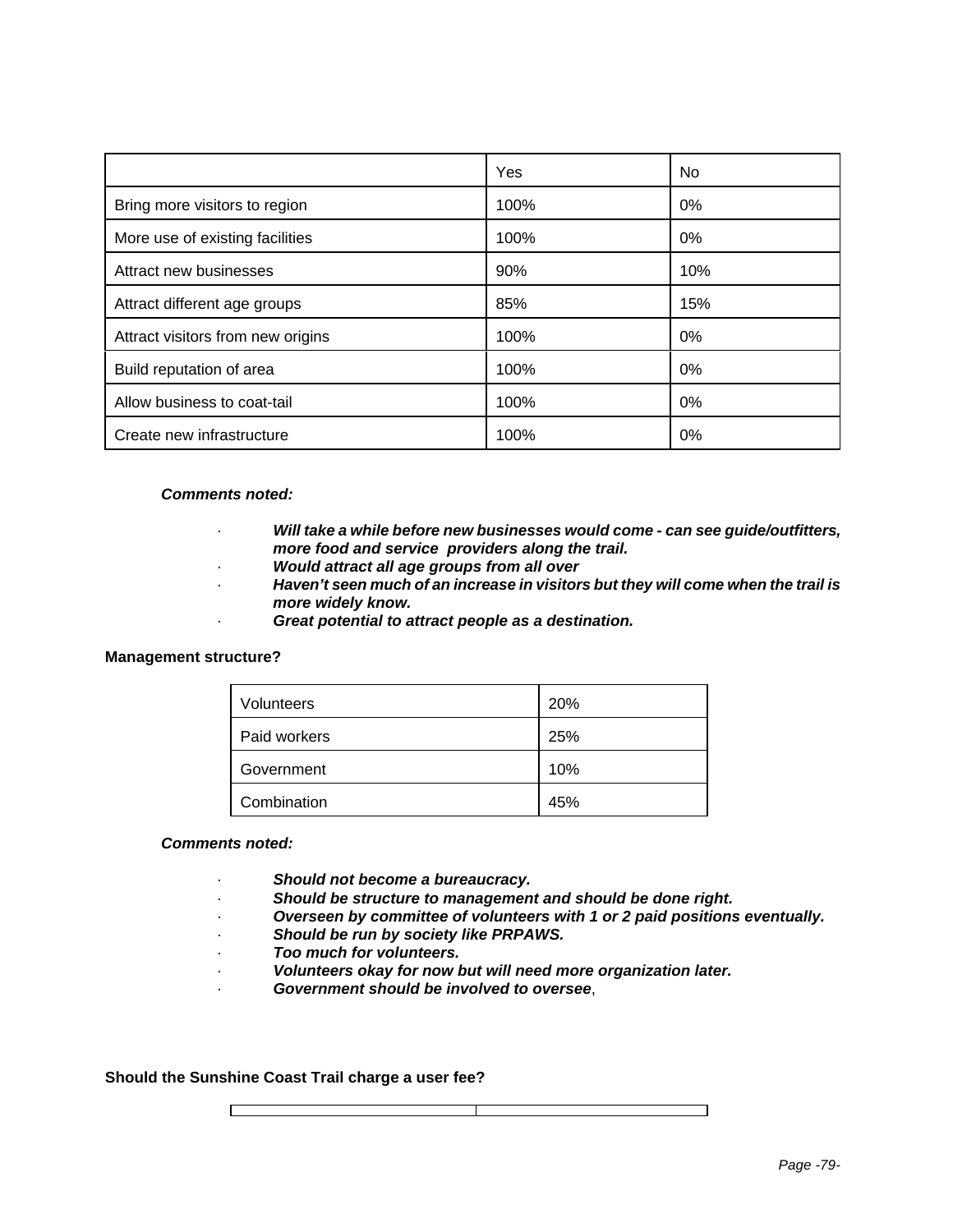| | Yes | No |
|---|---|---|
| Bring more visitors to region | 100% | 0% |
| More use of existing facilities | 100% | 0% |
| Attract new businesses | 90% | 10% |
| Attract different age groups | 85% | 15% |
| Attract visitors from new origins | 100% | 0% |
| Build reputation of area | 100% | 0% |
| Allow business to coat-tail | 100% | 0% |
| Create new infrastructure | 100% | 0% |

***Comments noted:***

- ***Will take a while before new businesses would come - can see guide/outfitters, more food and service providers along the trail.***
- ***Would attract all age groups from all over***
- ***Haven't seen much of an increase in visitors but they will come when the trail is more widely know.***
- ***Great potential to attract people as a destination.***

**Management structure?**

| | |
|---|---|
| Volunteers | 20% |
| Paid workers | 25% |
| Government | 10% |
| Combination | 45% |

***Comments noted:***

- ***Should not become a bureaucracy.***
- ***Should be structure to management and should be done right.***
- ***Overseen by committee of volunteers with 1 or 2 paid positions eventually.***
- ***Should be run by society like PRPAWS.***
- ***Too much for volunteers.***
- ***Volunteers okay for now but will need more organization later.***
- ***Government should be involved to oversee***,

**Should the Sunshine Coast Trail charge a user fee?**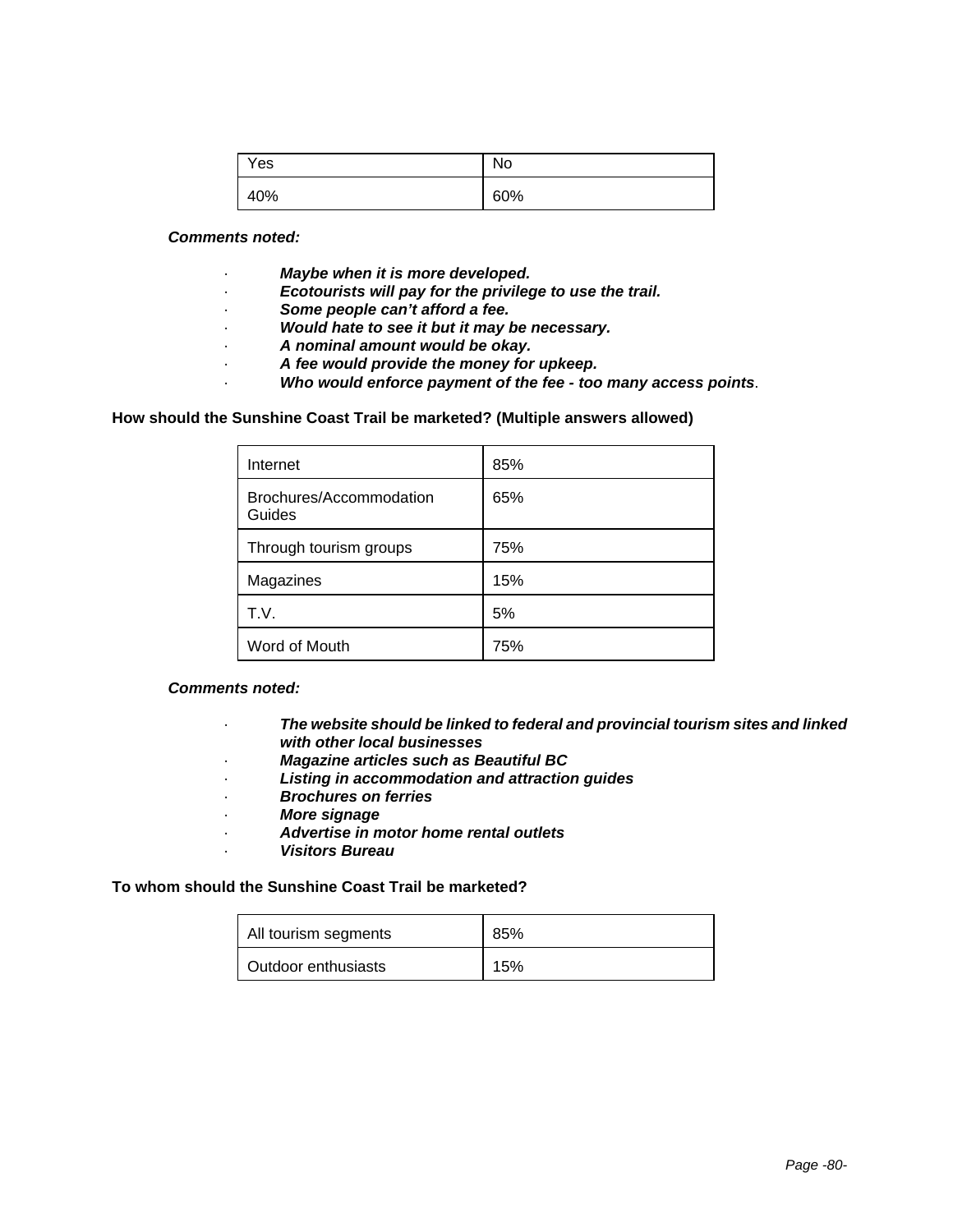| Yes | No |
|---|---|
| 40% | 60% |

***Comments noted:***

- ***Maybe when it is more developed.***
- ***Ecotourists will pay for the privilege to use the trail.***
- ***Some people can't afford a fee.***
- ***Would hate to see it but it may be necessary.***
- ***A nominal amount would be okay.***
- ***A fee would provide the money for upkeep.***
- ***Who would enforce payment of the fee - too many access points***.

**How should the Sunshine Coast Trail be marketed? (Multiple answers allowed)**

| Internet | 85% |
|---|---|
| Brochures/Accommodation Guides | 65% |
| Through tourism groups | 75% |
| Magazines | 15% |
| T.V. | 5% |
| Word of Mouth | 75% |

***Comments noted:***

- ***The website should be linked to federal and provincial tourism sites and linked with other local businesses***
- ***Magazine articles such as Beautiful BC***
- ***Listing in accommodation and attraction guides***
- ***Brochures on ferries***
- ***More signage***
- ***Advertise in motor home rental outlets***
- ***Visitors Bureau***

**To whom should the Sunshine Coast Trail be marketed?**

| All tourism segments | 85% |
|---|---|
| Outdoor enthusiasts | 15% |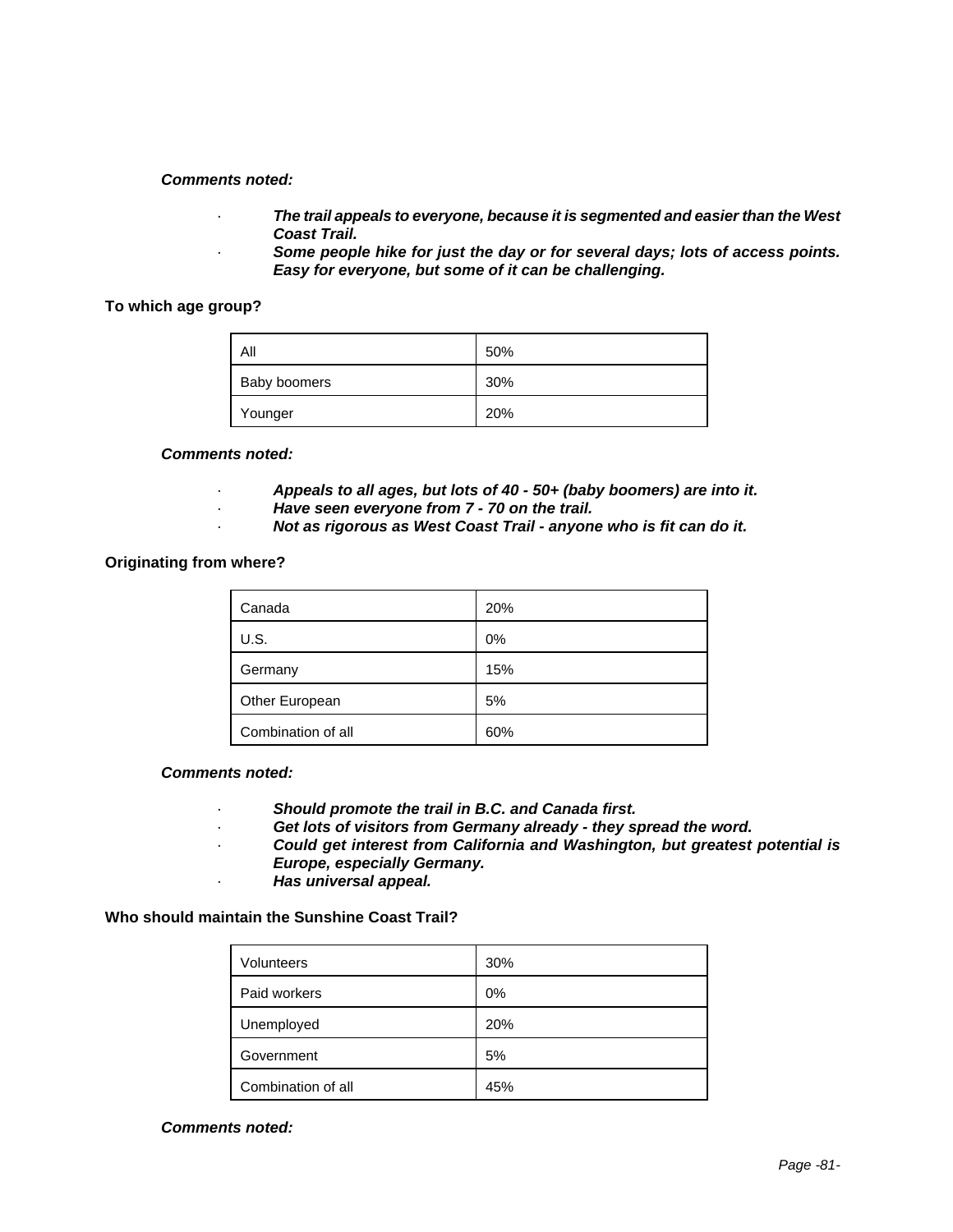***Comments noted:***

- ***The trail appeals to everyone, because it is segmented and easier than the West Coast Trail.***
- ***Some people hike for just the day or for several days; lots of access points. Easy for everyone, but some of it can be challenging.***

**To which age group?**

| All | 50% |
| --- | --- |
| Baby boomers | 30% |
| Younger | 20% |

***Comments noted:***

- ***Appeals to all ages, but lots of 40 - 50+ (baby boomers) are into it.***
- ***Have seen everyone from 7 - 70 on the trail.***
- ***Not as rigorous as West Coast Trail - anyone who is fit can do it.***

**Originating from where?**

| Canada | 20% |
| --- | --- |
| U.S. | 0% |
| Germany | 15% |
| Other European | 5% |
| Combination of all | 60% |

***Comments noted:***

- ***Should promote the trail in B.C. and Canada first.***
- ***Get lots of visitors from Germany already - they spread the word.***
- ***Could get interest from California and Washington, but greatest potential is Europe, especially Germany.***
- ***Has universal appeal.***

**Who should maintain the Sunshine Coast Trail?**

| Volunteers | 30% |
| --- | --- |
| Paid workers | 0% |
| Unemployed | 20% |
| Government | 5% |
| Combination of all | 45% |

***Comments noted:***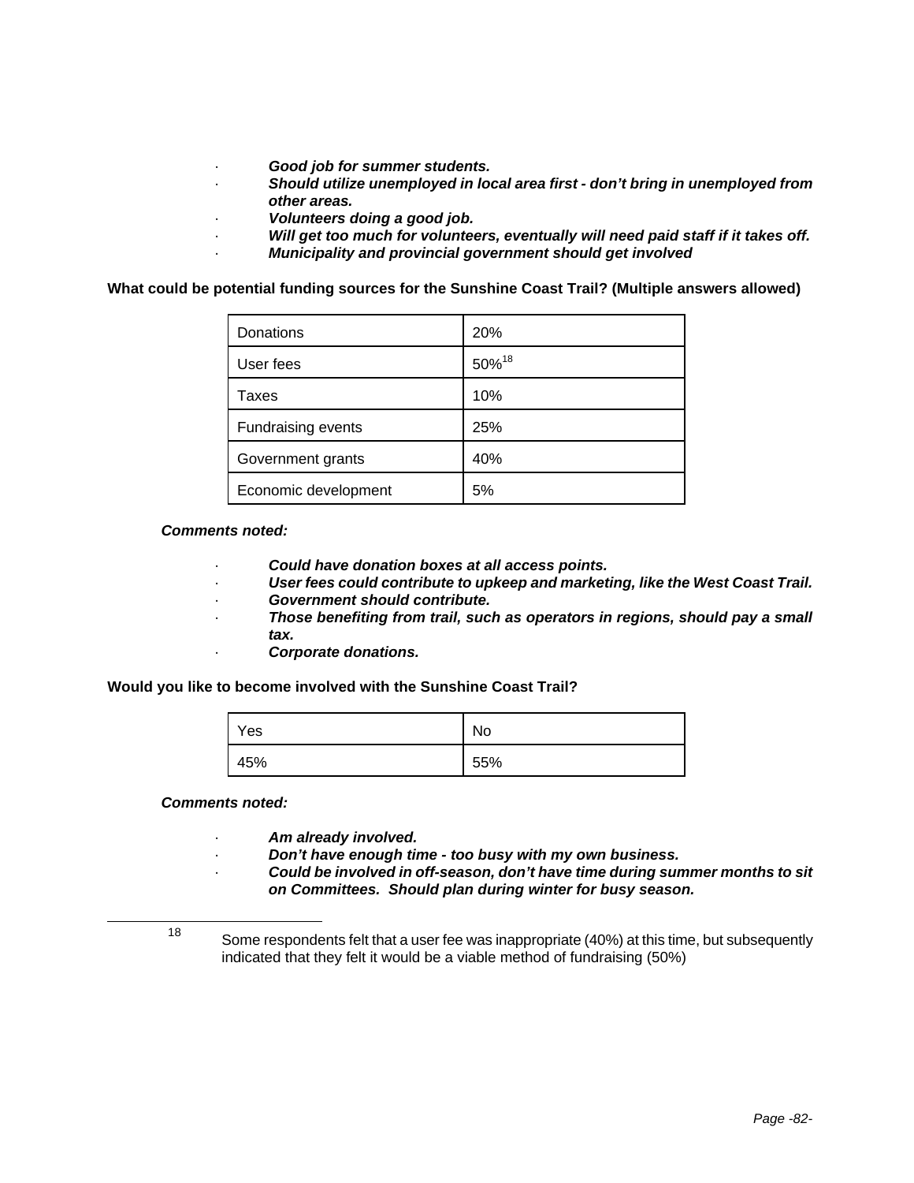- ***Good job for summer students.***
- ***Should utilize unemployed in local area first - don't bring in unemployed from other areas.***
- ***Volunteers doing a good job.***
- ***Will get too much for volunteers, eventually will need paid staff if it takes off.***
- ***Municipality and provincial government should get involved***

**What could be potential funding sources for the Sunshine Coast Trail? (Multiple answers allowed)**

| Donations | 20% |
|---|---|
| User fees | 50%[18] |
| Taxes | 10% |
| Fundraising events | 25% |
| Government grants | 40% |
| Economic development | 5% |

***Comments noted:***

- ***Could have donation boxes at all access points.***
- ***User fees could contribute to upkeep and marketing, like the West Coast Trail.***
- ***Government should contribute.***
- ***Those benefiting from trail, such as operators in regions, should pay a small tax.***
- ***Corporate donations.***

**Would you like to become involved with the Sunshine Coast Trail?**

| Yes | No |
|---|---|
| 45% | 55% |

***Comments noted:***

- ***Am already involved.***
- ***Don't have enough time - too busy with my own business.***
- ***Could be involved in off-season, don't have time during summer months to sit on Committees. Should plan during winter for busy season.***

---

[18] Some respondents felt that a user fee was inappropriate (40%) at this time, but subsequently indicated that they felt it would be a viable method of fundraising (50%)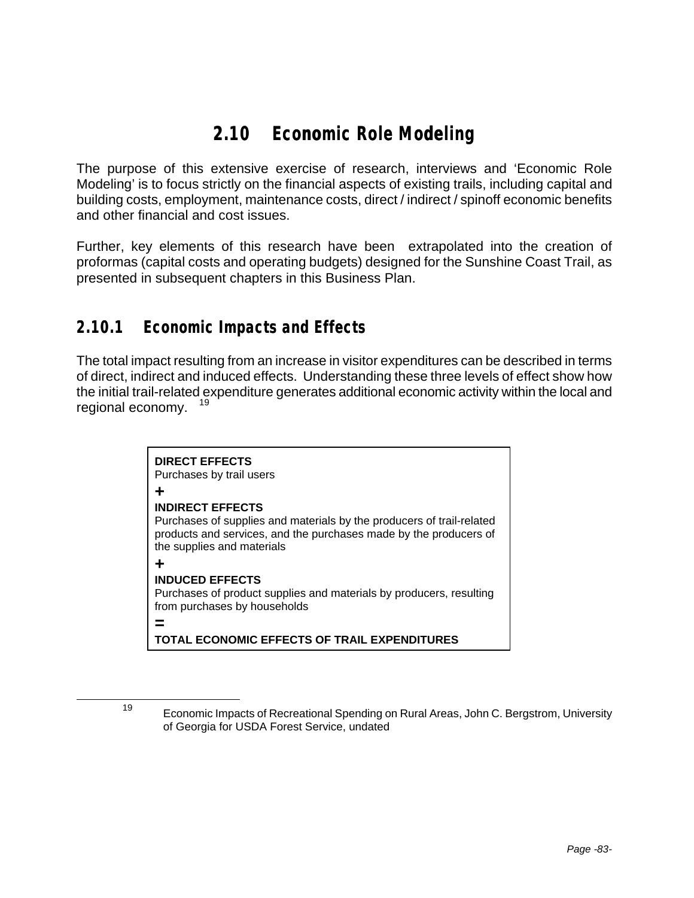## 2.10 Economic Role Modeling

The purpose of this extensive exercise of research, interviews and 'Economic Role Modeling' is to focus strictly on the financial aspects of existing trails, including capital and building costs, employment, maintenance costs, direct / indirect / spinoff economic benefits and other financial and cost issues.

Further, key elements of this research have been extrapolated into the creation of proformas (capital costs and operating budgets) designed for the Sunshine Coast Trail, as presented in subsequent chapters in this Business Plan.

### 2.10.1 Economic Impacts and Effects

The total impact resulting from an increase in visitor expenditures can be described in terms of direct, indirect and induced effects. Understanding these three levels of effect show how the initial trail-related expenditure generates additional economic activity within the local and regional economy. [19]

**DIRECT EFFECTS**
Purchases by trail users

**+**

**INDIRECT EFFECTS**
Purchases of supplies and materials by the producers of trail-related products and services, and the purchases made by the producers of the supplies and materials

**+**

**INDUCED EFFECTS**
Purchases of product supplies and materials by producers, resulting from purchases by households

**=**

**TOTAL ECONOMIC EFFECTS OF TRAIL EXPENDITURES**

---

[19] Economic Impacts of Recreational Spending on Rural Areas, John C. Bergstrom, University of Georgia for USDA Forest Service, undated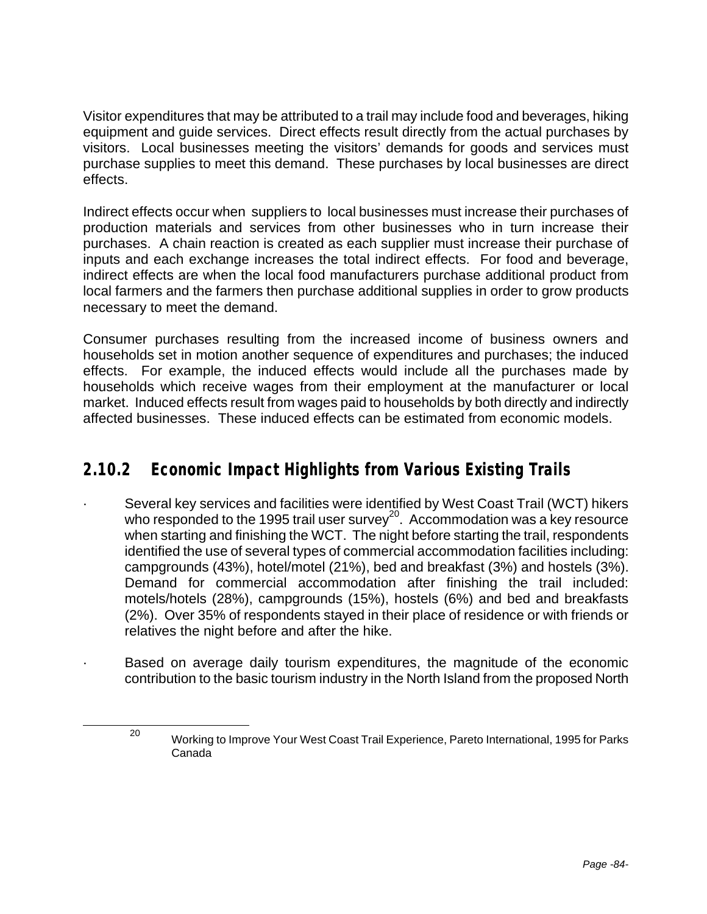Visitor expenditures that may be attributed to a trail may include food and beverages, hiking equipment and guide services. Direct effects result directly from the actual purchases by visitors. Local businesses meeting the visitors' demands for goods and services must purchase supplies to meet this demand. These purchases by local businesses are direct effects.

Indirect effects occur when suppliers to local businesses must increase their purchases of production materials and services from other businesses who in turn increase their purchases. A chain reaction is created as each supplier must increase their purchase of inputs and each exchange increases the total indirect effects. For food and beverage, indirect effects are when the local food manufacturers purchase additional product from local farmers and the farmers then purchase additional supplies in order to grow products necessary to meet the demand.

Consumer purchases resulting from the increased income of business owners and households set in motion another sequence of expenditures and purchases; the induced effects. For example, the induced effects would include all the purchases made by households which receive wages from their employment at the manufacturer or local market. Induced effects result from wages paid to households by both directly and indirectly affected businesses. These induced effects can be estimated from economic models.

### 2.10.2 Economic Impact Highlights from Various Existing Trails

- Several key services and facilities were identified by West Coast Trail (WCT) hikers who responded to the 1995 trail user survey[20]. Accommodation was a key resource when starting and finishing the WCT. The night before starting the trail, respondents identified the use of several types of commercial accommodation facilities including: campgrounds (43%), hotel/motel (21%), bed and breakfast (3%) and hostels (3%). Demand for commercial accommodation after finishing the trail included: motels/hotels (28%), campgrounds (15%), hostels (6%) and bed and breakfasts (2%). Over 35% of respondents stayed in their place of residence or with friends or relatives the night before and after the hike.

- Based on average daily tourism expenditures, the magnitude of the economic contribution to the basic tourism industry in the North Island from the proposed North

[20] Working to Improve Your West Coast Trail Experience, Pareto International, 1995 for Parks Canada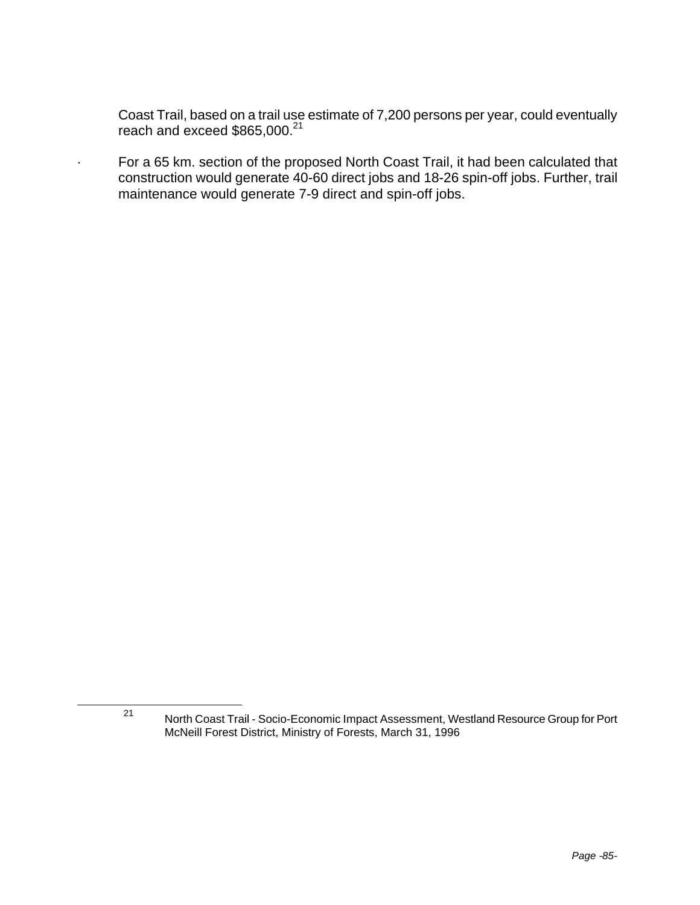Coast Trail, based on a trail use estimate of 7,200 persons per year, could eventually reach and exceed $865,000.[21]

- For a 65 km. section of the proposed North Coast Trail, it had been calculated that construction would generate 40-60 direct jobs and 18-26 spin-off jobs. Further, trail maintenance would generate 7-9 direct and spin-off jobs.

---

[21] North Coast Trail - Socio-Economic Impact Assessment, Westland Resource Group for Port McNeill Forest District, Ministry of Forests, March 31, 1996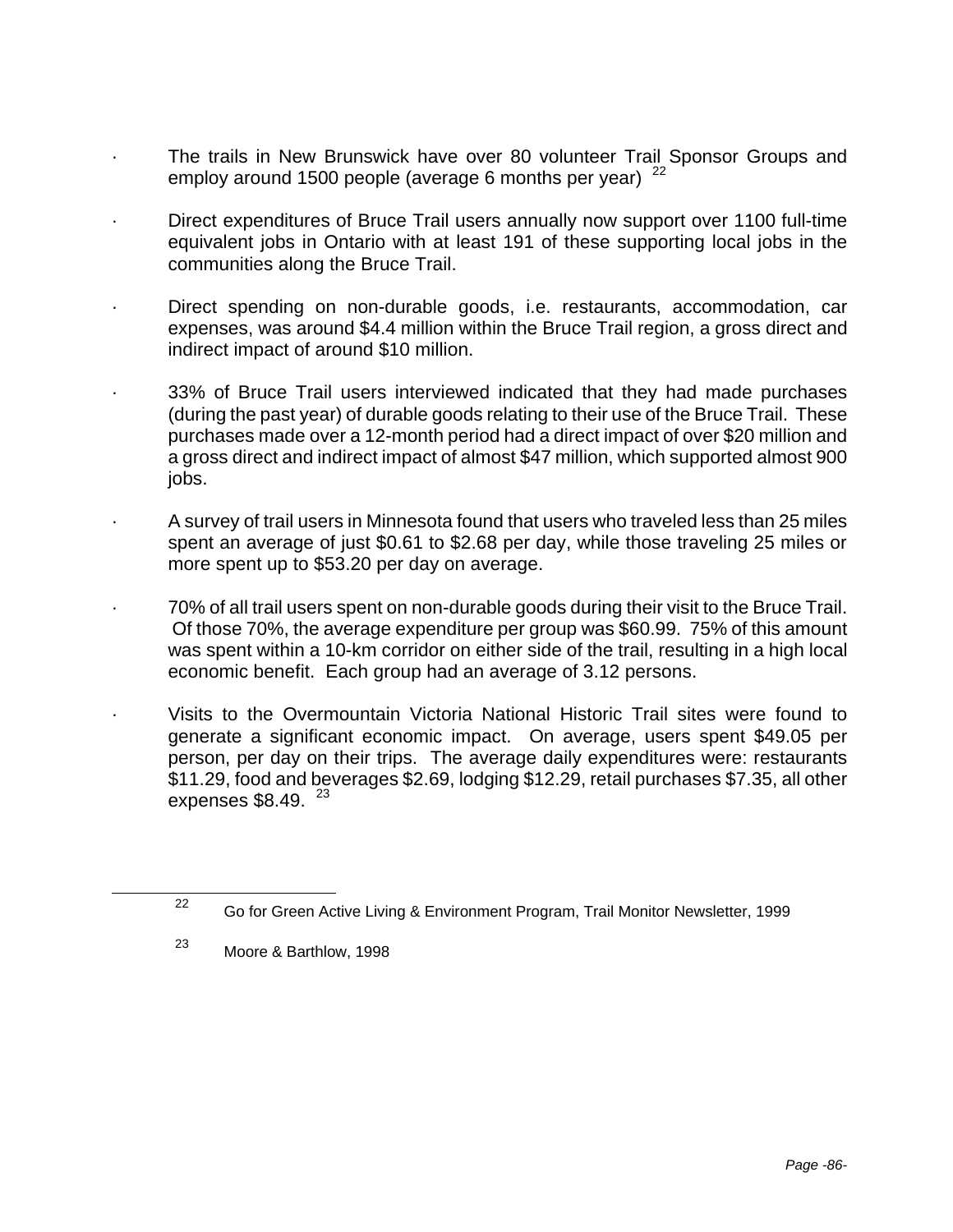- The trails in New Brunswick have over 80 volunteer Trail Sponsor Groups and employ around 1500 people (average 6 months per year) [22]

- Direct expenditures of Bruce Trail users annually now support over 1100 full-time equivalent jobs in Ontario with at least 191 of these supporting local jobs in the communities along the Bruce Trail.

- Direct spending on non-durable goods, i.e. restaurants, accommodation, car expenses, was around $4.4 million within the Bruce Trail region, a gross direct and indirect impact of around $10 million.

- 33% of Bruce Trail users interviewed indicated that they had made purchases (during the past year) of durable goods relating to their use of the Bruce Trail. These purchases made over a 12-month period had a direct impact of over $20 million and a gross direct and indirect impact of almost $47 million, which supported almost 900 jobs.

- A survey of trail users in Minnesota found that users who traveled less than 25 miles spent an average of just $0.61 to $2.68 per day, while those traveling 25 miles or more spent up to $53.20 per day on average.

- 70% of all trail users spent on non-durable goods during their visit to the Bruce Trail. Of those 70%, the average expenditure per group was $60.99. 75% of this amount was spent within a 10-km corridor on either side of the trail, resulting in a high local economic benefit. Each group had an average of 3.12 persons.

- Visits to the Overmountain Victoria National Historic Trail sites were found to generate a significant economic impact. On average, users spent $49.05 per person, per day on their trips. The average daily expenditures were: restaurants $11.29, food and beverages $2.69, lodging $12.29, retail purchases $7.35, all other expenses $8.49. [23]

---

[22] Go for Green Active Living & Environment Program, Trail Monitor Newsletter, 1999

[23] Moore & Barthlow, 1998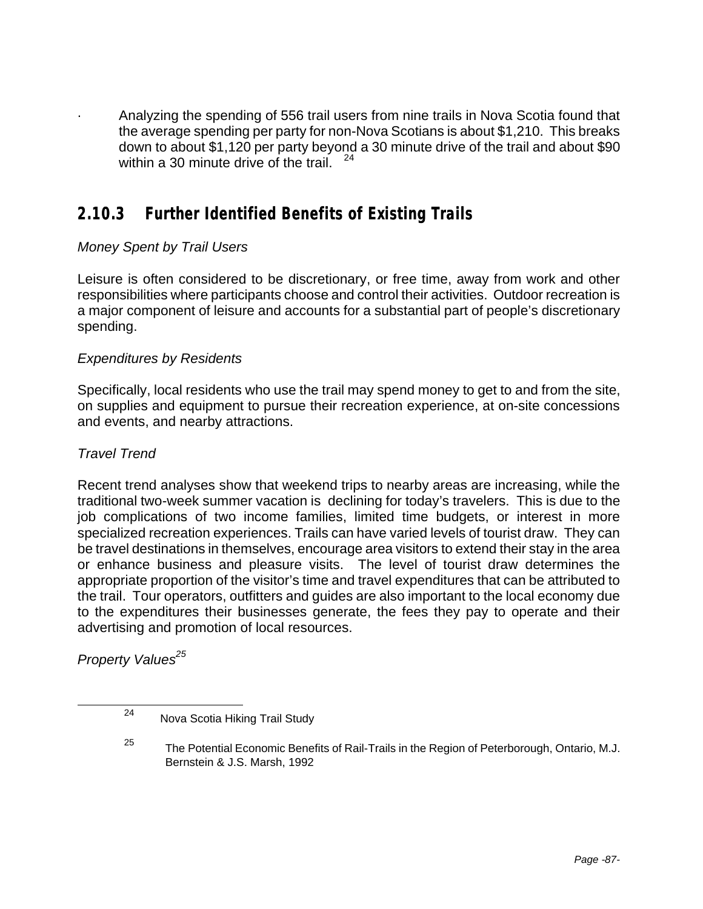- Analyzing the spending of 556 trail users from nine trails in Nova Scotia found that the average spending per party for non-Nova Scotians is about $1,210. This breaks down to about $1,120 per party beyond a 30 minute drive of the trail and about $90 within a 30 minute drive of the trail. [24]

### 2.10.3 Further Identified Benefits of Existing Trails

*Money Spent by Trail Users*

Leisure is often considered to be discretionary, or free time, away from work and other responsibilities where participants choose and control their activities. Outdoor recreation is a major component of leisure and accounts for a substantial part of people's discretionary spending.

*Expenditures by Residents*

Specifically, local residents who use the trail may spend money to get to and from the site, on supplies and equipment to pursue their recreation experience, at on-site concessions and events, and nearby attractions.

*Travel Trend*

Recent trend analyses show that weekend trips to nearby areas are increasing, while the traditional two-week summer vacation is declining for today's travelers. This is due to the job complications of two income families, limited time budgets, or interest in more specialized recreation experiences. Trails can have varied levels of tourist draw. They can be travel destinations in themselves, encourage area visitors to extend their stay in the area or enhance business and pleasure visits. The level of tourist draw determines the appropriate proportion of the visitor's time and travel expenditures that can be attributed to the trail. Tour operators, outfitters and guides are also important to the local economy due to the expenditures their businesses generate, the fees they pay to operate and their advertising and promotion of local resources.

*Property Values*[25]

---

[24] Nova Scotia Hiking Trail Study

[25] The Potential Economic Benefits of Rail-Trails in the Region of Peterborough, Ontario, M.J. Bernstein & J.S. Marsh, 1992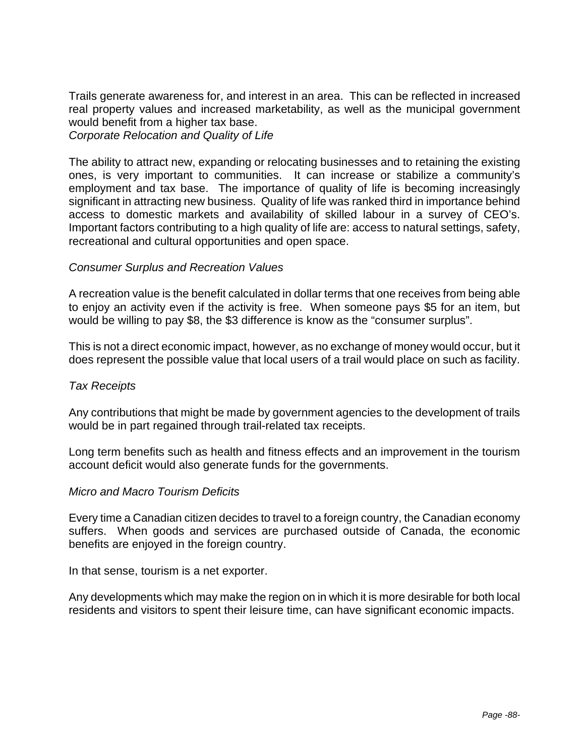Trails generate awareness for, and interest in an area. This can be reflected in increased real property values and increased marketability, as well as the municipal government would benefit from a higher tax base.

*Corporate Relocation and Quality of Life*

The ability to attract new, expanding or relocating businesses and to retaining the existing ones, is very important to communities. It can increase or stabilize a community's employment and tax base. The importance of quality of life is becoming increasingly significant in attracting new business. Quality of life was ranked third in importance behind access to domestic markets and availability of skilled labour in a survey of CEO's. Important factors contributing to a high quality of life are: access to natural settings, safety, recreational and cultural opportunities and open space.

*Consumer Surplus and Recreation Values*

A recreation value is the benefit calculated in dollar terms that one receives from being able to enjoy an activity even if the activity is free. When someone pays $5 for an item, but would be willing to pay $8, the $3 difference is know as the "consumer surplus".

This is not a direct economic impact, however, as no exchange of money would occur, but it does represent the possible value that local users of a trail would place on such as facility.

*Tax Receipts*

Any contributions that might be made by government agencies to the development of trails would be in part regained through trail-related tax receipts.

Long term benefits such as health and fitness effects and an improvement in the tourism account deficit would also generate funds for the governments.

*Micro and Macro Tourism Deficits*

Every time a Canadian citizen decides to travel to a foreign country, the Canadian economy suffers. When goods and services are purchased outside of Canada, the economic benefits are enjoyed in the foreign country.

In that sense, tourism is a net exporter.

Any developments which may make the region on in which it is more desirable for both local residents and visitors to spent their leisure time, can have significant economic impacts.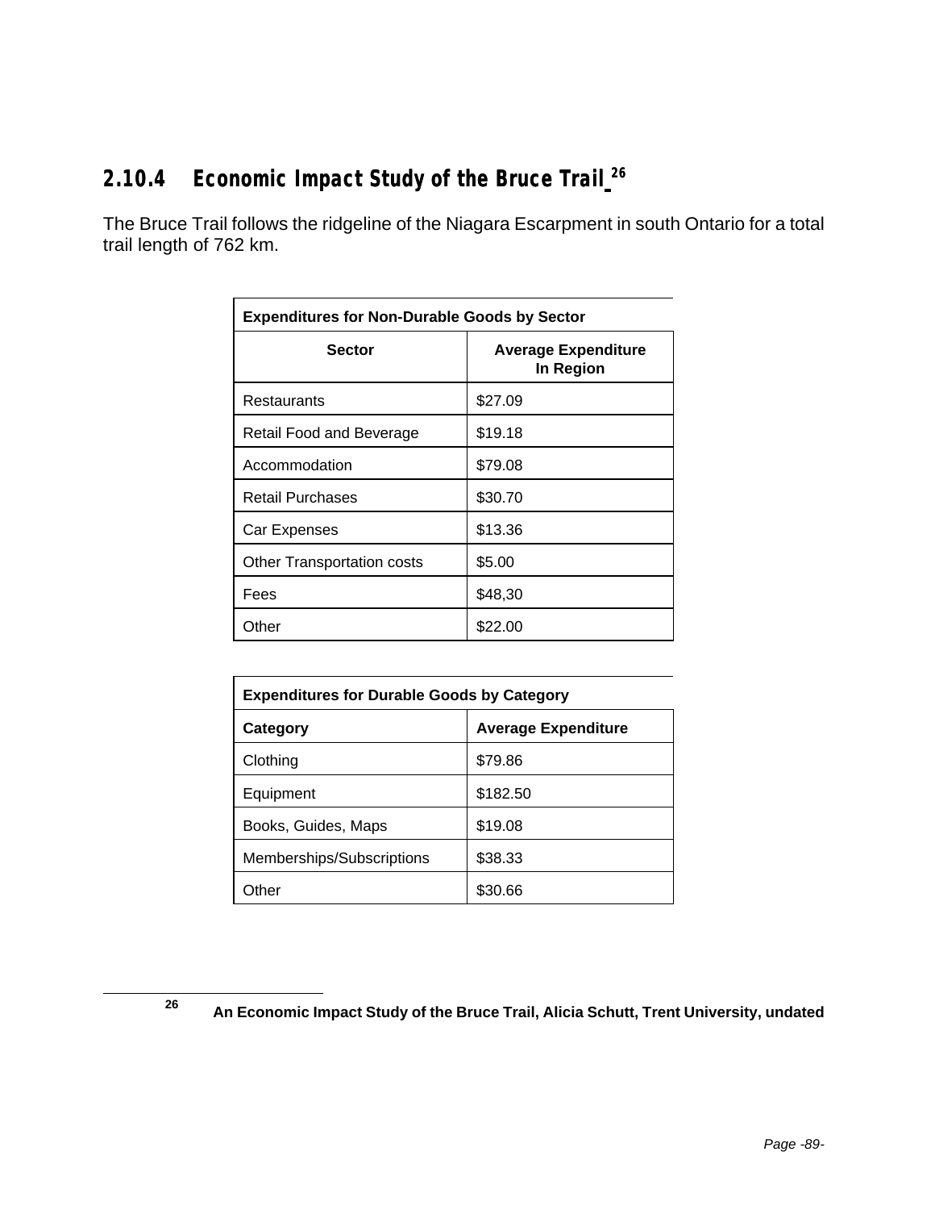### 2.10.4 Economic Impact Study of the Bruce Trail[26]

The Bruce Trail follows the ridgeline of the Niagara Escarpment in south Ontario for a total trail length of 762 km.

| **Expenditures for Non-Durable Goods by Sector** | |
|---|---|
| **Sector** | **Average Expenditure In Region** |
| Restaurants | $27.09 |
| Retail Food and Beverage | $19.18 |
| Accommodation | $79.08 |
| Retail Purchases | $30.70 |
| Car Expenses | $13.36 |
| Other Transportation costs | $5.00 |
| Fees | $48,30 |
| Other | $22.00 |

| **Expenditures for Durable Goods by Category** | |
|---|---|
| **Category** | **Average Expenditure** |
| Clothing | $79.86 |
| Equipment | $182.50 |
| Books, Guides, Maps | $19.08 |
| Memberships/Subscriptions | $38.33 |
| Other | $30.66 |

[26] **An Economic Impact Study of the Bruce Trail, Alicia Schutt, Trent University, undated**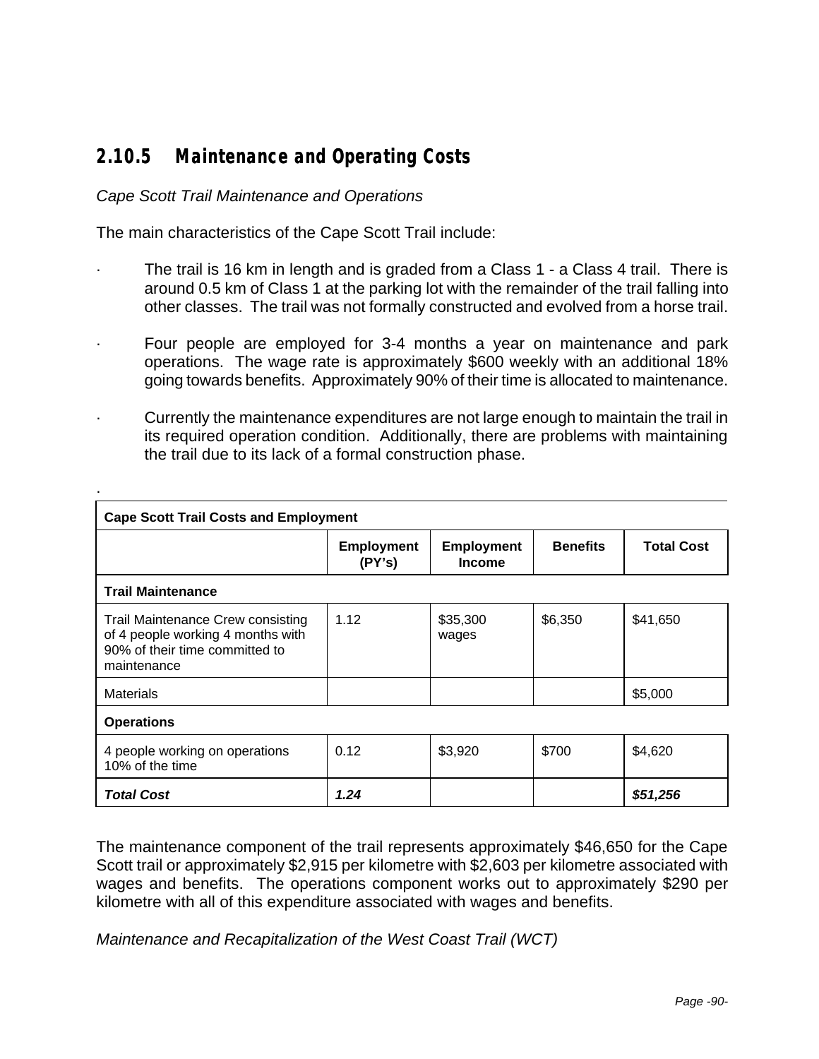## 2.10.5 Maintenance and Operating Costs

*Cape Scott Trail Maintenance and Operations*

The main characteristics of the Cape Scott Trail include:

- The trail is 16 km in length and is graded from a Class 1 - a Class 4 trail. There is around 0.5 km of Class 1 at the parking lot with the remainder of the trail falling into other classes. The trail was not formally constructed and evolved from a horse trail.
- Four people are employed for 3-4 months a year on maintenance and park operations. The wage rate is approximately $600 weekly with an additional 18% going towards benefits. Approximately 90% of their time is allocated to maintenance.
- Currently the maintenance expenditures are not large enough to maintain the trail in its required operation condition. Additionally, there are problems with maintaining the trail due to its lack of a formal construction phase.

·

| Cape Scott Trail Costs and Employment | | | | |
|---|---|---|---|---|
| | **Employment (PY's)** | **Employment Income** | **Benefits** | **Total Cost** |
| **Trail Maintenance** | | | | |
| Trail Maintenance Crew consisting of 4 people working 4 months with 90% of their time committed to maintenance | 1.12 | $35,300 wages | $6,350 | $41,650 |
| Materials | | | | $5,000 |
| **Operations** | | | | |
| 4 people working on operations 10% of the time | 0.12 | $3,920 | $700 | $4,620 |
| ***Total Cost*** | ***1.24*** | | | ***$51,256*** |

The maintenance component of the trail represents approximately $46,650 for the Cape Scott trail or approximately $2,915 per kilometre with $2,603 per kilometre associated with wages and benefits. The operations component works out to approximately $290 per kilometre with all of this expenditure associated with wages and benefits.

*Maintenance and Recapitalization of the West Coast Trail (WCT)*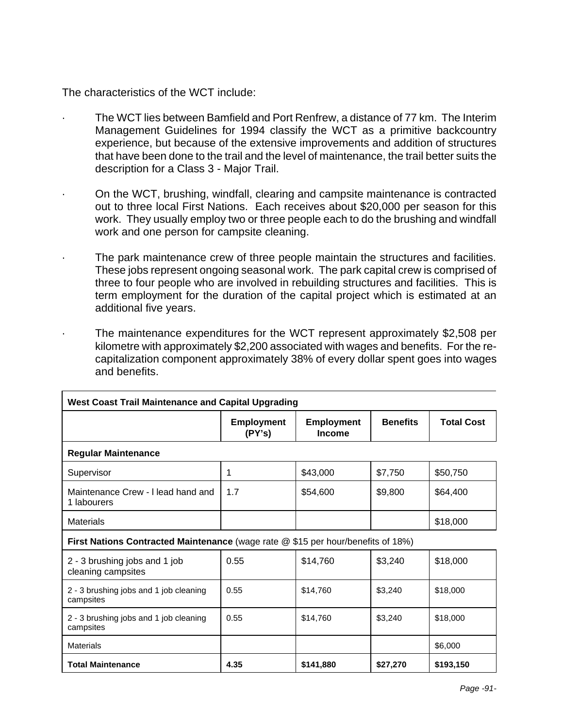The characteristics of the WCT include:

- The WCT lies between Bamfield and Port Renfrew, a distance of 77 km. The Interim Management Guidelines for 1994 classify the WCT as a primitive backcountry experience, but because of the extensive improvements and addition of structures that have been done to the trail and the level of maintenance, the trail better suits the description for a Class 3 - Major Trail.

- On the WCT, brushing, windfall, clearing and campsite maintenance is contracted out to three local First Nations. Each receives about $20,000 per season for this work. They usually employ two or three people each to do the brushing and windfall work and one person for campsite cleaning.

- The park maintenance crew of three people maintain the structures and facilities. These jobs represent ongoing seasonal work. The park capital crew is comprised of three to four people who are involved in rebuilding structures and facilities. This is term employment for the duration of the capital project which is estimated at an additional five years.

- The maintenance expenditures for the WCT represent approximately $2,508 per kilometre with approximately $2,200 associated with wages and benefits. For the re-capitalization component approximately 38% of every dollar spent goes into wages and benefits.

| **West Coast Trail Maintenance and Capital Upgrading** | | | | |
|---|---|---|---|---|
| | **Employment (PY's)** | **Employment Income** | **Benefits** | **Total Cost** |
| **Regular Maintenance** | | | | |
| Supervisor | 1 | $43,000 | $7,750 | $50,750 |
| Maintenance Crew - l lead hand and 1 labourers | 1.7 | $54,600 | $9,800 | $64,400 |
| Materials | | | | $18,000 |
| **First Nations Contracted Maintenance** (wage rate @ $15 per hour/benefits of 18%) | | | | |
| 2 - 3 brushing jobs and 1 job cleaning campsites | 0.55 | $14,760 | $3,240 | $18,000 |
| 2 - 3 brushing jobs and 1 job cleaning campsites | 0.55 | $14,760 | $3,240 | $18,000 |
| 2 - 3 brushing jobs and 1 job cleaning campsites | 0.55 | $14,760 | $3,240 | $18,000 |
| Materials | | | | $6,000 |
| **Total Maintenance** | **4.35** | **$141,880** | **$27,270** | **$193,150** |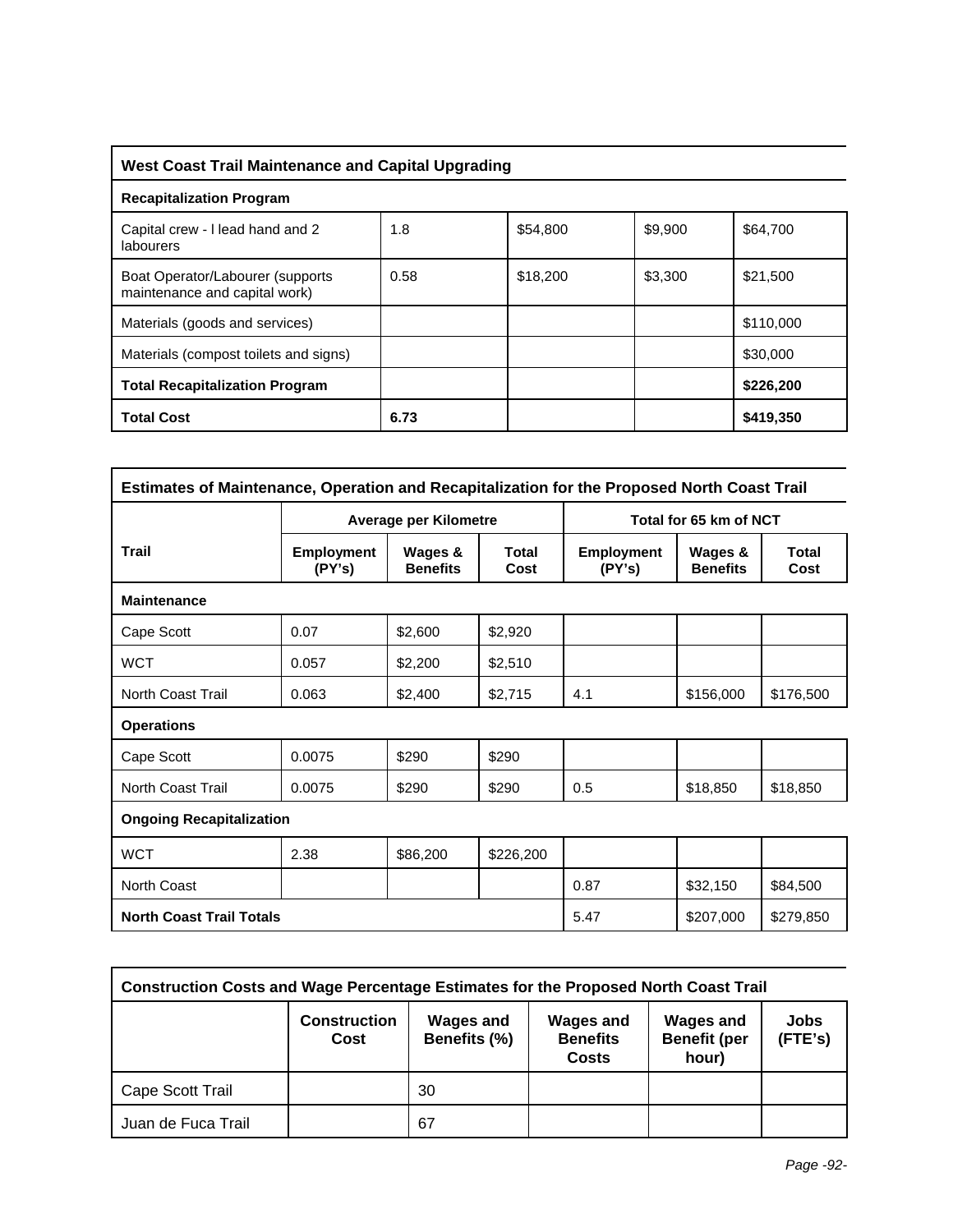| West Coast Trail Maintenance and Capital Upgrading | | | | |
|---|---|---|---|---|
| **Recapitalization Program** | | | | |
| Capital crew - l lead hand and 2 labourers | 1.8 | $54,800 | $9,900 | $64,700 |
| Boat Operator/Labourer (supports maintenance and capital work) | 0.58 | $18,200 | $3,300 | $21,500 |
| Materials (goods and services) | | | | $110,000 |
| Materials (compost toilets and signs) | | | | $30,000 |
| **Total Recapitalization Program** | | | | **$226,200** |
| **Total Cost** | **6.73** | | | **$419,350** |

| Estimates of Maintenance, Operation and Recapitalization for the Proposed North Coast Trail | | | | | | |
|---|---|---|---|---|---|---|
| | **Average per Kilometre** | | | **Total for 65 km of NCT** | | |
| **Trail** | **Employment (PY's)** | **Wages & Benefits** | **Total Cost** | **Employment (PY's)** | **Wages & Benefits** | **Total Cost** |
| **Maintenance** | | | | | | |
| Cape Scott | 0.07 | $2,600 | $2,920 | | | |
| WCT | 0.057 | $2,200 | $2,510 | | | |
| North Coast Trail | 0.063 | $2,400 | $2,715 | 4.1 | $156,000 | $176,500 |
| **Operations** | | | | | | |
| Cape Scott | 0.0075 | $290 | $290 | | | |
| North Coast Trail | 0.0075 | $290 | $290 | 0.5 | $18,850 | $18,850 |
| **Ongoing Recapitalization** | | | | | | |
| WCT | 2.38 | $86,200 | $226,200 | | | |
| North Coast | | | | 0.87 | $32,150 | $84,500 |
| **North Coast Trail Totals** | | | | 5.47 | $207,000 | $279,850 |

| Construction Costs and Wage Percentage Estimates for the Proposed North Coast Trail | | | | | |
|---|---|---|---|---|---|
| | **Construction Cost** | **Wages and Benefits (%)** | **Wages and Benefits Costs** | **Wages and Benefit (per hour)** | **Jobs (FTE's)** |
| Cape Scott Trail | | 30 | | | |
| Juan de Fuca Trail | | 67 | | | |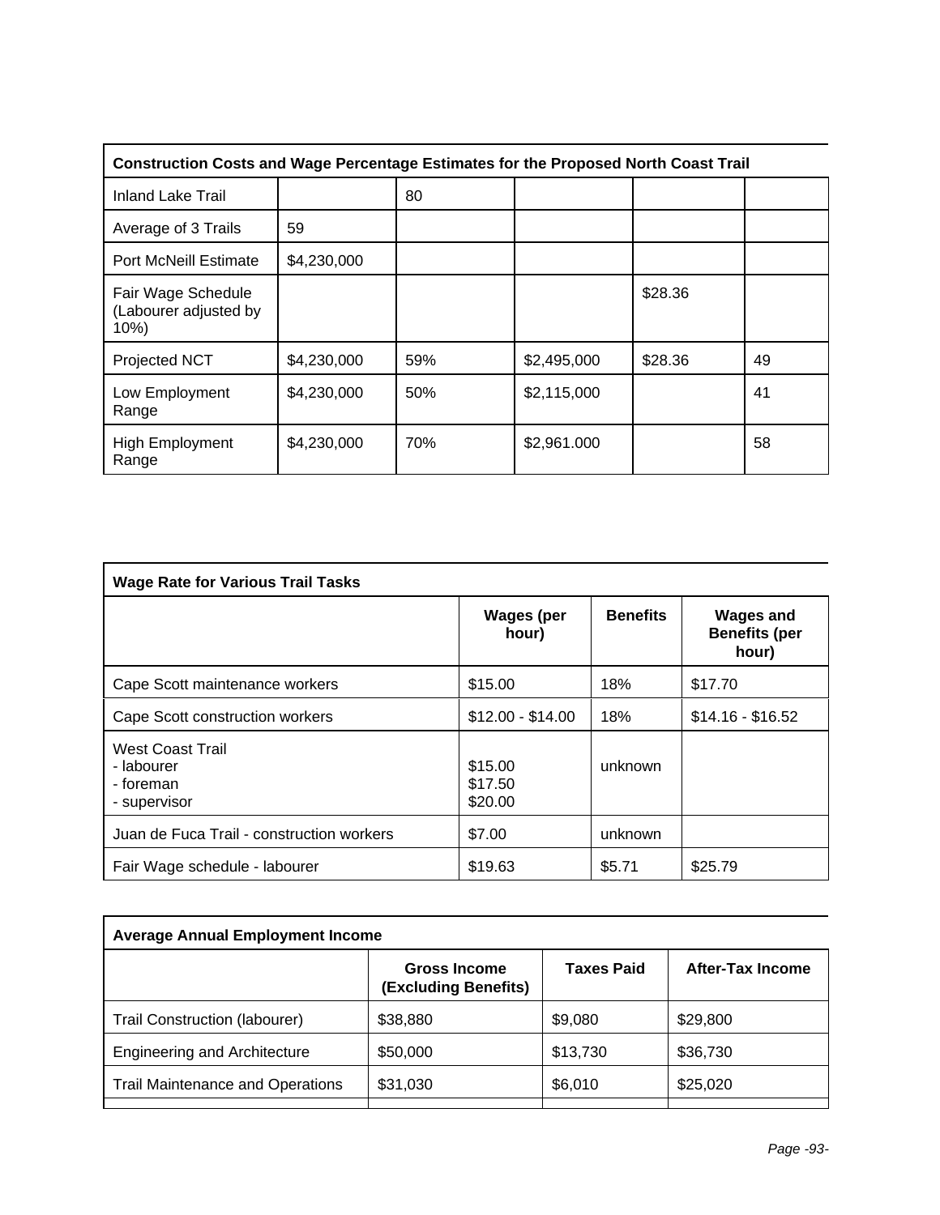| Construction Costs and Wage Percentage Estimates for the Proposed North Coast Trail | | | | | |
|---|---|---|---|---|---|
| Inland Lake Trail | | 80 | | | |
| Average of 3 Trails | 59 | | | | |
| Port McNeill Estimate | $4,230,000 | | | | |
| Fair Wage Schedule (Labourer adjusted by 10%) | | | | $28.36 | |
| Projected NCT | $4,230,000 | 59% | $2,495,000 | $28.36 | 49 |
| Low Employment Range | $4,230,000 | 50% | $2,115,000 | | 41 |
| High Employment Range | $4,230,000 | 70% | $2,961.000 | | 58 |

| Wage Rate for Various Trail Tasks | Wages (per hour) | Benefits | Wages and Benefits (per hour) |
|---|---|---|---|
| Cape Scott maintenance workers | $15.00 | 18% | $17.70 |
| Cape Scott construction workers | $12.00 - $14.00 | 18% | $14.16 - $16.52 |
| West Coast Trail<br>- labourer<br>- foreman<br>- supervisor | $15.00<br>$17.50<br>$20.00 | unknown | |
| Juan de Fuca Trail - construction workers | $7.00 | unknown | |
| Fair Wage schedule - labourer | $19.63 | $5.71 | $25.79 |

| Average Annual Employment Income | Gross Income (Excluding Benefits) | Taxes Paid | After-Tax Income |
|---|---|---|---|
| Trail Construction (labourer) | $38,880 | $9,080 | $29,800 |
| Engineering and Architecture | $50,000 | $13,730 | $36,730 |
| Trail Maintenance and Operations | $31,030 | $6,010 | $25,020 |
| | | | |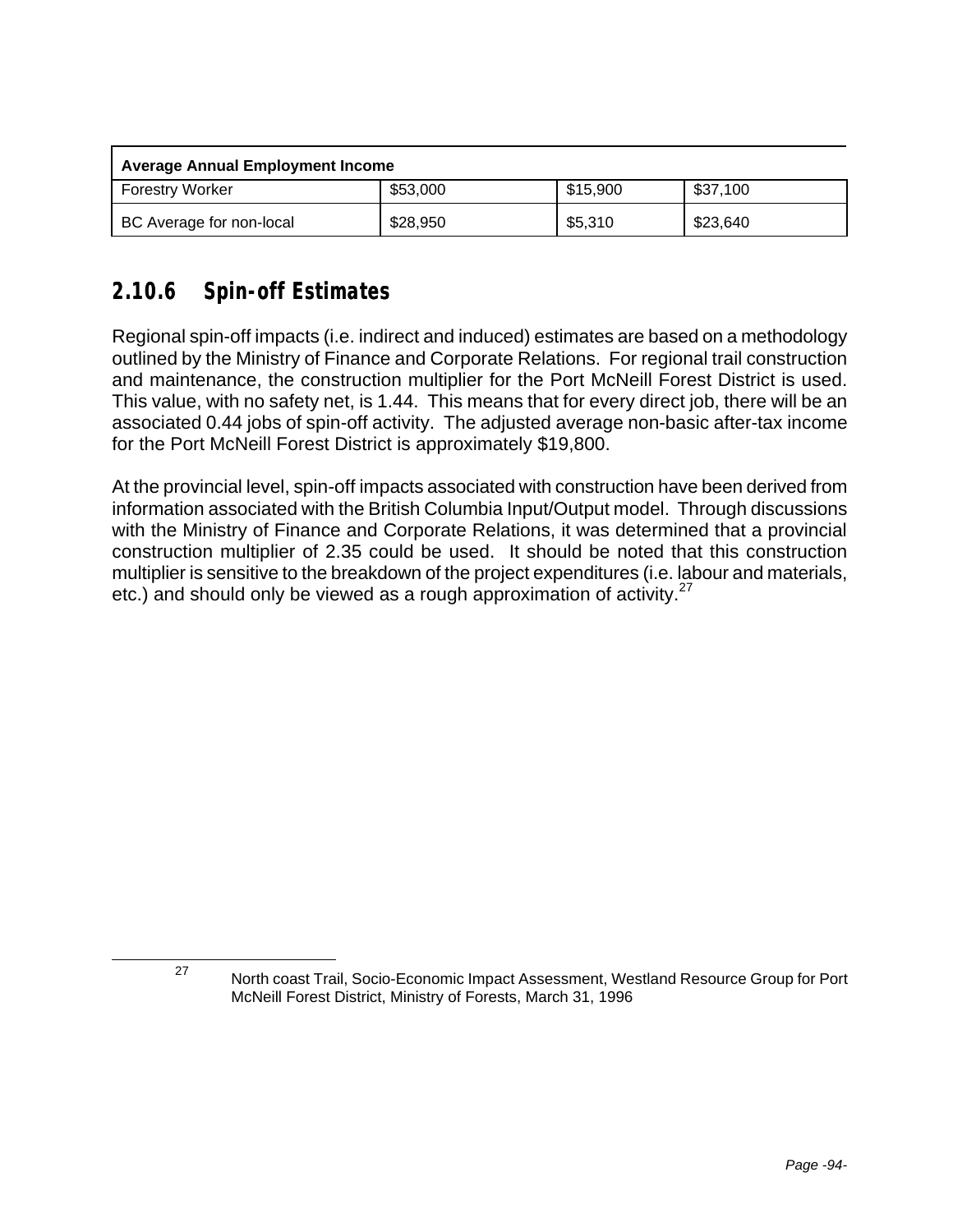| Average Annual Employment Income | | | |
|---|---|---|---|
| Forestry Worker | $53,000 | $15,900 | $37,100 |
| BC Average for non-local | $28,950 | $5,310 | $23,640 |

### 2.10.6 Spin-off Estimates

Regional spin-off impacts (i.e. indirect and induced) estimates are based on a methodology outlined by the Ministry of Finance and Corporate Relations. For regional trail construction and maintenance, the construction multiplier for the Port McNeill Forest District is used. This value, with no safety net, is 1.44. This means that for every direct job, there will be an associated 0.44 jobs of spin-off activity. The adjusted average non-basic after-tax income for the Port McNeill Forest District is approximately $19,800.

At the provincial level, spin-off impacts associated with construction have been derived from information associated with the British Columbia Input/Output model. Through discussions with the Ministry of Finance and Corporate Relations, it was determined that a provincial construction multiplier of 2.35 could be used. It should be noted that this construction multiplier is sensitive to the breakdown of the project expenditures (i.e. labour and materials, etc.) and should only be viewed as a rough approximation of activity.[27]

[27] North coast Trail, Socio-Economic Impact Assessment, Westland Resource Group for Port McNeill Forest District, Ministry of Forests, March 31, 1996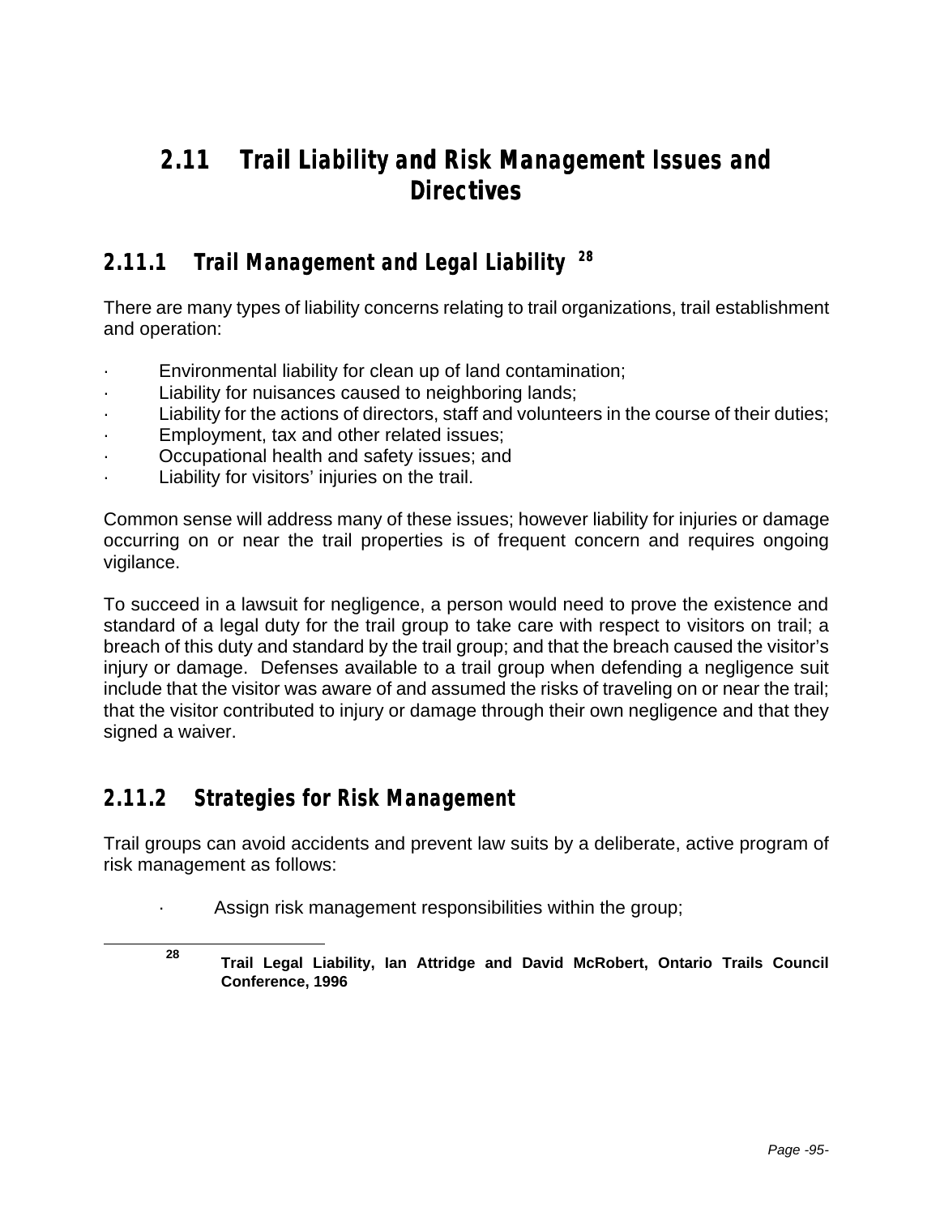## 2.11 Trail Liability and Risk Management Issues and Directives

### 2.11.1 Trail Management and Legal Liability [28]

There are many types of liability concerns relating to trail organizations, trail establishment and operation:

- Environmental liability for clean up of land contamination;
- Liability for nuisances caused to neighboring lands;
- Liability for the actions of directors, staff and volunteers in the course of their duties;
- Employment, tax and other related issues;
- Occupational health and safety issues; and
- Liability for visitors' injuries on the trail.

Common sense will address many of these issues; however liability for injuries or damage occurring on or near the trail properties is of frequent concern and requires ongoing vigilance.

To succeed in a lawsuit for negligence, a person would need to prove the existence and standard of a legal duty for the trail group to take care with respect to visitors on trail; a breach of this duty and standard by the trail group; and that the breach caused the visitor's injury or damage. Defenses available to a trail group when defending a negligence suit include that the visitor was aware of and assumed the risks of traveling on or near the trail; that the visitor contributed to injury or damage through their own negligence and that they signed a waiver.

### 2.11.2 Strategies for Risk Management

Trail groups can avoid accidents and prevent law suits by a deliberate, active program of risk management as follows:

- Assign risk management responsibilities within the group;

[28] **Trail Legal Liability, Ian Attridge and David McRobert, Ontario Trails Council Conference, 1996**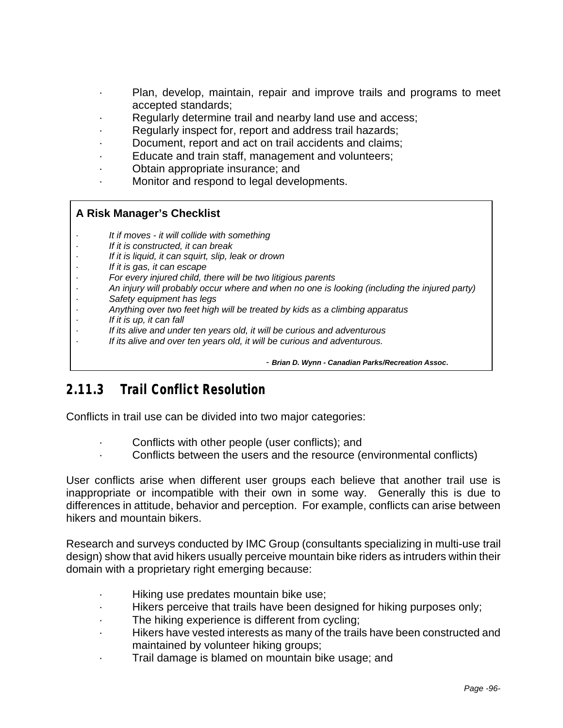- Plan, develop, maintain, repair and improve trails and programs to meet accepted standards;
- Regularly determine trail and nearby land use and access;
- Regularly inspect for, report and address trail hazards;
- Document, report and act on trail accidents and claims;
- Educate and train staff, management and volunteers;
- Obtain appropriate insurance; and
- Monitor and respond to legal developments.

**A Risk Manager's Checklist**

- *It if moves - it will collide with something*
- *If it is constructed, it can break*
- *If it is liquid, it can squirt, slip, leak or drown*
- *If it is gas, it can escape*
- *For every injured child, there will be two litigious parents*
- *An injury will probably occur where and when no one is looking (including the injured party)*
- *Safety equipment has legs*
- *Anything over two feet high will be treated by kids as a climbing apparatus*
- *If it is up, it can fall*
- *If its alive and under ten years old, it will be curious and adventurous*
- *If its alive and over ten years old, it will be curious and adventurous.*

\- ***Brian D. Wynn - Canadian Parks/Recreation Assoc.***

### 2.11.3 Trail Conflict Resolution

Conflicts in trail use can be divided into two major categories:

- Conflicts with other people (user conflicts); and
- Conflicts between the users and the resource (environmental conflicts)

User conflicts arise when different user groups each believe that another trail use is inappropriate or incompatible with their own in some way. Generally this is due to differences in attitude, behavior and perception. For example, conflicts can arise between hikers and mountain bikers.

Research and surveys conducted by IMC Group (consultants specializing in multi-use trail design) show that avid hikers usually perceive mountain bike riders as intruders within their domain with a proprietary right emerging because:

- Hiking use predates mountain bike use;
- Hikers perceive that trails have been designed for hiking purposes only;
- The hiking experience is different from cycling;
- Hikers have vested interests as many of the trails have been constructed and maintained by volunteer hiking groups;
- Trail damage is blamed on mountain bike usage; and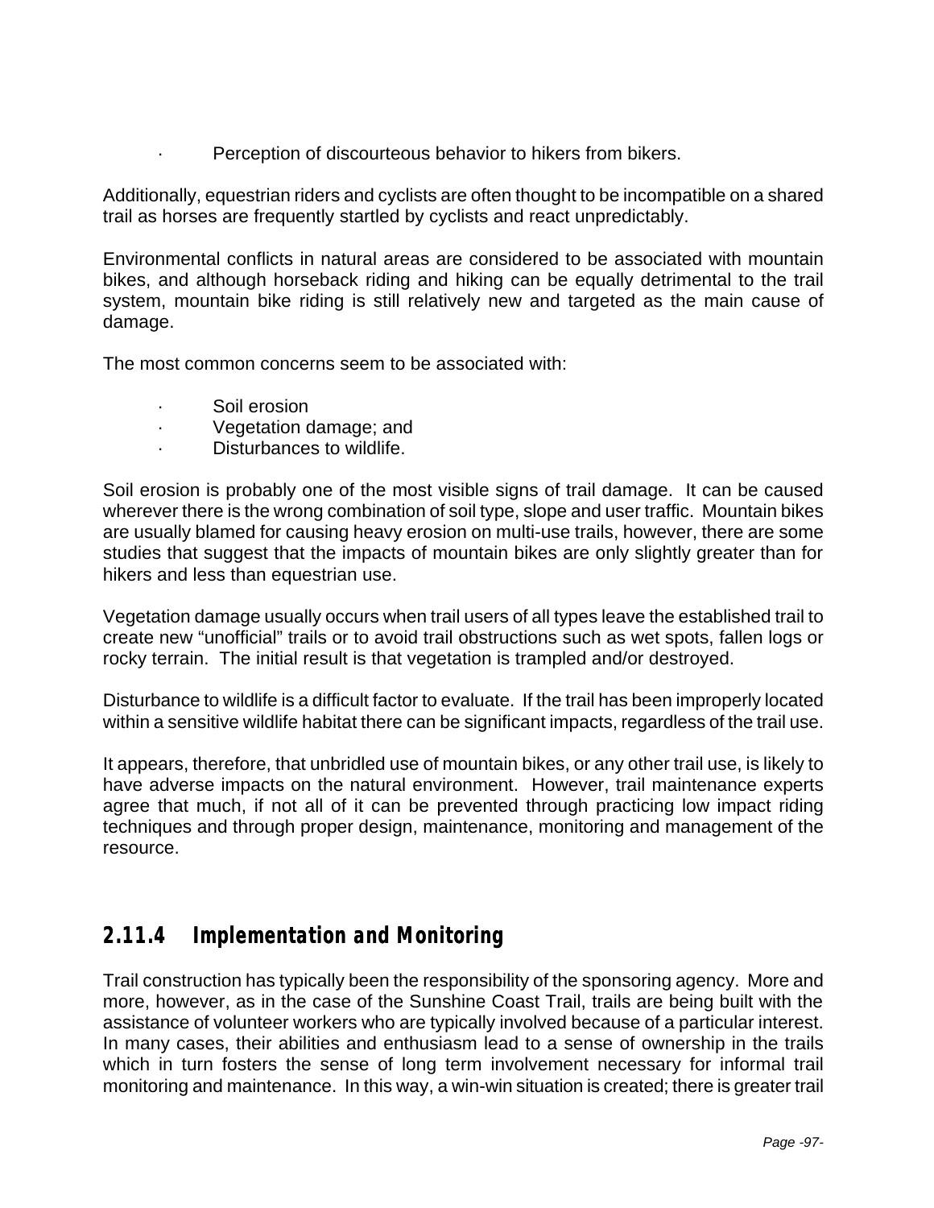- Perception of discourteous behavior to hikers from bikers.

Additionally, equestrian riders and cyclists are often thought to be incompatible on a shared trail as horses are frequently startled by cyclists and react unpredictably.

Environmental conflicts in natural areas are considered to be associated with mountain bikes, and although horseback riding and hiking can be equally detrimental to the trail system, mountain bike riding is still relatively new and targeted as the main cause of damage.

The most common concerns seem to be associated with:

- Soil erosion
- Vegetation damage; and
- Disturbances to wildlife.

Soil erosion is probably one of the most visible signs of trail damage. It can be caused wherever there is the wrong combination of soil type, slope and user traffic. Mountain bikes are usually blamed for causing heavy erosion on multi-use trails, however, there are some studies that suggest that the impacts of mountain bikes are only slightly greater than for hikers and less than equestrian use.

Vegetation damage usually occurs when trail users of all types leave the established trail to create new "unofficial" trails or to avoid trail obstructions such as wet spots, fallen logs or rocky terrain. The initial result is that vegetation is trampled and/or destroyed.

Disturbance to wildlife is a difficult factor to evaluate. If the trail has been improperly located within a sensitive wildlife habitat there can be significant impacts, regardless of the trail use.

It appears, therefore, that unbridled use of mountain bikes, or any other trail use, is likely to have adverse impacts on the natural environment. However, trail maintenance experts agree that much, if not all of it can be prevented through practicing low impact riding techniques and through proper design, maintenance, monitoring and management of the resource.

### 2.11.4 Implementation and Monitoring

Trail construction has typically been the responsibility of the sponsoring agency. More and more, however, as in the case of the Sunshine Coast Trail, trails are being built with the assistance of volunteer workers who are typically involved because of a particular interest. In many cases, their abilities and enthusiasm lead to a sense of ownership in the trails which in turn fosters the sense of long term involvement necessary for informal trail monitoring and maintenance. In this way, a win-win situation is created; there is greater trail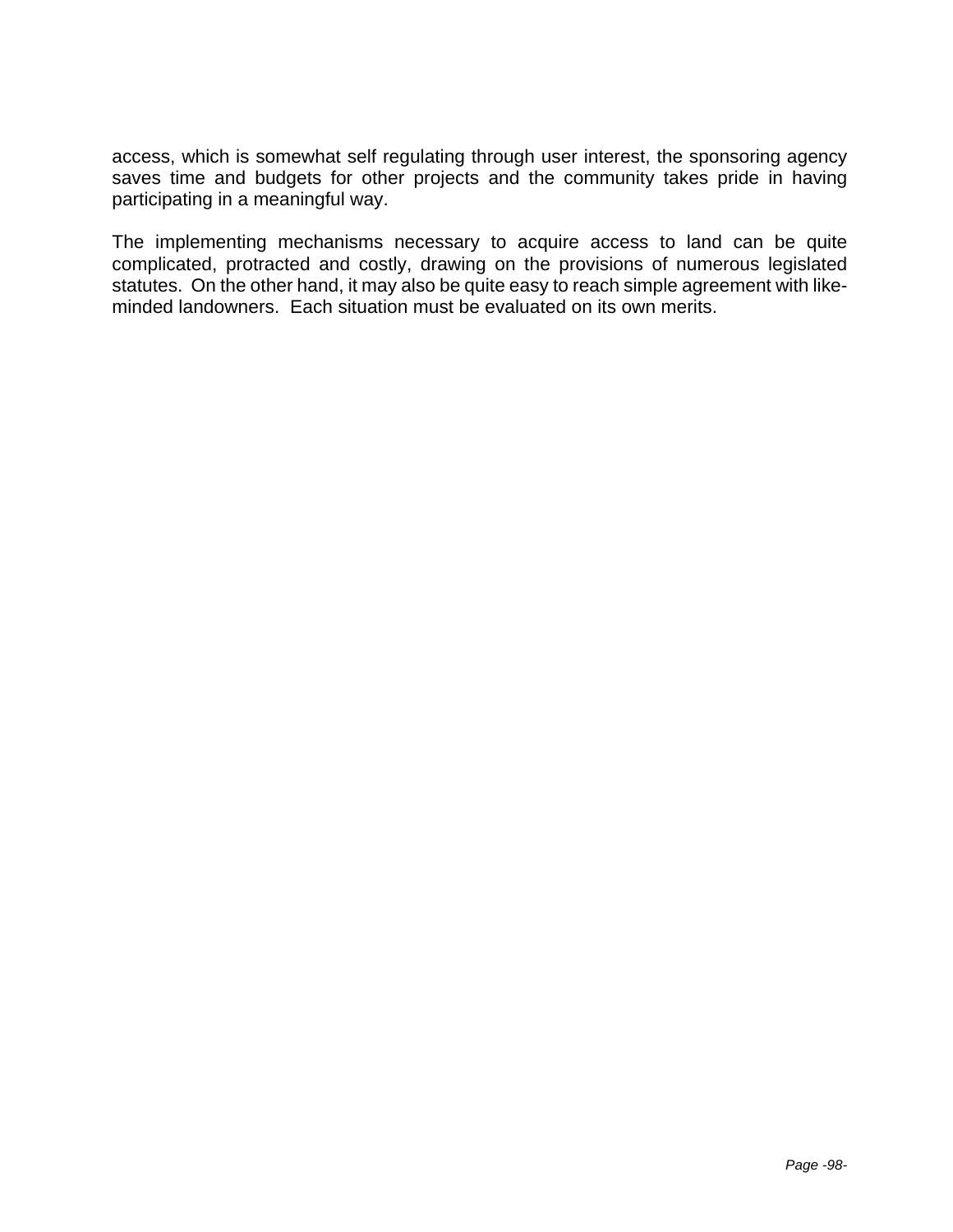access, which is somewhat self regulating through user interest, the sponsoring agency saves time and budgets for other projects and the community takes pride in having participating in a meaningful way.

The implementing mechanisms necessary to acquire access to land can be quite complicated, protracted and costly, drawing on the provisions of numerous legislated statutes. On the other hand, it may also be quite easy to reach simple agreement with like-minded landowners. Each situation must be evaluated on its own merits.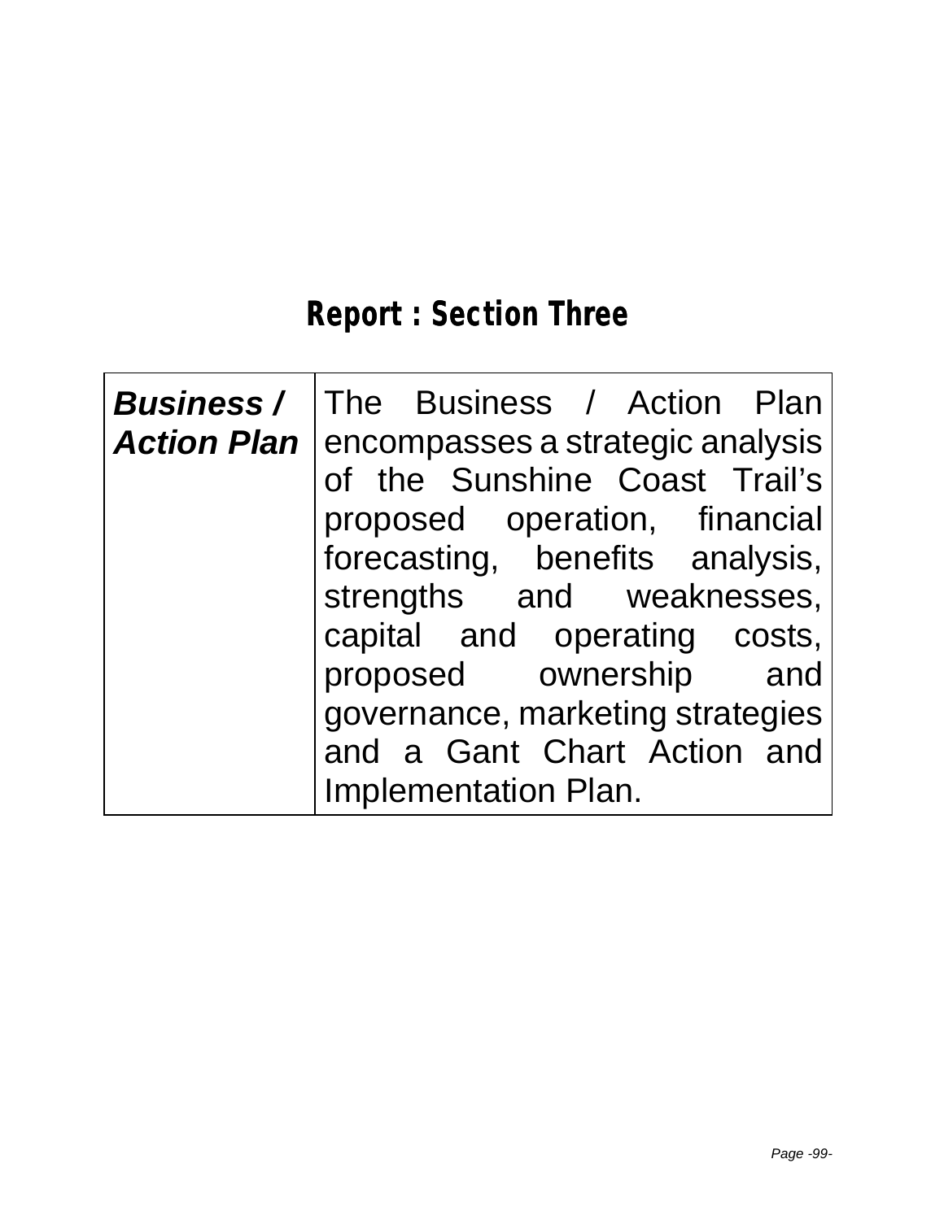# Report : Section Three

| ***Business / Action Plan*** | The Business / Action Plan encompasses a strategic analysis of the Sunshine Coast Trail's proposed operation, financial forecasting, benefits analysis, strengths and weaknesses, capital and operating costs, proposed ownership and governance, marketing strategies and a Gant Chart Action and Implementation Plan. |
|---|---|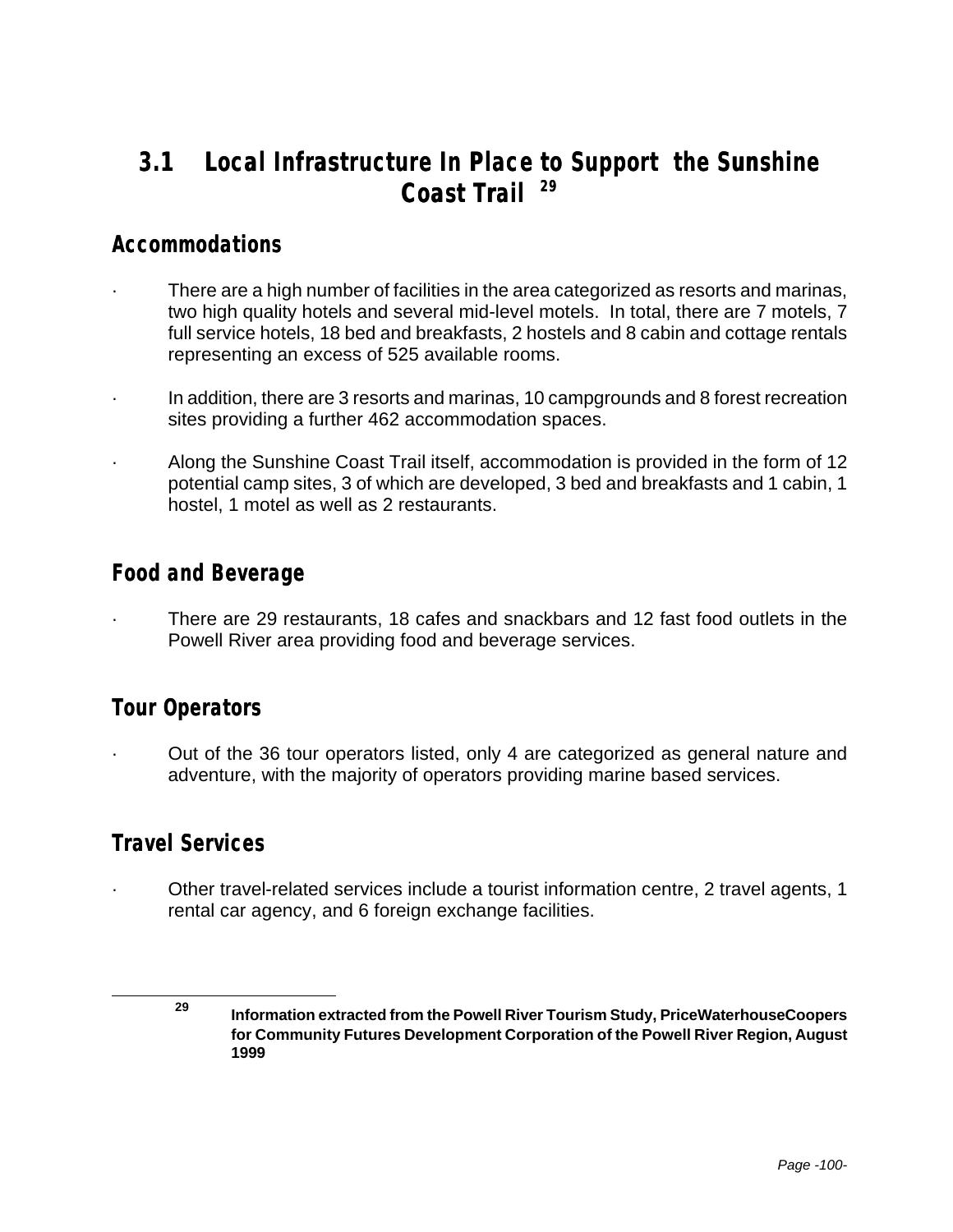## 3.1 Local Infrastructure In Place to Support the Sunshine Coast Trail [29]

### Accommodations

- There are a high number of facilities in the area categorized as resorts and marinas, two high quality hotels and several mid-level motels. In total, there are 7 motels, 7 full service hotels, 18 bed and breakfasts, 2 hostels and 8 cabin and cottage rentals representing an excess of 525 available rooms.

- In addition, there are 3 resorts and marinas, 10 campgrounds and 8 forest recreation sites providing a further 462 accommodation spaces.

- Along the Sunshine Coast Trail itself, accommodation is provided in the form of 12 potential camp sites, 3 of which are developed, 3 bed and breakfasts and 1 cabin, 1 hostel, 1 motel as well as 2 restaurants.

### Food and Beverage

- There are 29 restaurants, 18 cafes and snackbars and 12 fast food outlets in the Powell River area providing food and beverage services.

### Tour Operators

- Out of the 36 tour operators listed, only 4 are categorized as general nature and adventure, with the majority of operators providing marine based services.

### Travel Services

- Other travel-related services include a tourist information centre, 2 travel agents, 1 rental car agency, and 6 foreign exchange facilities.

---

[29] **Information extracted from the Powell River Tourism Study, PriceWaterhouseCoopers for Community Futures Development Corporation of the Powell River Region, August 1999**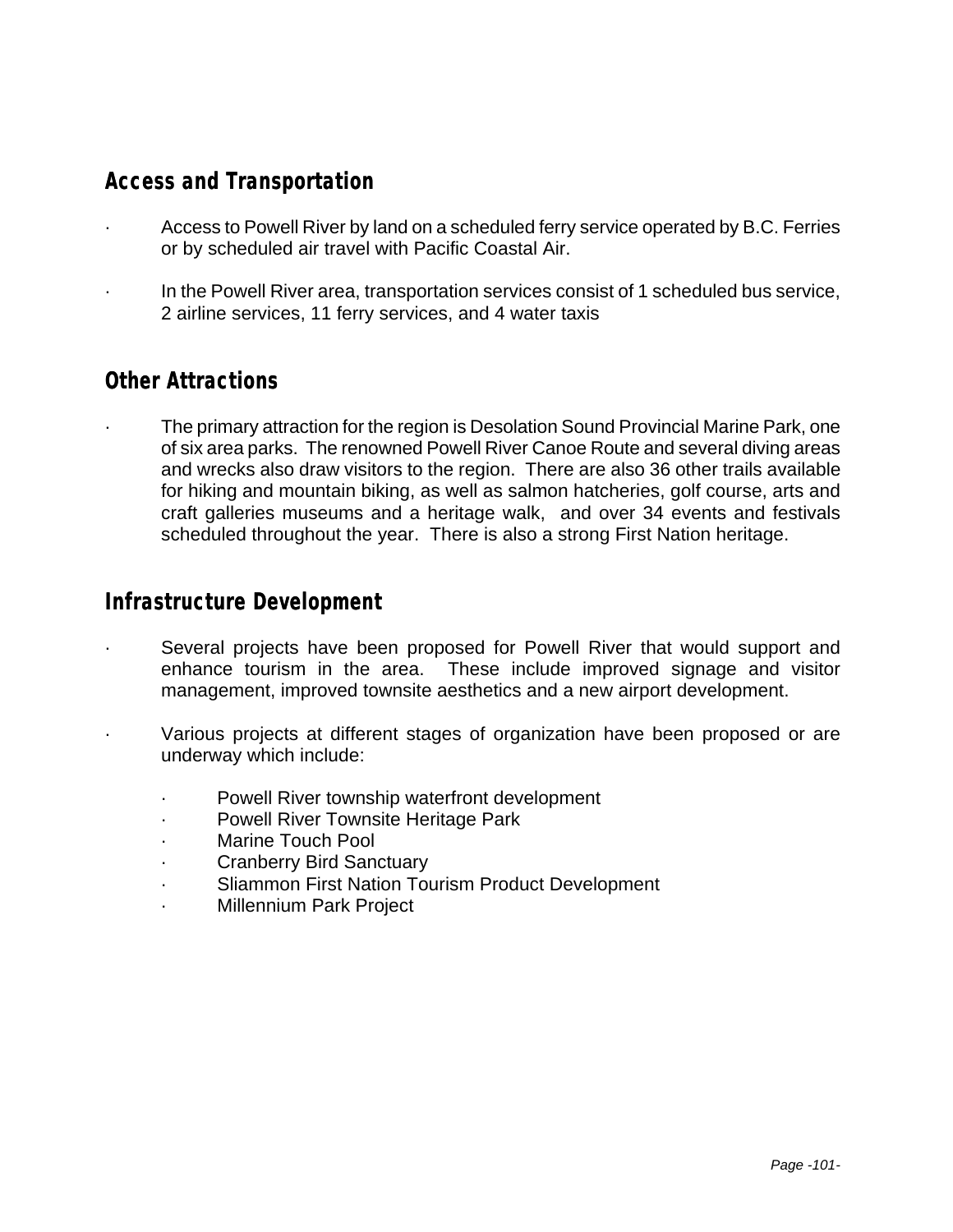## Access and Transportation

- Access to Powell River by land on a scheduled ferry service operated by B.C. Ferries or by scheduled air travel with Pacific Coastal Air.
- In the Powell River area, transportation services consist of 1 scheduled bus service, 2 airline services, 11 ferry services, and 4 water taxis

## Other Attractions

- The primary attraction for the region is Desolation Sound Provincial Marine Park, one of six area parks. The renowned Powell River Canoe Route and several diving areas and wrecks also draw visitors to the region. There are also 36 other trails available for hiking and mountain biking, as well as salmon hatcheries, golf course, arts and craft galleries museums and a heritage walk, and over 34 events and festivals scheduled throughout the year. There is also a strong First Nation heritage.

## Infrastructure Development

- Several projects have been proposed for Powell River that would support and enhance tourism in the area. These include improved signage and visitor management, improved townsite aesthetics and a new airport development.
- Various projects at different stages of organization have been proposed or are underway which include:
  - Powell River township waterfront development
  - Powell River Townsite Heritage Park
  - Marine Touch Pool
  - Cranberry Bird Sanctuary
  - Sliammon First Nation Tourism Product Development
  - Millennium Park Project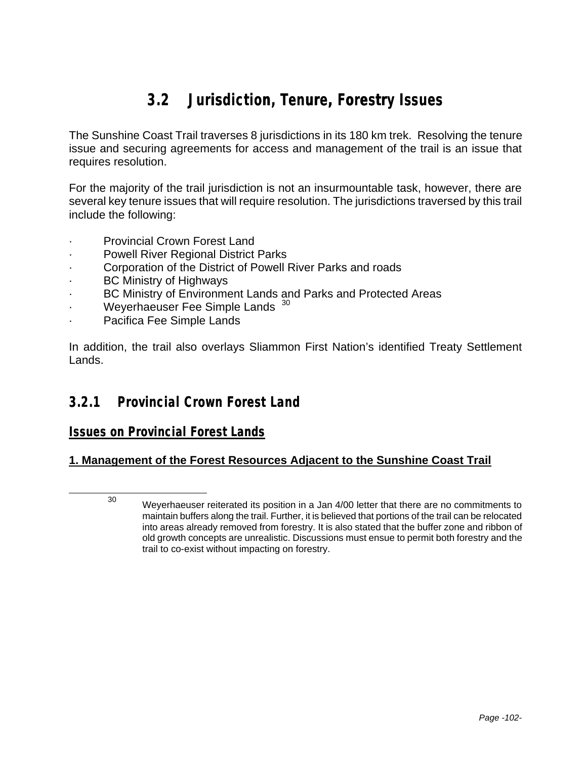## 3.2 Jurisdiction, Tenure, Forestry Issues

The Sunshine Coast Trail traverses 8 jurisdictions in its 180 km trek. Resolving the tenure issue and securing agreements for access and management of the trail is an issue that requires resolution.

For the majority of the trail jurisdiction is not an insurmountable task, however, there are several key tenure issues that will require resolution. The jurisdictions traversed by this trail include the following:

- Provincial Crown Forest Land
- Powell River Regional District Parks
- Corporation of the District of Powell River Parks and roads
- BC Ministry of Highways
- BC Ministry of Environment Lands and Parks and Protected Areas
- Weyerhaeuser Fee Simple Lands [30]
- Pacifica Fee Simple Lands

In addition, the trail also overlays Sliammon First Nation's identified Treaty Settlement Lands.

### 3.2.1 Provincial Crown Forest Land

#### Issues on Provincial Forest Lands

**1. Management of the Forest Resources Adjacent to the Sunshine Coast Trail**

[30] Weyerhaeuser reiterated its position in a Jan 4/00 letter that there are no commitments to maintain buffers along the trail. Further, it is believed that portions of the trail can be relocated into areas already removed from forestry. It is also stated that the buffer zone and ribbon of old growth concepts are unrealistic. Discussions must ensue to permit both forestry and the trail to co-exist without impacting on forestry.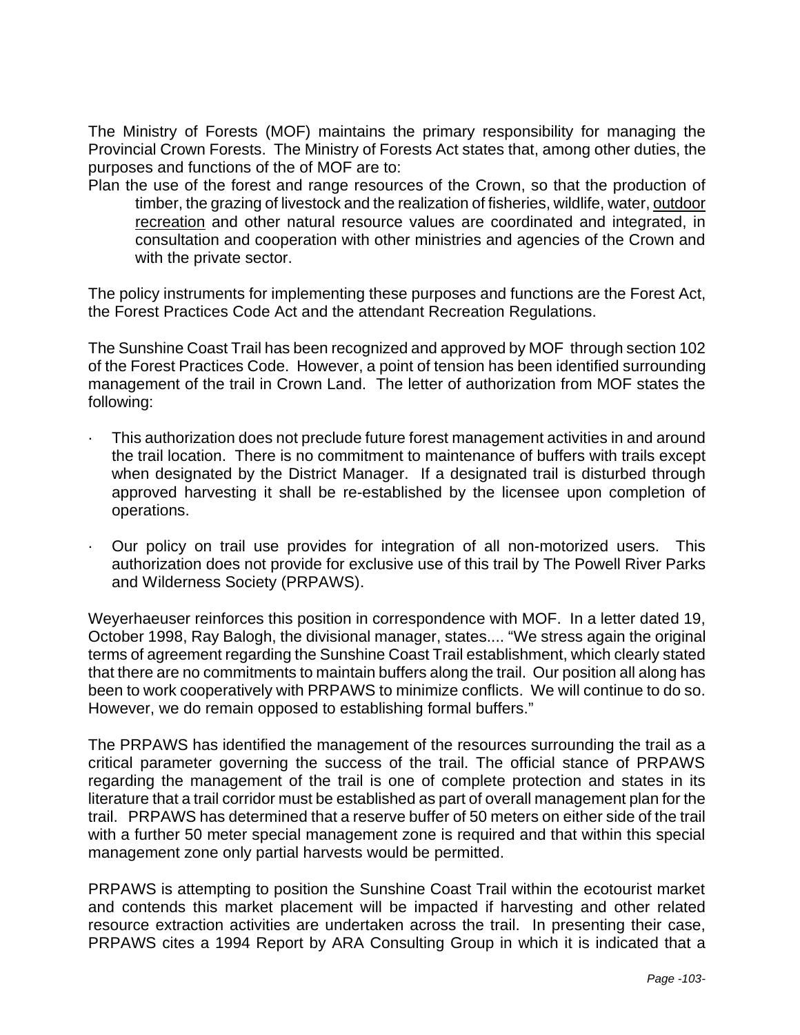The Ministry of Forests (MOF) maintains the primary responsibility for managing the Provincial Crown Forests. The Ministry of Forests Act states that, among other duties, the purposes and functions of the of MOF are to:

> Plan the use of the forest and range resources of the Crown, so that the production of timber, the grazing of livestock and the realization of fisheries, wildlife, water, <u>outdoor recreation</u> and other natural resource values are coordinated and integrated, in consultation and cooperation with other ministries and agencies of the Crown and with the private sector.

The policy instruments for implementing these purposes and functions are the Forest Act, the Forest Practices Code Act and the attendant Recreation Regulations.

The Sunshine Coast Trail has been recognized and approved by MOF through section 102 of the Forest Practices Code. However, a point of tension has been identified surrounding management of the trail in Crown Land. The letter of authorization from MOF states the following:

- This authorization does not preclude future forest management activities in and around the trail location. There is no commitment to maintenance of buffers with trails except when designated by the District Manager. If a designated trail is disturbed through approved harvesting it shall be re-established by the licensee upon completion of operations.

- Our policy on trail use provides for integration of all non-motorized users. This authorization does not provide for exclusive use of this trail by The Powell River Parks and Wilderness Society (PRPAWS).

Weyerhaeuser reinforces this position in correspondence with MOF. In a letter dated 19, October 1998, Ray Balogh, the divisional manager, states.... "We stress again the original terms of agreement regarding the Sunshine Coast Trail establishment, which clearly stated that there are no commitments to maintain buffers along the trail. Our position all along has been to work cooperatively with PRPAWS to minimize conflicts. We will continue to do so. However, we do remain opposed to establishing formal buffers."

The PRPAWS has identified the management of the resources surrounding the trail as a critical parameter governing the success of the trail. The official stance of PRPAWS regarding the management of the trail is one of complete protection and states in its literature that a trail corridor must be established as part of overall management plan for the trail. PRPAWS has determined that a reserve buffer of 50 meters on either side of the trail with a further 50 meter special management zone is required and that within this special management zone only partial harvests would be permitted.

PRPAWS is attempting to position the Sunshine Coast Trail within the ecotourist market and contends this market placement will be impacted if harvesting and other related resource extraction activities are undertaken across the trail. In presenting their case, PRPAWS cites a 1994 Report by ARA Consulting Group in which it is indicated that a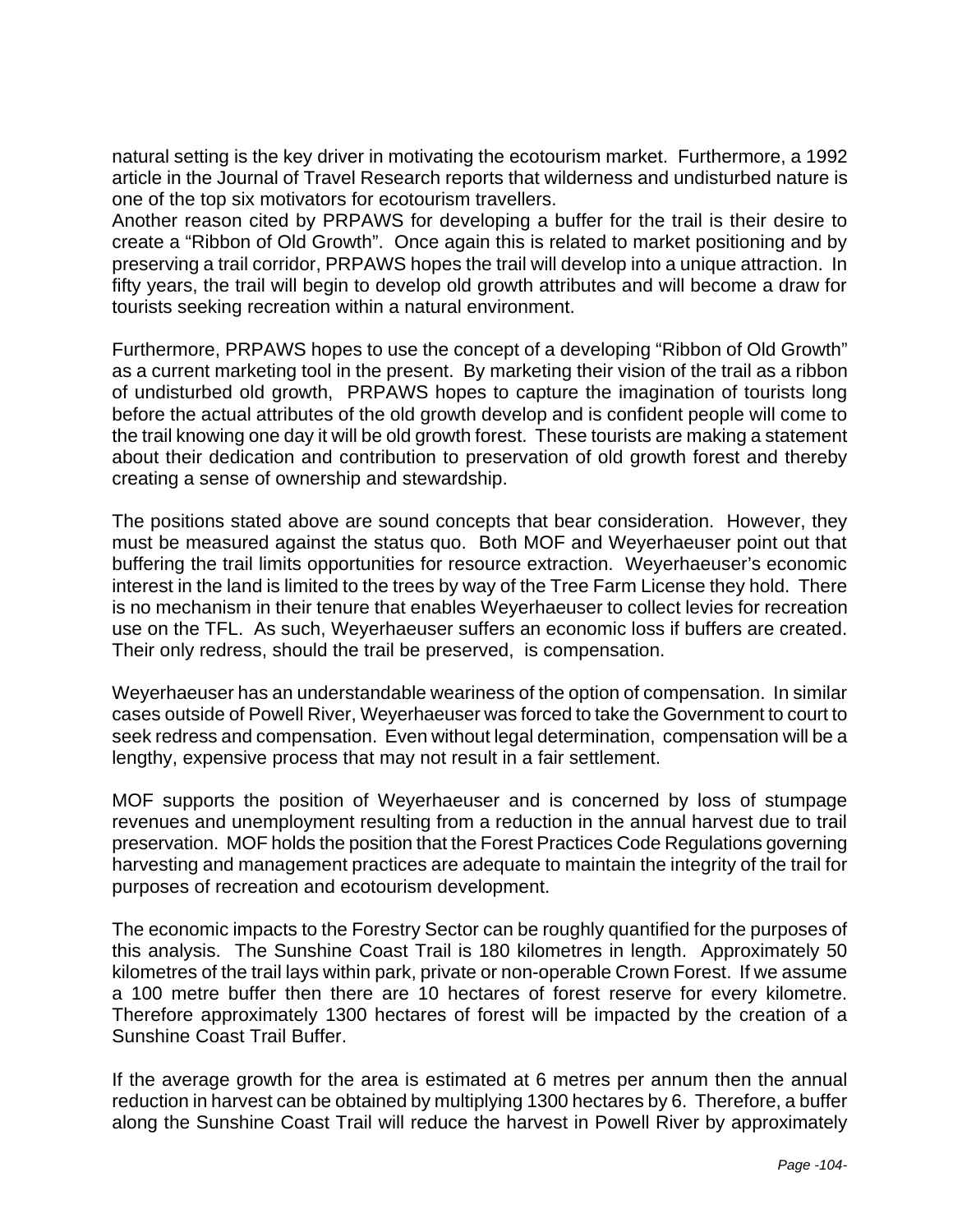natural setting is the key driver in motivating the ecotourism market. Furthermore, a 1992 article in the Journal of Travel Research reports that wilderness and undisturbed nature is one of the top six motivators for ecotourism travellers.

Another reason cited by PRPAWS for developing a buffer for the trail is their desire to create a "Ribbon of Old Growth". Once again this is related to market positioning and by preserving a trail corridor, PRPAWS hopes the trail will develop into a unique attraction. In fifty years, the trail will begin to develop old growth attributes and will become a draw for tourists seeking recreation within a natural environment.

Furthermore, PRPAWS hopes to use the concept of a developing "Ribbon of Old Growth" as a current marketing tool in the present. By marketing their vision of the trail as a ribbon of undisturbed old growth, PRPAWS hopes to capture the imagination of tourists long before the actual attributes of the old growth develop and is confident people will come to the trail knowing one day it will be old growth forest. These tourists are making a statement about their dedication and contribution to preservation of old growth forest and thereby creating a sense of ownership and stewardship.

The positions stated above are sound concepts that bear consideration. However, they must be measured against the status quo. Both MOF and Weyerhaeuser point out that buffering the trail limits opportunities for resource extraction. Weyerhaeuser's economic interest in the land is limited to the trees by way of the Tree Farm License they hold. There is no mechanism in their tenure that enables Weyerhaeuser to collect levies for recreation use on the TFL. As such, Weyerhaeuser suffers an economic loss if buffers are created. Their only redress, should the trail be preserved, is compensation.

Weyerhaeuser has an understandable weariness of the option of compensation. In similar cases outside of Powell River, Weyerhaeuser was forced to take the Government to court to seek redress and compensation. Even without legal determination, compensation will be a lengthy, expensive process that may not result in a fair settlement.

MOF supports the position of Weyerhaeuser and is concerned by loss of stumpage revenues and unemployment resulting from a reduction in the annual harvest due to trail preservation. MOF holds the position that the Forest Practices Code Regulations governing harvesting and management practices are adequate to maintain the integrity of the trail for purposes of recreation and ecotourism development.

The economic impacts to the Forestry Sector can be roughly quantified for the purposes of this analysis. The Sunshine Coast Trail is 180 kilometres in length. Approximately 50 kilometres of the trail lays within park, private or non-operable Crown Forest. If we assume a 100 metre buffer then there are 10 hectares of forest reserve for every kilometre. Therefore approximately 1300 hectares of forest will be impacted by the creation of a Sunshine Coast Trail Buffer.

If the average growth for the area is estimated at 6 metres per annum then the annual reduction in harvest can be obtained by multiplying 1300 hectares by 6. Therefore, a buffer along the Sunshine Coast Trail will reduce the harvest in Powell River by approximately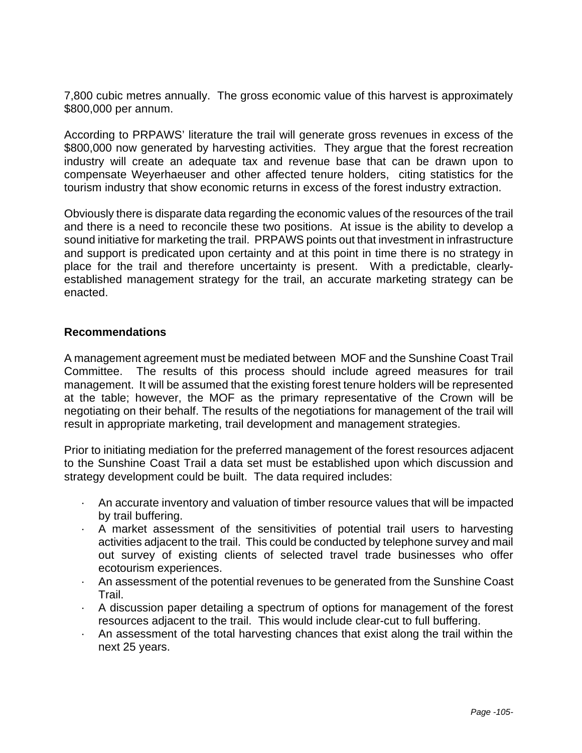7,800 cubic metres annually. The gross economic value of this harvest is approximately $800,000 per annum.

According to PRPAWS' literature the trail will generate gross revenues in excess of the $800,000 now generated by harvesting activities. They argue that the forest recreation industry will create an adequate tax and revenue base that can be drawn upon to compensate Weyerhaeuser and other affected tenure holders, citing statistics for the tourism industry that show economic returns in excess of the forest industry extraction.

Obviously there is disparate data regarding the economic values of the resources of the trail and there is a need to reconcile these two positions. At issue is the ability to develop a sound initiative for marketing the trail. PRPAWS points out that investment in infrastructure and support is predicated upon certainty and at this point in time there is no strategy in place for the trail and therefore uncertainty is present. With a predictable, clearly-established management strategy for the trail, an accurate marketing strategy can be enacted.

**Recommendations**

A management agreement must be mediated between MOF and the Sunshine Coast Trail Committee. The results of this process should include agreed measures for trail management. It will be assumed that the existing forest tenure holders will be represented at the table; however, the MOF as the primary representative of the Crown will be negotiating on their behalf. The results of the negotiations for management of the trail will result in appropriate marketing, trail development and management strategies.

Prior to initiating mediation for the preferred management of the forest resources adjacent to the Sunshine Coast Trail a data set must be established upon which discussion and strategy development could be built. The data required includes:

- An accurate inventory and valuation of timber resource values that will be impacted by trail buffering.
- A market assessment of the sensitivities of potential trail users to harvesting activities adjacent to the trail. This could be conducted by telephone survey and mail out survey of existing clients of selected travel trade businesses who offer ecotourism experiences.
- An assessment of the potential revenues to be generated from the Sunshine Coast Trail.
- A discussion paper detailing a spectrum of options for management of the forest resources adjacent to the trail. This would include clear-cut to full buffering.
- An assessment of the total harvesting chances that exist along the trail within the next 25 years.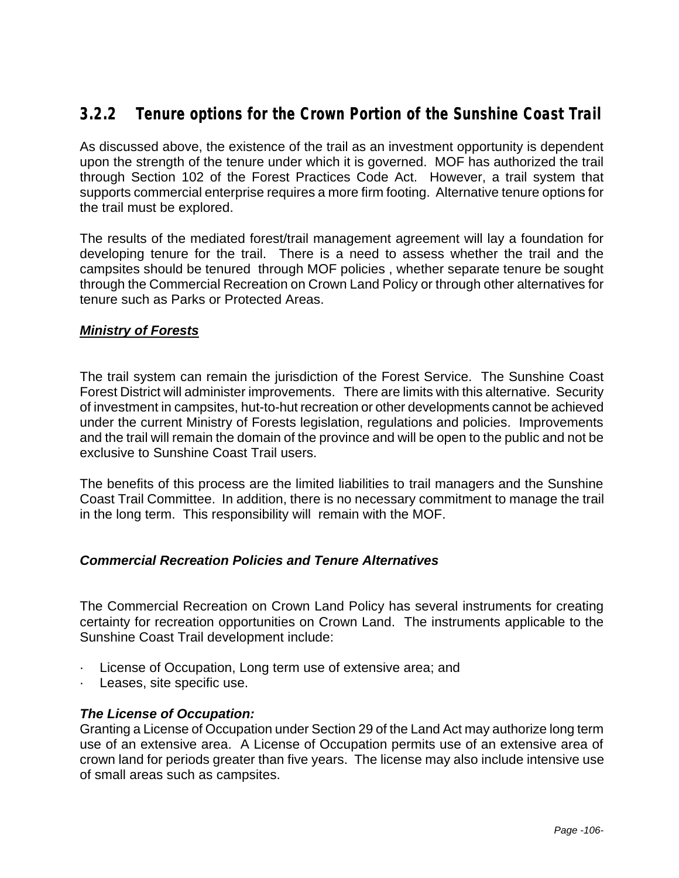### 3.2.2 Tenure options for the Crown Portion of the Sunshine Coast Trail

As discussed above, the existence of the trail as an investment opportunity is dependent upon the strength of the tenure under which it is governed. MOF has authorized the trail through Section 102 of the Forest Practices Code Act. However, a trail system that supports commercial enterprise requires a more firm footing. Alternative tenure options for the trail must be explored.

The results of the mediated forest/trail management agreement will lay a foundation for developing tenure for the trail. There is a need to assess whether the trail and the campsites should be tenured through MOF policies , whether separate tenure be sought through the Commercial Recreation on Crown Land Policy or through other alternatives for tenure such as Parks or Protected Areas.

***Ministry of Forests***

The trail system can remain the jurisdiction of the Forest Service. The Sunshine Coast Forest District will administer improvements. There are limits with this alternative. Security of investment in campsites, hut-to-hut recreation or other developments cannot be achieved under the current Ministry of Forests legislation, regulations and policies. Improvements and the trail will remain the domain of the province and will be open to the public and not be exclusive to Sunshine Coast Trail users.

The benefits of this process are the limited liabilities to trail managers and the Sunshine Coast Trail Committee. In addition, there is no necessary commitment to manage the trail in the long term. This responsibility will remain with the MOF.

***Commercial Recreation Policies and Tenure Alternatives***

The Commercial Recreation on Crown Land Policy has several instruments for creating certainty for recreation opportunities on Crown Land. The instruments applicable to the Sunshine Coast Trail development include:

- License of Occupation, Long term use of extensive area; and
- Leases, site specific use.

***The License of Occupation:***

Granting a License of Occupation under Section 29 of the Land Act may authorize long term use of an extensive area. A License of Occupation permits use of an extensive area of crown land for periods greater than five years. The license may also include intensive use of small areas such as campsites.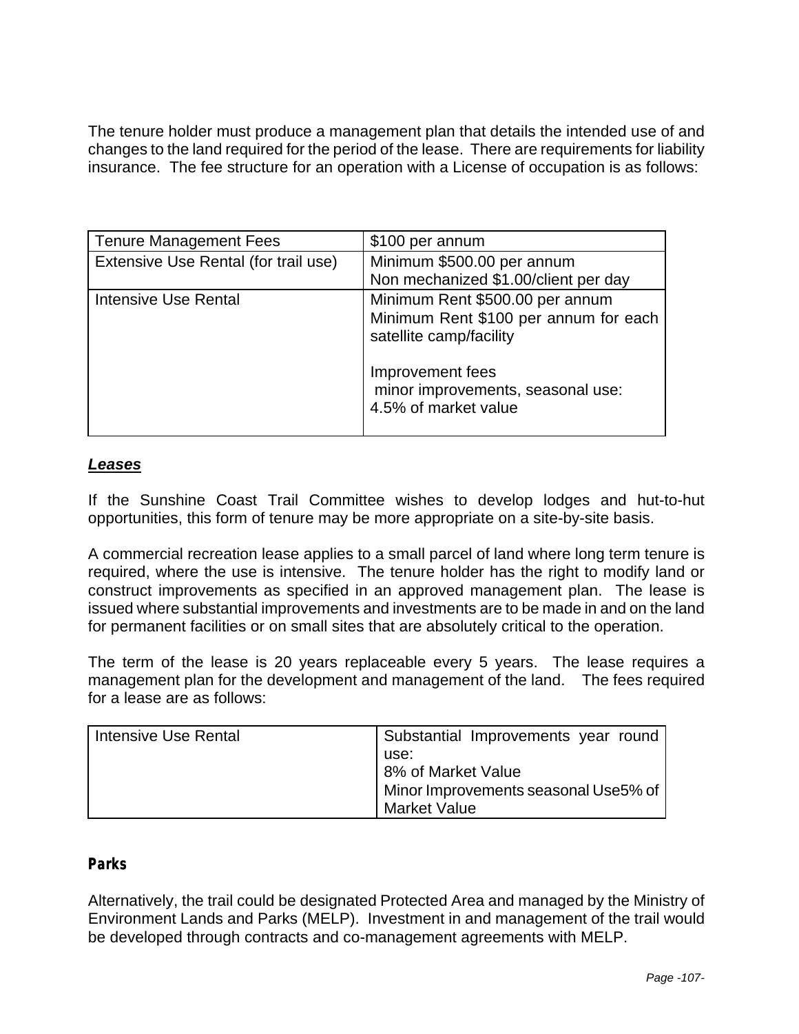The tenure holder must produce a management plan that details the intended use of and changes to the land required for the period of the lease. There are requirements for liability insurance. The fee structure for an operation with a License of occupation is as follows:

| Tenure Management Fees | $100 per annum |
|---|---|
| Extensive Use Rental (for trail use) | Minimum $500.00 per annum<br>Non mechanized $1.00/client per day |
| Intensive Use Rental | Minimum Rent $500.00 per annum<br>Minimum Rent $100 per annum for each satellite camp/facility<br><br>Improvement fees<br>minor improvements, seasonal use:<br>4.5% of market value |

***Leases***

If the Sunshine Coast Trail Committee wishes to develop lodges and hut-to-hut opportunities, this form of tenure may be more appropriate on a site-by-site basis.

A commercial recreation lease applies to a small parcel of land where long term tenure is required, where the use is intensive. The tenure holder has the right to modify land or construct improvements as specified in an approved management plan. The lease is issued where substantial improvements and investments are to be made in and on the land for permanent facilities or on small sites that are absolutely critical to the operation.

The term of the lease is 20 years replaceable every 5 years. The lease requires a management plan for the development and management of the land. The fees required for a lease are as follows:

| Intensive Use Rental | Substantial Improvements year round use:<br>8% of Market Value<br>Minor Improvements seasonal Use5% of Market Value |
|---|---|

**Parks**

Alternatively, the trail could be designated Protected Area and managed by the Ministry of Environment Lands and Parks (MELP). Investment in and management of the trail would be developed through contracts and co-management agreements with MELP.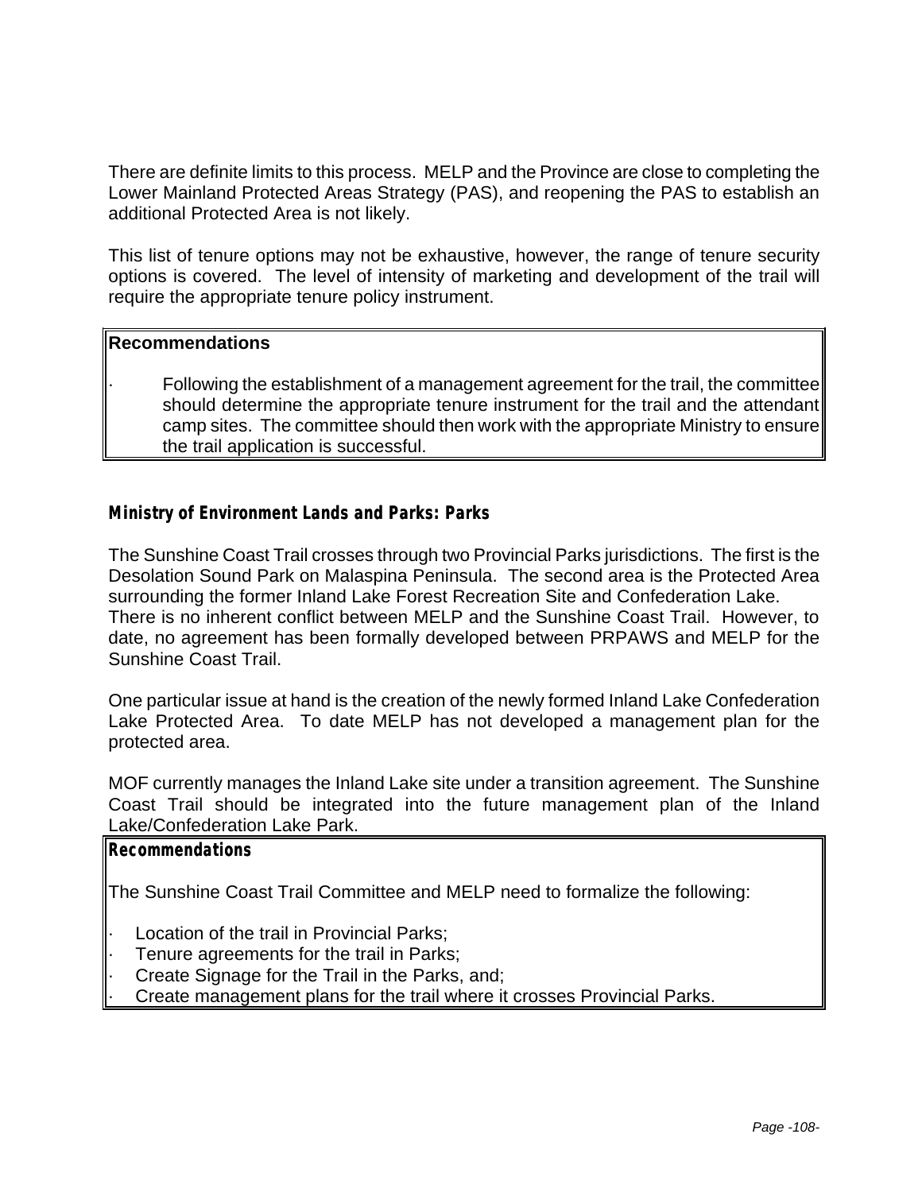There are definite limits to this process. MELP and the Province are close to completing the Lower Mainland Protected Areas Strategy (PAS), and reopening the PAS to establish an additional Protected Area is not likely.

This list of tenure options may not be exhaustive, however, the range of tenure security options is covered. The level of intensity of marketing and development of the trail will require the appropriate tenure policy instrument.

**Recommendations**

- Following the establishment of a management agreement for the trail, the committee should determine the appropriate tenure instrument for the trail and the attendant camp sites. The committee should then work with the appropriate Ministry to ensure the trail application is successful.

### Ministry of Environment Lands and Parks: Parks

The Sunshine Coast Trail crosses through two Provincial Parks jurisdictions. The first is the Desolation Sound Park on Malaspina Peninsula. The second area is the Protected Area surrounding the former Inland Lake Forest Recreation Site and Confederation Lake.
There is no inherent conflict between MELP and the Sunshine Coast Trail. However, to date, no agreement has been formally developed between PRPAWS and MELP for the Sunshine Coast Trail.

One particular issue at hand is the creation of the newly formed Inland Lake Confederation Lake Protected Area. To date MELP has not developed a management plan for the protected area.

MOF currently manages the Inland Lake site under a transition agreement. The Sunshine Coast Trail should be integrated into the future management plan of the Inland Lake/Confederation Lake Park.

**Recommendations**

The Sunshine Coast Trail Committee and MELP need to formalize the following:

- Location of the trail in Provincial Parks;
- Tenure agreements for the trail in Parks;
- Create Signage for the Trail in the Parks, and;
- Create management plans for the trail where it crosses Provincial Parks.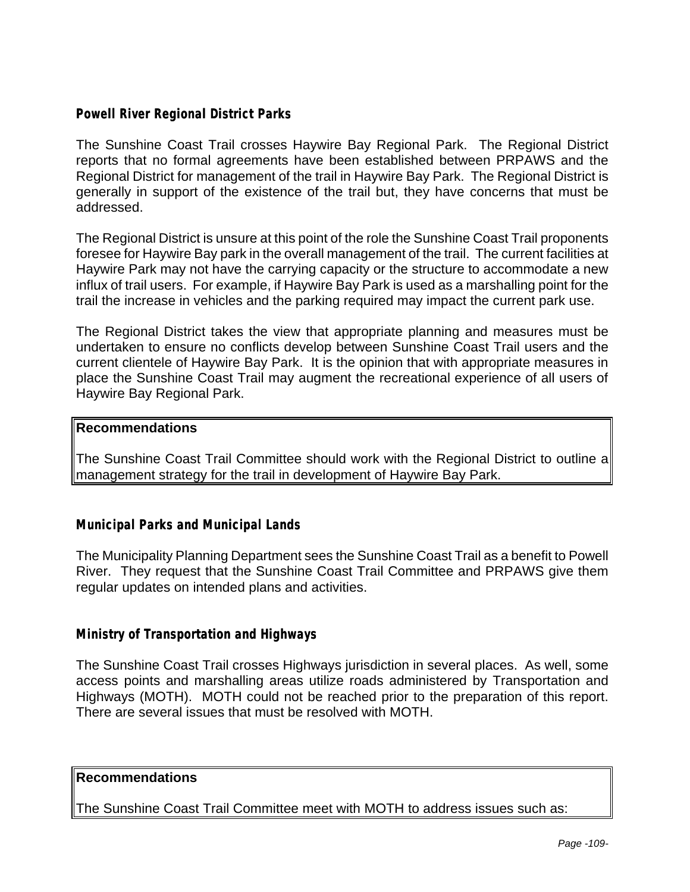### Powell River Regional District Parks

The Sunshine Coast Trail crosses Haywire Bay Regional Park. The Regional District reports that no formal agreements have been established between PRPAWS and the Regional District for management of the trail in Haywire Bay Park. The Regional District is generally in support of the existence of the trail but, they have concerns that must be addressed.

The Regional District is unsure at this point of the role the Sunshine Coast Trail proponents foresee for Haywire Bay park in the overall management of the trail. The current facilities at Haywire Park may not have the carrying capacity or the structure to accommodate a new influx of trail users. For example, if Haywire Bay Park is used as a marshalling point for the trail the increase in vehicles and the parking required may impact the current park use.

The Regional District takes the view that appropriate planning and measures must be undertaken to ensure no conflicts develop between Sunshine Coast Trail users and the current clientele of Haywire Bay Park. It is the opinion that with appropriate measures in place the Sunshine Coast Trail may augment the recreational experience of all users of Haywire Bay Regional Park.

**Recommendations**

The Sunshine Coast Trail Committee should work with the Regional District to outline a management strategy for the trail in development of Haywire Bay Park.

### Municipal Parks and Municipal Lands

The Municipality Planning Department sees the Sunshine Coast Trail as a benefit to Powell River. They request that the Sunshine Coast Trail Committee and PRPAWS give them regular updates on intended plans and activities.

### Ministry of Transportation and Highways

The Sunshine Coast Trail crosses Highways jurisdiction in several places. As well, some access points and marshalling areas utilize roads administered by Transportation and Highways (MOTH). MOTH could not be reached prior to the preparation of this report. There are several issues that must be resolved with MOTH.

**Recommendations**

The Sunshine Coast Trail Committee meet with MOTH to address issues such as: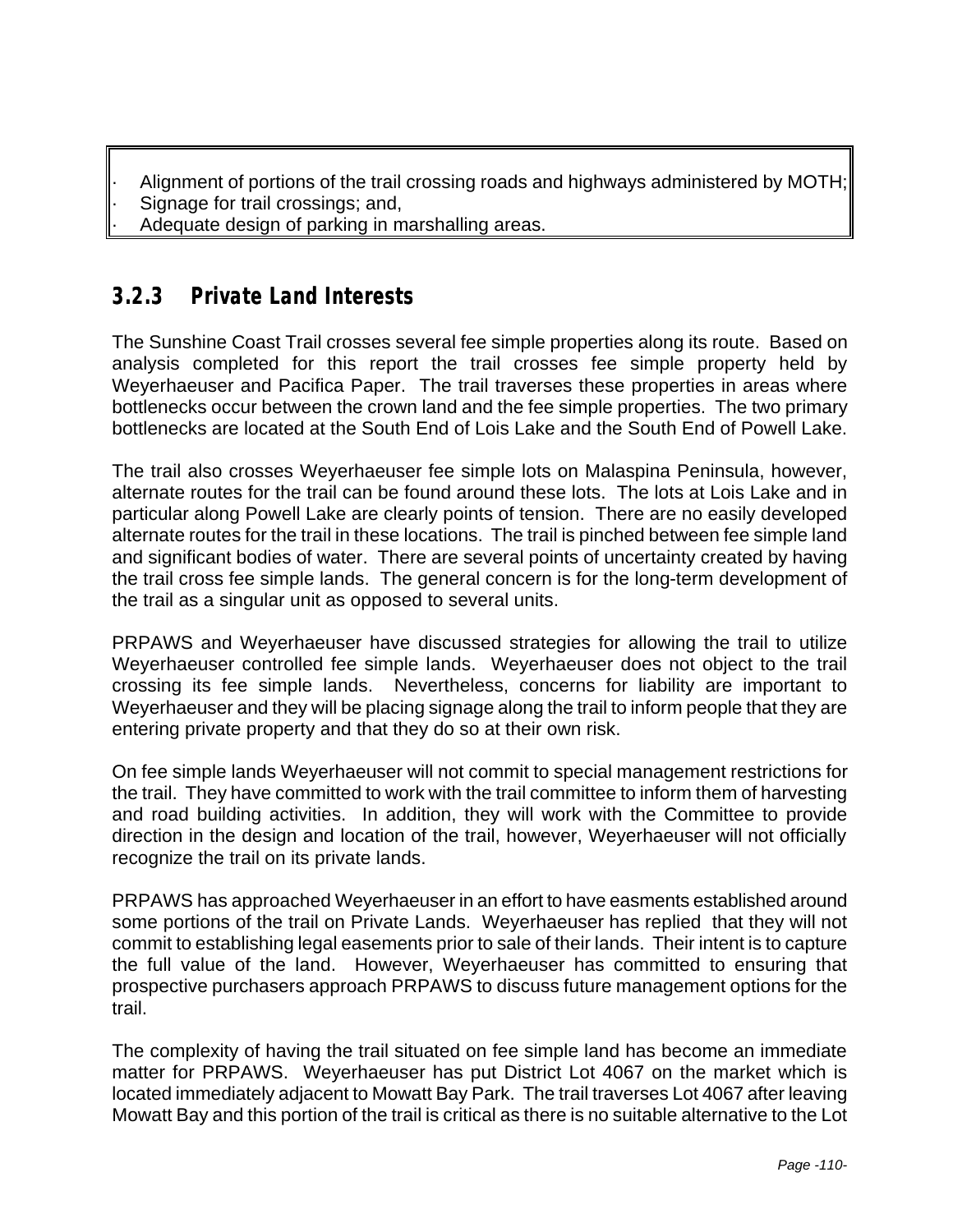- Alignment of portions of the trail crossing roads and highways administered by MOTH;
- Signage for trail crossings; and,
- Adequate design of parking in marshalling areas.

### 3.2.3 Private Land Interests

The Sunshine Coast Trail crosses several fee simple properties along its route. Based on analysis completed for this report the trail crosses fee simple property held by Weyerhaeuser and Pacifica Paper. The trail traverses these properties in areas where bottlenecks occur between the crown land and the fee simple properties. The two primary bottlenecks are located at the South End of Lois Lake and the South End of Powell Lake.

The trail also crosses Weyerhaeuser fee simple lots on Malaspina Peninsula, however, alternate routes for the trail can be found around these lots. The lots at Lois Lake and in particular along Powell Lake are clearly points of tension. There are no easily developed alternate routes for the trail in these locations. The trail is pinched between fee simple land and significant bodies of water. There are several points of uncertainty created by having the trail cross fee simple lands. The general concern is for the long-term development of the trail as a singular unit as opposed to several units.

PRPAWS and Weyerhaeuser have discussed strategies for allowing the trail to utilize Weyerhaeuser controlled fee simple lands. Weyerhaeuser does not object to the trail crossing its fee simple lands. Nevertheless, concerns for liability are important to Weyerhaeuser and they will be placing signage along the trail to inform people that they are entering private property and that they do so at their own risk.

On fee simple lands Weyerhaeuser will not commit to special management restrictions for the trail. They have committed to work with the trail committee to inform them of harvesting and road building activities. In addition, they will work with the Committee to provide direction in the design and location of the trail, however, Weyerhaeuser will not officially recognize the trail on its private lands.

PRPAWS has approached Weyerhaeuser in an effort to have easments established around some portions of the trail on Private Lands. Weyerhaeuser has replied that they will not commit to establishing legal easements prior to sale of their lands. Their intent is to capture the full value of the land. However, Weyerhaeuser has committed to ensuring that prospective purchasers approach PRPAWS to discuss future management options for the trail.

The complexity of having the trail situated on fee simple land has become an immediate matter for PRPAWS. Weyerhaeuser has put District Lot 4067 on the market which is located immediately adjacent to Mowatt Bay Park. The trail traverses Lot 4067 after leaving Mowatt Bay and this portion of the trail is critical as there is no suitable alternative to the Lot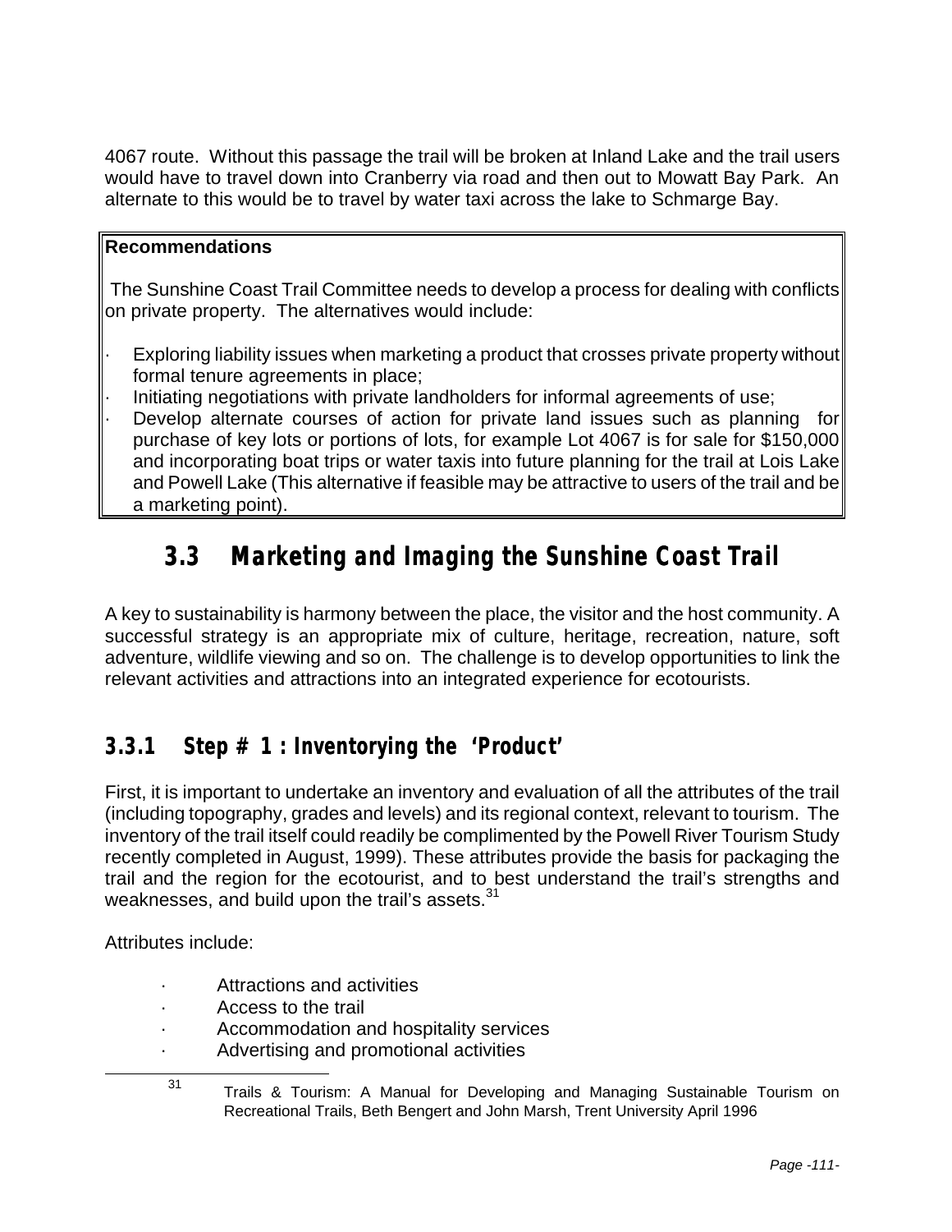4067 route. Without this passage the trail will be broken at Inland Lake and the trail users would have to travel down into Cranberry via road and then out to Mowatt Bay Park. An alternate to this would be to travel by water taxi across the lake to Schmarge Bay.

**Recommendations**

The Sunshine Coast Trail Committee needs to develop a process for dealing with conflicts on private property. The alternatives would include:

- Exploring liability issues when marketing a product that crosses private property without formal tenure agreements in place;
- Initiating negotiations with private landholders for informal agreements of use;
- Develop alternate courses of action for private land issues such as planning for purchase of key lots or portions of lots, for example Lot 4067 is for sale for $150,000 and incorporating boat trips or water taxis into future planning for the trail at Lois Lake and Powell Lake (This alternative if feasible may be attractive to users of the trail and be a marketing point).

## 3.3 Marketing and Imaging the Sunshine Coast Trail

A key to sustainability is harmony between the place, the visitor and the host community. A successful strategy is an appropriate mix of culture, heritage, recreation, nature, soft adventure, wildlife viewing and so on. The challenge is to develop opportunities to link the relevant activities and attractions into an integrated experience for ecotourists.

### 3.3.1 Step # 1 : Inventorying the 'Product'

First, it is important to undertake an inventory and evaluation of all the attributes of the trail (including topography, grades and levels) and its regional context, relevant to tourism. The inventory of the trail itself could readily be complimented by the Powell River Tourism Study recently completed in August, 1999). These attributes provide the basis for packaging the trail and the region for the ecotourist, and to best understand the trail's strengths and weaknesses, and build upon the trail's assets.[31]

Attributes include:

- Attractions and activities
- Access to the trail
- Accommodation and hospitality services
- Advertising and promotional activities

[31] Trails & Tourism: A Manual for Developing and Managing Sustainable Tourism on Recreational Trails, Beth Bengert and John Marsh, Trent University April 1996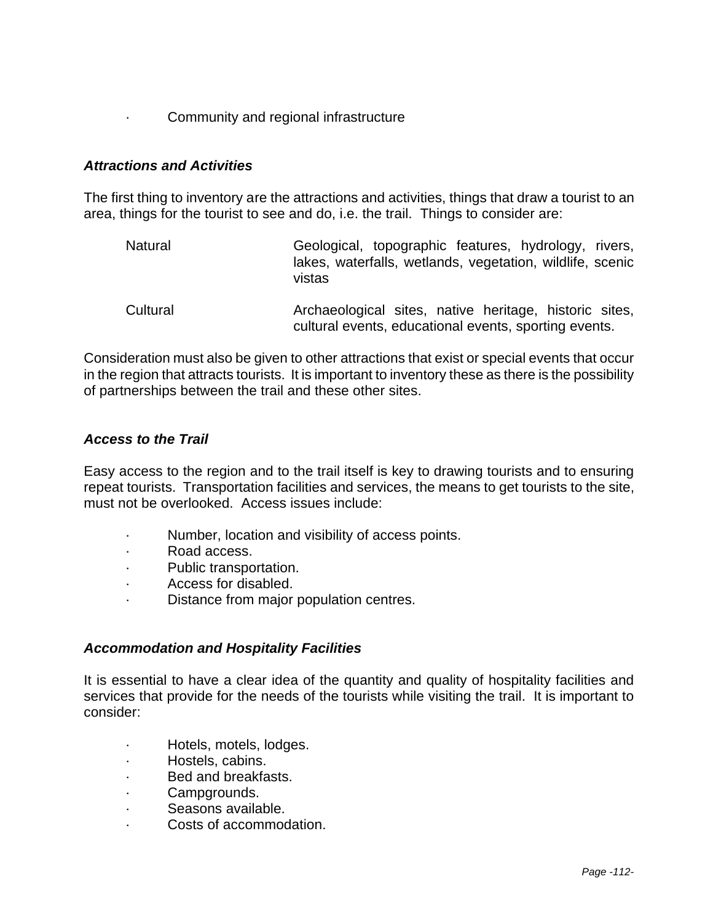- Community and regional infrastructure

***Attractions and Activities***

The first thing to inventory are the attractions and activities, things that draw a tourist to an area, things for the tourist to see and do, i.e. the trail. Things to consider are:

| | |
|---|---|
| Natural | Geological, topographic features, hydrology, rivers, lakes, waterfalls, wetlands, vegetation, wildlife, scenic vistas |
| Cultural | Archaeological sites, native heritage, historic sites, cultural events, educational events, sporting events. |

Consideration must also be given to other attractions that exist or special events that occur in the region that attracts tourists. It is important to inventory these as there is the possibility of partnerships between the trail and these other sites.

***Access to the Trail***

Easy access to the region and to the trail itself is key to drawing tourists and to ensuring repeat tourists. Transportation facilities and services, the means to get tourists to the site, must not be overlooked. Access issues include:

- Number, location and visibility of access points.
- Road access.
- Public transportation.
- Access for disabled.
- Distance from major population centres.

***Accommodation and Hospitality Facilities***

It is essential to have a clear idea of the quantity and quality of hospitality facilities and services that provide for the needs of the tourists while visiting the trail. It is important to consider:

- Hotels, motels, lodges.
- Hostels, cabins.
- Bed and breakfasts.
- Campgrounds.
- Seasons available.
- Costs of accommodation.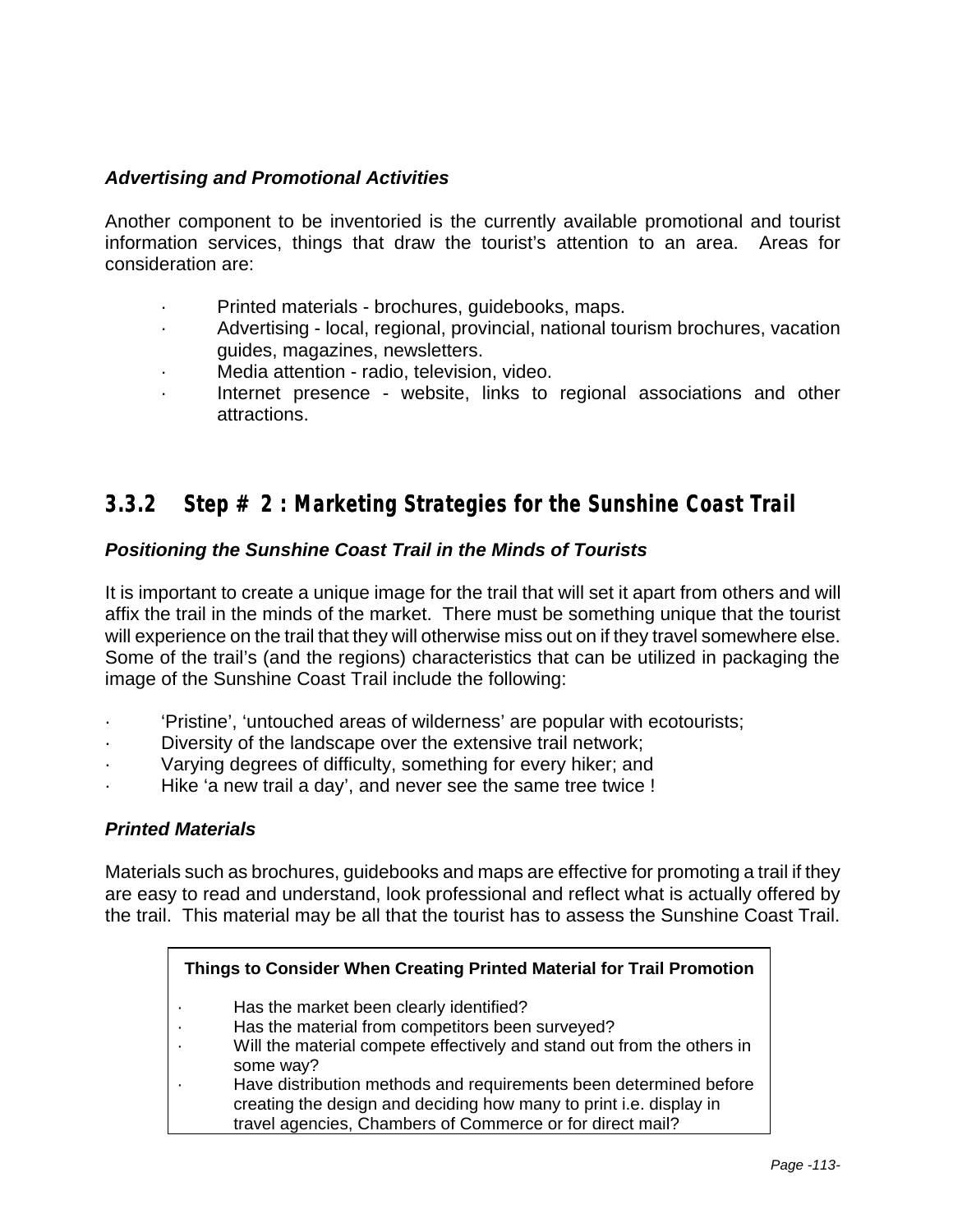*Advertising and Promotional Activities*

Another component to be inventoried is the currently available promotional and tourist information services, things that draw the tourist's attention to an area. Areas for consideration are:

- Printed materials - brochures, guidebooks, maps.
- Advertising - local, regional, provincial, national tourism brochures, vacation guides, magazines, newsletters.
- Media attention - radio, television, video.
- Internet presence - website, links to regional associations and other attractions.

### 3.3.2 Step # 2 : Marketing Strategies for the Sunshine Coast Trail

*Positioning the Sunshine Coast Trail in the Minds of Tourists*

It is important to create a unique image for the trail that will set it apart from others and will affix the trail in the minds of the market. There must be something unique that the tourist will experience on the trail that they will otherwise miss out on if they travel somewhere else. Some of the trail's (and the regions) characteristics that can be utilized in packaging the image of the Sunshine Coast Trail include the following:

- 'Pristine', 'untouched areas of wilderness' are popular with ecotourists;
- Diversity of the landscape over the extensive trail network;
- Varying degrees of difficulty, something for every hiker; and
- Hike 'a new trail a day', and never see the same tree twice !

*Printed Materials*

Materials such as brochures, guidebooks and maps are effective for promoting a trail if they are easy to read and understand, look professional and reflect what is actually offered by the trail. This material may be all that the tourist has to assess the Sunshine Coast Trail.

**Things to Consider When Creating Printed Material for Trail Promotion**

- Has the market been clearly identified?
- Has the material from competitors been surveyed?
- Will the material compete effectively and stand out from the others in some way?
- Have distribution methods and requirements been determined before creating the design and deciding how many to print i.e. display in travel agencies, Chambers of Commerce or for direct mail?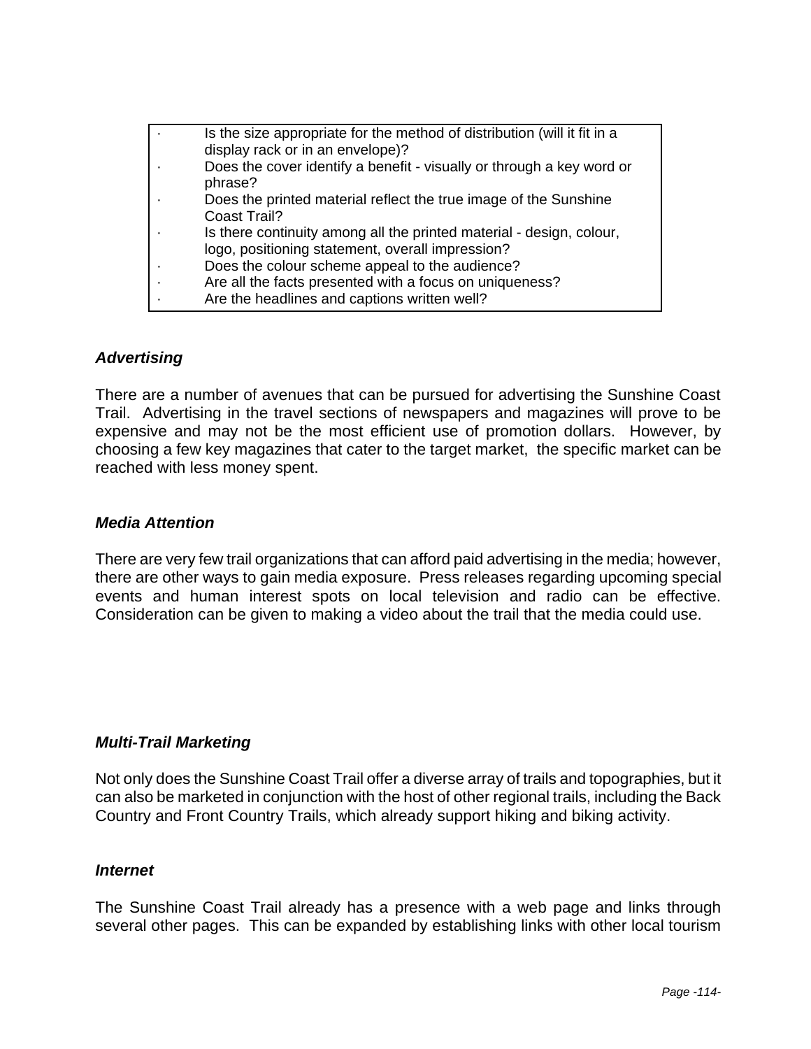- Is the size appropriate for the method of distribution (will it fit in a display rack or in an envelope)?
- Does the cover identify a benefit - visually or through a key word or phrase?
- Does the printed material reflect the true image of the Sunshine Coast Trail?
- Is there continuity among all the printed material - design, colour, logo, positioning statement, overall impression?
- Does the colour scheme appeal to the audience?
- Are all the facts presented with a focus on uniqueness?
- Are the headlines and captions written well?

### *Advertising*

There are a number of avenues that can be pursued for advertising the Sunshine Coast Trail. Advertising in the travel sections of newspapers and magazines will prove to be expensive and may not be the most efficient use of promotion dollars. However, by choosing a few key magazines that cater to the target market, the specific market can be reached with less money spent.

### *Media Attention*

There are very few trail organizations that can afford paid advertising in the media; however, there are other ways to gain media exposure. Press releases regarding upcoming special events and human interest spots on local television and radio can be effective. Consideration can be given to making a video about the trail that the media could use.

### *Multi-Trail Marketing*

Not only does the Sunshine Coast Trail offer a diverse array of trails and topographies, but it can also be marketed in conjunction with the host of other regional trails, including the Back Country and Front Country Trails, which already support hiking and biking activity.

### *Internet*

The Sunshine Coast Trail already has a presence with a web page and links through several other pages. This can be expanded by establishing links with other local tourism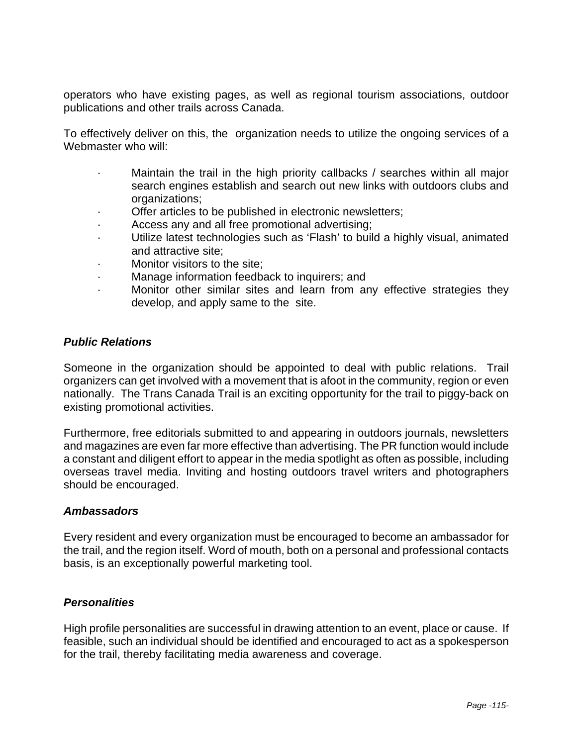operators who have existing pages, as well as regional tourism associations, outdoor publications and other trails across Canada.

To effectively deliver on this, the organization needs to utilize the ongoing services of a Webmaster who will:

- Maintain the trail in the high priority callbacks / searches within all major search engines establish and search out new links with outdoors clubs and organizations;
- Offer articles to be published in electronic newsletters;
- Access any and all free promotional advertising;
- Utilize latest technologies such as 'Flash' to build a highly visual, animated and attractive site;
- Monitor visitors to the site;
- Manage information feedback to inquirers; and
- Monitor other similar sites and learn from any effective strategies they develop, and apply same to the site.

### *Public Relations*

Someone in the organization should be appointed to deal with public relations. Trail organizers can get involved with a movement that is afoot in the community, region or even nationally. The Trans Canada Trail is an exciting opportunity for the trail to piggy-back on existing promotional activities.

Furthermore, free editorials submitted to and appearing in outdoors journals, newsletters and magazines are even far more effective than advertising. The PR function would include a constant and diligent effort to appear in the media spotlight as often as possible, including overseas travel media. Inviting and hosting outdoors travel writers and photographers should be encouraged.

### *Ambassadors*

Every resident and every organization must be encouraged to become an ambassador for the trail, and the region itself. Word of mouth, both on a personal and professional contacts basis, is an exceptionally powerful marketing tool.

### *Personalities*

High profile personalities are successful in drawing attention to an event, place or cause. If feasible, such an individual should be identified and encouraged to act as a spokesperson for the trail, thereby facilitating media awareness and coverage.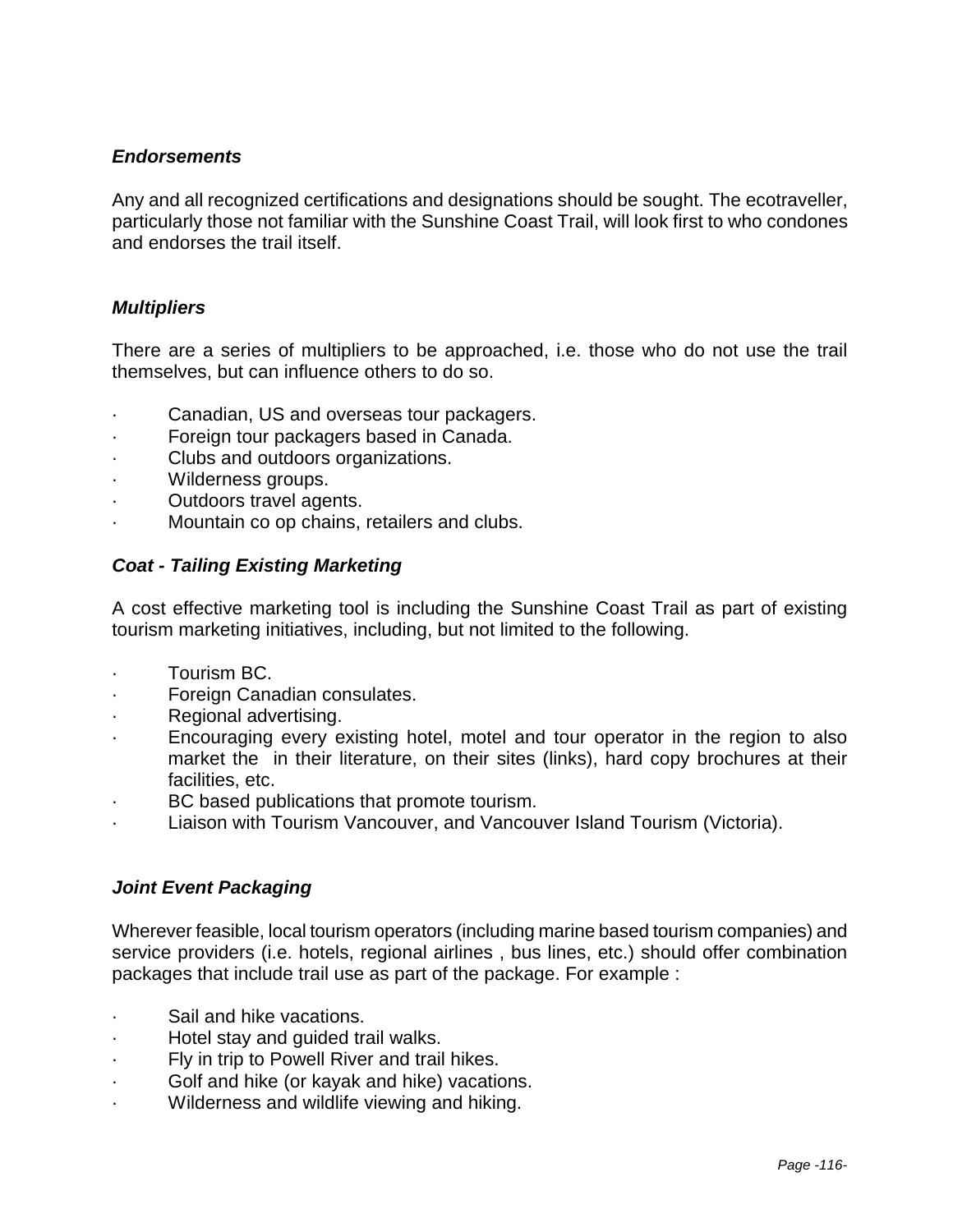### *Endorsements*

Any and all recognized certifications and designations should be sought. The ecotraveller, particularly those not familiar with the Sunshine Coast Trail, will look first to who condones and endorses the trail itself.

### *Multipliers*

There are a series of multipliers to be approached, i.e. those who do not use the trail themselves, but can influence others to do so.

- Canadian, US and overseas tour packagers.
- Foreign tour packagers based in Canada.
- Clubs and outdoors organizations.
- Wilderness groups.
- Outdoors travel agents.
- Mountain co op chains, retailers and clubs.

### *Coat - Tailing Existing Marketing*

A cost effective marketing tool is including the Sunshine Coast Trail as part of existing tourism marketing initiatives, including, but not limited to the following.

- Tourism BC.
- Foreign Canadian consulates.
- Regional advertising.
- Encouraging every existing hotel, motel and tour operator in the region to also market the  in their literature, on their sites (links), hard copy brochures at their facilities, etc.
- BC based publications that promote tourism.
- Liaison with Tourism Vancouver, and Vancouver Island Tourism (Victoria).

### *Joint Event Packaging*

Wherever feasible, local tourism operators (including marine based tourism companies) and service providers (i.e. hotels, regional airlines , bus lines, etc.) should offer combination packages that include trail use as part of the package. For example :

- Sail and hike vacations.
- Hotel stay and guided trail walks.
- Fly in trip to Powell River and trail hikes.
- Golf and hike (or kayak and hike) vacations.
- Wilderness and wildlife viewing and hiking.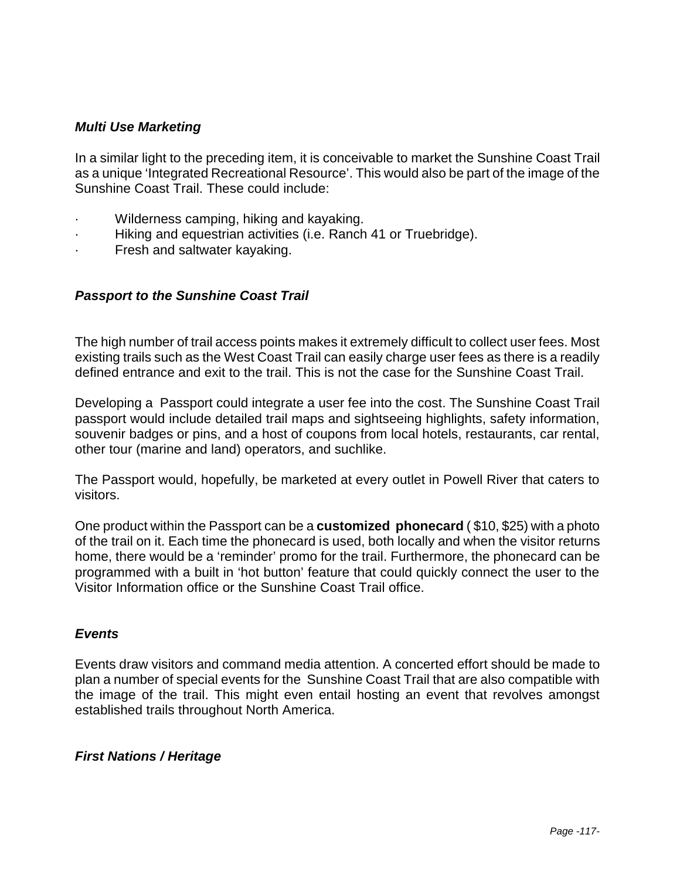### *Multi Use Marketing*

In a similar light to the preceding item, it is conceivable to market the Sunshine Coast Trail as a unique 'Integrated Recreational Resource'. This would also be part of the image of the Sunshine Coast Trail. These could include:

- Wilderness camping, hiking and kayaking.
- Hiking and equestrian activities (i.e. Ranch 41 or Truebridge).
- Fresh and saltwater kayaking.

### *Passport to the Sunshine Coast Trail*

The high number of trail access points makes it extremely difficult to collect user fees. Most existing trails such as the West Coast Trail can easily charge user fees as there is a readily defined entrance and exit to the trail. This is not the case for the Sunshine Coast Trail.

Developing a Passport could integrate a user fee into the cost. The Sunshine Coast Trail passport would include detailed trail maps and sightseeing highlights, safety information, souvenir badges or pins, and a host of coupons from local hotels, restaurants, car rental, other tour (marine and land) operators, and suchlike.

The Passport would, hopefully, be marketed at every outlet in Powell River that caters to visitors.

One product within the Passport can be a **customized phonecard** ( $10, $25) with a photo of the trail on it. Each time the phonecard is used, both locally and when the visitor returns home, there would be a 'reminder' promo for the trail. Furthermore, the phonecard can be programmed with a built in 'hot button' feature that could quickly connect the user to the Visitor Information office or the Sunshine Coast Trail office.

### *Events*

Events draw visitors and command media attention. A concerted effort should be made to plan a number of special events for the Sunshine Coast Trail that are also compatible with the image of the trail. This might even entail hosting an event that revolves amongst established trails throughout North America.

### *First Nations / Heritage*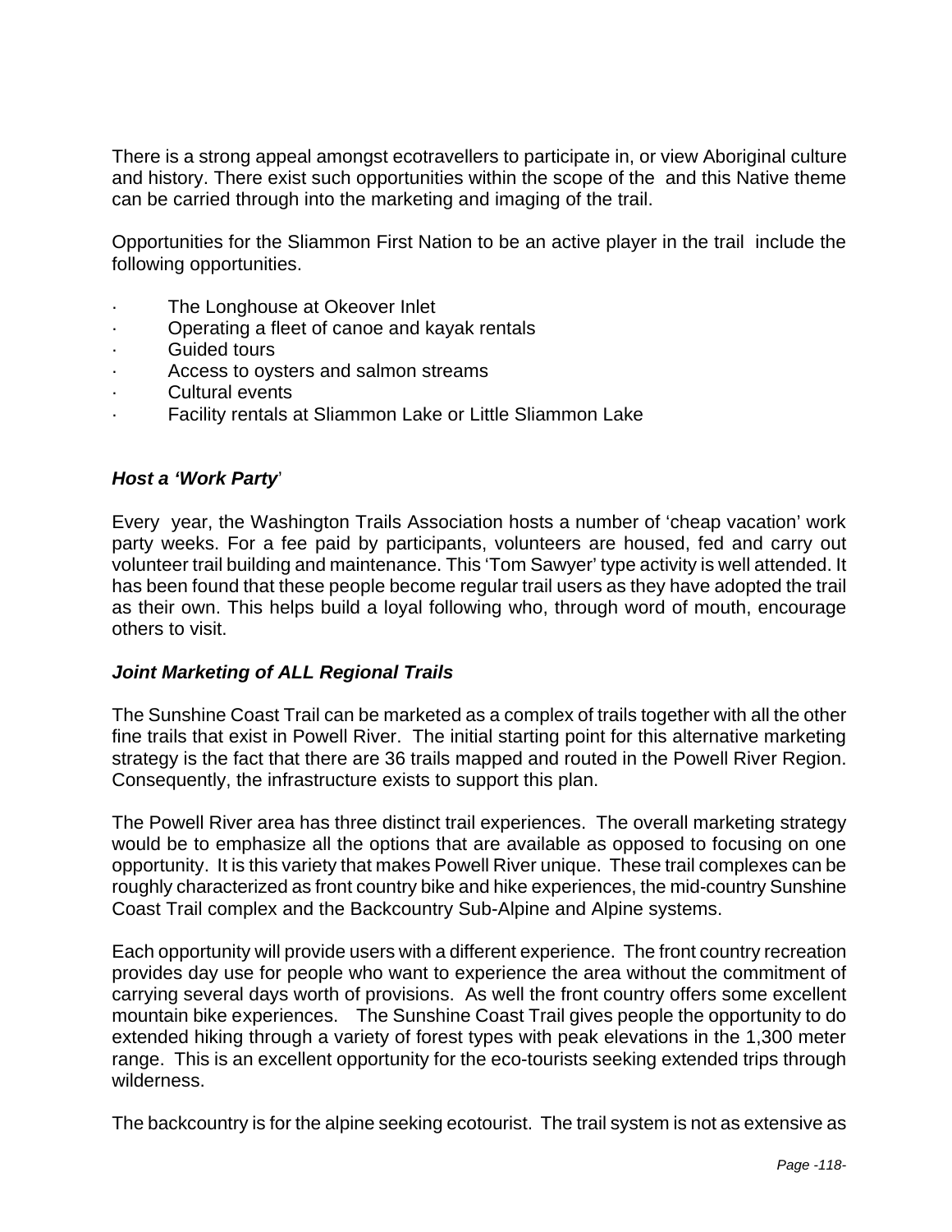There is a strong appeal amongst ecotravellers to participate in, or view Aboriginal culture and history. There exist such opportunities within the scope of the  and this Native theme can be carried through into the marketing and imaging of the trail.

Opportunities for the Sliammon First Nation to be an active player in the trail  include the following opportunities.

- The Longhouse at Okeover Inlet
- Operating a fleet of canoe and kayak rentals
- Guided tours
- Access to oysters and salmon streams
- Cultural events
- Facility rentals at Sliammon Lake or Little Sliammon Lake

### *Host a 'Work Party'*

Every  year, the Washington Trails Association hosts a number of 'cheap vacation' work party weeks. For a fee paid by participants, volunteers are housed, fed and carry out volunteer trail building and maintenance. This 'Tom Sawyer' type activity is well attended. It has been found that these people become regular trail users as they have adopted the trail as their own. This helps build a loyal following who, through word of mouth, encourage others to visit.

### *Joint Marketing of ALL Regional Trails*

The Sunshine Coast Trail can be marketed as a complex of trails together with all the other fine trails that exist in Powell River.  The initial starting point for this alternative marketing strategy is the fact that there are 36 trails mapped and routed in the Powell River Region. Consequently, the infrastructure exists to support this plan.

The Powell River area has three distinct trail experiences.  The overall marketing strategy would be to emphasize all the options that are available as opposed to focusing on one opportunity.  It is this variety that makes Powell River unique.  These trail complexes can be roughly characterized as front country bike and hike experiences, the mid-country Sunshine Coast Trail complex and the Backcountry Sub-Alpine and Alpine systems.

Each opportunity will provide users with a different experience.  The front country recreation provides day use for people who want to experience the area without the commitment of carrying several days worth of provisions.  As well the front country offers some excellent mountain bike experiences.   The Sunshine Coast Trail gives people the opportunity to do extended hiking through a variety of forest types with peak elevations in the 1,300 meter range.  This is an excellent opportunity for the eco-tourists seeking extended trips through wilderness.

The backcountry is for the alpine seeking ecotourist.  The trail system is not as extensive as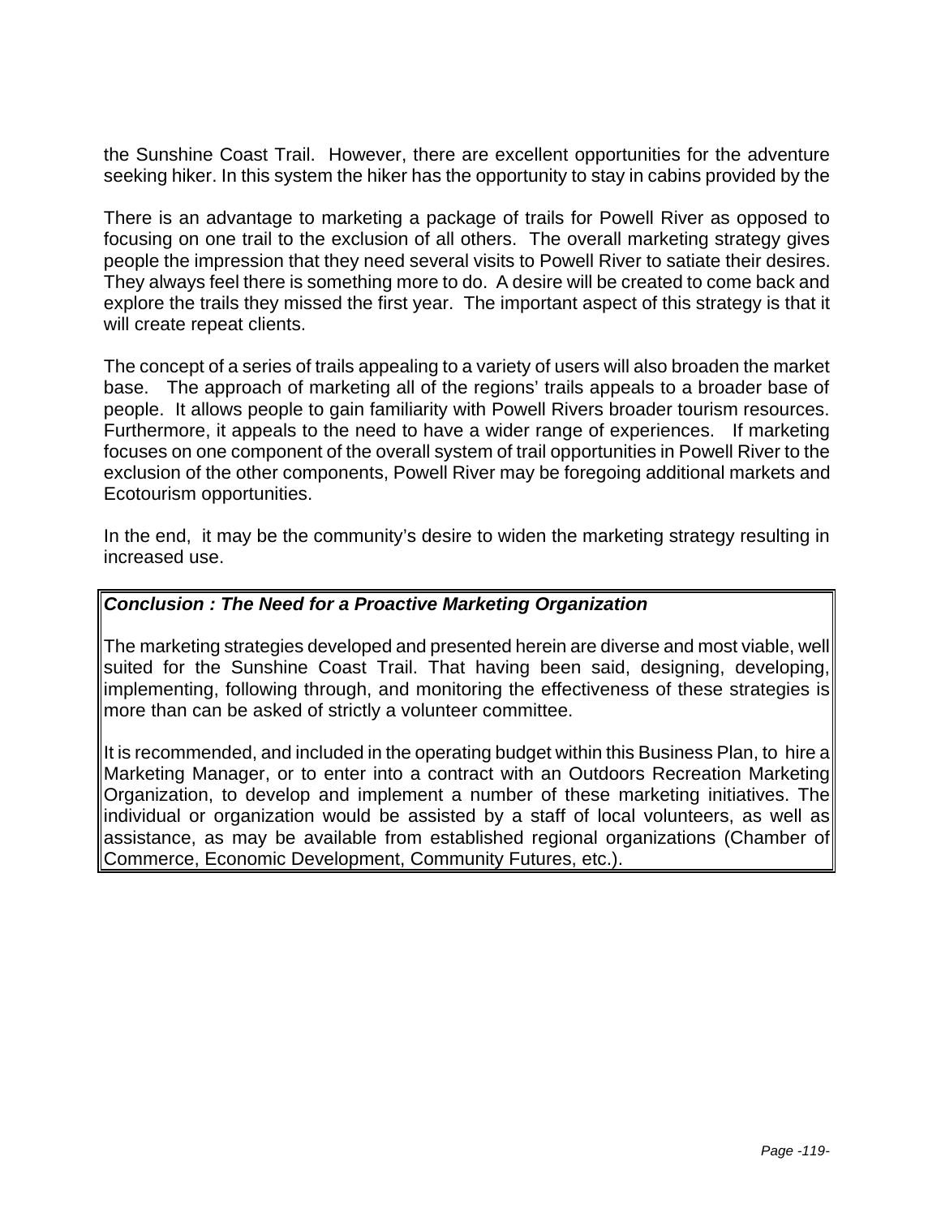the Sunshine Coast Trail. However, there are excellent opportunities for the adventure seeking hiker. In this system the hiker has the opportunity to stay in cabins provided by the

There is an advantage to marketing a package of trails for Powell River as opposed to focusing on one trail to the exclusion of all others. The overall marketing strategy gives people the impression that they need several visits to Powell River to satiate their desires. They always feel there is something more to do. A desire will be created to come back and explore the trails they missed the first year. The important aspect of this strategy is that it will create repeat clients.

The concept of a series of trails appealing to a variety of users will also broaden the market base. The approach of marketing all of the regions' trails appeals to a broader base of people. It allows people to gain familiarity with Powell Rivers broader tourism resources. Furthermore, it appeals to the need to have a wider range of experiences. If marketing focuses on one component of the overall system of trail opportunities in Powell River to the exclusion of the other components, Powell River may be foregoing additional markets and Ecotourism opportunities.

In the end, it may be the community's desire to widen the marketing strategy resulting in increased use.

***Conclusion : The Need for a Proactive Marketing Organization***

The marketing strategies developed and presented herein are diverse and most viable, well suited for the Sunshine Coast Trail. That having been said, designing, developing, implementing, following through, and monitoring the effectiveness of these strategies is more than can be asked of strictly a volunteer committee.

It is recommended, and included in the operating budget within this Business Plan, to hire a Marketing Manager, or to enter into a contract with an Outdoors Recreation Marketing Organization, to develop and implement a number of these marketing initiatives. The individual or organization would be assisted by a staff of local volunteers, as well as assistance, as may be available from established regional organizations (Chamber of Commerce, Economic Development, Community Futures, etc.).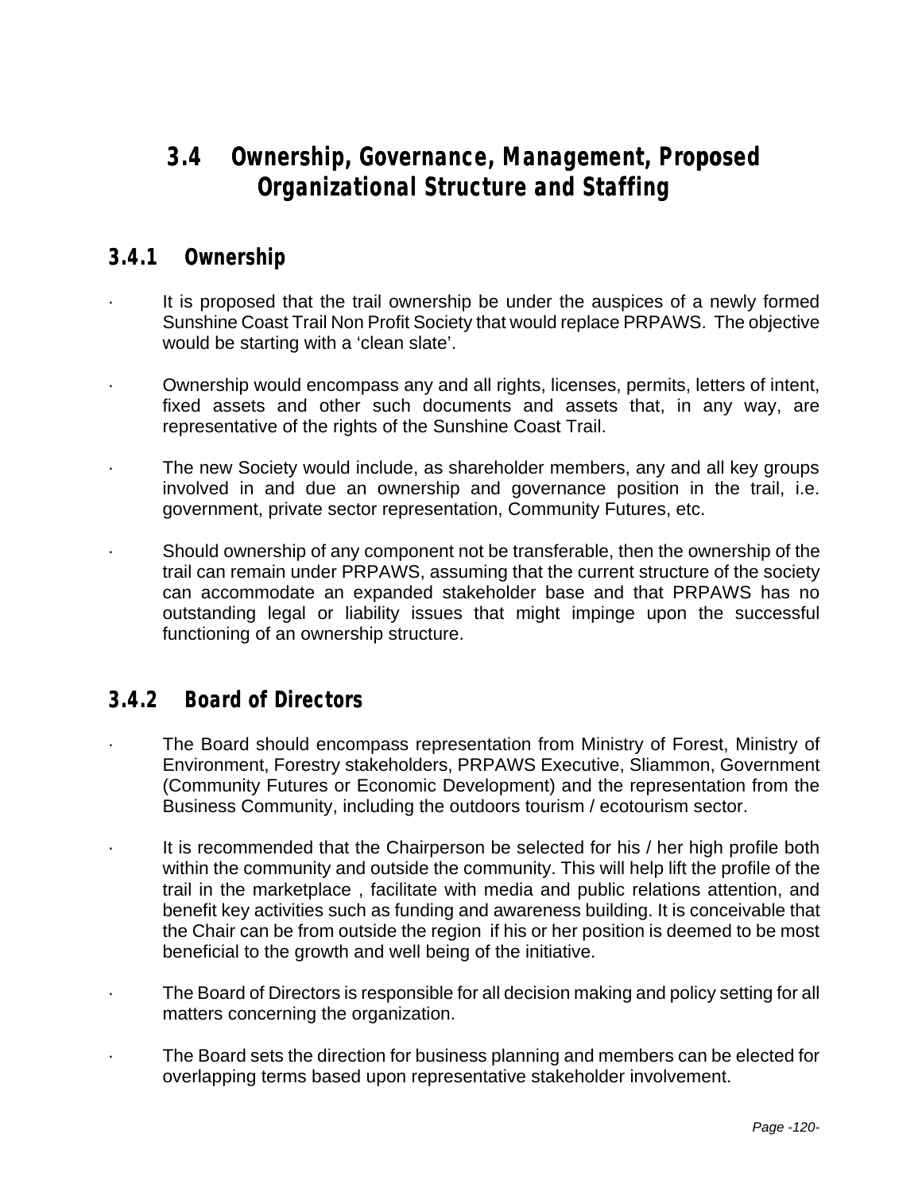## 3.4 Ownership, Governance, Management, Proposed Organizational Structure and Staffing

### 3.4.1 Ownership

- It is proposed that the trail ownership be under the auspices of a newly formed Sunshine Coast Trail Non Profit Society that would replace PRPAWS. The objective would be starting with a 'clean slate'.
- Ownership would encompass any and all rights, licenses, permits, letters of intent, fixed assets and other such documents and assets that, in any way, are representative of the rights of the Sunshine Coast Trail.
- The new Society would include, as shareholder members, any and all key groups involved in and due an ownership and governance position in the trail, i.e. government, private sector representation, Community Futures, etc.
- Should ownership of any component not be transferable, then the ownership of the trail can remain under PRPAWS, assuming that the current structure of the society can accommodate an expanded stakeholder base and that PRPAWS has no outstanding legal or liability issues that might impinge upon the successful functioning of an ownership structure.

### 3.4.2 Board of Directors

- The Board should encompass representation from Ministry of Forest, Ministry of Environment, Forestry stakeholders, PRPAWS Executive, Sliammon, Government (Community Futures or Economic Development) and the representation from the Business Community, including the outdoors tourism / ecotourism sector.
- It is recommended that the Chairperson be selected for his / her high profile both within the community and outside the community. This will help lift the profile of the trail in the marketplace , facilitate with media and public relations attention, and benefit key activities such as funding and awareness building. It is conceivable that the Chair can be from outside the region if his or her position is deemed to be most beneficial to the growth and well being of the initiative.
- The Board of Directors is responsible for all decision making and policy setting for all matters concerning the organization.
- The Board sets the direction for business planning and members can be elected for overlapping terms based upon representative stakeholder involvement.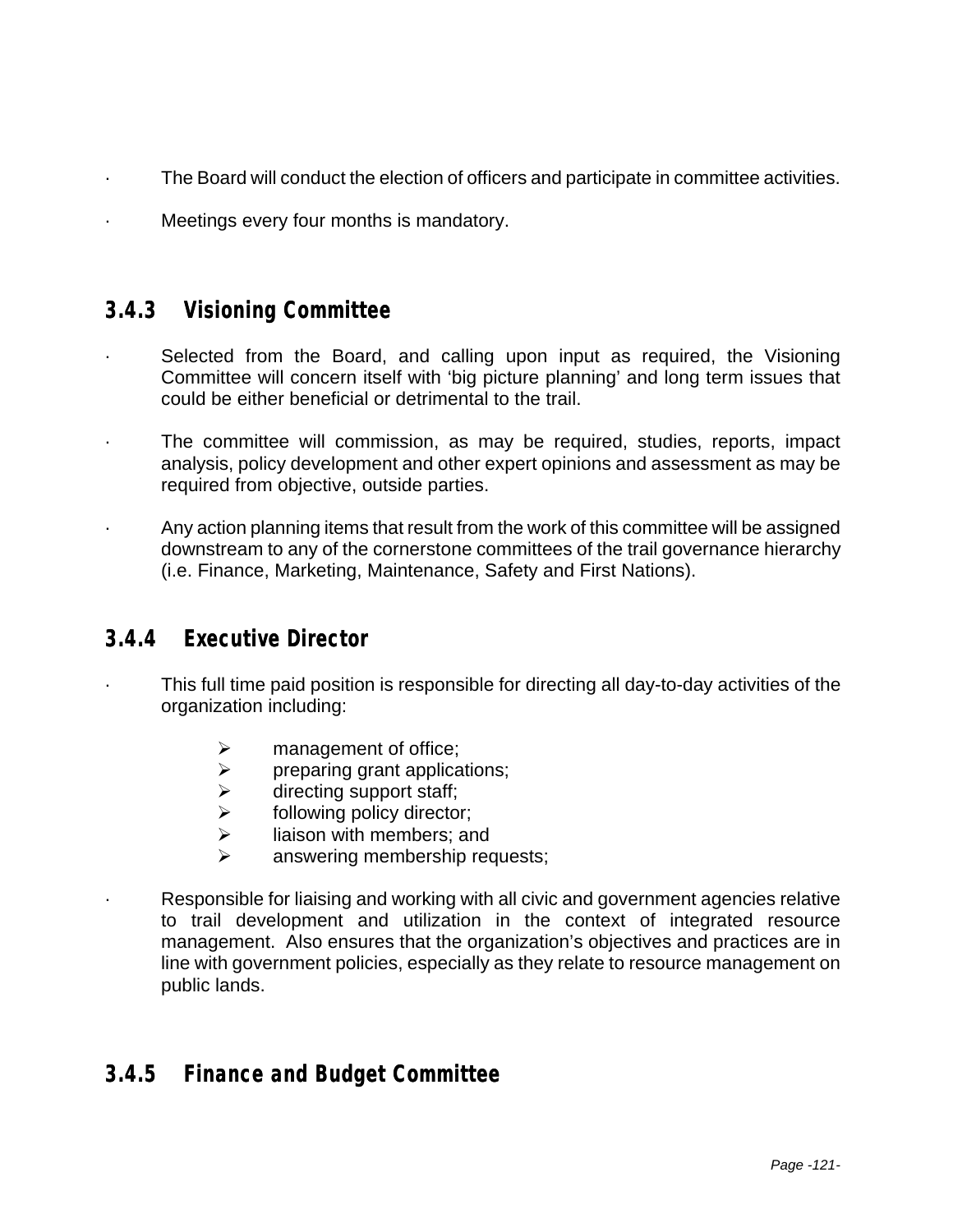- The Board will conduct the election of officers and participate in committee activities.
- Meetings every four months is mandatory.

### 3.4.3 Visioning Committee

- Selected from the Board, and calling upon input as required, the Visioning Committee will concern itself with 'big picture planning' and long term issues that could be either beneficial or detrimental to the trail.
- The committee will commission, as may be required, studies, reports, impact analysis, policy development and other expert opinions and assessment as may be required from objective, outside parties.
- Any action planning items that result from the work of this committee will be assigned downstream to any of the cornerstone committees of the trail governance hierarchy (i.e. Finance, Marketing, Maintenance, Safety and First Nations).

### 3.4.4 Executive Director

- This full time paid position is responsible for directing all day-to-day activities of the organization including:
  - management of office;
  - preparing grant applications;
  - directing support staff;
  - following policy director;
  - liaison with members; and
  - answering membership requests;
- Responsible for liaising and working with all civic and government agencies relative to trail development and utilization in the context of integrated resource management. Also ensures that the organization's objectives and practices are in line with government policies, especially as they relate to resource management on public lands.

### 3.4.5 Finance and Budget Committee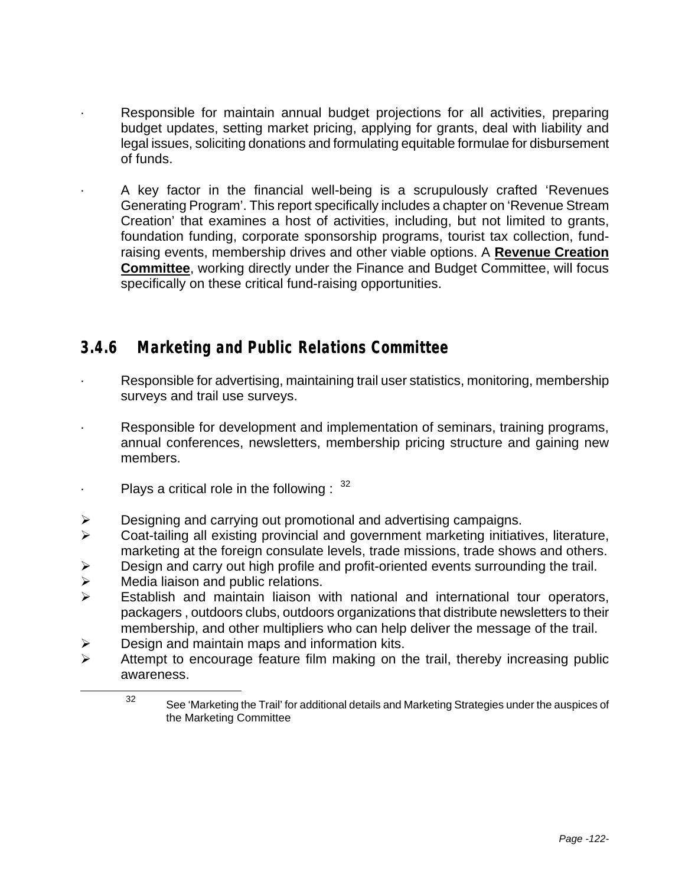- Responsible for maintain annual budget projections for all activities, preparing budget updates, setting market pricing, applying for grants, deal with liability and legal issues, soliciting donations and formulating equitable formulae for disbursement of funds.

- A key factor in the financial well-being is a scrupulously crafted 'Revenues Generating Program'. This report specifically includes a chapter on 'Revenue Stream Creation' that examines a host of activities, including, but not limited to grants, foundation funding, corporate sponsorship programs, tourist tax collection, fund-raising events, membership drives and other viable options. A **Revenue Creation Committee**, working directly under the Finance and Budget Committee, will focus specifically on these critical fund-raising opportunities.

### 3.4.6 Marketing and Public Relations Committee

- Responsible for advertising, maintaining trail user statistics, monitoring, membership surveys and trail use surveys.

- Responsible for development and implementation of seminars, training programs, annual conferences, newsletters, membership pricing structure and gaining new members.

- Plays a critical role in the following : [32]

- Designing and carrying out promotional and advertising campaigns.
- Coat-tailing all existing provincial and government marketing initiatives, literature, marketing at the foreign consulate levels, trade missions, trade shows and others.
- Design and carry out high profile and profit-oriented events surrounding the trail.
- Media liaison and public relations.
- Establish and maintain liaison with national and international tour operators, packagers , outdoors clubs, outdoors organizations that distribute newsletters to their membership, and other multipliers who can help deliver the message of the trail.
- Design and maintain maps and information kits.
- Attempt to encourage feature film making on the trail, thereby increasing public awareness.

---

[32] See 'Marketing the Trail' for additional details and Marketing Strategies under the auspices of the Marketing Committee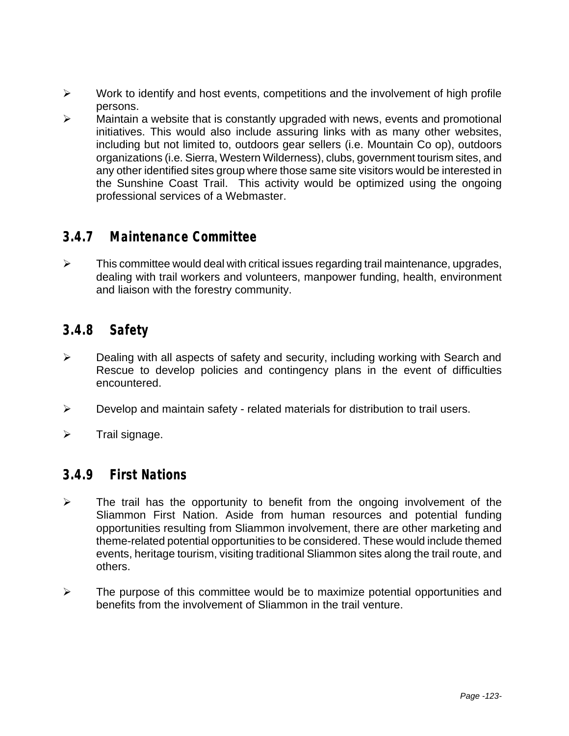- Work to identify and host events, competitions and the involvement of high profile persons.
- Maintain a website that is constantly upgraded with news, events and promotional initiatives. This would also include assuring links with as many other websites, including but not limited to, outdoors gear sellers (i.e. Mountain Co op), outdoors organizations (i.e. Sierra, Western Wilderness), clubs, government tourism sites, and any other identified sites group where those same site visitors would be interested in the Sunshine Coast Trail. This activity would be optimized using the ongoing professional services of a Webmaster.

### 3.4.7 Maintenance Committee

- This committee would deal with critical issues regarding trail maintenance, upgrades, dealing with trail workers and volunteers, manpower funding, health, environment and liaison with the forestry community.

### 3.4.8 Safety

- Dealing with all aspects of safety and security, including working with Search and Rescue to develop policies and contingency plans in the event of difficulties encountered.
- Develop and maintain safety - related materials for distribution to trail users.
- Trail signage.

### 3.4.9 First Nations

- The trail has the opportunity to benefit from the ongoing involvement of the Sliammon First Nation. Aside from human resources and potential funding opportunities resulting from Sliammon involvement, there are other marketing and theme-related potential opportunities to be considered. These would include themed events, heritage tourism, visiting traditional Sliammon sites along the trail route, and others.
- The purpose of this committee would be to maximize potential opportunities and benefits from the involvement of Sliammon in the trail venture.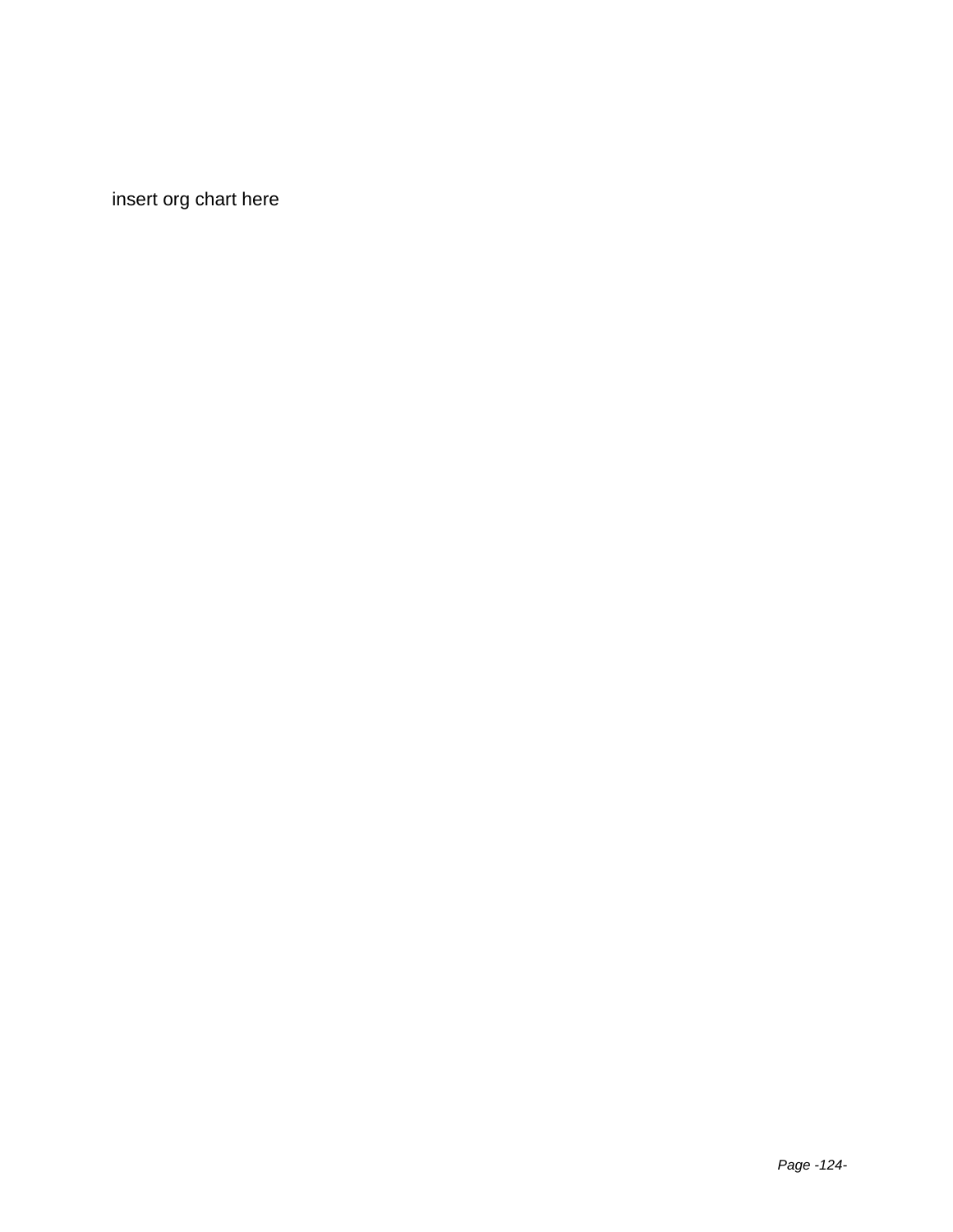insert org chart here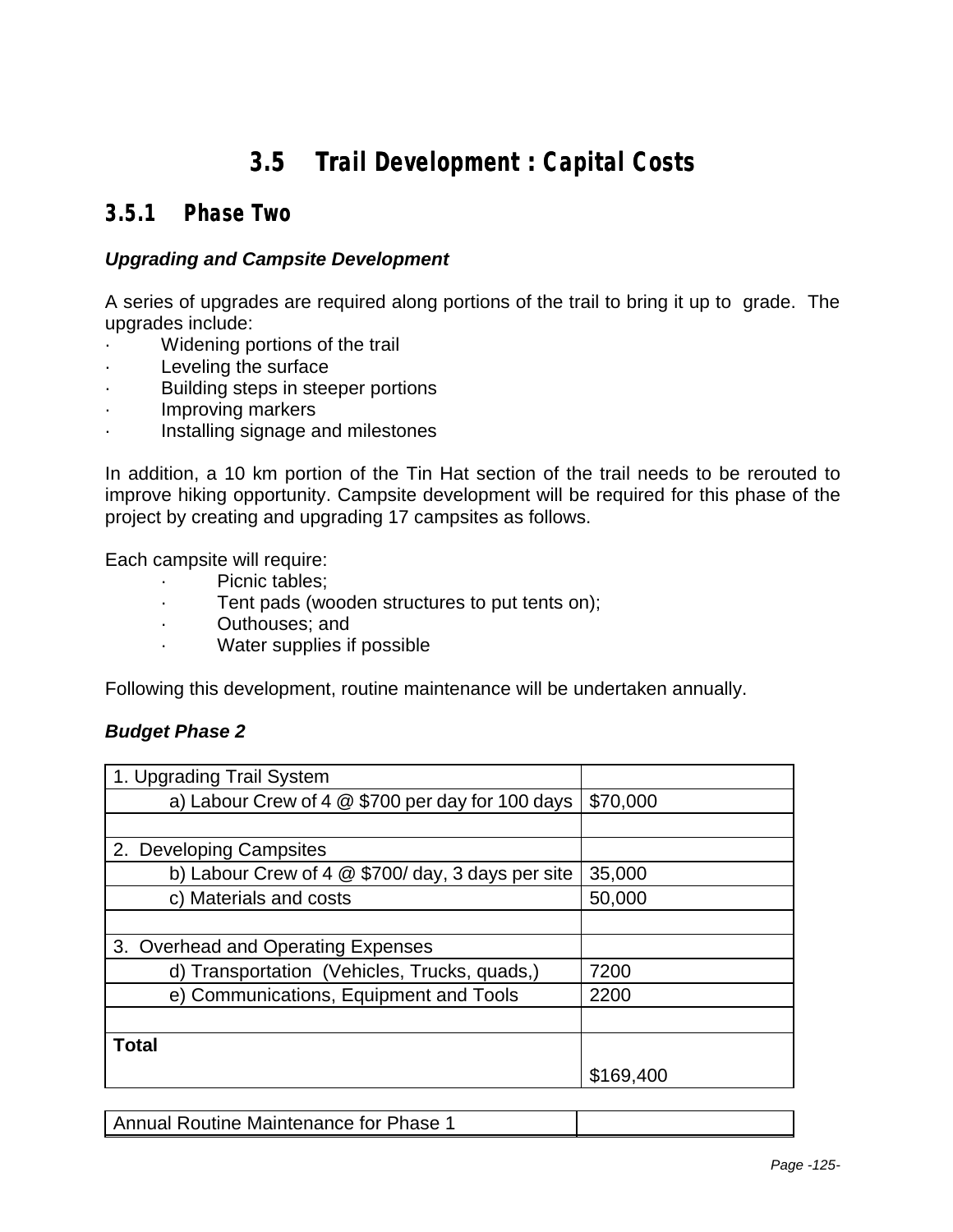# 3.5 Trail Development : Capital Costs

## 3.5.1 Phase Two

***Upgrading and Campsite Development***

A series of upgrades are required along portions of the trail to bring it up to grade. The upgrades include:

- Widening portions of the trail
- Leveling the surface
- Building steps in steeper portions
- Improving markers
- Installing signage and milestones

In addition, a 10 km portion of the Tin Hat section of the trail needs to be rerouted to improve hiking opportunity. Campsite development will be required for this phase of the project by creating and upgrading 17 campsites as follows.

Each campsite will require:

- Picnic tables;
- Tent pads (wooden structures to put tents on);
- Outhouses; and
- Water supplies if possible

Following this development, routine maintenance will be undertaken annually.

***Budget Phase 2***

| 1. Upgrading Trail System | |
|---|---|
| a) Labour Crew of 4 @ $700 per day for 100 days | $70,000 |
| | |
| 2. Developing Campsites | |
| b) Labour Crew of 4 @ $700/ day, 3 days per site | 35,000 |
| c) Materials and costs | 50,000 |
| | |
| 3. Overhead and Operating Expenses | |
| d) Transportation (Vehicles, Trucks, quads,) | 7200 |
| e) Communications, Equipment and Tools | 2200 |
| | |
| **Total** | $169,400 |

| Annual Routine Maintenance for Phase 1 | |
|---|---|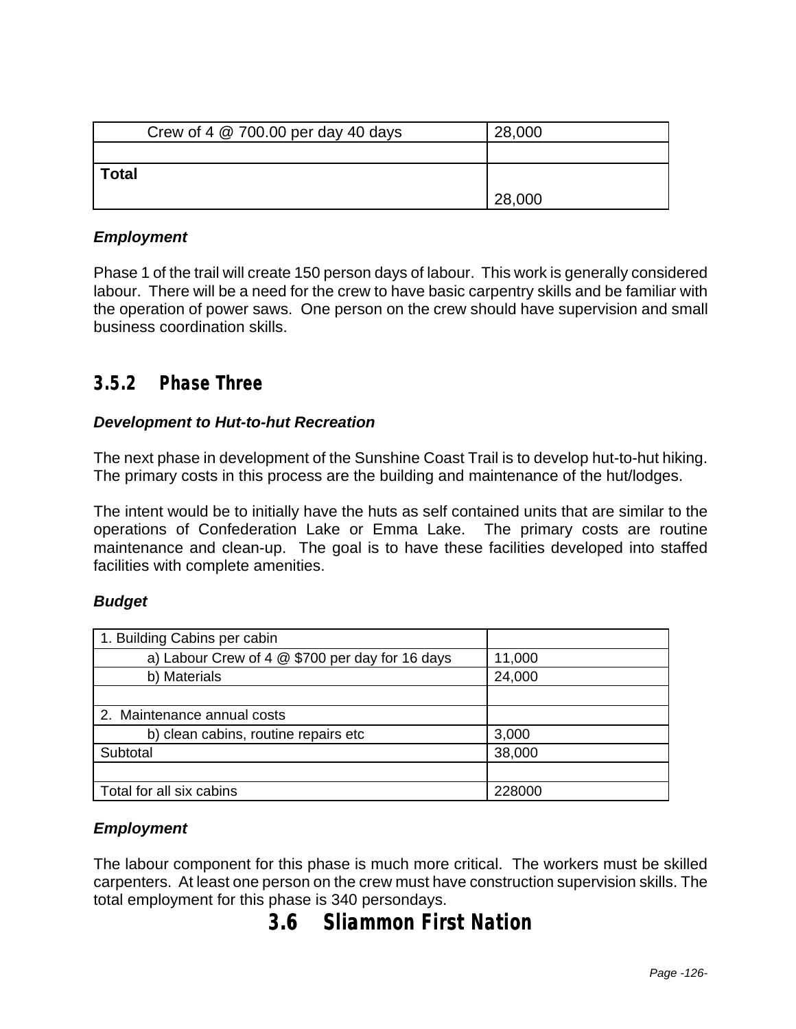| Crew of 4 @ 700.00 per day 40 days | 28,000 |
|---|---|
| | |
| **Total** | 28,000 |

***Employment***

Phase 1 of the trail will create 150 person days of labour. This work is generally considered labour. There will be a need for the crew to have basic carpentry skills and be familiar with the operation of power saws. One person on the crew should have supervision and small business coordination skills.

### 3.5.2 Phase Three

***Development to Hut-to-hut Recreation***

The next phase in development of the Sunshine Coast Trail is to develop hut-to-hut hiking. The primary costs in this process are the building and maintenance of the hut/lodges.

The intent would be to initially have the huts as self contained units that are similar to the operations of Confederation Lake or Emma Lake. The primary costs are routine maintenance and clean-up. The goal is to have these facilities developed into staffed facilities with complete amenities.

***Budget***

| 1. Building Cabins per cabin | |
|---|---|
| a) Labour Crew of 4 @ $700 per day for 16 days | 11,000 |
| b) Materials | 24,000 |
| | |
| 2. Maintenance annual costs | |
| b) clean cabins, routine repairs etc | 3,000 |
| Subtotal | 38,000 |
| | |
| Total for all six cabins | 228000 |

***Employment***

The labour component for this phase is much more critical. The workers must be skilled carpenters. At least one person on the crew must have construction supervision skills. The total employment for this phase is 340 persondays.

## 3.6 Sliammon First Nation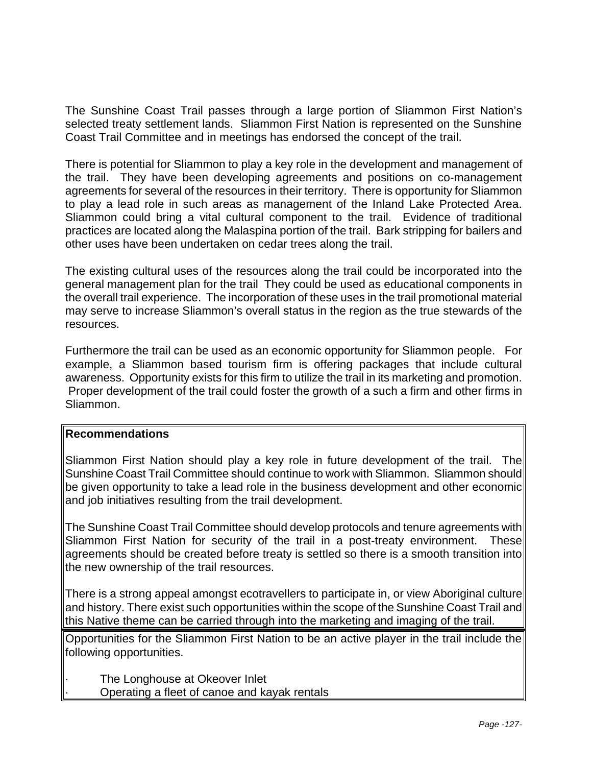The Sunshine Coast Trail passes through a large portion of Sliammon First Nation's selected treaty settlement lands. Sliammon First Nation is represented on the Sunshine Coast Trail Committee and in meetings has endorsed the concept of the trail.

There is potential for Sliammon to play a key role in the development and management of the trail. They have been developing agreements and positions on co-management agreements for several of the resources in their territory. There is opportunity for Sliammon to play a lead role in such areas as management of the Inland Lake Protected Area. Sliammon could bring a vital cultural component to the trail. Evidence of traditional practices are located along the Malaspina portion of the trail. Bark stripping for bailers and other uses have been undertaken on cedar trees along the trail.

The existing cultural uses of the resources along the trail could be incorporated into the general management plan for the trail They could be used as educational components in the overall trail experience. The incorporation of these uses in the trail promotional material may serve to increase Sliammon's overall status in the region as the true stewards of the resources.

Furthermore the trail can be used as an economic opportunity for Sliammon people. For example, a Sliammon based tourism firm is offering packages that include cultural awareness. Opportunity exists for this firm to utilize the trail in its marketing and promotion. Proper development of the trail could foster the growth of a such a firm and other firms in Sliammon.

**Recommendations**

Sliammon First Nation should play a key role in future development of the trail. The Sunshine Coast Trail Committee should continue to work with Sliammon. Sliammon should be given opportunity to take a lead role in the business development and other economic and job initiatives resulting from the trail development.

The Sunshine Coast Trail Committee should develop protocols and tenure agreements with Sliammon First Nation for security of the trail in a post-treaty environment. These agreements should be created before treaty is settled so there is a smooth transition into the new ownership of the trail resources.

There is a strong appeal amongst ecotravellers to participate in, or view Aboriginal culture and history. There exist such opportunities within the scope of the Sunshine Coast Trail and this Native theme can be carried through into the marketing and imaging of the trail.

Opportunities for the Sliammon First Nation to be an active player in the trail include the following opportunities.

- The Longhouse at Okeover Inlet
- Operating a fleet of canoe and kayak rentals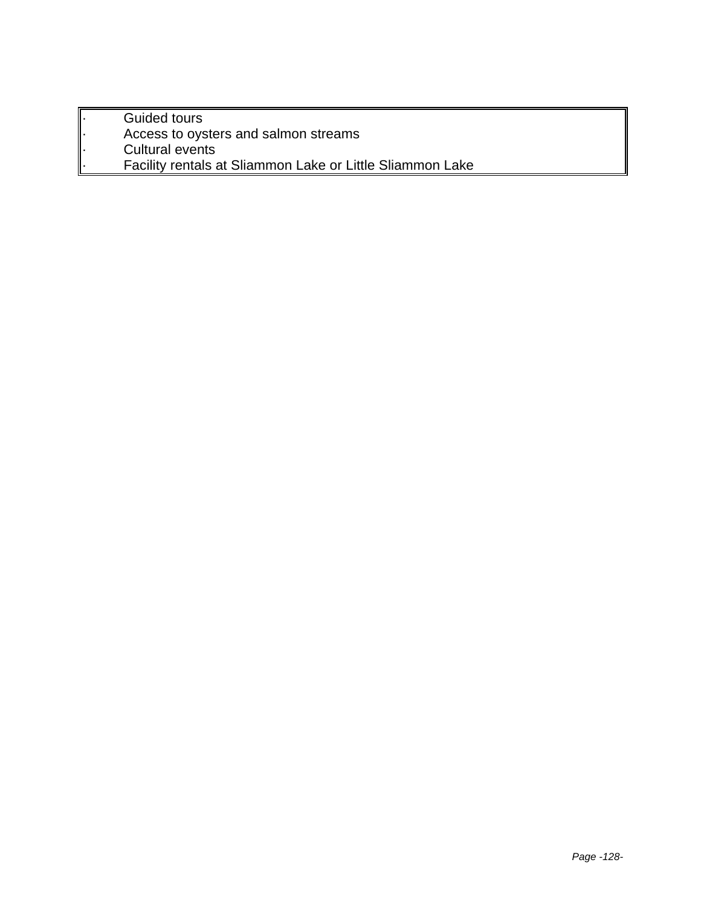- Guided tours
- Access to oysters and salmon streams
- Cultural events
- Facility rentals at Sliammon Lake or Little Sliammon Lake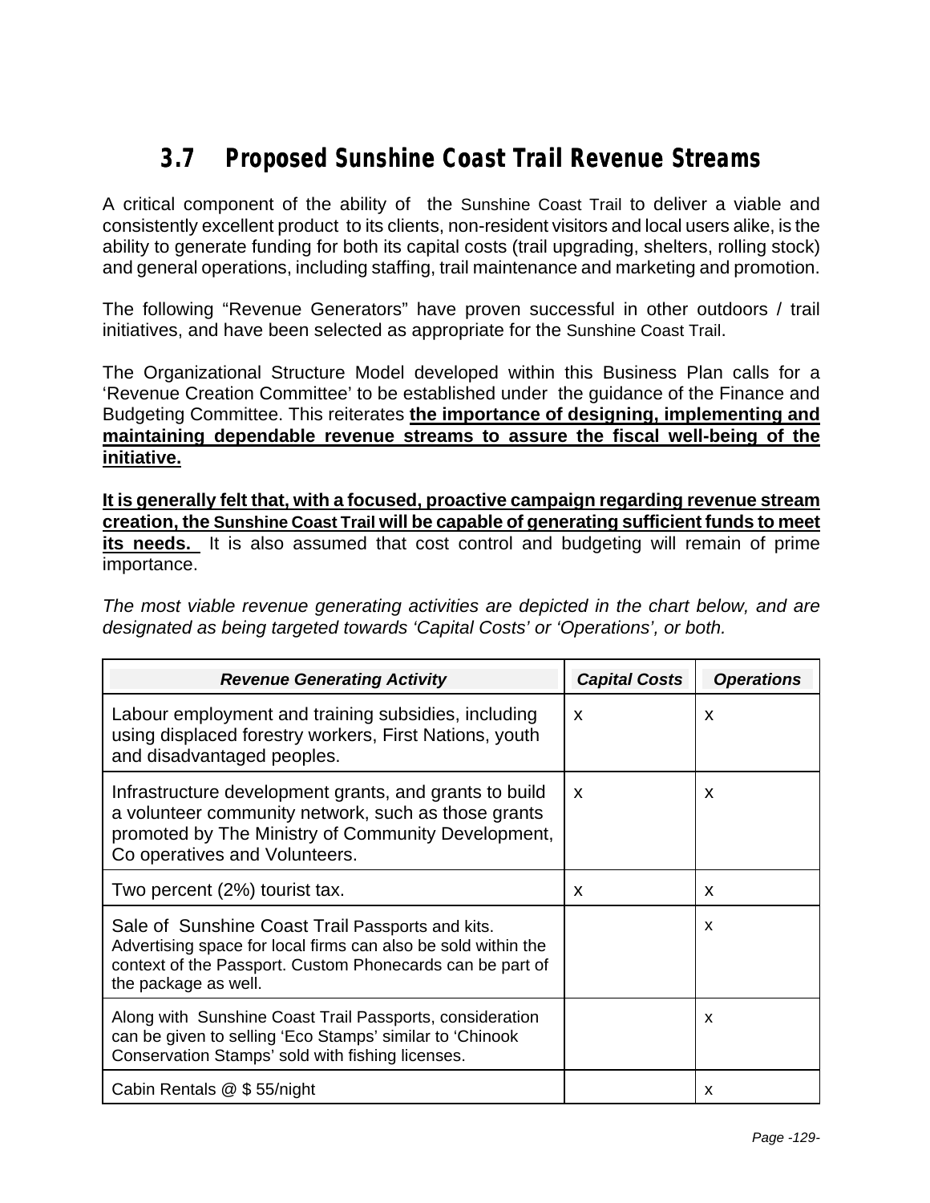## 3.7 Proposed Sunshine Coast Trail Revenue Streams

A critical component of the ability of the Sunshine Coast Trail to deliver a viable and consistently excellent product to its clients, non-resident visitors and local users alike, is the ability to generate funding for both its capital costs (trail upgrading, shelters, rolling stock) and general operations, including staffing, trail maintenance and marketing and promotion.

The following "Revenue Generators" have proven successful in other outdoors / trail initiatives, and have been selected as appropriate for the Sunshine Coast Trail.

The Organizational Structure Model developed within this Business Plan calls for a 'Revenue Creation Committee' to be established under the guidance of the Finance and Budgeting Committee. This reiterates **the importance of designing, implementing and maintaining dependable revenue streams to assure the fiscal well-being of the initiative.**

**It is generally felt that, with a focused, proactive campaign regarding revenue stream creation, the Sunshine Coast Trail will be capable of generating sufficient funds to meet its needs.** It is also assumed that cost control and budgeting will remain of prime importance.

*The most viable revenue generating activities are depicted in the chart below, and are designated as being targeted towards 'Capital Costs' or 'Operations', or both.*

| *Revenue Generating Activity* | *Capital Costs* | *Operations* |
|---|---|---|
| Labour employment and training subsidies, including using displaced forestry workers, First Nations, youth and disadvantaged peoples. | x | x |
| Infrastructure development grants, and grants to build a volunteer community network, such as those grants promoted by The Ministry of Community Development, Co operatives and Volunteers. | x | x |
| Two percent (2%) tourist tax. | x | x |
| Sale of Sunshine Coast Trail Passports and kits. Advertising space for local firms can also be sold within the context of the Passport. Custom Phonecards can be part of the package as well. | | x |
| Along with Sunshine Coast Trail Passports, consideration can be given to selling 'Eco Stamps' similar to 'Chinook Conservation Stamps' sold with fishing licenses. | | x |
| Cabin Rentals @ $ 55/night | | x |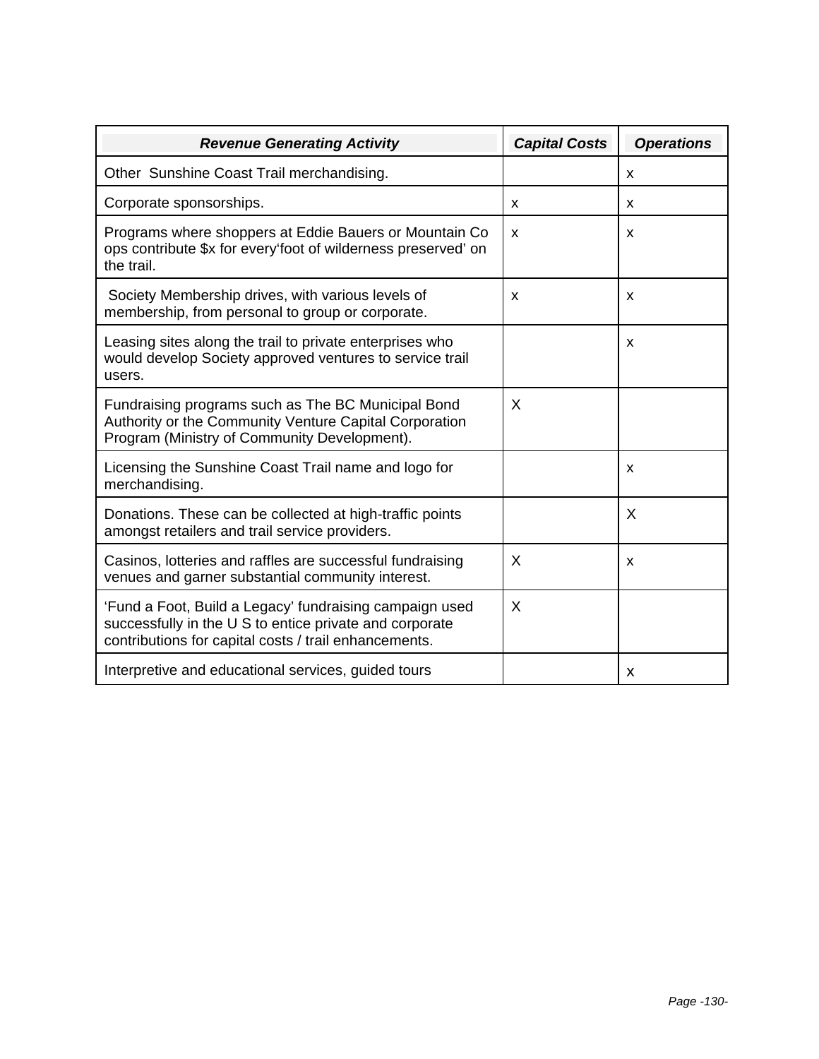| ***Revenue Generating Activity*** | ***Capital Costs*** | ***Operations*** |
|---|---|---|
| Other  Sunshine Coast Trail merchandising. | | x |
| Corporate sponsorships. | x | x |
| Programs where shoppers at Eddie Bauers or Mountain Co ops contribute $x for every‘foot of wilderness preserved’ on the trail. | x | x |
| Society Membership drives, with various levels of membership, from personal to group or corporate. | x | x |
| Leasing sites along the trail to private enterprises who would develop Society approved ventures to service trail users. | | x |
| Fundraising programs such as The BC Municipal Bond Authority or the Community Venture Capital Corporation Program (Ministry of Community Development). | X | |
| Licensing the Sunshine Coast Trail name and logo for merchandising. | | x |
| Donations. These can be collected at high-traffic points amongst retailers and trail service providers. | | X |
| Casinos, lotteries and raffles are successful fundraising venues and garner substantial community interest. | X | x |
| ‘Fund a Foot, Build a Legacy’ fundraising campaign used successfully in the U S to entice private and corporate contributions for capital costs / trail enhancements. | X | |
| Interpretive and educational services, guided tours | | x |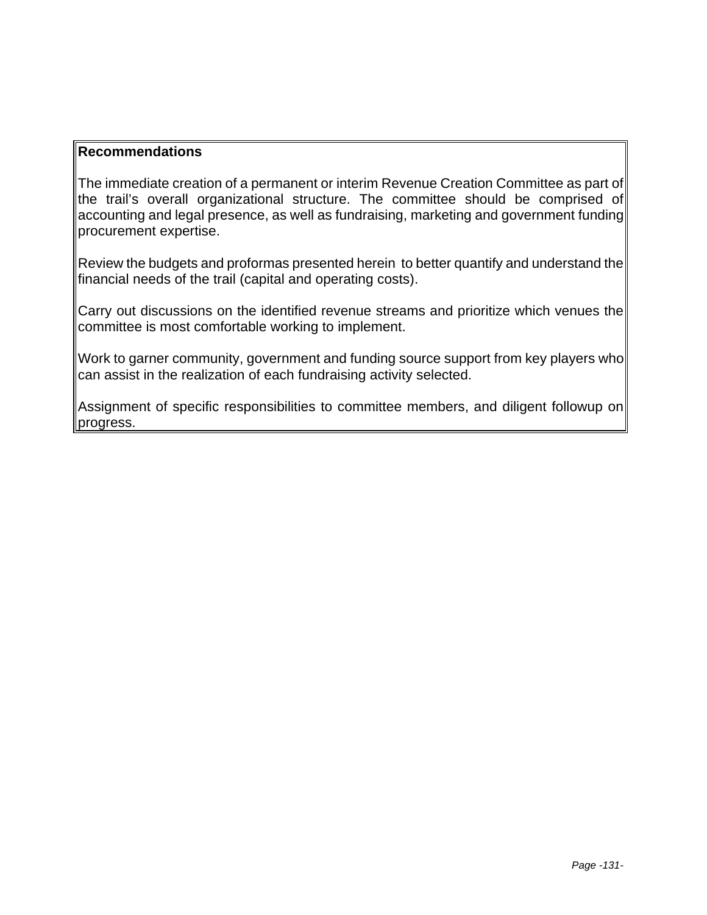**Recommendations**

The immediate creation of a permanent or interim Revenue Creation Committee as part of the trail's overall organizational structure. The committee should be comprised of accounting and legal presence, as well as fundraising, marketing and government funding procurement expertise.

Review the budgets and proformas presented herein to better quantify and understand the financial needs of the trail (capital and operating costs).

Carry out discussions on the identified revenue streams and prioritize which venues the committee is most comfortable working to implement.

Work to garner community, government and funding source support from key players who can assist in the realization of each fundraising activity selected.

Assignment of specific responsibilities to committee members, and diligent followup on progress.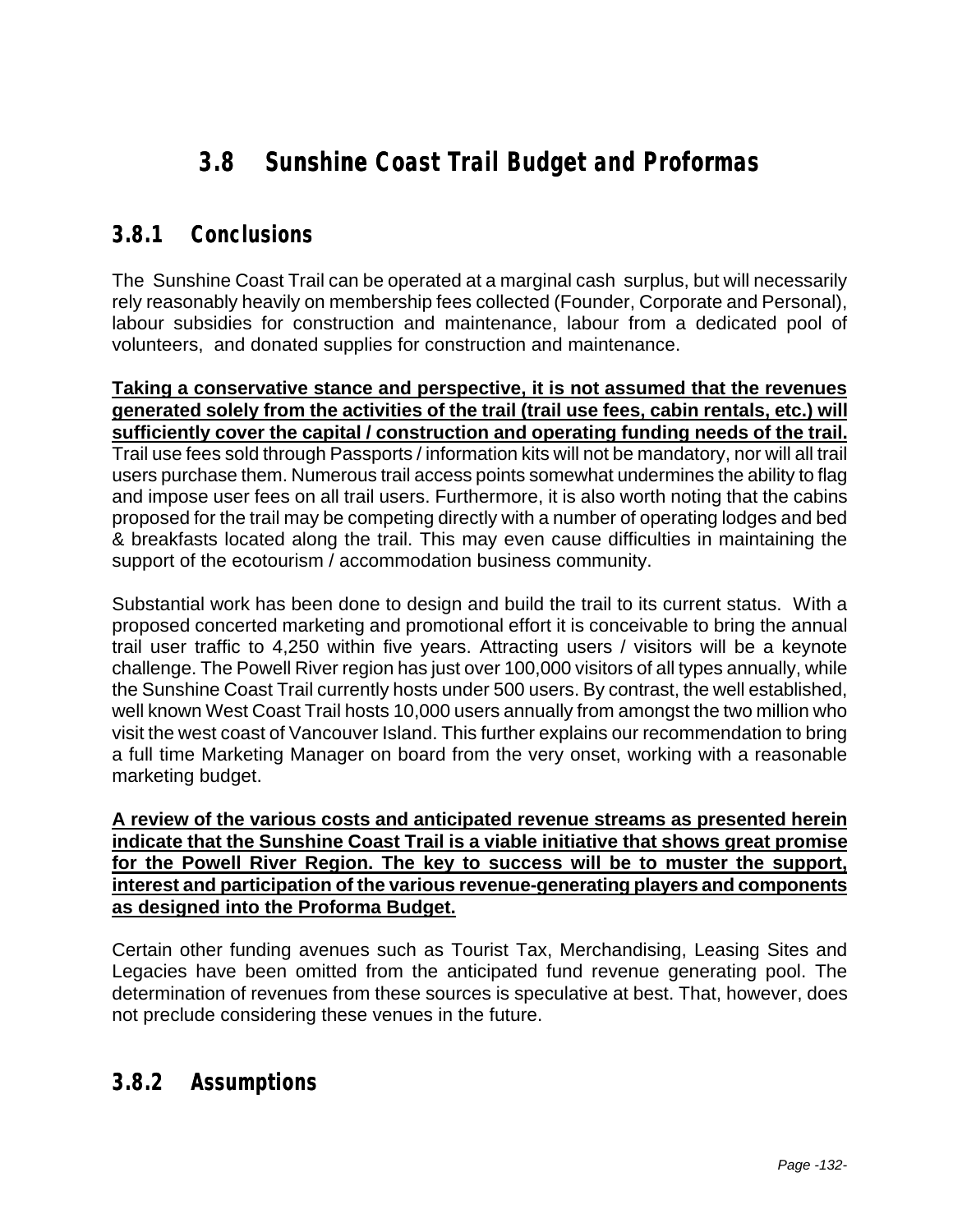# 3.8 Sunshine Coast Trail Budget and Proformas

## 3.8.1 Conclusions

The Sunshine Coast Trail can be operated at a marginal cash surplus, but will necessarily rely reasonably heavily on membership fees collected (Founder, Corporate and Personal), labour subsidies for construction and maintenance, labour from a dedicated pool of volunteers, and donated supplies for construction and maintenance.

**Taking a conservative stance and perspective, it is not assumed that the revenues generated solely from the activities of the trail (trail use fees, cabin rentals, etc.) will sufficiently cover the capital / construction and operating funding needs of the trail.** Trail use fees sold through Passports / information kits will not be mandatory, nor will all trail users purchase them. Numerous trail access points somewhat undermines the ability to flag and impose user fees on all trail users. Furthermore, it is also worth noting that the cabins proposed for the trail may be competing directly with a number of operating lodges and bed & breakfasts located along the trail. This may even cause difficulties in maintaining the support of the ecotourism / accommodation business community.

Substantial work has been done to design and build the trail to its current status. With a proposed concerted marketing and promotional effort it is conceivable to bring the annual trail user traffic to 4,250 within five years. Attracting users / visitors will be a keynote challenge. The Powell River region has just over 100,000 visitors of all types annually, while the Sunshine Coast Trail currently hosts under 500 users. By contrast, the well established, well known West Coast Trail hosts 10,000 users annually from amongst the two million who visit the west coast of Vancouver Island. This further explains our recommendation to bring a full time Marketing Manager on board from the very onset, working with a reasonable marketing budget.

**A review of the various costs and anticipated revenue streams as presented herein indicate that the Sunshine Coast Trail is a viable initiative that shows great promise for the Powell River Region. The key to success will be to muster the support, interest and participation of the various revenue-generating players and components as designed into the Proforma Budget.**

Certain other funding avenues such as Tourist Tax, Merchandising, Leasing Sites and Legacies have been omitted from the anticipated fund revenue generating pool. The determination of revenues from these sources is speculative at best. That, however, does not preclude considering these venues in the future.

## 3.8.2 Assumptions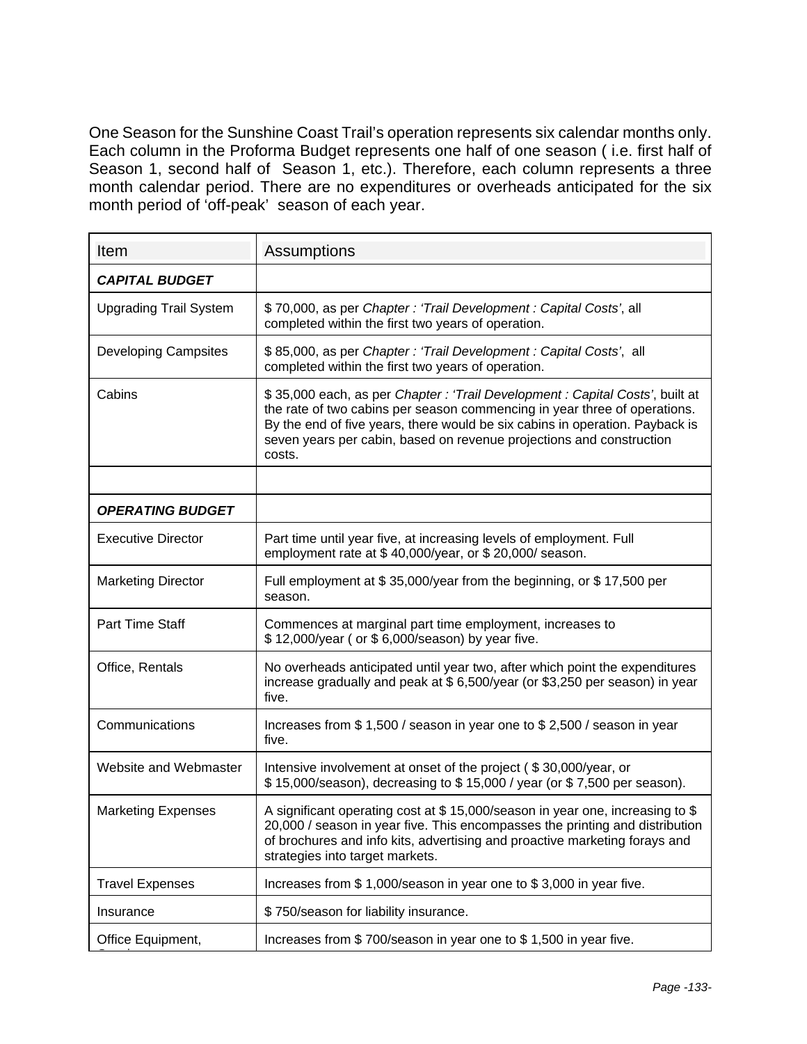One Season for the Sunshine Coast Trail's operation represents six calendar months only. Each column in the Proforma Budget represents one half of one season ( i.e. first half of Season 1, second half of Season 1, etc.). Therefore, each column represents a three month calendar period. There are no expenditures or overheads anticipated for the six month period of 'off-peak' season of each year.

| Item | Assumptions |
|---|---|
| ***CAPITAL BUDGET*** | |
| Upgrading Trail System | $ 70,000, as per *Chapter : 'Trail Development : Capital Costs'*, all completed within the first two years of operation. |
| Developing Campsites | $ 85,000, as per *Chapter : 'Trail Development : Capital Costs'*, all completed within the first two years of operation. |
| Cabins | $ 35,000 each, as per *Chapter : 'Trail Development : Capital Costs'*, built at the rate of two cabins per season commencing in year three of operations. By the end of five years, there would be six cabins in operation. Payback is seven years per cabin, based on revenue projections and construction costs. |
| | |
| ***OPERATING BUDGET*** | |
| Executive Director | Part time until year five, at increasing levels of employment. Full employment rate at $ 40,000/year, or $ 20,000/ season. |
| Marketing Director | Full employment at $ 35,000/year from the beginning, or $ 17,500 per season. |
| Part Time Staff | Commences at marginal part time employment, increases to $ 12,000/year ( or $ 6,000/season) by year five. |
| Office, Rentals | No overheads anticipated until year two, after which point the expenditures increase gradually and peak at $ 6,500/year (or $3,250 per season) in year five. |
| Communications | Increases from $ 1,500 / season in year one to $ 2,500 / season in year five. |
| Website and Webmaster | Intensive involvement at onset of the project ( $ 30,000/year, or $ 15,000/season), decreasing to $ 15,000 / year (or $ 7,500 per season). |
| Marketing Expenses | A significant operating cost at $ 15,000/season in year one, increasing to $ 20,000 / season in year five. This encompasses the printing and distribution of brochures and info kits, advertising and proactive marketing forays and strategies into target markets. |
| Travel Expenses | Increases from $ 1,000/season in year one to $ 3,000 in year five. |
| Insurance | $ 750/season for liability insurance. |
| Office Equipment, | Increases from $ 700/season in year one to $ 1,500 in year five. |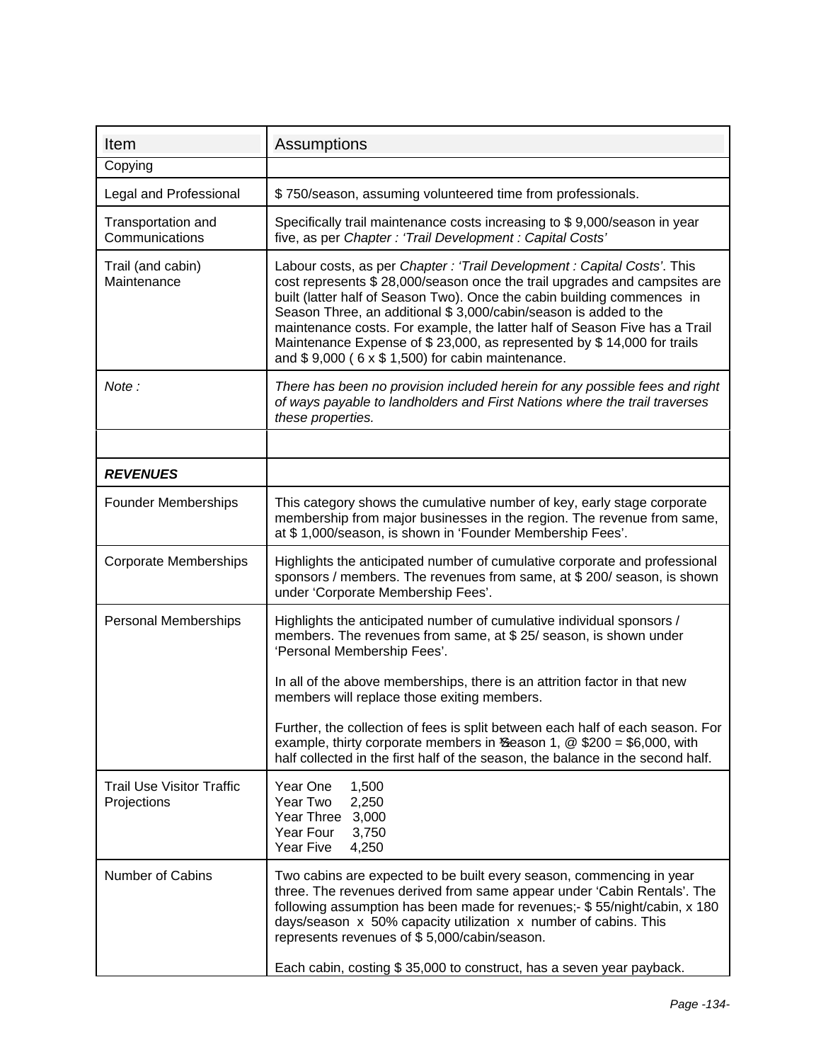| Item | Assumptions |
|---|---|
| Copying | |
| Legal and Professional | $ 750/season, assuming volunteered time from professionals. |
| Transportation and Communications | Specifically trail maintenance costs increasing to $ 9,000/season in year five, as per *Chapter : 'Trail Development : Capital Costs'* |
| Trail (and cabin) Maintenance | Labour costs, as per *Chapter : 'Trail Development : Capital Costs'*. This cost represents $ 28,000/season once the trail upgrades and campsites are built (latter half of Season Two). Once the cabin building commences in Season Three, an additional $ 3,000/cabin/season is added to the maintenance costs. For example, the latter half of Season Five has a Trail Maintenance Expense of $ 23,000, as represented by $ 14,000 for trails and $ 9,000 ( 6 x $ 1,500) for cabin maintenance. |
| *Note :* | *There has been no provision included herein for any possible fees and right of ways payable to landholders and First Nations where the trail traverses these properties.* |
| | |
| ***REVENUES*** | |
| Founder Memberships | This category shows the cumulative number of key, early stage corporate membership from major businesses in the region. The revenue from same, at $ 1,000/season, is shown in 'Founder Membership Fees'. |
| Corporate Memberships | Highlights the anticipated number of cumulative corporate and professional sponsors / members. The revenues from same, at $ 200/ season, is shown under 'Corporate Membership Fees'. |
| Personal Memberships | Highlights the anticipated number of cumulative individual sponsors / members. The revenues from same, at $ 25/ season, is shown under 'Personal Membership Fees'.<br><br>In all of the above memberships, there is an attrition factor in that new members will replace those exiting members.<br><br>Further, the collection of fees is split between each half of each season. For example, thirty corporate members in ½ Season 1, @ $200 = $6,000, with half collected in the first half of the season, the balance in the second half. |
| Trail Use Visitor Traffic Projections | Year One 1,500<br>Year Two 2,250<br>Year Three 3,000<br>Year Four 3,750<br>Year Five 4,250 |
| Number of Cabins | Two cabins are expected to be built every season, commencing in year three. The revenues derived from same appear under 'Cabin Rentals'. The following assumption has been made for revenues;- $ 55/night/cabin, x 180 days/season x 50% capacity utilization x number of cabins. This represents revenues of $ 5,000/cabin/season.<br><br>Each cabin, costing $ 35,000 to construct, has a seven year payback. |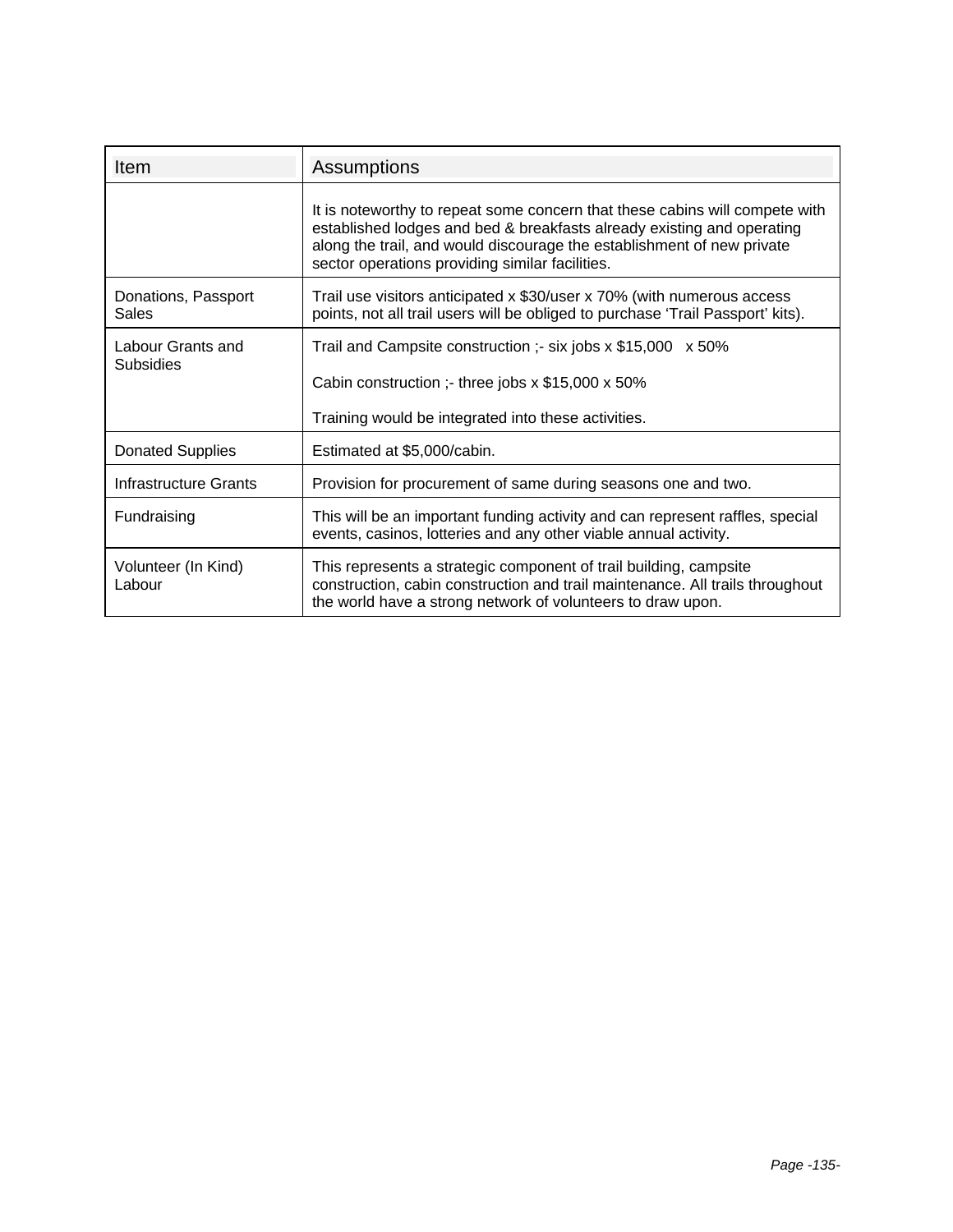| Item | Assumptions |
| --- | --- |
| | It is noteworthy to repeat some concern that these cabins will compete with established lodges and bed & breakfasts already existing and operating along the trail, and would discourage the establishment of new private sector operations providing similar facilities. |
| Donations, Passport Sales | Trail use visitors anticipated x $30/user x 70% (with numerous access points, not all trail users will be obliged to purchase 'Trail Passport' kits). |
| Labour Grants and Subsidies | Trail and Campsite construction ;- six jobs x $15,000 x 50%<br><br>Cabin construction ;- three jobs x $15,000 x 50%<br><br>Training would be integrated into these activities. |
| Donated Supplies | Estimated at $5,000/cabin. |
| Infrastructure Grants | Provision for procurement of same during seasons one and two. |
| Fundraising | This will be an important funding activity and can represent raffles, special events, casinos, lotteries and any other viable annual activity. |
| Volunteer (In Kind) Labour | This represents a strategic component of trail building, campsite construction, cabin construction and trail maintenance. All trails throughout the world have a strong network of volunteers to draw upon. |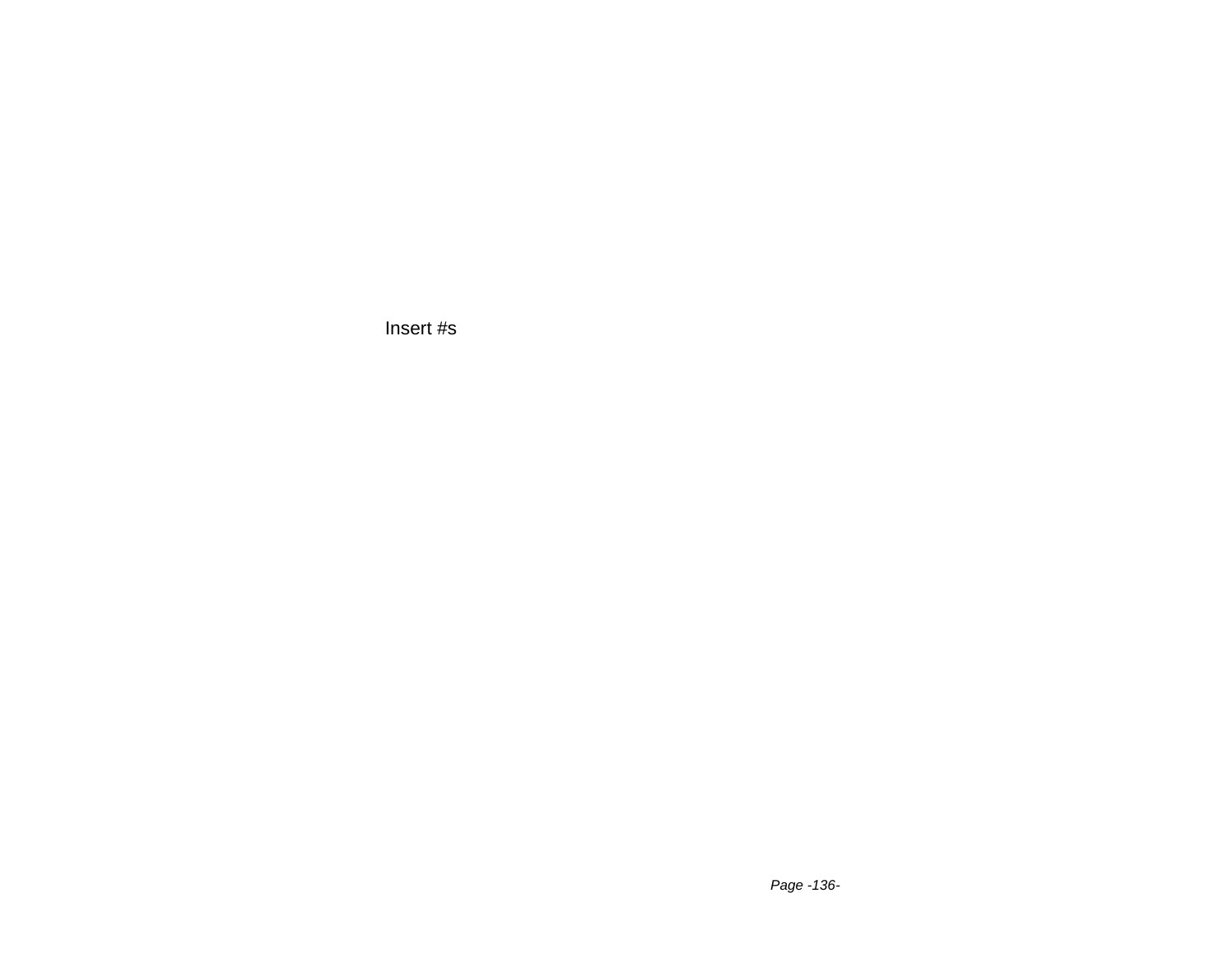Insert #s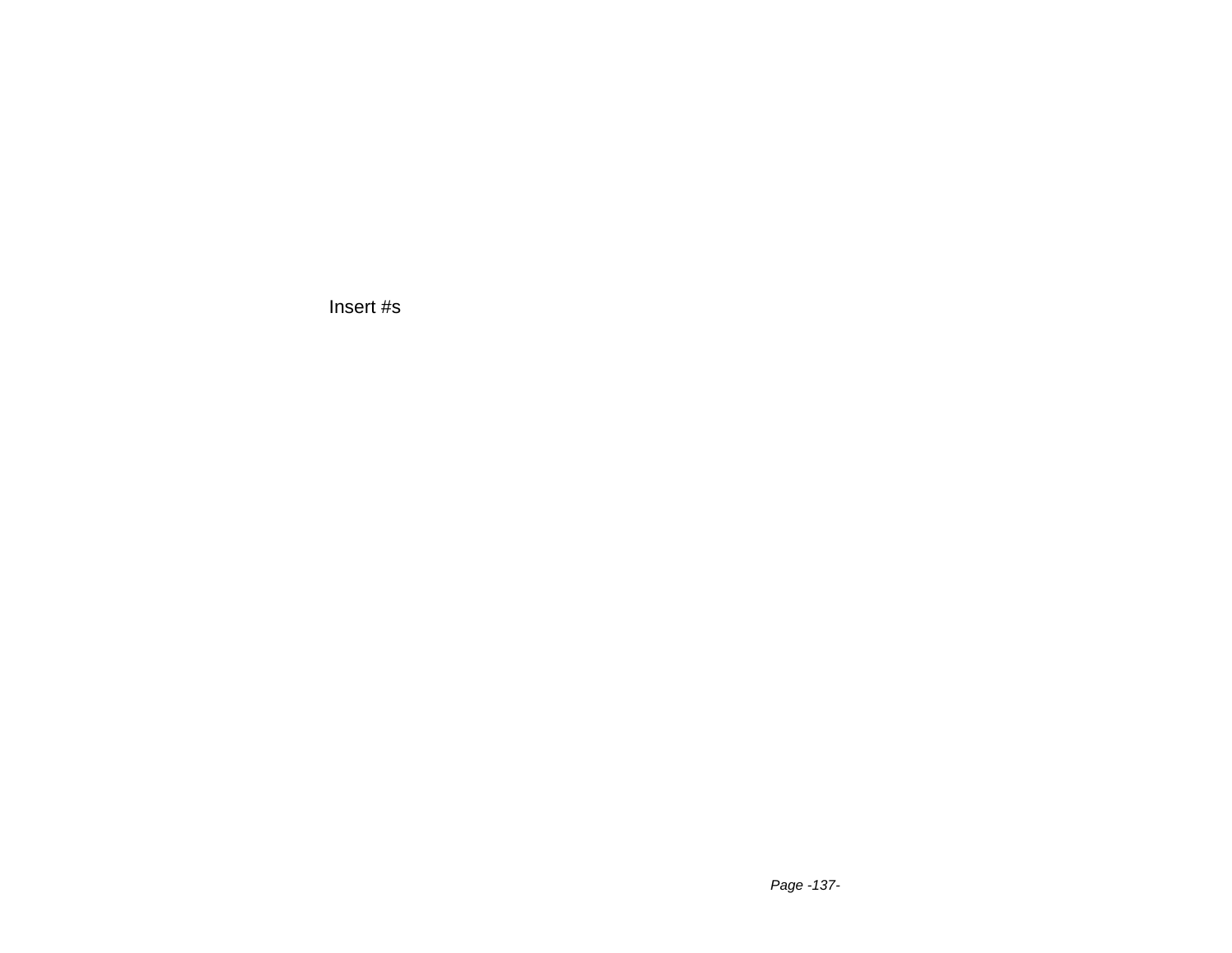Insert #s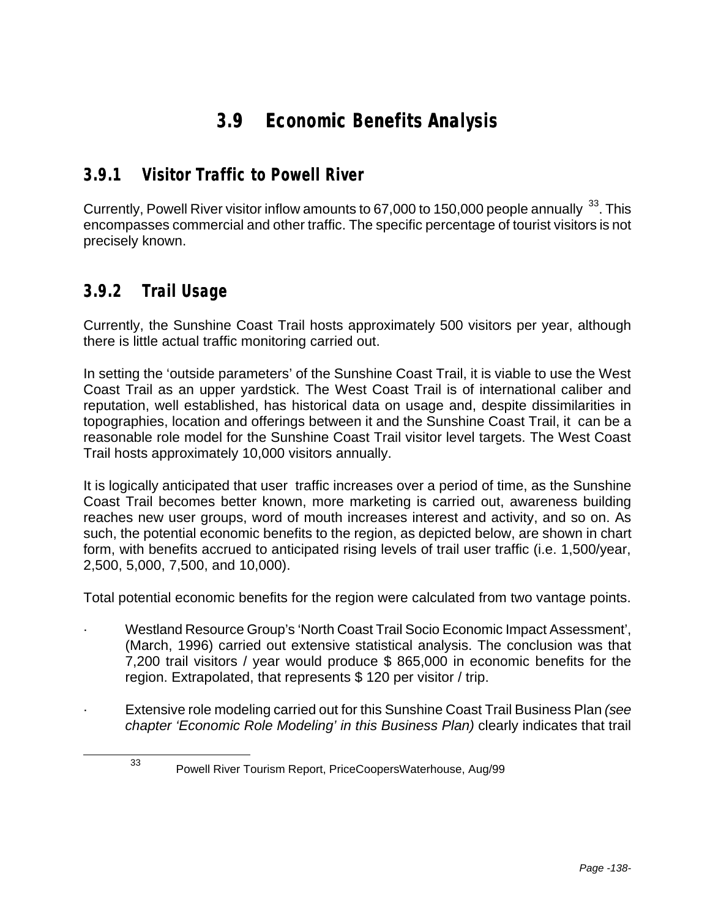# 3.9 Economic Benefits Analysis

## 3.9.1 Visitor Traffic to Powell River

Currently, Powell River visitor inflow amounts to 67,000 to 150,000 people annually [33]. This encompasses commercial and other traffic. The specific percentage of tourist visitors is not precisely known.

## 3.9.2 Trail Usage

Currently, the Sunshine Coast Trail hosts approximately 500 visitors per year, although there is little actual traffic monitoring carried out.

In setting the 'outside parameters' of the Sunshine Coast Trail, it is viable to use the West Coast Trail as an upper yardstick. The West Coast Trail is of international caliber and reputation, well established, has historical data on usage and, despite dissimilarities in topographies, location and offerings between it and the Sunshine Coast Trail, it can be a reasonable role model for the Sunshine Coast Trail visitor level targets. The West Coast Trail hosts approximately 10,000 visitors annually.

It is logically anticipated that user traffic increases over a period of time, as the Sunshine Coast Trail becomes better known, more marketing is carried out, awareness building reaches new user groups, word of mouth increases interest and activity, and so on. As such, the potential economic benefits to the region, as depicted below, are shown in chart form, with benefits accrued to anticipated rising levels of trail user traffic (i.e. 1,500/year, 2,500, 5,000, 7,500, and 10,000).

Total potential economic benefits for the region were calculated from two vantage points.

- Westland Resource Group's 'North Coast Trail Socio Economic Impact Assessment', (March, 1996) carried out extensive statistical analysis. The conclusion was that 7,200 trail visitors / year would produce $ 865,000 in economic benefits for the region. Extrapolated, that represents $ 120 per visitor / trip.

- Extensive role modeling carried out for this Sunshine Coast Trail Business Plan *(see chapter 'Economic Role Modeling' in this Business Plan)* clearly indicates that trail

---

[33] Powell River Tourism Report, PriceCoopersWaterhouse, Aug/99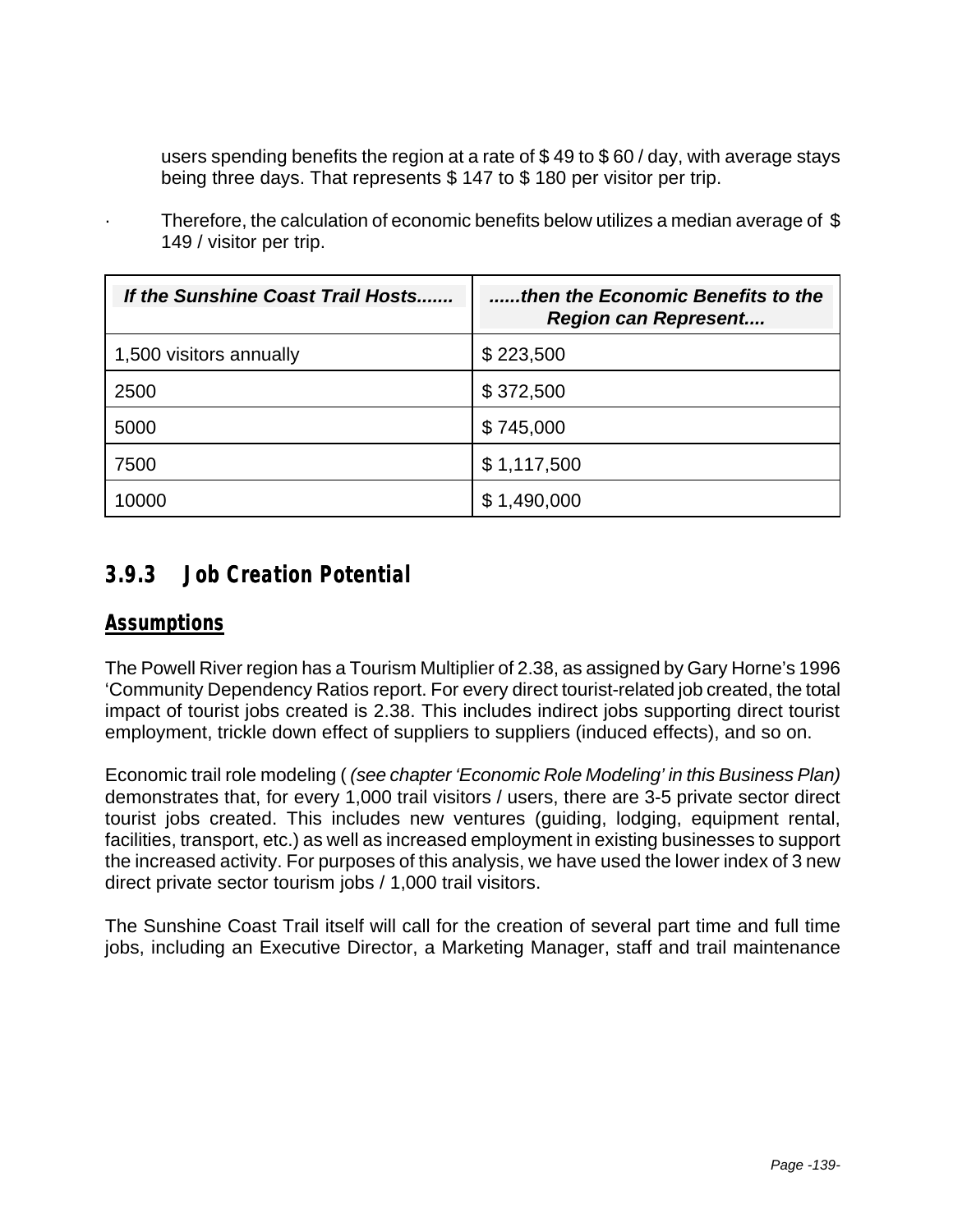users spending benefits the region at a rate of $ 49 to $ 60 / day, with average stays being three days. That represents $ 147 to $ 180 per visitor per trip.

- Therefore, the calculation of economic benefits below utilizes a median average of $ 149 / visitor per trip.

| ***If the Sunshine Coast Trail Hosts.......*** | ***......then the Economic Benefits to the Region can Represent....*** |
|---|---|
| 1,500 visitors annually | $ 223,500 |
| 2500 | $ 372,500 |
| 5000 | $ 745,000 |
| 7500 | $ 1,117,500 |
| 10000 | $ 1,490,000 |

### 3.9.3 Job Creation Potential

**Assumptions**

The Powell River region has a Tourism Multiplier of 2.38, as assigned by Gary Horne's 1996 'Community Dependency Ratios report. For every direct tourist-related job created, the total impact of tourist jobs created is 2.38. This includes indirect jobs supporting direct tourist employment, trickle down effect of suppliers to suppliers (induced effects), and so on.

Economic trail role modeling ( *(see chapter 'Economic Role Modeling' in this Business Plan)* demonstrates that, for every 1,000 trail visitors / users, there are 3-5 private sector direct tourist jobs created. This includes new ventures (guiding, lodging, equipment rental, facilities, transport, etc.) as well as increased employment in existing businesses to support the increased activity. For purposes of this analysis, we have used the lower index of 3 new direct private sector tourism jobs / 1,000 trail visitors.

The Sunshine Coast Trail itself will call for the creation of several part time and full time jobs, including an Executive Director, a Marketing Manager, staff and trail maintenance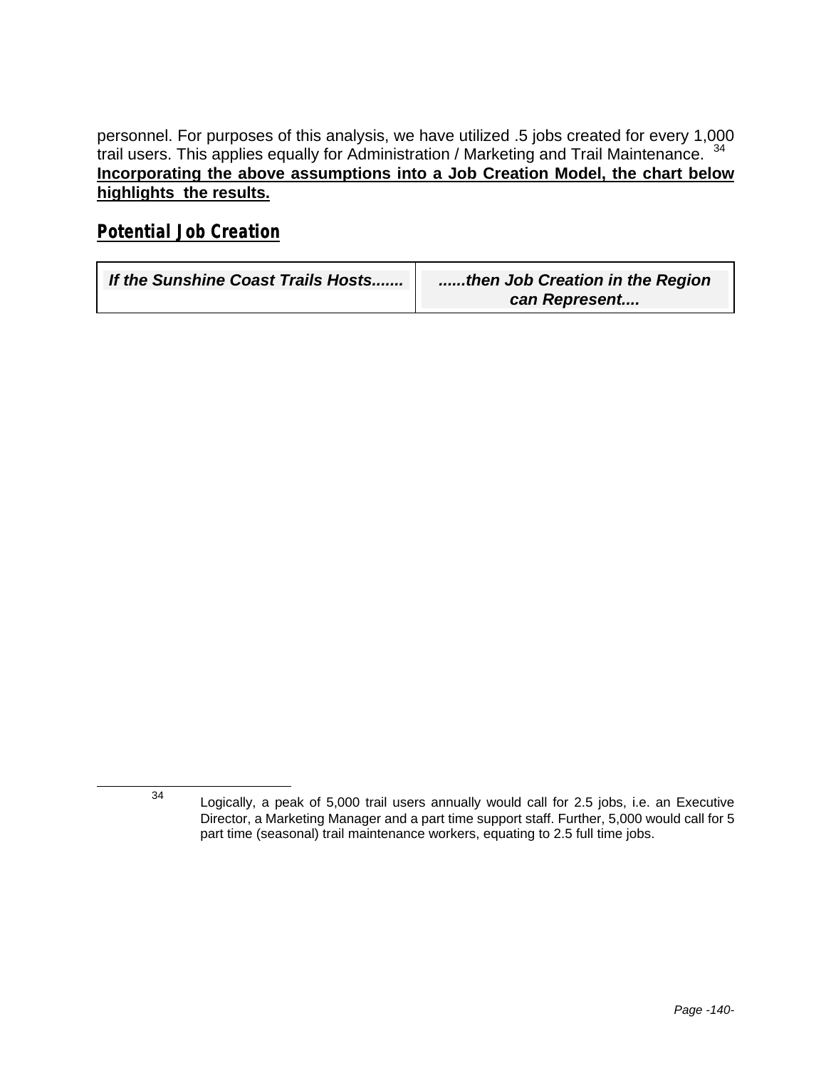personnel. For purposes of this analysis, we have utilized .5 jobs created for every 1,000 trail users. This applies equally for Administration / Marketing and Trail Maintenance. [34] **Incorporating the above assumptions into a Job Creation Model, the chart below highlights the results.**

## Potential Job Creation

| *If the Sunshine Coast Trails Hosts.......* | *......then Job Creation in the Region can Represent....* |
|---|---|

[34] Logically, a peak of 5,000 trail users annually would call for 2.5 jobs, i.e. an Executive Director, a Marketing Manager and a part time support staff. Further, 5,000 would call for 5 part time (seasonal) trail maintenance workers, equating to 2.5 full time jobs.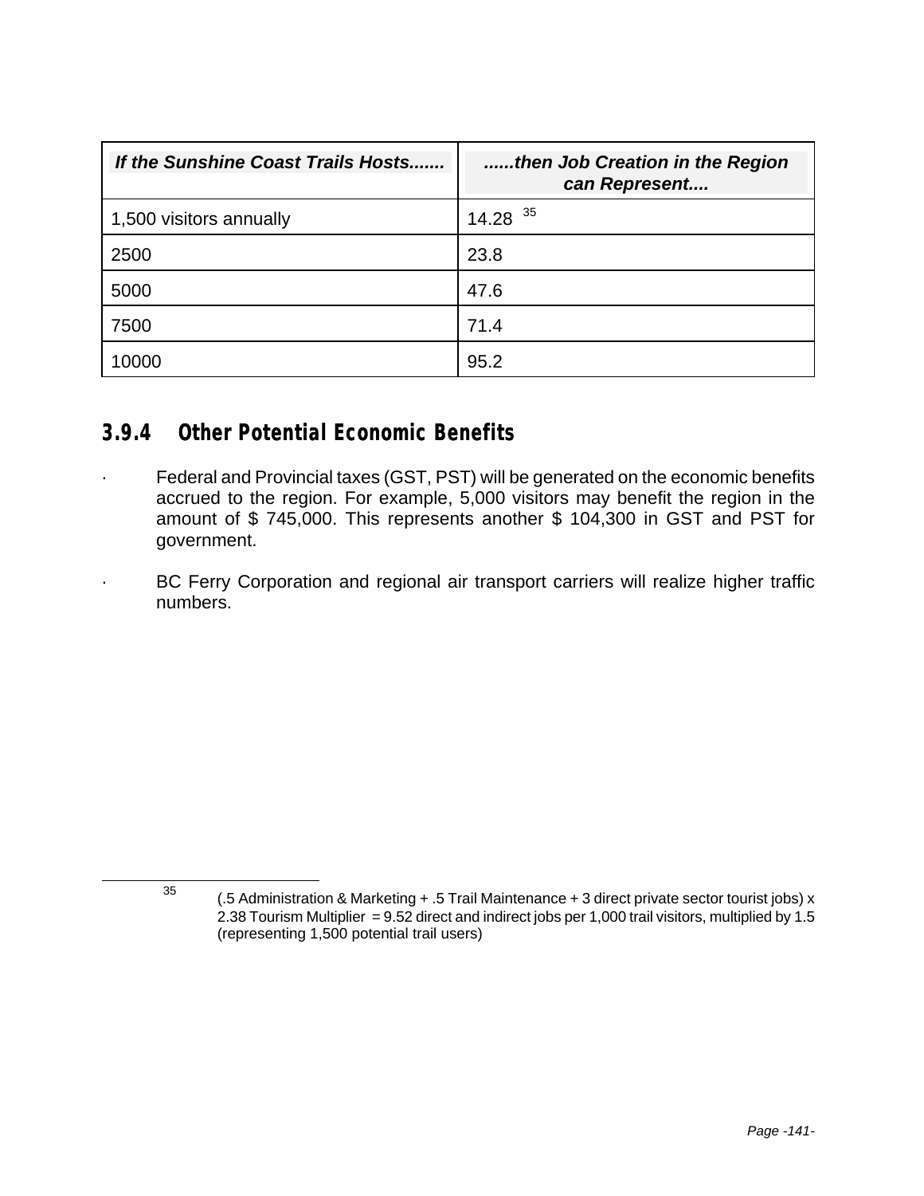| *If the Sunshine Coast Trails Hosts.......* | *......then Job Creation in the Region can Represent....* |
|---|---|
| 1,500 visitors annually | 14.28 [35] |
| 2500 | 23.8 |
| 5000 | 47.6 |
| 7500 | 71.4 |
| 10000 | 95.2 |

### 3.9.4 Other Potential Economic Benefits

- Federal and Provincial taxes (GST, PST) will be generated on the economic benefits accrued to the region. For example, 5,000 visitors may benefit the region in the amount of $ 745,000. This represents another $ 104,300 in GST and PST for government.
- BC Ferry Corporation and regional air transport carriers will realize higher traffic numbers.

---

[35] (.5 Administration & Marketing + .5 Trail Maintenance + 3 direct private sector tourist jobs) x 2.38 Tourism Multiplier = 9.52 direct and indirect jobs per 1,000 trail visitors, multiplied by 1.5 (representing 1,500 potential trail users)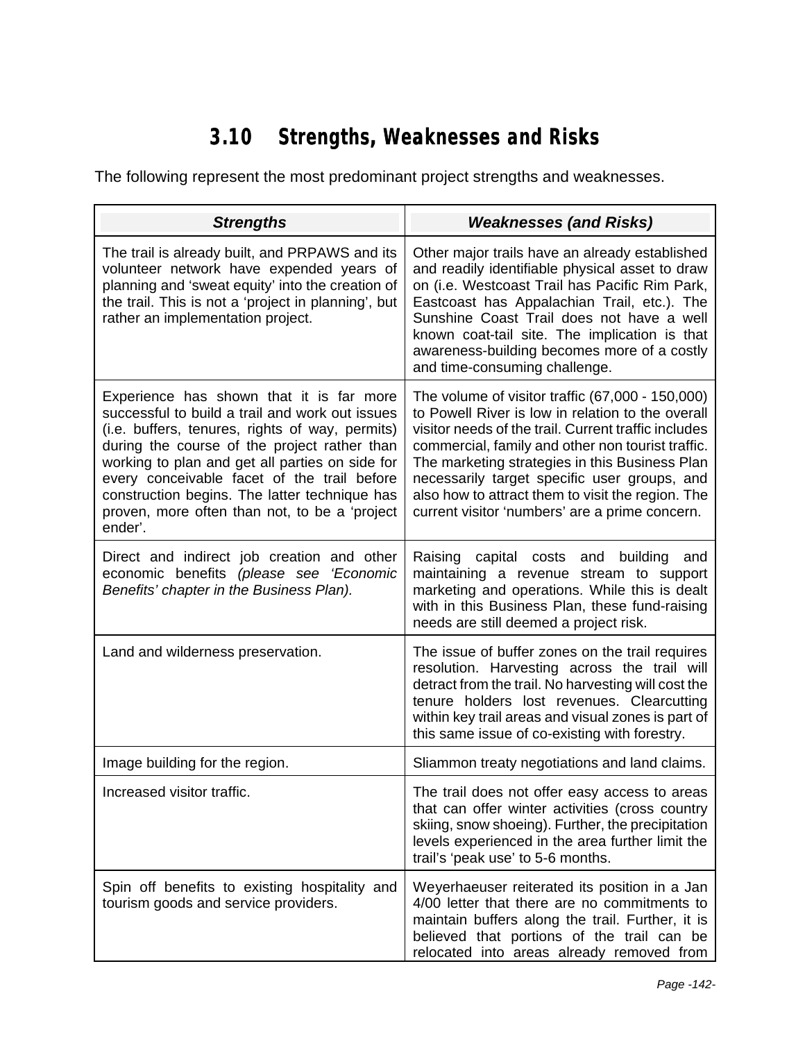## 3.10 Strengths, Weaknesses and Risks

The following represent the most predominant project strengths and weaknesses.

| ***Strengths*** | ***Weaknesses (and Risks)*** |
|---|---|
| The trail is already built, and PRPAWS and its volunteer network have expended years of planning and 'sweat equity' into the creation of the trail. This is not a 'project in planning', but rather an implementation project. | Other major trails have an already established and readily identifiable physical asset to draw on (i.e. Westcoast Trail has Pacific Rim Park, Eastcoast has Appalachian Trail, etc.). The Sunshine Coast Trail does not have a well known coat-tail site. The implication is that awareness-building becomes more of a costly and time-consuming challenge. |
| Experience has shown that it is far more successful to build a trail and work out issues (i.e. buffers, tenures, rights of way, permits) during the course of the project rather than working to plan and get all parties on side for every conceivable facet of the trail before construction begins. The latter technique has proven, more often than not, to be a 'project ender'. | The volume of visitor traffic (67,000 - 150,000) to Powell River is low in relation to the overall visitor needs of the trail. Current traffic includes commercial, family and other non tourist traffic. The marketing strategies in this Business Plan necessarily target specific user groups, and also how to attract them to visit the region. The current visitor 'numbers' are a prime concern. |
| Direct and indirect job creation and other economic benefits *(please see 'Economic Benefits' chapter in the Business Plan).* | Raising capital costs and building and maintaining a revenue stream to support marketing and operations. While this is dealt with in this Business Plan, these fund-raising needs are still deemed a project risk. |
| Land and wilderness preservation. | The issue of buffer zones on the trail requires resolution. Harvesting across the trail will detract from the trail. No harvesting will cost the tenure holders lost revenues. Clearcutting within key trail areas and visual zones is part of this same issue of co-existing with forestry. |
| Image building for the region. | Sliammon treaty negotiations and land claims. |
| Increased visitor traffic. | The trail does not offer easy access to areas that can offer winter activities (cross country skiing, snow shoeing). Further, the precipitation levels experienced in the area further limit the trail's 'peak use' to 5-6 months. |
| Spin off benefits to existing hospitality and tourism goods and service providers. | Weyerhaeuser reiterated its position in a Jan 4/00 letter that there are no commitments to maintain buffers along the trail. Further, it is believed that portions of the trail can be relocated into areas already removed from |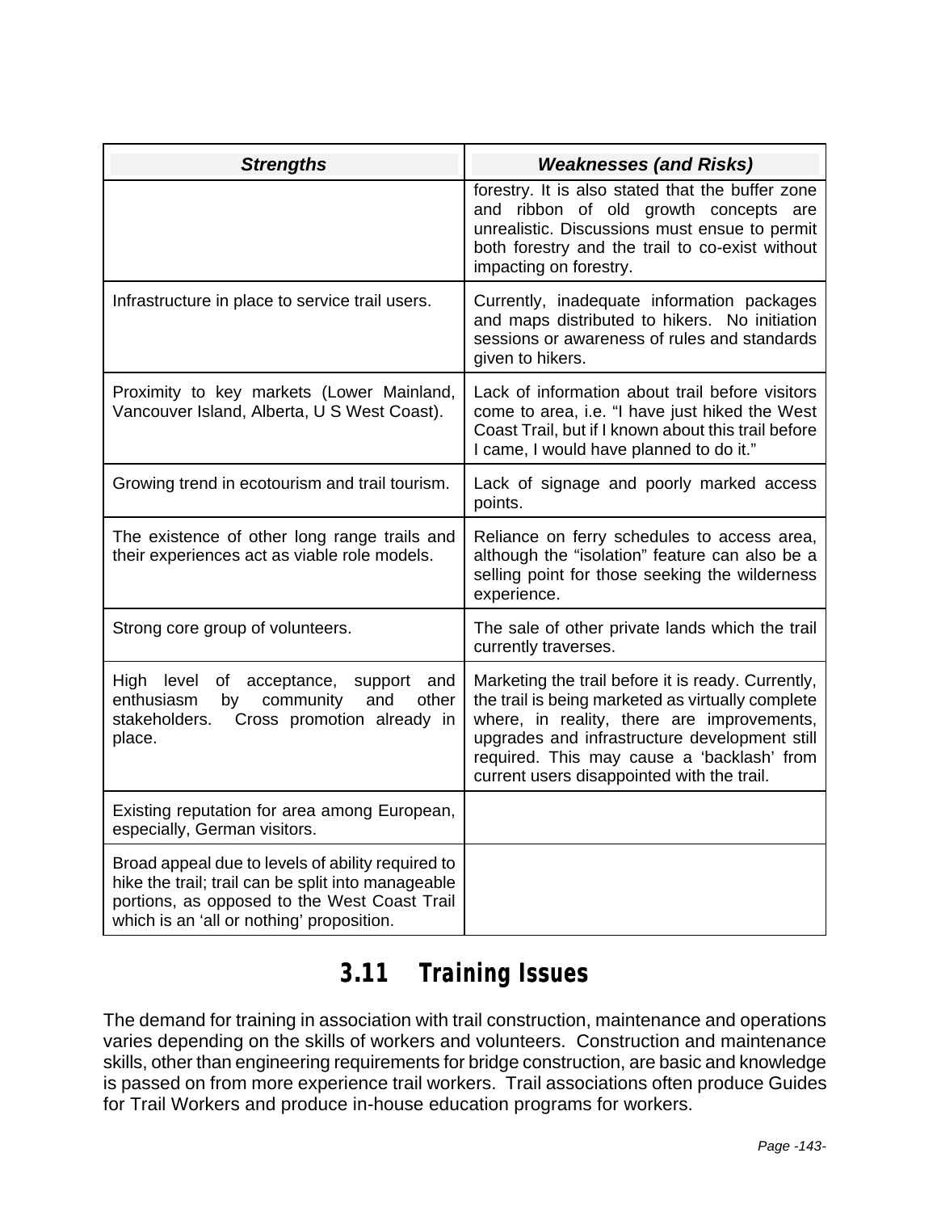| ***Strengths*** | ***Weaknesses (and Risks)*** |
|---|---|
| | forestry. It is also stated that the buffer zone and ribbon of old growth concepts are unrealistic. Discussions must ensue to permit both forestry and the trail to co-exist without impacting on forestry. |
| Infrastructure in place to service trail users. | Currently, inadequate information packages and maps distributed to hikers. No initiation sessions or awareness of rules and standards given to hikers. |
| Proximity to key markets (Lower Mainland, Vancouver Island, Alberta, U S West Coast). | Lack of information about trail before visitors come to area, i.e. "I have just hiked the West Coast Trail, but if I known about this trail before I came, I would have planned to do it." |
| Growing trend in ecotourism and trail tourism. | Lack of signage and poorly marked access points. |
| The existence of other long range trails and their experiences act as viable role models. | Reliance on ferry schedules to access area, although the "isolation" feature can also be a selling point for those seeking the wilderness experience. |
| Strong core group of volunteers. | The sale of other private lands which the trail currently traverses. |
| High level of acceptance, support and enthusiasm by community and other stakeholders. Cross promotion already in place. | Marketing the trail before it is ready. Currently, the trail is being marketed as virtually complete where, in reality, there are improvements, upgrades and infrastructure development still required. This may cause a 'backlash' from current users disappointed with the trail. |
| Existing reputation for area among European, especially, German visitors. | |
| Broad appeal due to levels of ability required to hike the trail; trail can be split into manageable portions, as opposed to the West Coast Trail which is an 'all or nothing' proposition. | |

## 3.11 Training Issues

The demand for training in association with trail construction, maintenance and operations varies depending on the skills of workers and volunteers. Construction and maintenance skills, other than engineering requirements for bridge construction, are basic and knowledge is passed on from more experience trail workers. Trail associations often produce Guides for Trail Workers and produce in-house education programs for workers.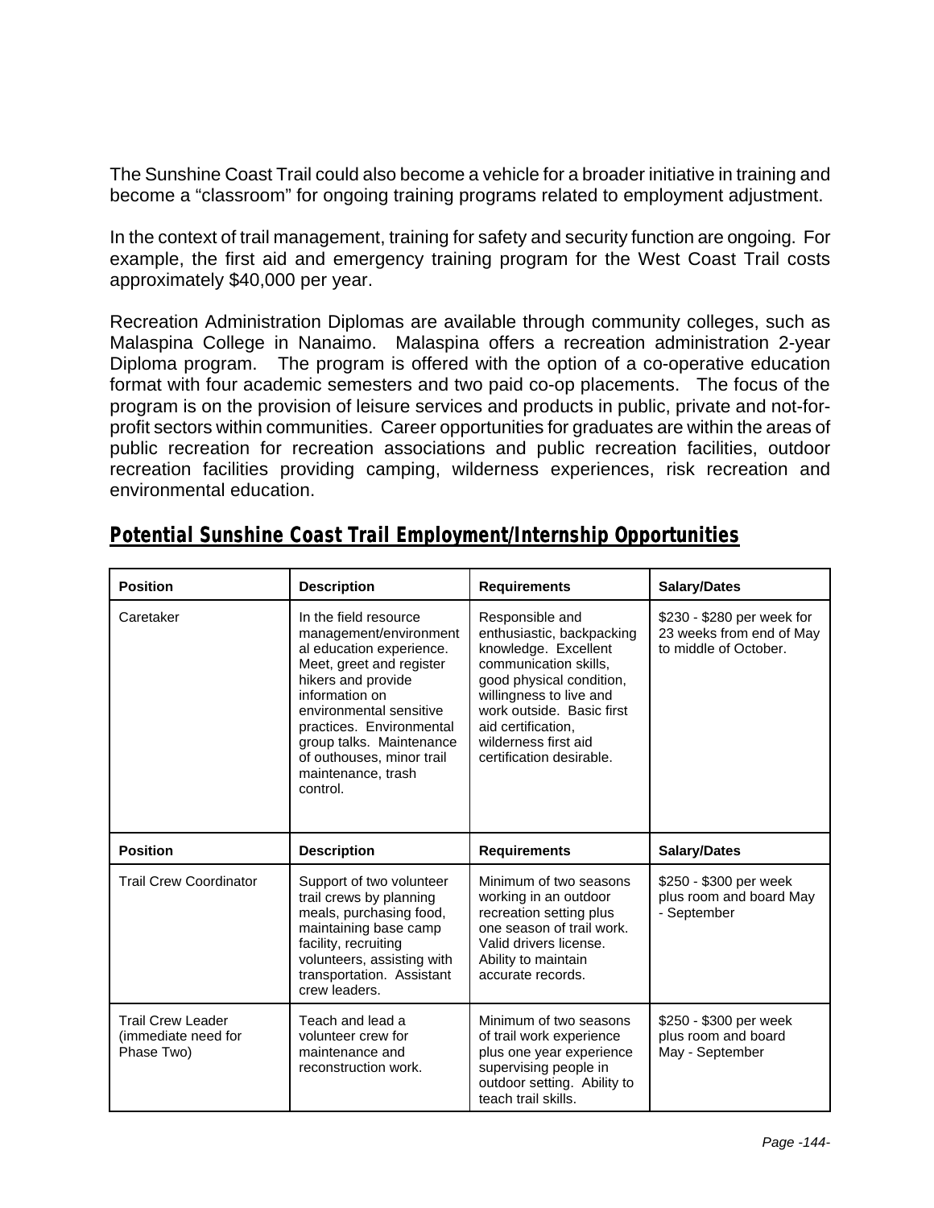The Sunshine Coast Trail could also become a vehicle for a broader initiative in training and become a "classroom" for ongoing training programs related to employment adjustment.

In the context of trail management, training for safety and security function are ongoing. For example, the first aid and emergency training program for the West Coast Trail costs approximately $40,000 per year.

Recreation Administration Diplomas are available through community colleges, such as Malaspina College in Nanaimo. Malaspina offers a recreation administration 2-year Diploma program. The program is offered with the option of a co-operative education format with four academic semesters and two paid co-op placements. The focus of the program is on the provision of leisure services and products in public, private and not-for-profit sectors within communities. Career opportunities for graduates are within the areas of public recreation for recreation associations and public recreation facilities, outdoor recreation facilities providing camping, wilderness experiences, risk recreation and environmental education.

## Potential Sunshine Coast Trail Employment/Internship Opportunities

| Position | Description | Requirements | Salary/Dates |
|---|---|---|---|
| Caretaker | In the field resource management/environmental education experience. Meet, greet and register hikers and provide information on environmental sensitive practices. Environmental group talks. Maintenance of outhouses, minor trail maintenance, trash control. | Responsible and enthusiastic, backpacking knowledge. Excellent communication skills, good physical condition, willingness to live and work outside. Basic first aid certification, wilderness first aid certification desirable. | $230 - $280 per week for 23 weeks from end of May to middle of October. |
| **Position** | **Description** | **Requirements** | **Salary/Dates** |
| Trail Crew Coordinator | Support of two volunteer trail crews by planning meals, purchasing food, maintaining base camp facility, recruiting volunteers, assisting with transportation. Assistant crew leaders. | Minimum of two seasons working in an outdoor recreation setting plus one season of trail work. Valid drivers license. Ability to maintain accurate records. | $250 - $300 per week plus room and board May - September |
| Trail Crew Leader (immediate need for Phase Two) | Teach and lead a volunteer crew for maintenance and reconstruction work. | Minimum of two seasons of trail work experience plus one year experience supervising people in outdoor setting. Ability to teach trail skills. | $250 - $300 per week plus room and board May - September |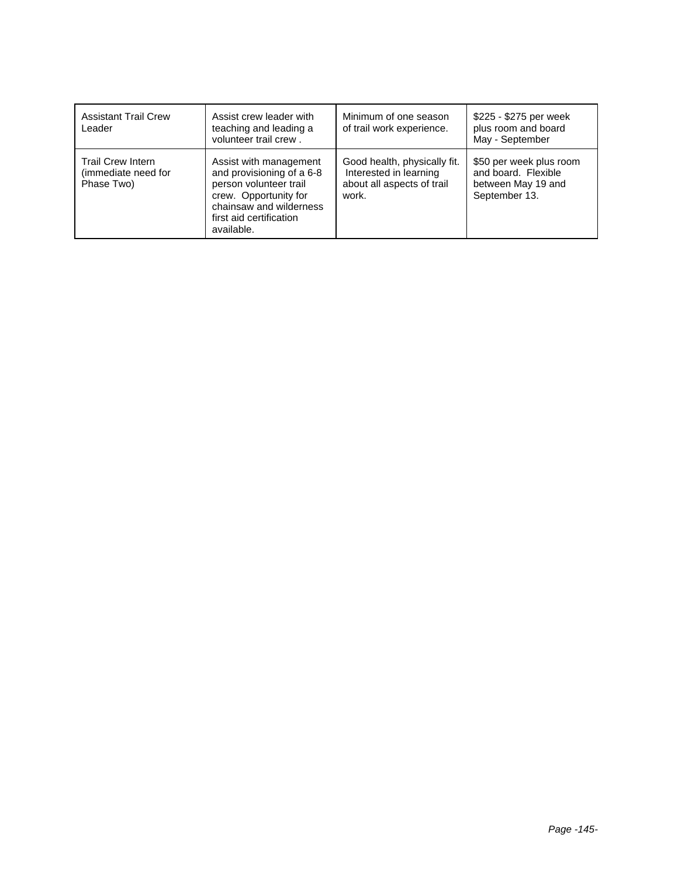| Assistant Trail Crew Leader | Assist crew leader with teaching and leading a volunteer trail crew . | Minimum of one season of trail work experience. | $225 - $275 per week plus room and board May - September |
|---|---|---|---|
| Trail Crew Intern (immediate need for Phase Two) | Assist with management and provisioning of a 6-8 person volunteer trail crew. Opportunity for chainsaw and wilderness first aid certification available. | Good health, physically fit. Interested in learning about all aspects of trail work. | $50 per week plus room and board. Flexible between May 19 and September 13. |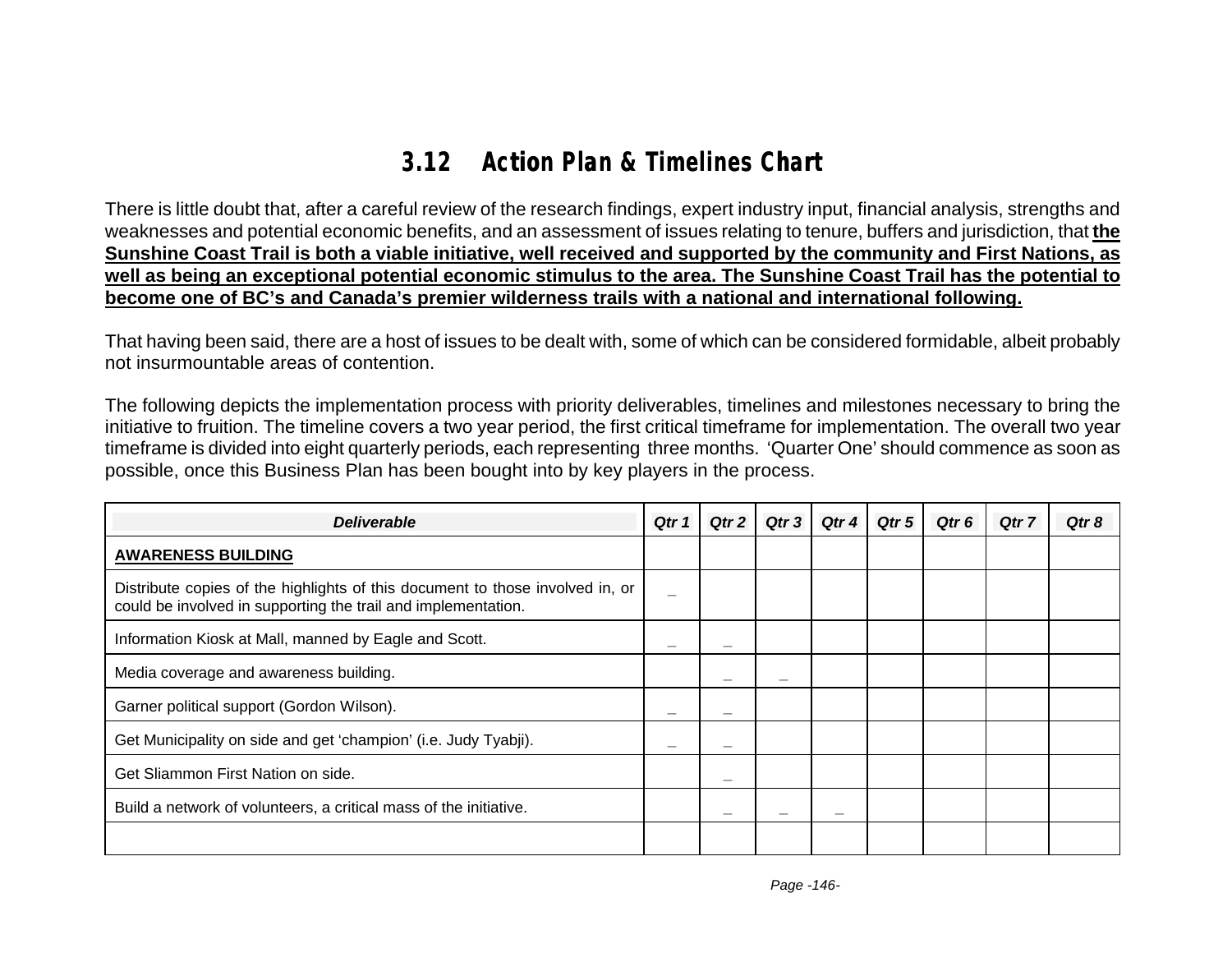## 3.12 Action Plan & Timelines Chart

There is little doubt that, after a careful review of the research findings, expert industry input, financial analysis, strengths and weaknesses and potential economic benefits, and an assessment of issues relating to tenure, buffers and jurisdiction, that **the Sunshine Coast Trail is both a viable initiative, well received and supported by the community and First Nations, as well as being an exceptional potential economic stimulus to the area. The Sunshine Coast Trail has the potential to become one of BC's and Canada's premier wilderness trails with a national and international following.**

That having been said, there are a host of issues to be dealt with, some of which can be considered formidable, albeit probably not insurmountable areas of contention.

The following depicts the implementation process with priority deliverables, timelines and milestones necessary to bring the initiative to fruition. The timeline covers a two year period, the first critical timeframe for implementation. The overall two year timeframe is divided into eight quarterly periods, each representing three months. 'Quarter One' should commence as soon as possible, once this Business Plan has been bought into by key players in the process.

| *Deliverable* | *Qtr 1* | *Qtr 2* | *Qtr 3* | *Qtr 4* | *Qtr 5* | *Qtr 6* | *Qtr 7* | *Qtr 8* |
|---|---|---|---|---|---|---|---|---|
| **AWARENESS BUILDING** | | | | | | | | |
| Distribute copies of the highlights of this document to those involved in, or could be involved in supporting the trail and implementation. | _ | | | | | | | |
| Information Kiosk at Mall, manned by Eagle and Scott. | _ | _ | | | | | | |
| Media coverage and awareness building. | | _ | _ | | | | | |
| Garner political support (Gordon Wilson). | _ | _ | | | | | | |
| Get Municipality on side and get 'champion' (i.e. Judy Tyabji). | _ | _ | | | | | | |
| Get Sliammon First Nation on side. | | _ | | | | | | |
| Build a network of volunteers, a critical mass of the initiative. | | _ | _ | _ | | | | |
| | | | | | | | | |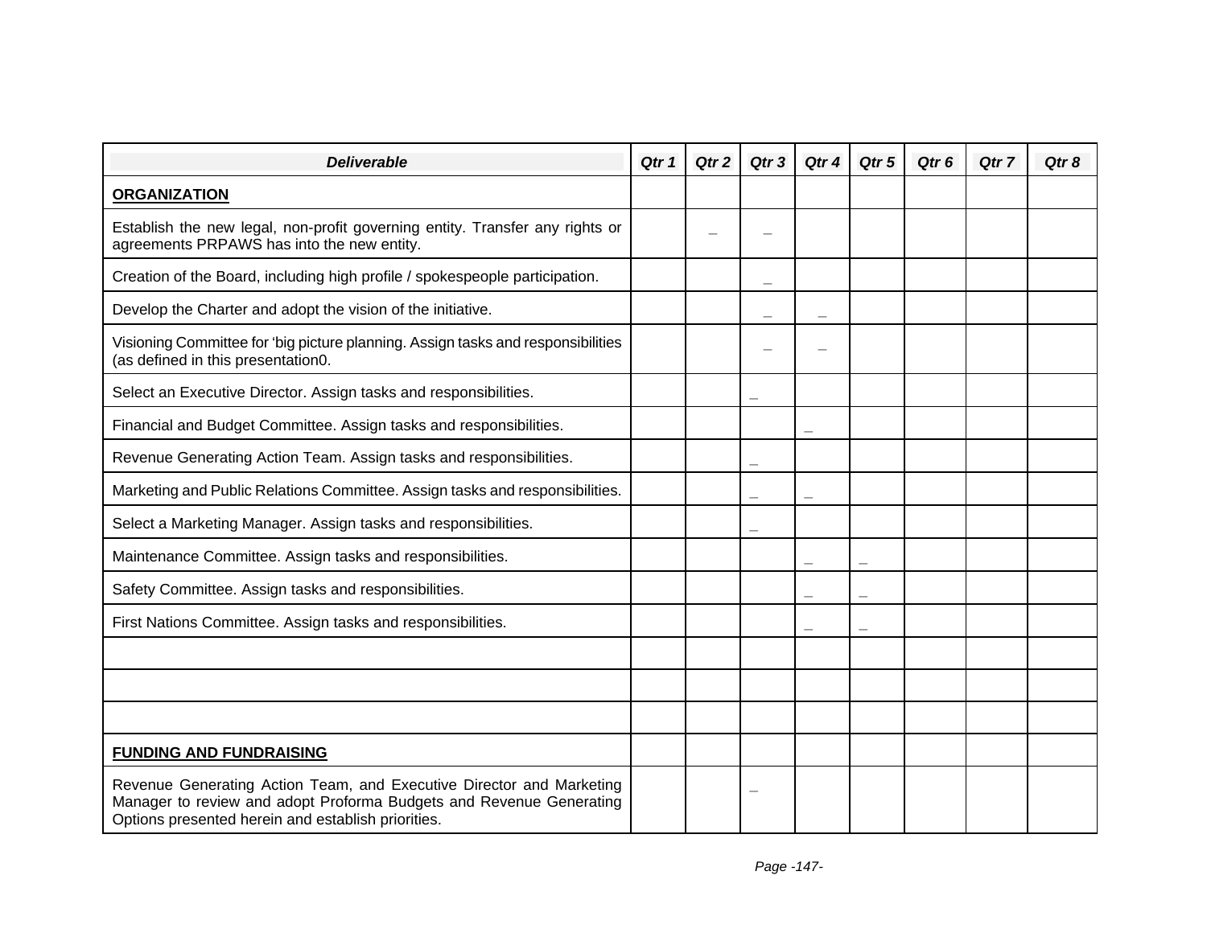| ***Deliverable*** | ***Qtr 1*** | ***Qtr 2*** | ***Qtr 3*** | ***Qtr 4*** | ***Qtr 5*** | ***Qtr 6*** | ***Qtr 7*** | ***Qtr 8*** |
|---|---|---|---|---|---|---|---|---|
| **ORGANIZATION** | | | | | | | | |
| Establish the new legal, non-profit governing entity. Transfer any rights or agreements PRPAWS has into the new entity. | | _ | _ | | | | | |
| Creation of the Board, including high profile / spokespeople participation. | | | _ | | | | | |
| Develop the Charter and adopt the vision of the initiative. | | | _ | _ | | | | |
| Visioning Committee for 'big picture planning. Assign tasks and responsibilities (as defined in this presentation0. | | | _ | _ | | | | |
| Select an Executive Director. Assign tasks and responsibilities. | | | _ | | | | | |
| Financial and Budget Committee. Assign tasks and responsibilities. | | | | _ | | | | |
| Revenue Generating Action Team. Assign tasks and responsibilities. | | | _ | | | | | |
| Marketing and Public Relations Committee. Assign tasks and responsibilities. | | | _ | _ | | | | |
| Select a Marketing Manager. Assign tasks and responsibilities. | | | _ | | | | | |
| Maintenance Committee. Assign tasks and responsibilities. | | | | _ | _ | | | |
| Safety Committee. Assign tasks and responsibilities. | | | | _ | _ | | | |
| First Nations Committee. Assign tasks and responsibilities. | | | | _ | _ | | | |
| | | | | | | | | |
| | | | | | | | | |
| | | | | | | | | |
| **FUNDING AND FUNDRAISING** | | | | | | | | |
| Revenue Generating Action Team, and Executive Director and Marketing Manager to review and adopt Proforma Budgets and Revenue Generating Options presented herein and establish priorities. | | | _ | | | | | |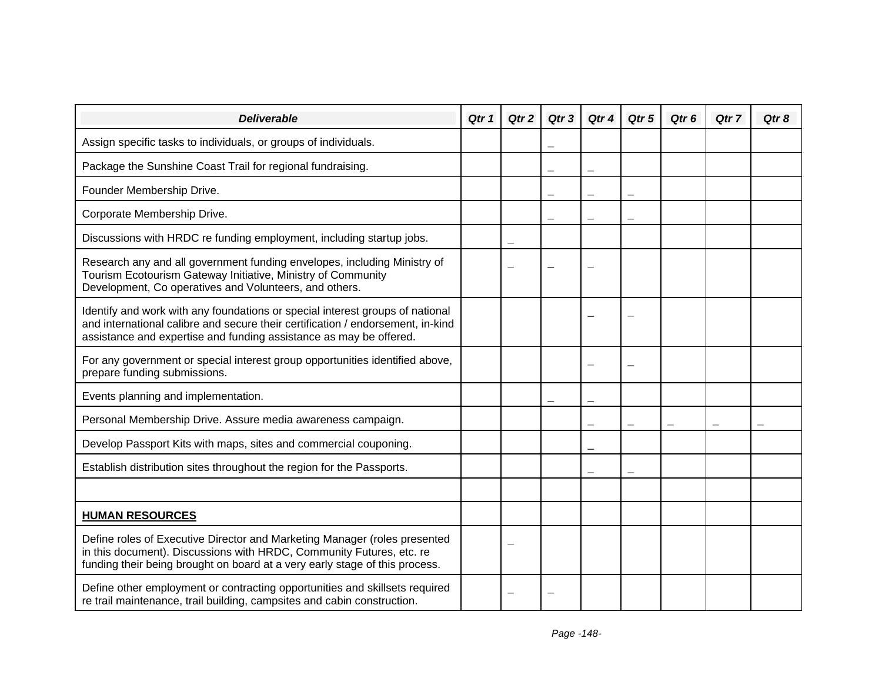| ***Deliverable*** | ***Qtr 1*** | ***Qtr 2*** | ***Qtr 3*** | ***Qtr 4*** | ***Qtr 5*** | ***Qtr 6*** | ***Qtr 7*** | ***Qtr 8*** |
|---|---|---|---|---|---|---|---|---|
| Assign specific tasks to individuals, or groups of individuals. | | | – | | | | | |
| Package the Sunshine Coast Trail for regional fundraising. | | | – | – | | | | |
| Founder Membership Drive. | | | – | – | – | | | |
| Corporate Membership Drive. | | | – | – | – | | | |
| Discussions with HRDC re funding employment, including startup jobs. | | – | | | | | | |
| Research any and all government funding envelopes, including Ministry of Tourism Ecotourism Gateway Initiative, Ministry of Community Development, Co operatives and Volunteers, and others. | | – | – | – | | | | |
| Identify and work with any foundations or special interest groups of national and international calibre and secure their certification / endorsement, in-kind assistance and expertise and funding assistance as may be offered. | | | | – | – | | | |
| For any government or special interest group opportunities identified above, prepare funding submissions. | | | | – | – | | | |
| Events planning and implementation. | | | – | – | | | | |
| Personal Membership Drive. Assure media awareness campaign. | | | | – | – | – | – | – |
| Develop Passport Kits with maps, sites and commercial couponing. | | | | – | | | | |
| Establish distribution sites throughout the region for the Passports. | | | | – | – | | | |
| | | | | | | | | |
| **HUMAN RESOURCES** | | | | | | | | |
| Define roles of Executive Director and Marketing Manager (roles presented in this document). Discussions with HRDC, Community Futures, etc. re funding their being brought on board at a very early stage of this process. | | – | | | | | | |
| Define other employment or contracting opportunities and skillsets required re trail maintenance, trail building, campsites and cabin construction. | | – | – | | | | | |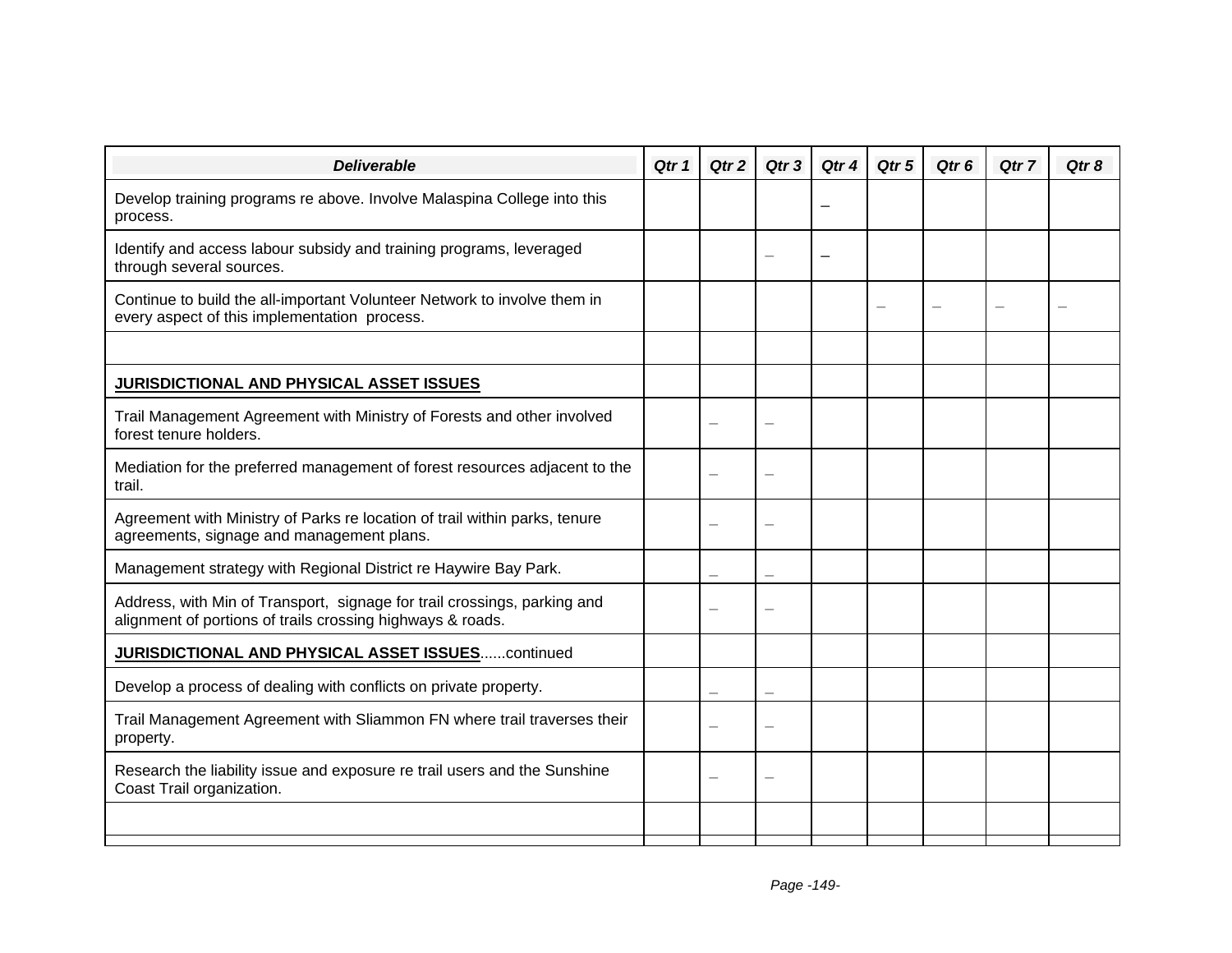| Deliverable | Qtr 1 | Qtr 2 | Qtr 3 | Qtr 4 | Qtr 5 | Qtr 6 | Qtr 7 | Qtr 8 |
|---|---|---|---|---|---|---|---|---|
| Develop training programs re above. Involve Malaspina College into this process. | | | | – | | | | |
| Identify and access labour subsidy and training programs, leveraged through several sources. | | | – | – | | | | |
| Continue to build the all-important Volunteer Network to involve them in every aspect of this implementation process. | | | | | – | – | – | – |
| | | | | | | | | |
| **JURISDICTIONAL AND PHYSICAL ASSET ISSUES** | | | | | | | | |
| Trail Management Agreement with Ministry of Forests and other involved forest tenure holders. | | – | – | | | | | |
| Mediation for the preferred management of forest resources adjacent to the trail. | | – | – | | | | | |
| Agreement with Ministry of Parks re location of trail within parks, tenure agreements, signage and management plans. | | – | – | | | | | |
| Management strategy with Regional District re Haywire Bay Park. | | – | – | | | | | |
| Address, with Min of Transport, signage for trail crossings, parking and alignment of portions of trails crossing highways & roads. | | – | – | | | | | |
| **JURISDICTIONAL AND PHYSICAL ASSET ISSUES**......continued | | | | | | | | |
| Develop a process of dealing with conflicts on private property. | | – | – | | | | | |
| Trail Management Agreement with Sliammon FN where trail traverses their property. | | – | – | | | | | |
| Research the liability issue and exposure re trail users and the Sunshine Coast Trail organization. | | – | – | | | | | |
| | | | | | | | | |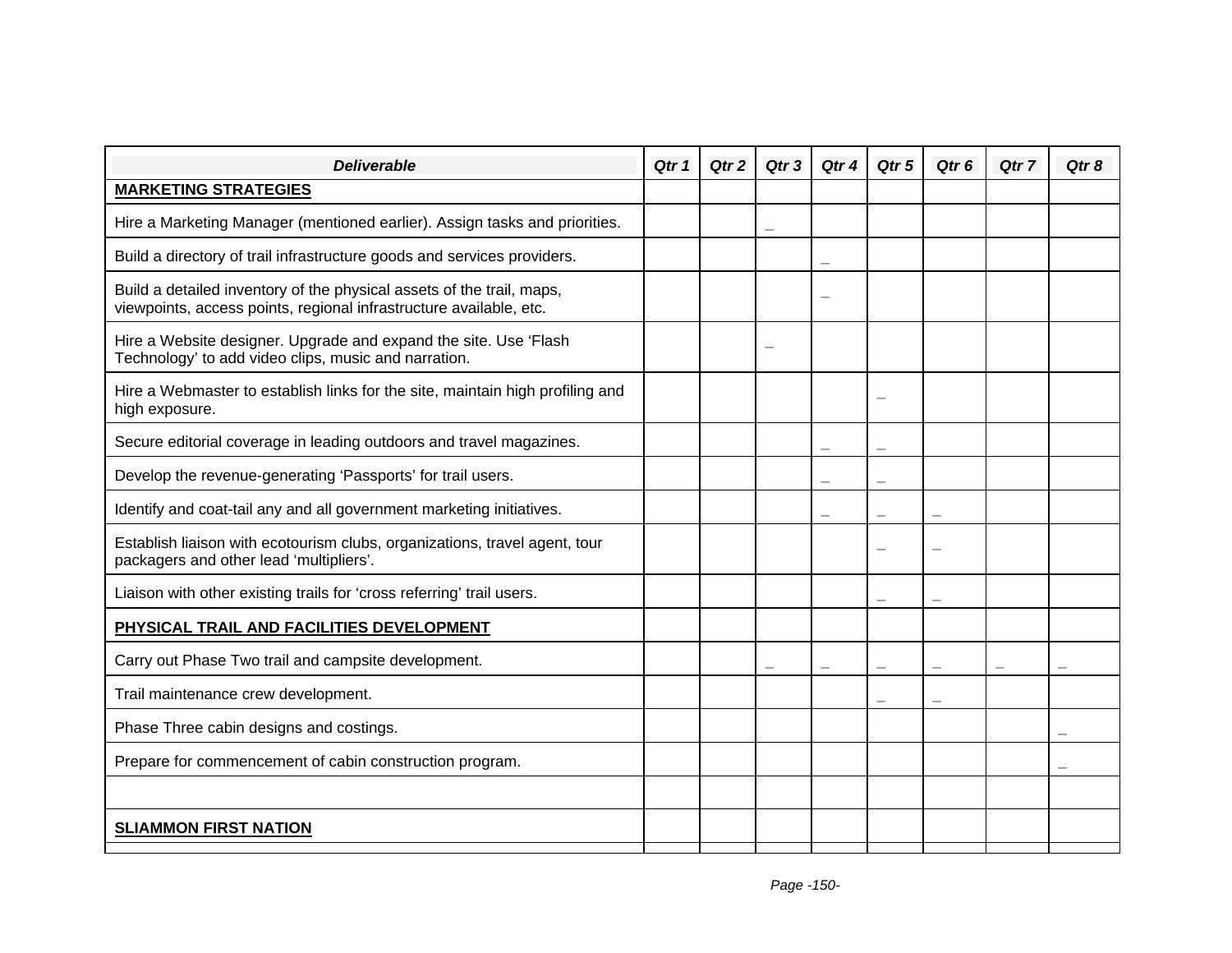| Deliverable | Qtr 1 | Qtr 2 | Qtr 3 | Qtr 4 | Qtr 5 | Qtr 6 | Qtr 7 | Qtr 8 |
|---|---|---|---|---|---|---|---|---|
| **MARKETING STRATEGIES** | | | | | | | | |
| Hire a Marketing Manager (mentioned earlier). Assign tasks and priorities. | | | _ | | | | | |
| Build a directory of trail infrastructure goods and services providers. | | | | _ | | | | |
| Build a detailed inventory of the physical assets of the trail, maps, viewpoints, access points, regional infrastructure available, etc. | | | | _ | | | | |
| Hire a Website designer. Upgrade and expand the site. Use 'Flash Technology' to add video clips, music and narration. | | | _ | | | | | |
| Hire a Webmaster to establish links for the site, maintain high profiling and high exposure. | | | | | _ | | | |
| Secure editorial coverage in leading outdoors and travel magazines. | | | | _ | _ | | | |
| Develop the revenue-generating 'Passports' for trail users. | | | | _ | _ | | | |
| Identify and coat-tail any and all government marketing initiatives. | | | | _ | _ | _ | | |
| Establish liaison with ecotourism clubs, organizations, travel agent, tour packagers and other lead 'multipliers'. | | | | | _ | _ | | |
| Liaison with other existing trails for 'cross referring' trail users. | | | | | _ | _ | | |
| **PHYSICAL TRAIL AND FACILITIES DEVELOPMENT** | | | | | | | | |
| Carry out Phase Two trail and campsite development. | | | _ | _ | _ | _ | _ | _ |
| Trail maintenance crew development. | | | | | _ | _ | | |
| Phase Three cabin designs and costings. | | | | | | | | _ |
| Prepare for commencement of cabin construction program. | | | | | | | | _ |
| | | | | | | | | |
| **SLIAMMON FIRST NATION** | | | | | | | | |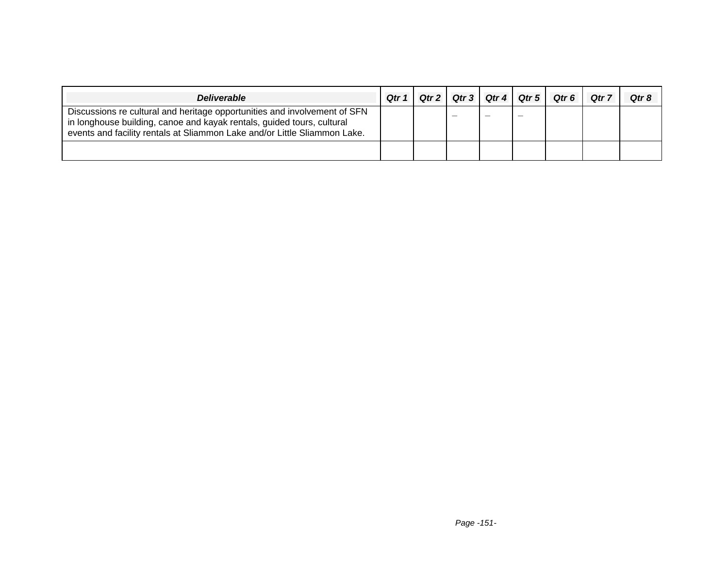| *Deliverable* | *Qtr 1* | *Qtr 2* | *Qtr 3* | *Qtr 4* | *Qtr 5* | *Qtr 6* | *Qtr 7* | *Qtr 8* |
|---|---|---|---|---|---|---|---|---|
| Discussions re cultural and heritage opportunities and involvement of SFN in longhouse building, canoe and kayak rentals, guided tours, cultural events and facility rentals at Sliammon Lake and/or Little Sliammon Lake. | | | – | – | – | | | |
| | | | | | | | | |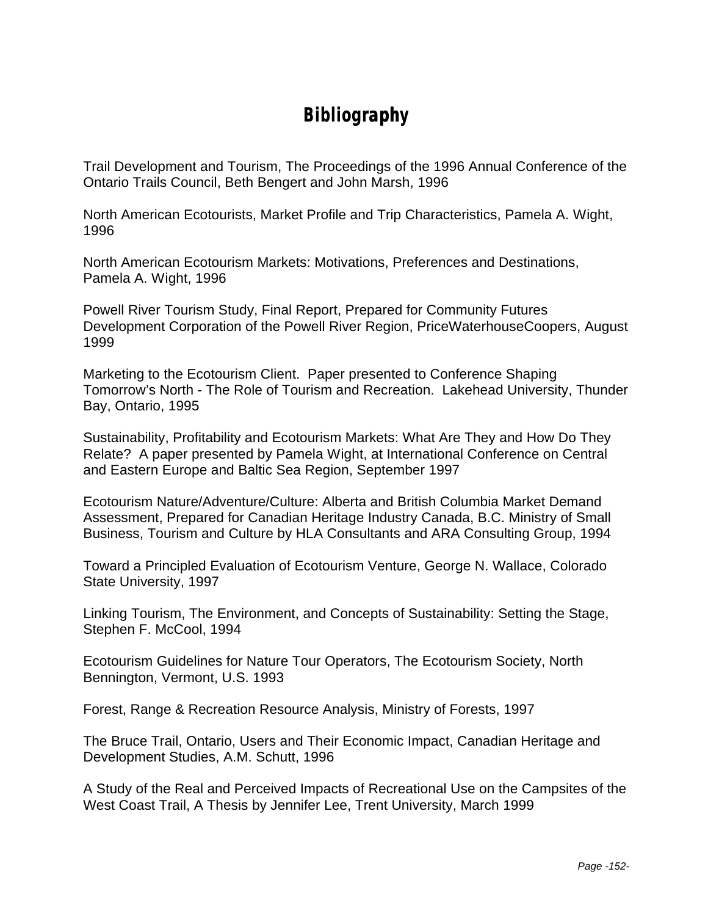# Bibliography

Trail Development and Tourism, The Proceedings of the 1996 Annual Conference of the Ontario Trails Council, Beth Bengert and John Marsh, 1996

North American Ecotourists, Market Profile and Trip Characteristics, Pamela A. Wight, 1996

North American Ecotourism Markets: Motivations, Preferences and Destinations, Pamela A. Wight, 1996

Powell River Tourism Study, Final Report, Prepared for Community Futures Development Corporation of the Powell River Region, PriceWaterhouseCoopers, August 1999

Marketing to the Ecotourism Client. Paper presented to Conference Shaping Tomorrow's North - The Role of Tourism and Recreation. Lakehead University, Thunder Bay, Ontario, 1995

Sustainability, Profitability and Ecotourism Markets: What Are They and How Do They Relate? A paper presented by Pamela Wight, at International Conference on Central and Eastern Europe and Baltic Sea Region, September 1997

Ecotourism Nature/Adventure/Culture: Alberta and British Columbia Market Demand Assessment, Prepared for Canadian Heritage Industry Canada, B.C. Ministry of Small Business, Tourism and Culture by HLA Consultants and ARA Consulting Group, 1994

Toward a Principled Evaluation of Ecotourism Venture, George N. Wallace, Colorado State University, 1997

Linking Tourism, The Environment, and Concepts of Sustainability: Setting the Stage, Stephen F. McCool, 1994

Ecotourism Guidelines for Nature Tour Operators, The Ecotourism Society, North Bennington, Vermont, U.S. 1993

Forest, Range & Recreation Resource Analysis, Ministry of Forests, 1997

The Bruce Trail, Ontario, Users and Their Economic Impact, Canadian Heritage and Development Studies, A.M. Schutt, 1996

A Study of the Real and Perceived Impacts of Recreational Use on the Campsites of the West Coast Trail, A Thesis by Jennifer Lee, Trent University, March 1999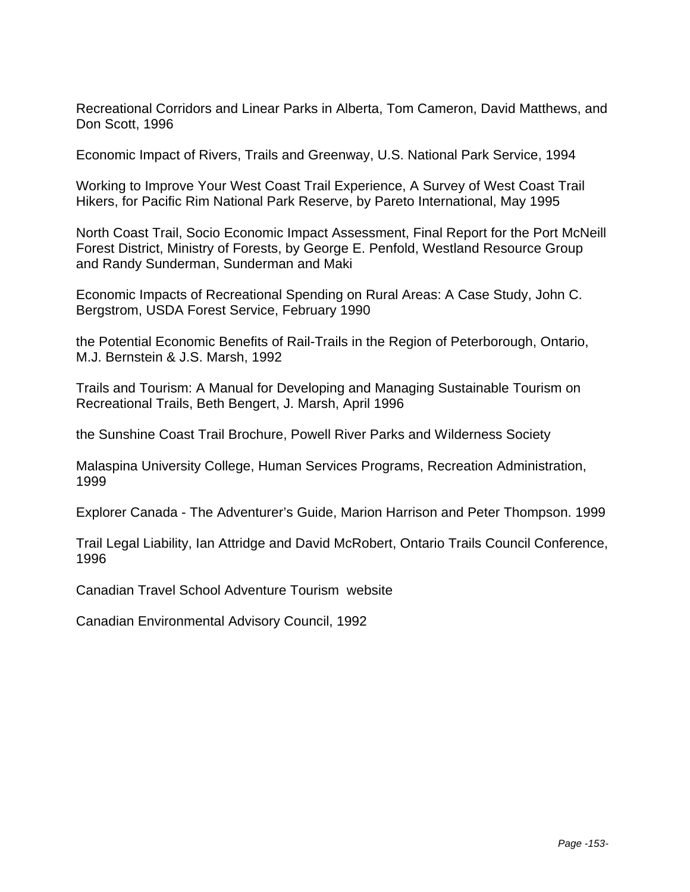Recreational Corridors and Linear Parks in Alberta, Tom Cameron, David Matthews, and Don Scott, 1996

Economic Impact of Rivers, Trails and Greenway, U.S. National Park Service, 1994

Working to Improve Your West Coast Trail Experience, A Survey of West Coast Trail Hikers, for Pacific Rim National Park Reserve, by Pareto International, May 1995

North Coast Trail, Socio Economic Impact Assessment, Final Report for the Port McNeill Forest District, Ministry of Forests, by George E. Penfold, Westland Resource Group and Randy Sunderman, Sunderman and Maki

Economic Impacts of Recreational Spending on Rural Areas: A Case Study, John C. Bergstrom, USDA Forest Service, February 1990

the Potential Economic Benefits of Rail-Trails in the Region of Peterborough, Ontario, M.J. Bernstein & J.S. Marsh, 1992

Trails and Tourism: A Manual for Developing and Managing Sustainable Tourism on Recreational Trails, Beth Bengert, J. Marsh, April 1996

the Sunshine Coast Trail Brochure, Powell River Parks and Wilderness Society

Malaspina University College, Human Services Programs, Recreation Administration, 1999

Explorer Canada - The Adventurer's Guide, Marion Harrison and Peter Thompson. 1999

Trail Legal Liability, Ian Attridge and David McRobert, Ontario Trails Council Conference, 1996

Canadian Travel School Adventure Tourism website

Canadian Environmental Advisory Council, 1992